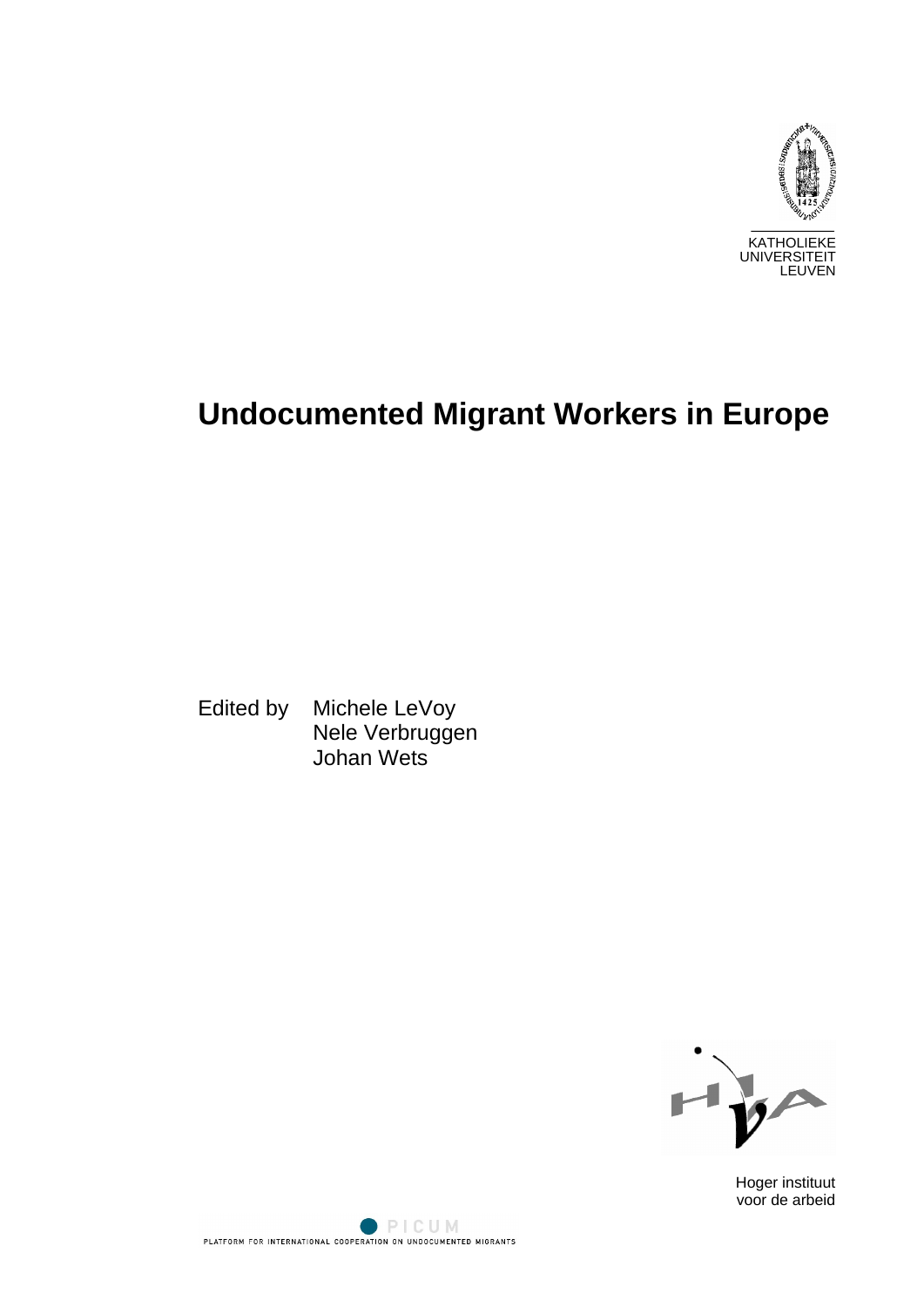KATHOLIEKE
UNIVERSITEIT
LEUVEN

# Undocumented Migrant Workers in Europe

Edited by Michele LeVoy
Nele Verbruggen
Johan Wets

Hoger instituut
voor de arbeid

PICUM
PLATFORM FOR INTERNATIONAL COOPERATION ON UNDOCUMENTED MIGRANTS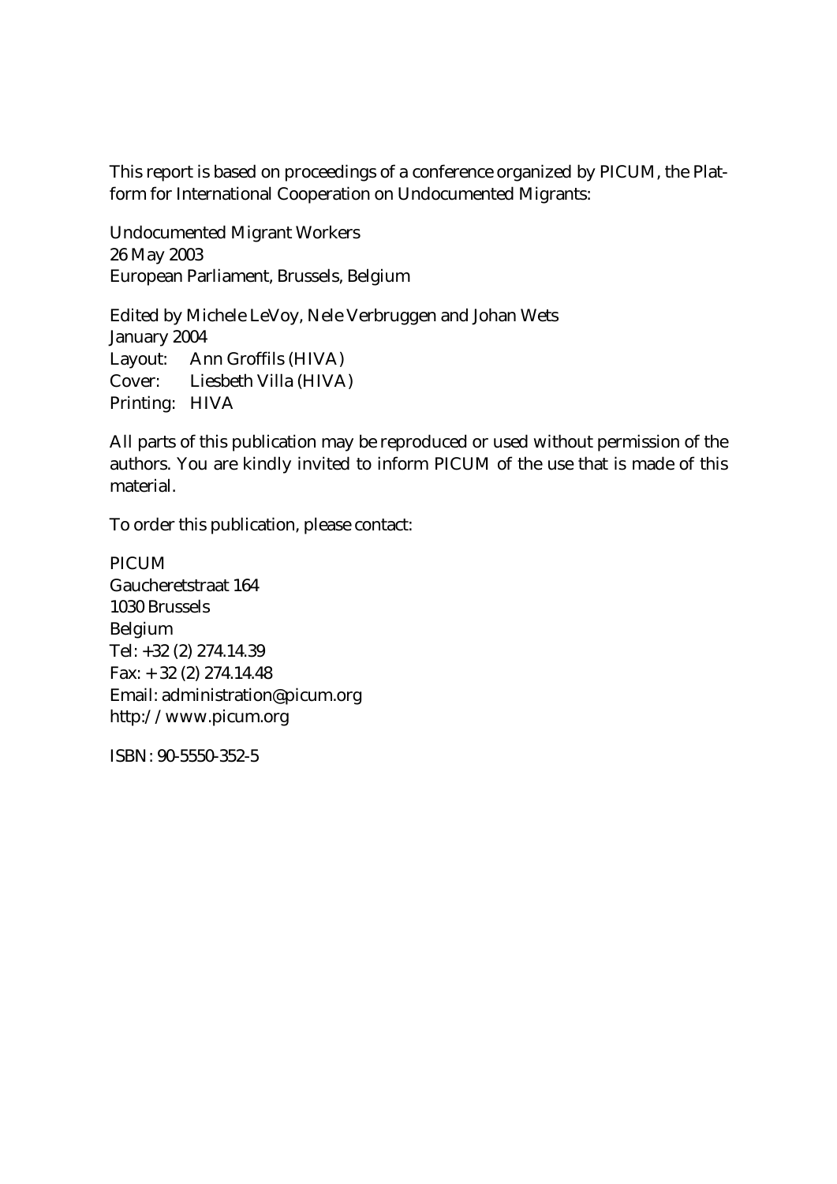This report is based on proceedings of a conference organized by PICUM, the Platform for International Cooperation on Undocumented Migrants:

Undocumented Migrant Workers  
26 May 2003  
European Parliament, Brussels, Belgium

Edited by Michele LeVoy, Nele Verbruggen and Johan Wets  
January 2004  
Layout: Ann Groffils (HIVA)  
Cover: Liesbeth Villa (HIVA)  
Printing: HIVA

All parts of this publication may be reproduced or used without permission of the authors. You are kindly invited to inform PICUM of the use that is made of this material.

To order this publication, please contact:

PICUM  
Gaucheretstraat 164  
1030 Brussels  
Belgium  
Tel: +32 (2) 274.14.39  
Fax: + 32 (2) 274.14.48  
Email: administration@picum.org  
http://www.picum.org

ISBN: 90-5550-352-5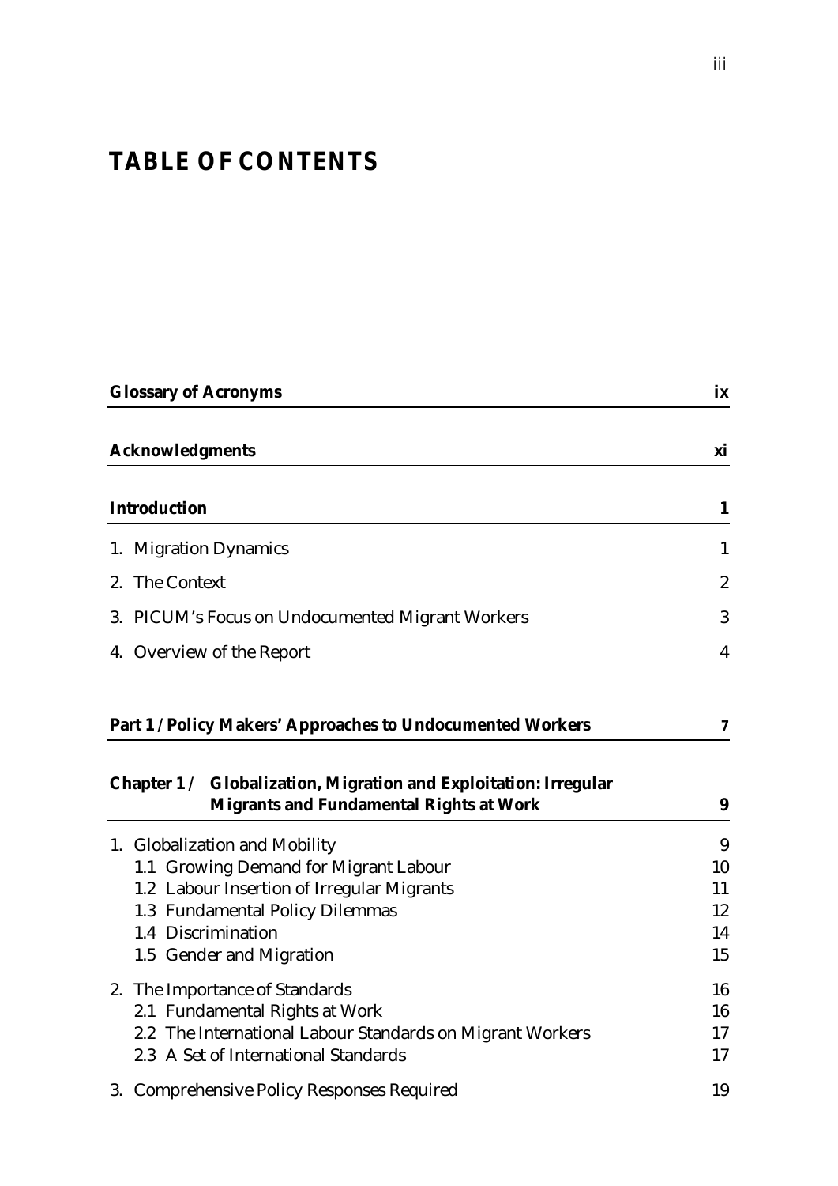# TABLE OF CONTENTS

**Glossary of Acronyms** ix

**Acknowledgments** xi

**Introduction** 1

1. Migration Dynamics 1
2. The Context 2
3. PICUM's Focus on Undocumented Migrant Workers 3
4. Overview of the Report 4

**Part 1 / Policy Makers' Approaches to Undocumented Workers** 7

**Chapter 1 / Globalization, Migration and Exploitation: Irregular Migrants and Fundamental Rights at Work** 9

1. Globalization and Mobility 9
   - 1.1 Growing Demand for Migrant Labour 10
   - 1.2 Labour Insertion of Irregular Migrants 11
   - 1.3 Fundamental Policy Dilemmas 12
   - 1.4 Discrimination 14
   - 1.5 Gender and Migration 15
2. The Importance of Standards 16
   - 2.1 Fundamental Rights at Work 16
   - 2.2 The International Labour Standards on Migrant Workers 17
   - 2.3 A Set of International Standards 17
3. Comprehensive Policy Responses Required 19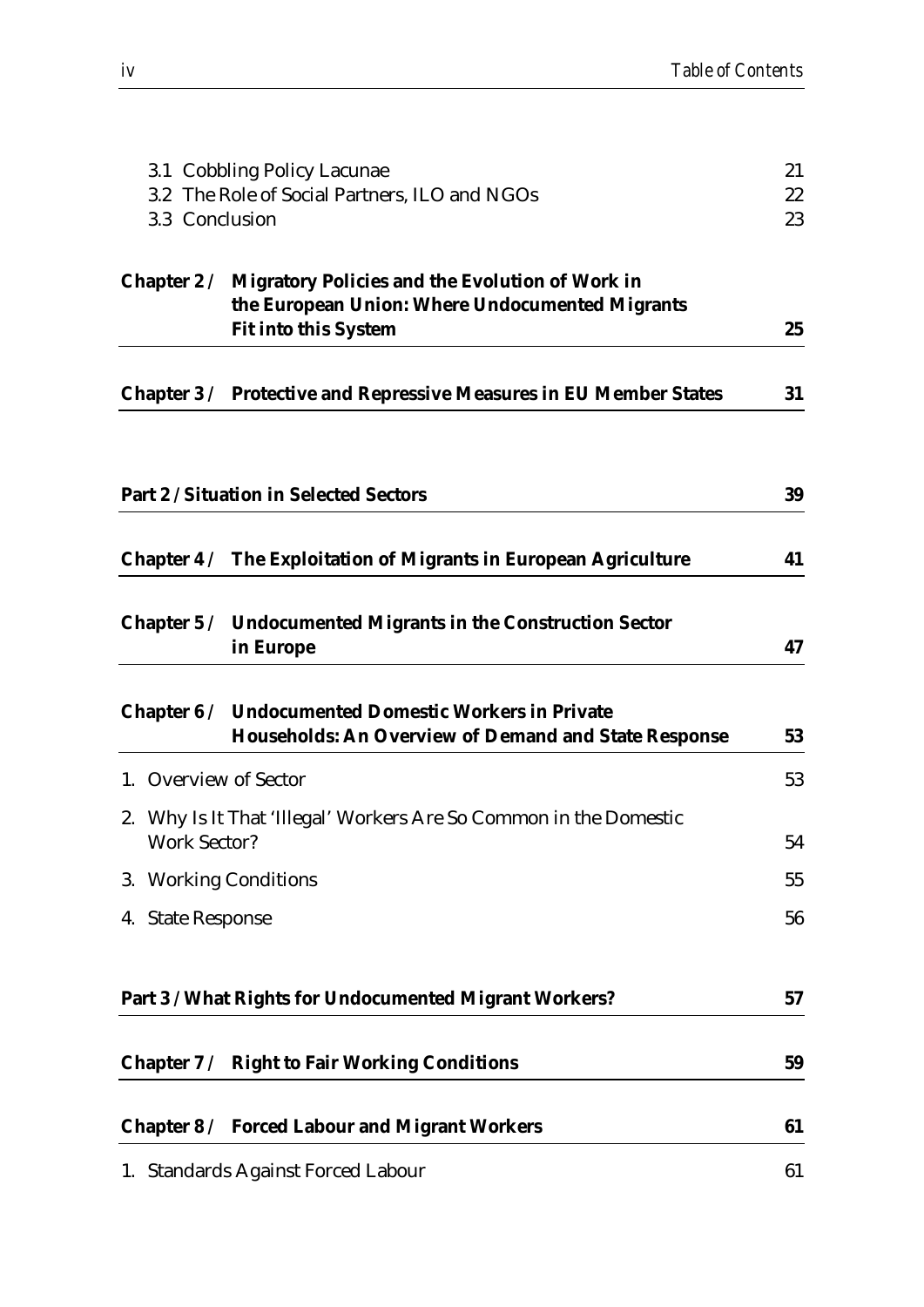3.1 Cobbling Policy Lacunae 21
3.2 The Role of Social Partners, ILO and NGOs 22
3.3 Conclusion 23

**Chapter 2 / Migratory Policies and the Evolution of Work in the European Union: Where Undocumented Migrants Fit into this System 25**

**Chapter 3 / Protective and Repressive Measures in EU Member States 31**

**Part 2 / Situation in Selected Sectors 39**

**Chapter 4 / The Exploitation of Migrants in European Agriculture 41**

**Chapter 5 / Undocumented Migrants in the Construction Sector in Europe 47**

**Chapter 6 / Undocumented Domestic Workers in Private Households: An Overview of Demand and State Response 53**

1. Overview of Sector 53
2. Why Is It That 'Illegal' Workers Are So Common in the Domestic Work Sector? 54
3. Working Conditions 55
4. State Response 56

**Part 3 / What Rights for Undocumented Migrant Workers? 57**

**Chapter 7 / Right to Fair Working Conditions 59**

**Chapter 8 / Forced Labour and Migrant Workers 61**

1. Standards Against Forced Labour 61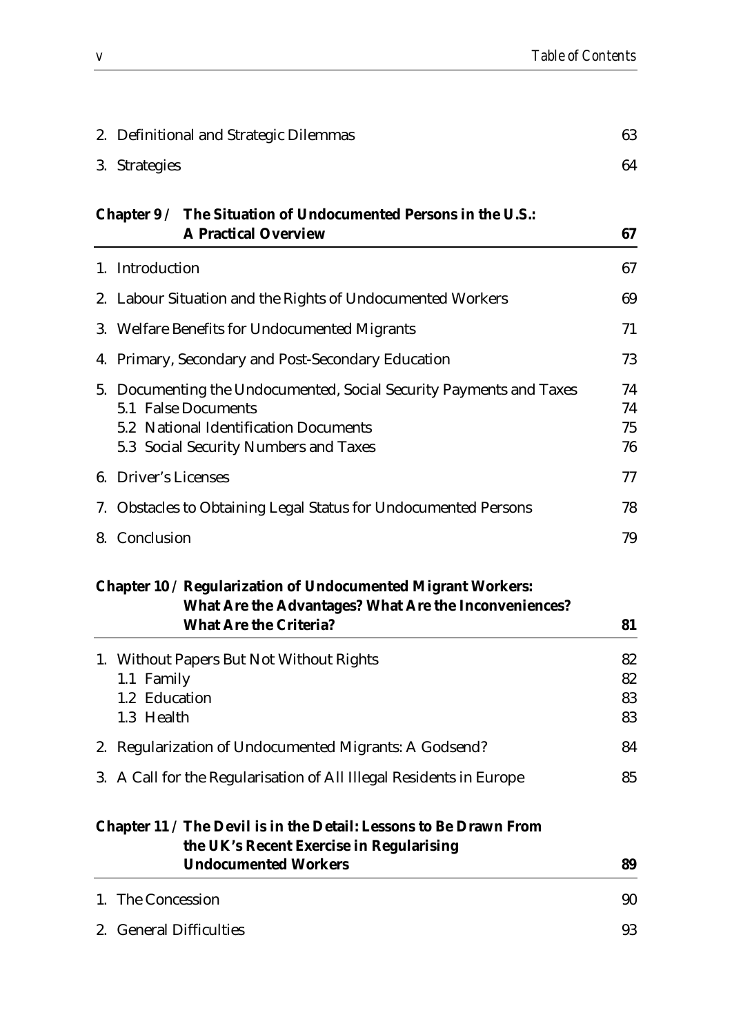2. Definitional and Strategic Dilemmas 63

3. Strategies 64

**Chapter 9 / The Situation of Undocumented Persons in the U.S.: A Practical Overview** **67**

1. Introduction 67

2. Labour Situation and the Rights of Undocumented Workers 69

3. Welfare Benefits for Undocumented Migrants 71

4. Primary, Secondary and Post-Secondary Education 73

5. Documenting the Undocumented, Social Security Payments and Taxes 74
   - 5.1 False Documents 74
   - 5.2 National Identification Documents 75
   - 5.3 Social Security Numbers and Taxes 76

6. Driver's Licenses 77

7. Obstacles to Obtaining Legal Status for Undocumented Persons 78

8. Conclusion 79

**Chapter 10 / Regularization of Undocumented Migrant Workers: What Are the Advantages? What Are the Inconveniences? What Are the Criteria?** **81**

1. Without Papers But Not Without Rights 82
   - 1.1 Family 82
   - 1.2 Education 83
   - 1.3 Health 83

2. Regularization of Undocumented Migrants: A Godsend? 84

3. A Call for the Regularisation of All Illegal Residents in Europe 85

**Chapter 11 / The Devil is in the Detail: Lessons to Be Drawn From the UK's Recent Exercise in Regularising Undocumented Workers** **89**

1. The Concession 90

2. General Difficulties 93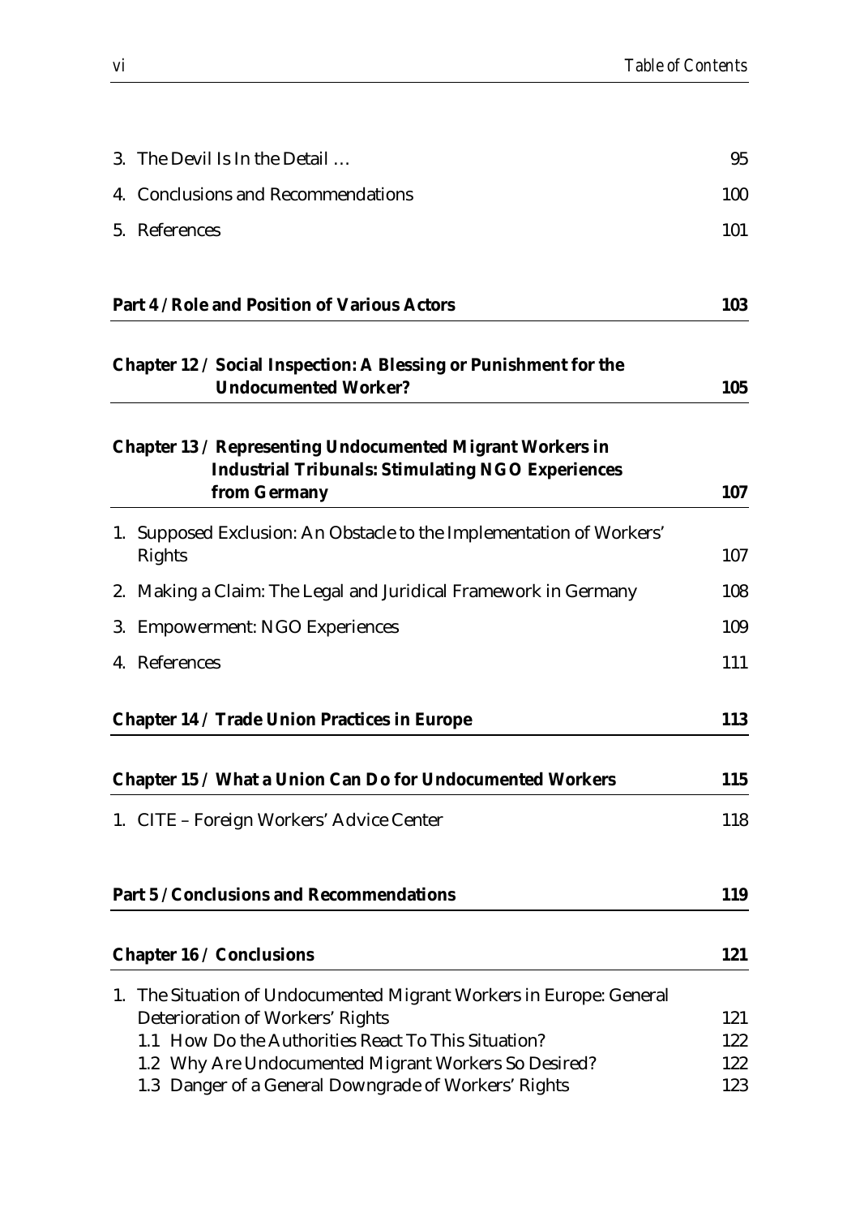3. The Devil Is In the Detail … 95
4. Conclusions and Recommendations 100
5. References 101

**Part 4 / Role and Position of Various Actors 103**

**Chapter 12 / Social Inspection: A Blessing or Punishment for the Undocumented Worker? 105**

**Chapter 13 / Representing Undocumented Migrant Workers in Industrial Tribunals: Stimulating NGO Experiences from Germany 107**

1. Supposed Exclusion: An Obstacle to the Implementation of Workers' Rights 107
2. Making a Claim: The Legal and Juridical Framework in Germany 108
3. Empowerment: NGO Experiences 109
4. References 111

**Chapter 14 / Trade Union Practices in Europe 113**

**Chapter 15 / What a Union Can Do for Undocumented Workers 115**

1. CITE – Foreign Workers' Advice Center 118

**Part 5 / Conclusions and Recommendations 119**

**Chapter 16 / Conclusions 121**

1. The Situation of Undocumented Migrant Workers in Europe: General Deterioration of Workers' Rights 121
   - 1.1 How Do the Authorities React To This Situation? 122
   - 1.2 Why Are Undocumented Migrant Workers So Desired? 122
   - 1.3 Danger of a General Downgrade of Workers' Rights 123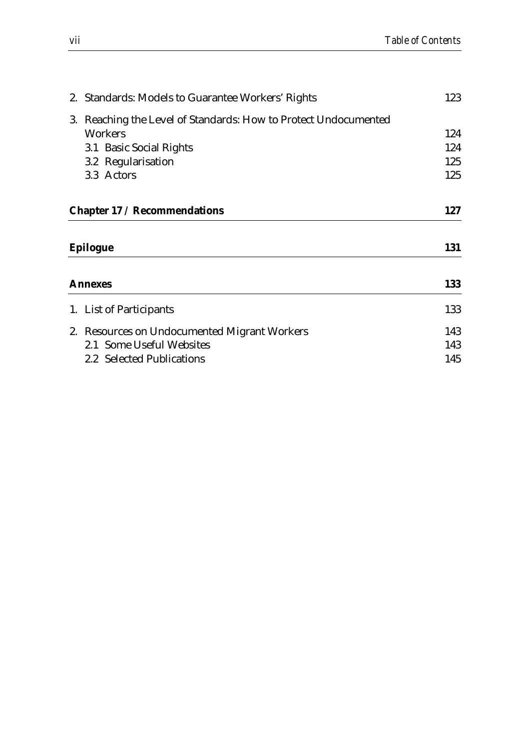2. Standards: Models to Guarantee Workers' Rights 123

3. Reaching the Level of Standards: How to Protect Undocumented Workers 124
   - 3.1 Basic Social Rights 124
   - 3.2 Regularisation 125
   - 3.3 Actors 125

**Chapter 17 / Recommendations 127**

**Epilogue 131**

**Annexes 133**

1. List of Participants 133

2. Resources on Undocumented Migrant Workers 143
   - 2.1 Some Useful Websites 143
   - 2.2 Selected Publications 145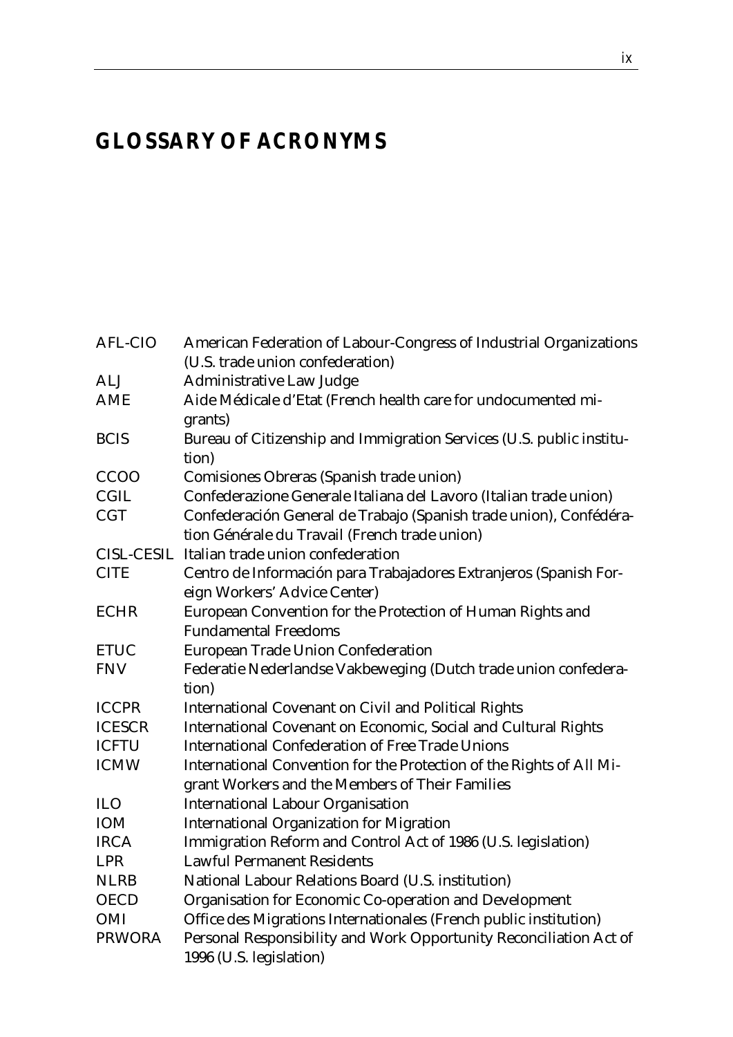# GLOSSARY OF ACRONYMS

| | |
|---|---|
| AFL-CIO | American Federation of Labour-Congress of Industrial Organizations (U.S. trade union confederation) |
| ALJ | Administrative Law Judge |
| AME | Aide Médicale d'Etat (French health care for undocumented migrants) |
| BCIS | Bureau of Citizenship and Immigration Services (U.S. public institution) |
| CCOO | Comisiones Obreras (Spanish trade union) |
| CGIL | Confederazione Generale Italiana del Lavoro (Italian trade union) |
| CGT | Confederación General de Trabajo (Spanish trade union), Confédération Générale du Travail (French trade union) |
| CISL-CESIL | Italian trade union confederation |
| CITE | Centro de Información para Trabajadores Extranjeros (Spanish Foreign Workers' Advice Center) |
| ECHR | European Convention for the Protection of Human Rights and Fundamental Freedoms |
| ETUC | European Trade Union Confederation |
| FNV | Federatie Nederlandse Vakbeweging (Dutch trade union confederation) |
| ICCPR | International Covenant on Civil and Political Rights |
| ICESCR | International Covenant on Economic, Social and Cultural Rights |
| ICFTU | International Confederation of Free Trade Unions |
| ICMW | International Convention for the Protection of the Rights of All Migrant Workers and the Members of Their Families |
| ILO | International Labour Organisation |
| IOM | International Organization for Migration |
| IRCA | Immigration Reform and Control Act of 1986 (U.S. legislation) |
| LPR | Lawful Permanent Residents |
| NLRB | National Labour Relations Board (U.S. institution) |
| OECD | Organisation for Economic Co-operation and Development |
| OMI | Office des Migrations Internationales (French public institution) |
| PRWORA | Personal Responsibility and Work Opportunity Reconciliation Act of 1996 (U.S. legislation) |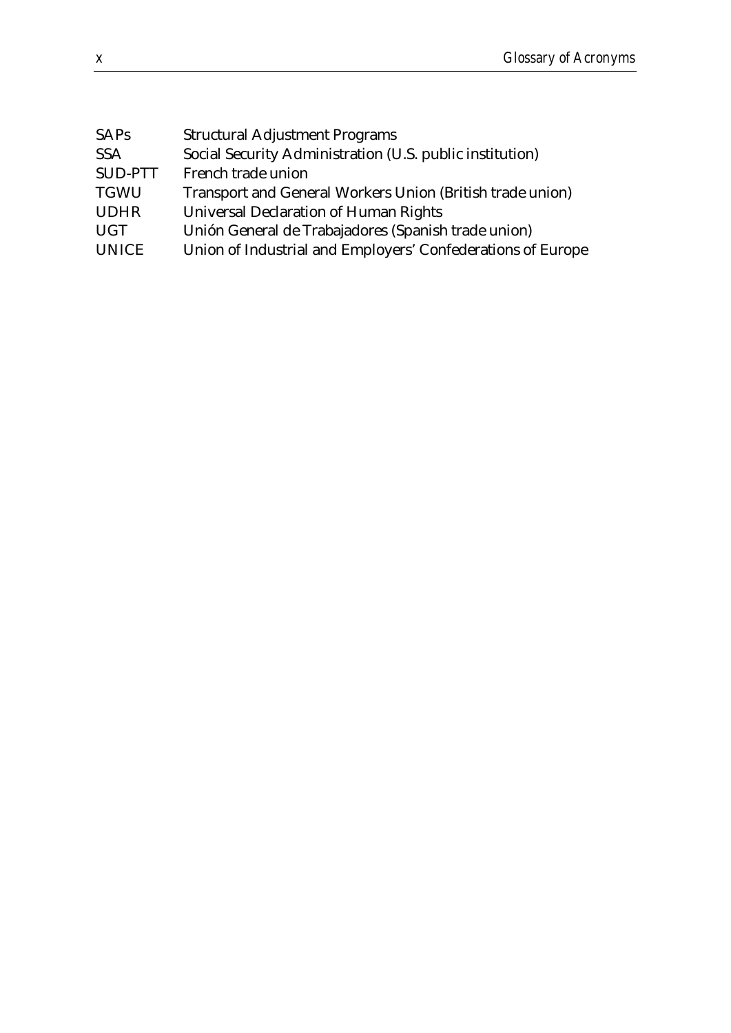| | |
|---|---|
| SAPs | Structural Adjustment Programs |
| SSA | Social Security Administration (U.S. public institution) |
| SUD-PTT | French trade union |
| TGWU | Transport and General Workers Union (British trade union) |
| UDHR | Universal Declaration of Human Rights |
| UGT | Unión General de Trabajadores (Spanish trade union) |
| UNICE | Union of Industrial and Employers' Confederations of Europe |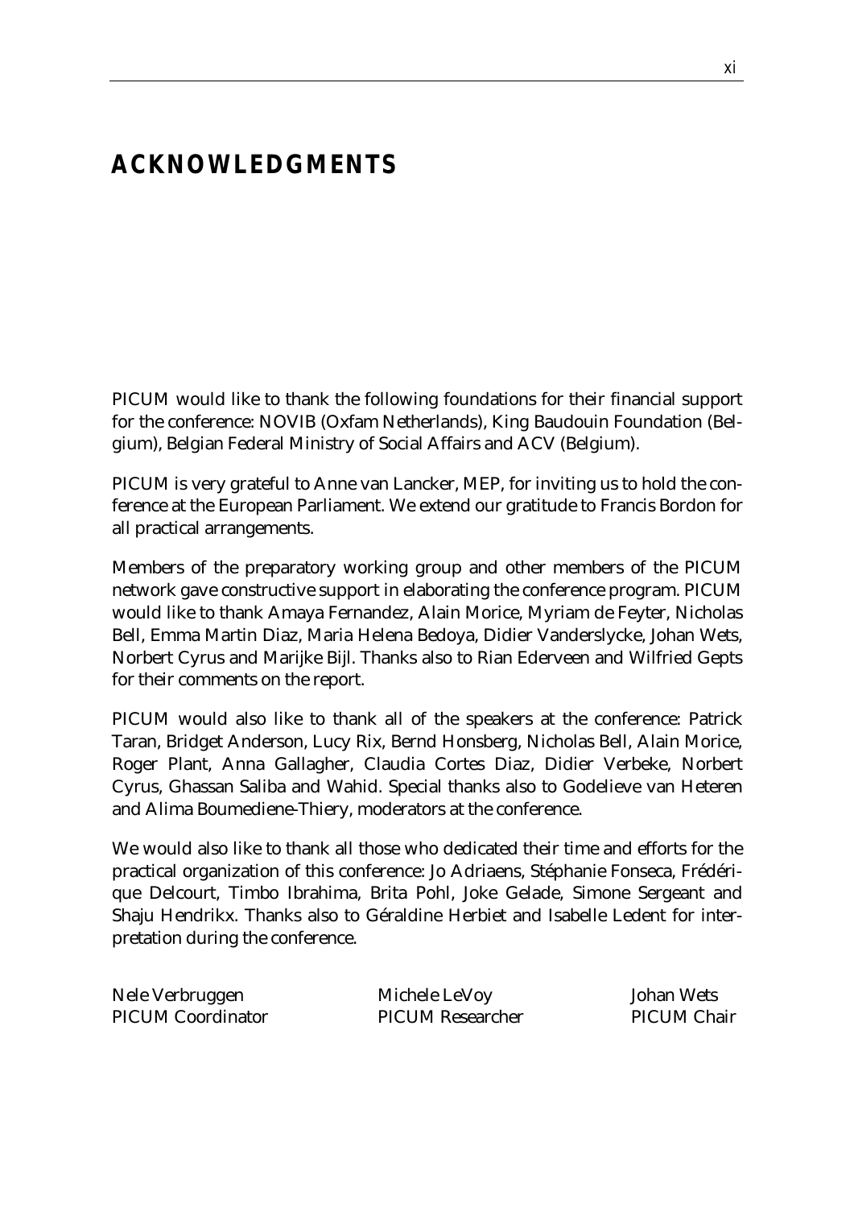# ACKNOWLEDGMENTS

PICUM would like to thank the following foundations for their financial support for the conference: NOVIB (Oxfam Netherlands), King Baudouin Foundation (Belgium), Belgian Federal Ministry of Social Affairs and ACV (Belgium).

PICUM is very grateful to Anne van Lancker, MEP, for inviting us to hold the conference at the European Parliament. We extend our gratitude to Francis Bordon for all practical arrangements.

Members of the preparatory working group and other members of the PICUM network gave constructive support in elaborating the conference program. PICUM would like to thank Amaya Fernandez, Alain Morice, Myriam de Feyter, Nicholas Bell, Emma Martin Diaz, Maria Helena Bedoya, Didier Vanderslycke, Johan Wets, Norbert Cyrus and Marijke Bijl. Thanks also to Rian Ederveen and Wilfried Gepts for their comments on the report.

PICUM would also like to thank all of the speakers at the conference: Patrick Taran, Bridget Anderson, Lucy Rix, Bernd Honsberg, Nicholas Bell, Alain Morice, Roger Plant, Anna Gallagher, Claudia Cortes Diaz, Didier Verbeke, Norbert Cyrus, Ghassan Saliba and Wahid. Special thanks also to Godelieve van Heteren and Alima Boumediene-Thiery, moderators at the conference.

We would also like to thank all those who dedicated their time and efforts for the practical organization of this conference: Jo Adriaens, Stéphanie Fonseca, Frédérique Delcourt, Timbo Ibrahima, Brita Pohl, Joke Gelade, Simone Sergeant and Shaju Hendrikx. Thanks also to Géraldine Herbiet and Isabelle Ledent for interpretation during the conference.

| Nele Verbruggen | Michele LeVoy | Johan Wets |
|---|---|---|
| PICUM Coordinator | PICUM Researcher | PICUM Chair |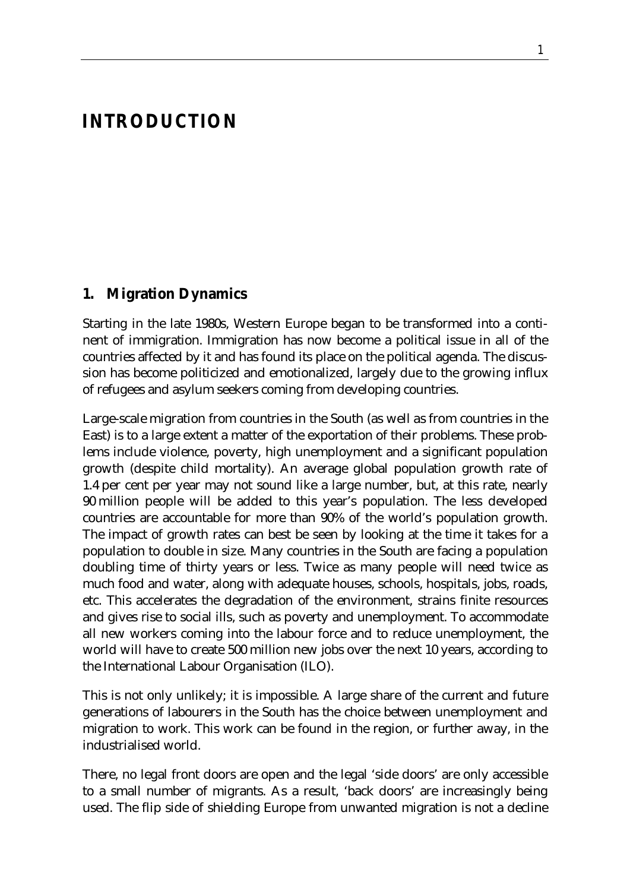# INTRODUCTION

## 1. Migration Dynamics

Starting in the late 1980s, Western Europe began to be transformed into a continent of immigration. Immigration has now become a political issue in all of the countries affected by it and has found its place on the political agenda. The discussion has become politicized and emotionalized, largely due to the growing influx of refugees and asylum seekers coming from developing countries.

Large-scale migration from countries in the South (as well as from countries in the East) is to a large extent a matter of the exportation of their problems. These problems include violence, poverty, high unemployment and a significant population growth (despite child mortality). An average global population growth rate of 1.4 per cent per year may not sound like a large number, but, at this rate, nearly 90 million people will be added to this year's population. The less developed countries are accountable for more than 90% of the world's population growth. The impact of growth rates can best be seen by looking at the time it takes for a population to double in size. Many countries in the South are facing a population doubling time of thirty years or less. Twice as many people will need twice as much food and water, along with adequate houses, schools, hospitals, jobs, roads, etc. This accelerates the degradation of the environment, strains finite resources and gives rise to social ills, such as poverty and unemployment. To accommodate all new workers coming into the labour force and to reduce unemployment, the world will have to create 500 million new jobs over the next 10 years, according to the International Labour Organisation (ILO).

This is not only unlikely; it is impossible. A large share of the current and future generations of labourers in the South has the choice between unemployment and migration to work. This work can be found in the region, or further away, in the industrialised world.

There, no legal front doors are open and the legal 'side doors' are only accessible to a small number of migrants. As a result, 'back doors' are increasingly being used. The flip side of shielding Europe from unwanted migration is not a decline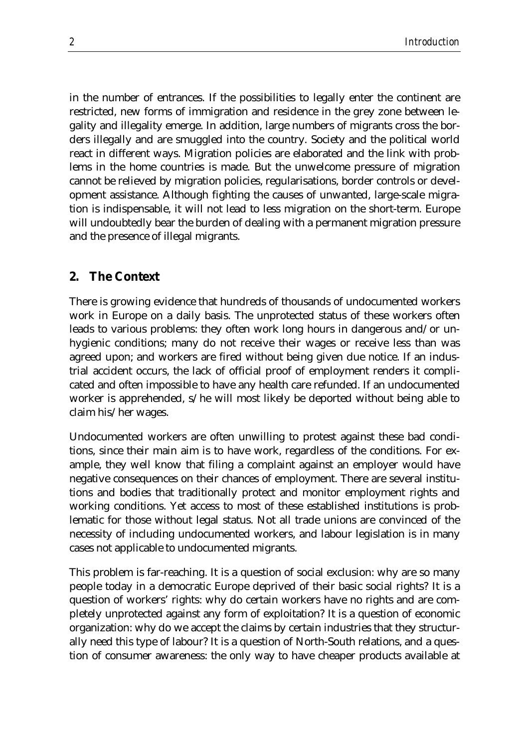in the number of entrances. If the possibilities to legally enter the continent are restricted, new forms of immigration and residence in the grey zone between legality and illegality emerge. In addition, large numbers of migrants cross the borders illegally and are smuggled into the country. Society and the political world react in different ways. Migration policies are elaborated and the link with problems in the home countries is made. But the unwelcome pressure of migration cannot be relieved by migration policies, regularisations, border controls or development assistance. Although fighting the causes of unwanted, large-scale migration is indispensable, it will not lead to less migration on the short-term. Europe will undoubtedly bear the burden of dealing with a permanent migration pressure and the presence of illegal migrants.

## 2. The Context

There is growing evidence that hundreds of thousands of undocumented workers work in Europe on a daily basis. The unprotected status of these workers often leads to various problems: they often work long hours in dangerous and/or unhygienic conditions; many do not receive their wages or receive less than was agreed upon; and workers are fired without being given due notice. If an industrial accident occurs, the lack of official proof of employment renders it complicated and often impossible to have any health care refunded. If an undocumented worker is apprehended, s/he will most likely be deported without being able to claim his/her wages.

Undocumented workers are often unwilling to protest against these bad conditions, since their main aim is to have work, regardless of the conditions. For example, they well know that filing a complaint against an employer would have negative consequences on their chances of employment. There are several institutions and bodies that traditionally protect and monitor employment rights and working conditions. Yet access to most of these established institutions is problematic for those without legal status. Not all trade unions are convinced of the necessity of including undocumented workers, and labour legislation is in many cases not applicable to undocumented migrants.

This problem is far-reaching. It is a question of social exclusion: why are so many people today in a democratic Europe deprived of their basic social rights? It is a question of workers' rights: why do certain workers have no rights and are completely unprotected against any form of exploitation? It is a question of economic organization: why do we accept the claims by certain industries that they structurally need this type of labour? It is a question of North-South relations, and a question of consumer awareness: the only way to have cheaper products available at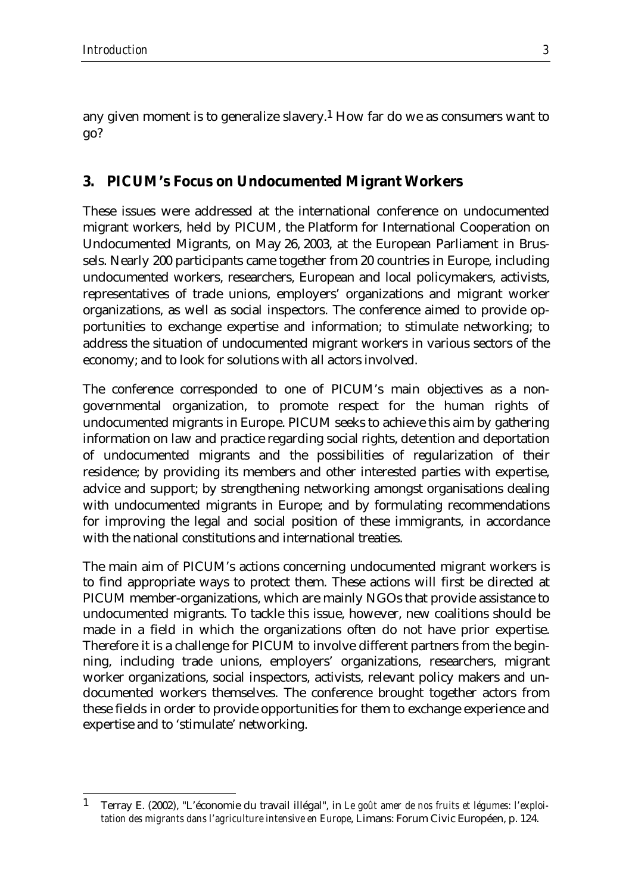any given moment is to generalize slavery.[1] How far do we as consumers want to go?

## 3. PICUM's Focus on Undocumented Migrant Workers

These issues were addressed at the international conference on undocumented migrant workers, held by PICUM, the Platform for International Cooperation on Undocumented Migrants, on May 26, 2003, at the European Parliament in Brussels. Nearly 200 participants came together from 20 countries in Europe, including undocumented workers, researchers, European and local policymakers, activists, representatives of trade unions, employers' organizations and migrant worker organizations, as well as social inspectors. The conference aimed to provide opportunities to exchange expertise and information; to stimulate networking; to address the situation of undocumented migrant workers in various sectors of the economy; and to look for solutions with all actors involved.

The conference corresponded to one of PICUM's main objectives as a non-governmental organization, to promote respect for the human rights of undocumented migrants in Europe. PICUM seeks to achieve this aim by gathering information on law and practice regarding social rights, detention and deportation of undocumented migrants and the possibilities of regularization of their residence; by providing its members and other interested parties with expertise, advice and support; by strengthening networking amongst organisations dealing with undocumented migrants in Europe; and by formulating recommendations for improving the legal and social position of these immigrants, in accordance with the national constitutions and international treaties.

The main aim of PICUM's actions concerning undocumented migrant workers is to find appropriate ways to protect them. These actions will first be directed at PICUM member-organizations, which are mainly NGOs that provide assistance to undocumented migrants. To tackle this issue, however, new coalitions should be made in a field in which the organizations often do not have prior expertise. Therefore it is a challenge for PICUM to involve different partners from the beginning, including trade unions, employers' organizations, researchers, migrant worker organizations, social inspectors, activists, relevant policy makers and undocumented workers themselves. The conference brought together actors from these fields in order to provide opportunities for them to exchange experience and expertise and to 'stimulate' networking.

[1] Terray E. (2002), "L'économie du travail illégal", in *Le goût amer de nos fruits et légumes: l'exploitation des migrants dans l'agriculture intensive en Europe*, Limans: Forum Civic Européen, p. 124.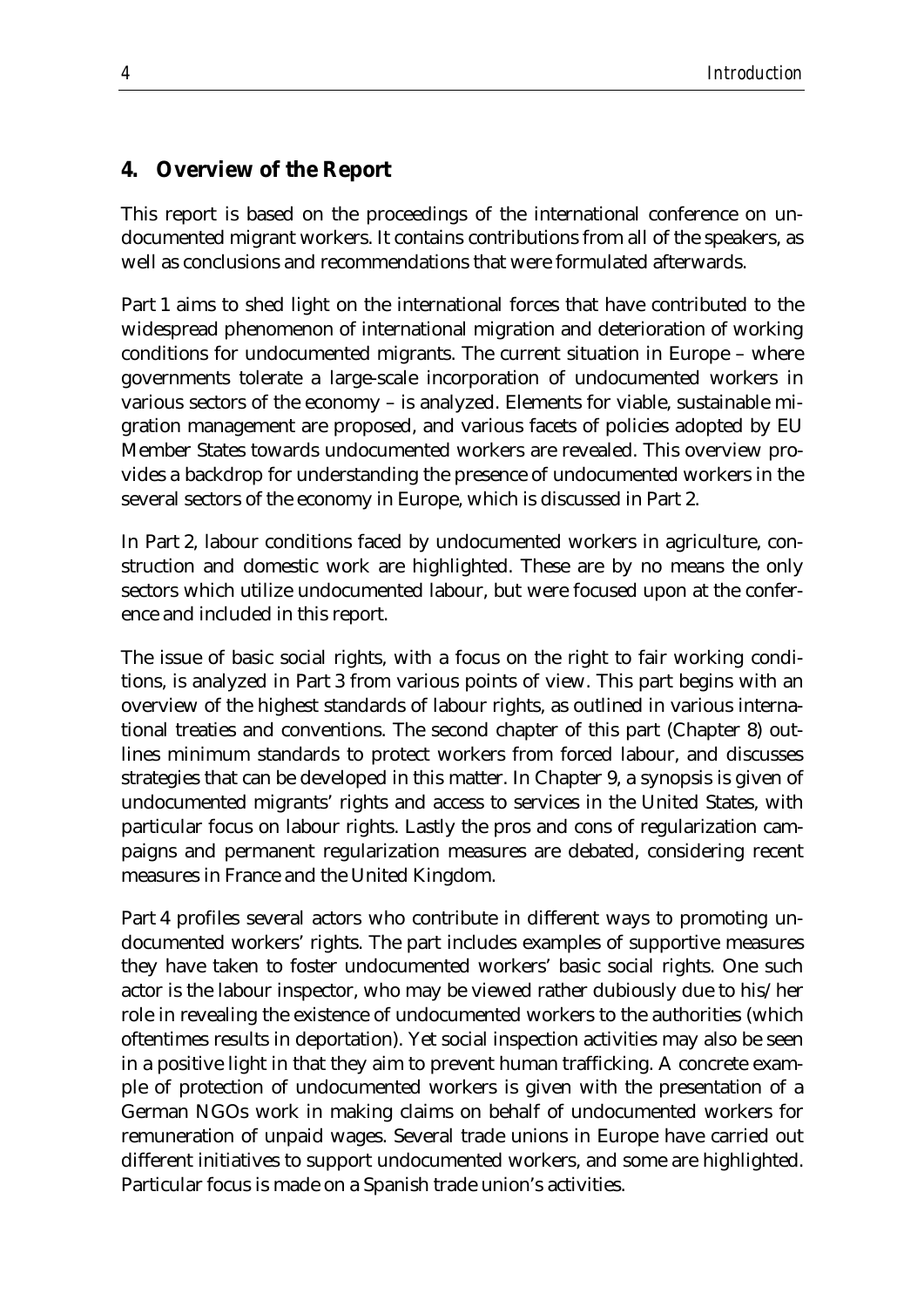## 4. Overview of the Report

This report is based on the proceedings of the international conference on undocumented migrant workers. It contains contributions from all of the speakers, as well as conclusions and recommendations that were formulated afterwards.

Part 1 aims to shed light on the international forces that have contributed to the widespread phenomenon of international migration and deterioration of working conditions for undocumented migrants. The current situation in Europe – where governments tolerate a large-scale incorporation of undocumented workers in various sectors of the economy – is analyzed. Elements for viable, sustainable migration management are proposed, and various facets of policies adopted by EU Member States towards undocumented workers are revealed. This overview provides a backdrop for understanding the presence of undocumented workers in the several sectors of the economy in Europe, which is discussed in Part 2.

In Part 2, labour conditions faced by undocumented workers in agriculture, construction and domestic work are highlighted. These are by no means the only sectors which utilize undocumented labour, but were focused upon at the conference and included in this report.

The issue of basic social rights, with a focus on the right to fair working conditions, is analyzed in Part 3 from various points of view. This part begins with an overview of the highest standards of labour rights, as outlined in various international treaties and conventions. The second chapter of this part (Chapter 8) outlines minimum standards to protect workers from forced labour, and discusses strategies that can be developed in this matter. In Chapter 9, a synopsis is given of undocumented migrants' rights and access to services in the United States, with particular focus on labour rights. Lastly the pros and cons of regularization campaigns and permanent regularization measures are debated, considering recent measures in France and the United Kingdom.

Part 4 profiles several actors who contribute in different ways to promoting undocumented workers' rights. The part includes examples of supportive measures they have taken to foster undocumented workers' basic social rights. One such actor is the labour inspector, who may be viewed rather dubiously due to his/her role in revealing the existence of undocumented workers to the authorities (which oftentimes results in deportation). Yet social inspection activities may also be seen in a positive light in that they aim to prevent human trafficking. A concrete example of protection of undocumented workers is given with the presentation of a German NGOs work in making claims on behalf of undocumented workers for remuneration of unpaid wages. Several trade unions in Europe have carried out different initiatives to support undocumented workers, and some are highlighted. Particular focus is made on a Spanish trade union's activities.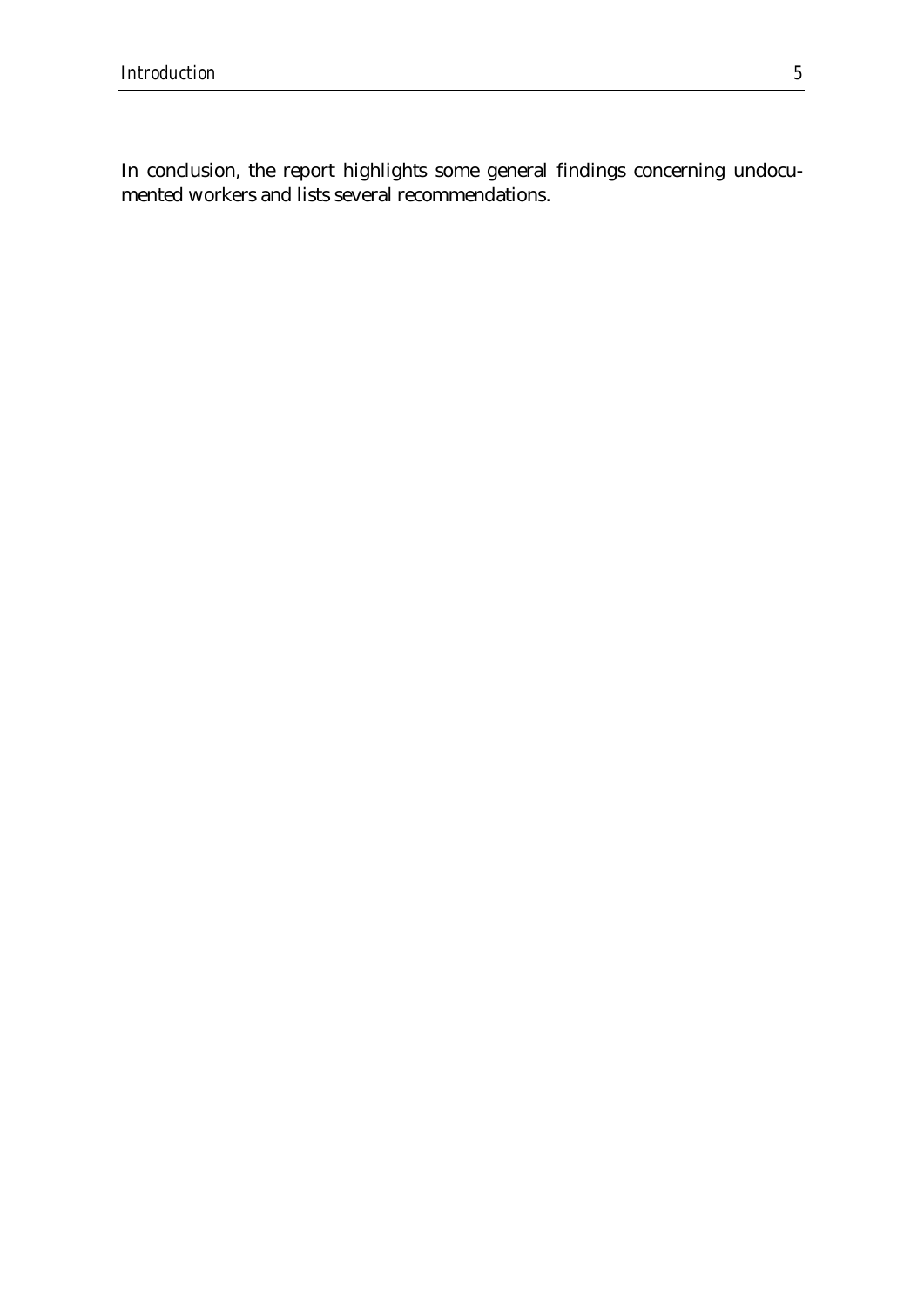In conclusion, the report highlights some general findings concerning undocumented workers and lists several recommendations.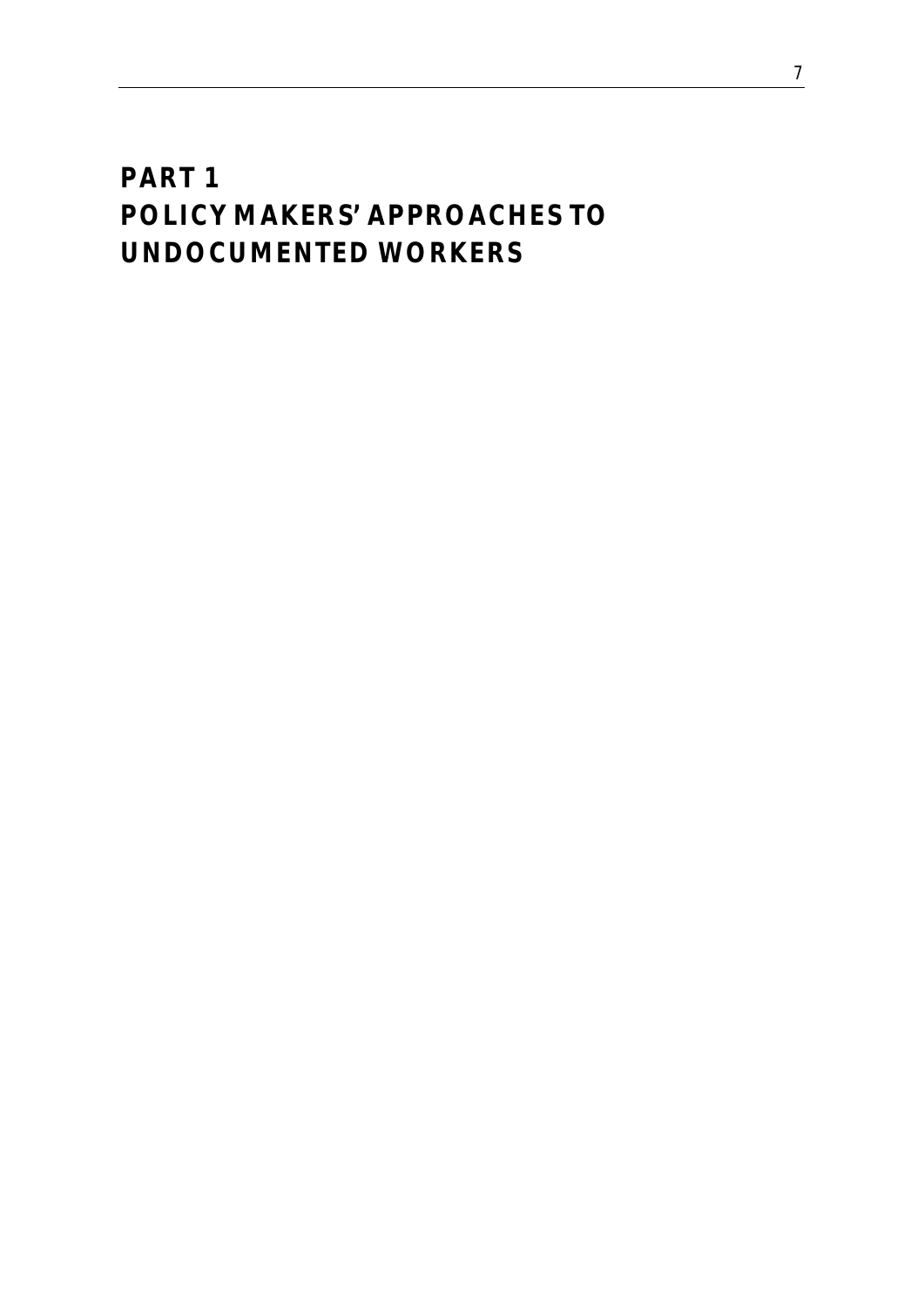# PART 1
# POLICY MAKERS' APPROACHES TO UNDOCUMENTED WORKERS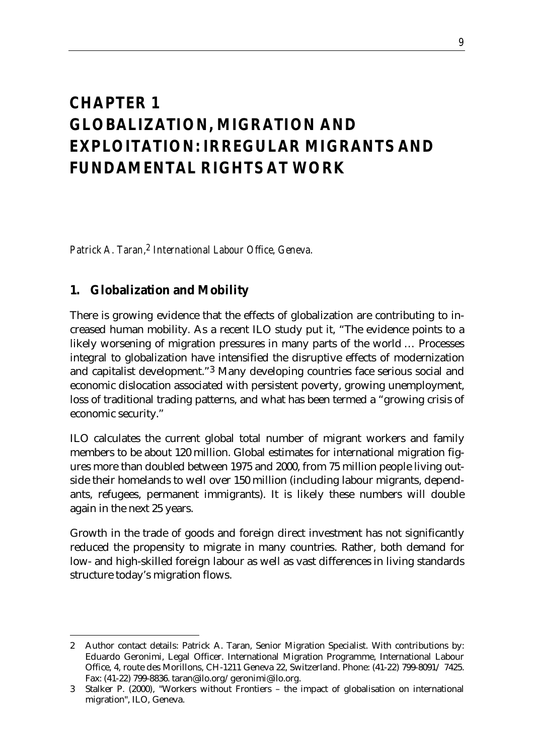# CHAPTER 1
# GLOBALIZATION, MIGRATION AND EXPLOITATION: IRREGULAR MIGRANTS AND FUNDAMENTAL RIGHTS AT WORK

*Patrick A. Taran,*[2] *International Labour Office, Geneva.*

## 1. Globalization and Mobility

There is growing evidence that the effects of globalization are contributing to increased human mobility. As a recent ILO study put it, "The evidence points to a likely worsening of migration pressures in many parts of the world … Processes integral to globalization have intensified the disruptive effects of modernization and capitalist development."[3] Many developing countries face serious social and economic dislocation associated with persistent poverty, growing unemployment, loss of traditional trading patterns, and what has been termed a "growing crisis of economic security."

ILO calculates the current global total number of migrant workers and family members to be about 120 million. Global estimates for international migration figures more than doubled between 1975 and 2000, from 75 million people living outside their homelands to well over 150 million (including labour migrants, dependants, refugees, permanent immigrants). It is likely these numbers will double again in the next 25 years.

Growth in the trade of goods and foreign direct investment has not significantly reduced the propensity to migrate in many countries. Rather, both demand for low- and high-skilled foreign labour as well as vast differences in living standards structure today's migration flows.

---

2 Author contact details: Patrick A. Taran, Senior Migration Specialist. With contributions by: Eduardo Geronimi, Legal Officer. International Migration Programme, International Labour Office, 4, route des Morillons, CH-1211 Geneva 22, Switzerland. Phone: (41-22) 799-8091/ 7425. Fax: (41-22) 799-8836. taran@ilo.org/ geronimi@ilo.org.

3 Stalker P. (2000), "Workers without Frontiers – the impact of globalisation on international migration", ILO, Geneva.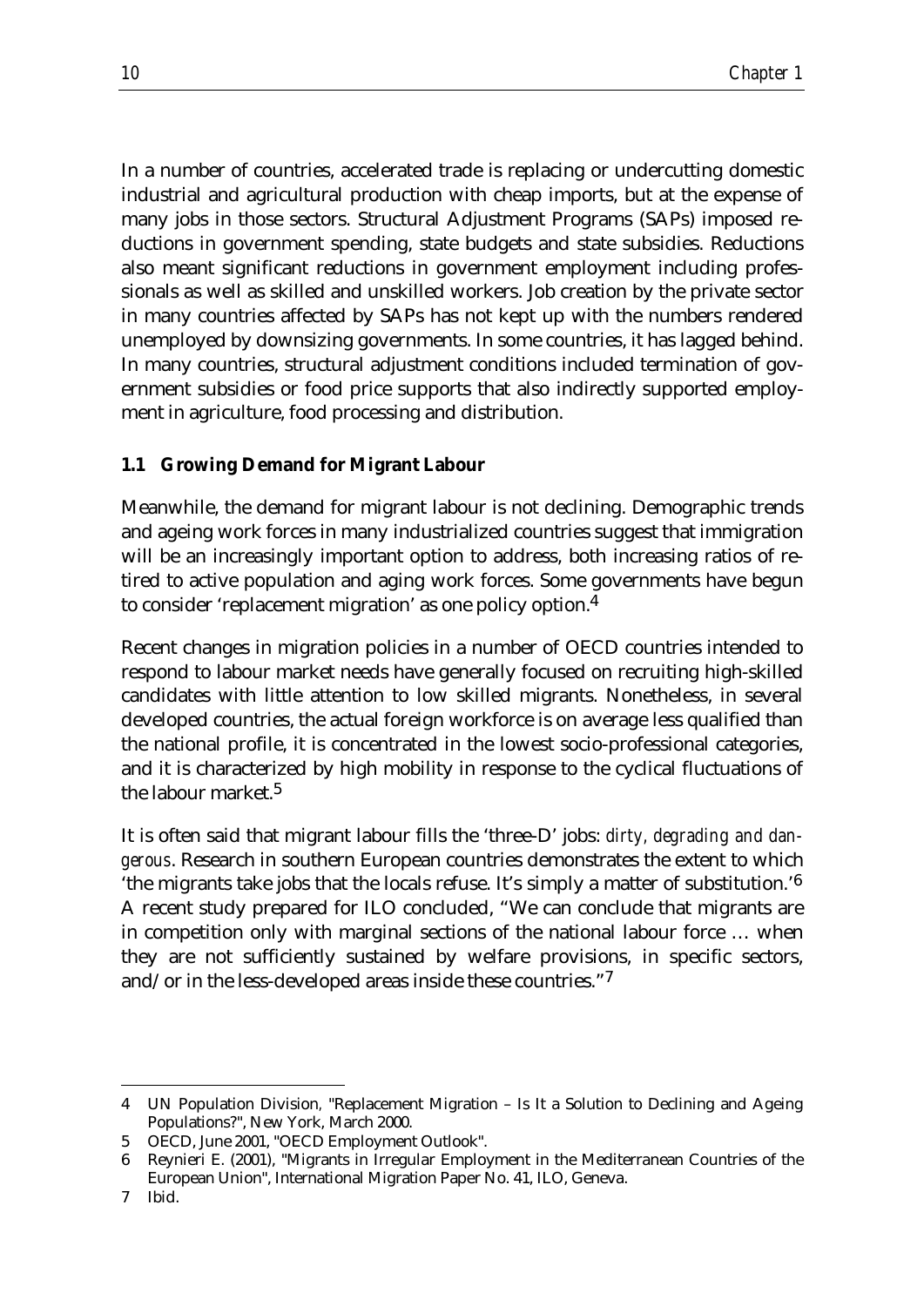In a number of countries, accelerated trade is replacing or undercutting domestic industrial and agricultural production with cheap imports, but at the expense of many jobs in those sectors. Structural Adjustment Programs (SAPs) imposed reductions in government spending, state budgets and state subsidies. Reductions also meant significant reductions in government employment including professionals as well as skilled and unskilled workers. Job creation by the private sector in many countries affected by SAPs has not kept up with the numbers rendered unemployed by downsizing governments. In some countries, it has lagged behind. In many countries, structural adjustment conditions included termination of government subsidies or food price supports that also indirectly supported employment in agriculture, food processing and distribution.

### 1.1 Growing Demand for Migrant Labour

Meanwhile, the demand for migrant labour is not declining. Demographic trends and ageing work forces in many industrialized countries suggest that immigration will be an increasingly important option to address, both increasing ratios of retired to active population and aging work forces. Some governments have begun to consider 'replacement migration' as one policy option.[4]

Recent changes in migration policies in a number of OECD countries intended to respond to labour market needs have generally focused on recruiting high-skilled candidates with little attention to low skilled migrants. Nonetheless, in several developed countries, the actual foreign workforce is on average less qualified than the national profile, it is concentrated in the lowest socio-professional categories, and it is characterized by high mobility in response to the cyclical fluctuations of the labour market.[5]

It is often said that migrant labour fills the 'three-D' jobs: *dirty, degrading and dangerous*. Research in southern European countries demonstrates the extent to which 'the migrants take jobs that the locals refuse. It's simply a matter of substitution.'[6] A recent study prepared for ILO concluded, "We can conclude that migrants are in competition only with marginal sections of the national labour force … when they are not sufficiently sustained by welfare provisions, in specific sectors, and/or in the less-developed areas inside these countries."[7]

---

4 UN Population Division, "Replacement Migration – Is It a Solution to Declining and Ageing Populations?", New York, March 2000.

5 OECD, June 2001, "OECD Employment Outlook".

6 Reynieri E. (2001), "Migrants in Irregular Employment in the Mediterranean Countries of the European Union", International Migration Paper No. 41, ILO, Geneva.

7 Ibid.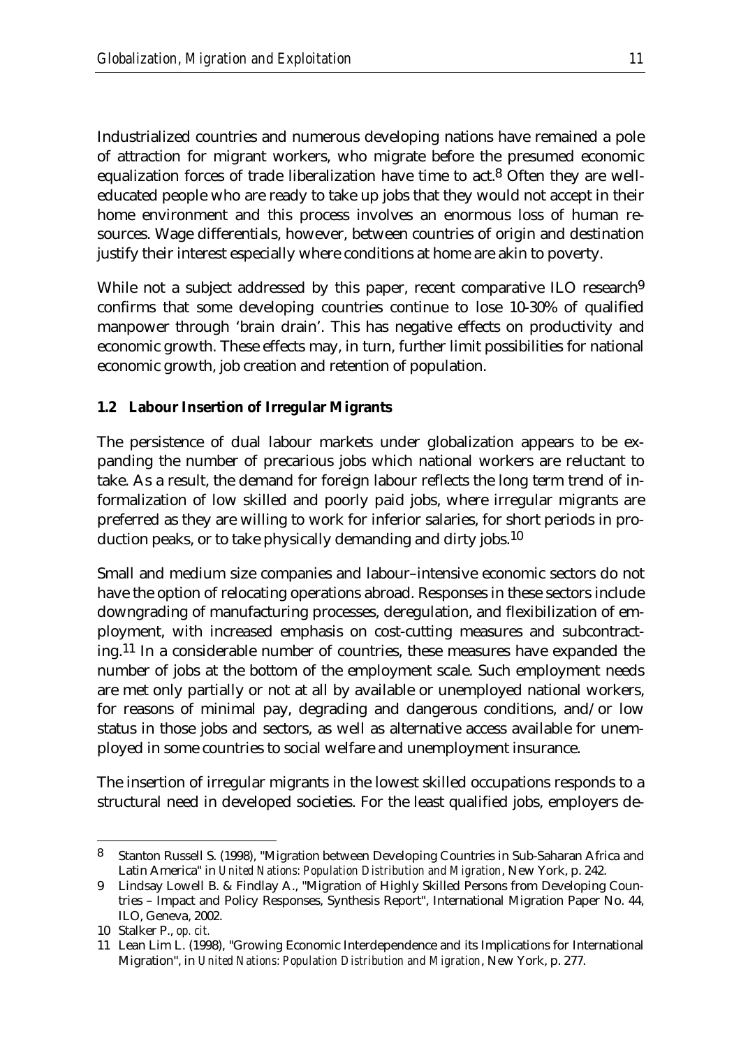Industrialized countries and numerous developing nations have remained a pole of attraction for migrant workers, who migrate before the presumed economic equalization forces of trade liberalization have time to act.[8] Often they are well-educated people who are ready to take up jobs that they would not accept in their home environment and this process involves an enormous loss of human resources. Wage differentials, however, between countries of origin and destination justify their interest especially where conditions at home are akin to poverty.

While not a subject addressed by this paper, recent comparative ILO research[9] confirms that some developing countries continue to lose 10-30% of qualified manpower through 'brain drain'. This has negative effects on productivity and economic growth. These effects may, in turn, further limit possibilities for national economic growth, job creation and retention of population.

### 1.2 Labour Insertion of Irregular Migrants

The persistence of dual labour markets under globalization appears to be expanding the number of precarious jobs which national workers are reluctant to take. As a result, the demand for foreign labour reflects the long term trend of informalization of low skilled and poorly paid jobs, where irregular migrants are preferred as they are willing to work for inferior salaries, for short periods in production peaks, or to take physically demanding and dirty jobs.[10]

Small and medium size companies and labour–intensive economic sectors do not have the option of relocating operations abroad. Responses in these sectors include downgrading of manufacturing processes, deregulation, and flexibilization of employment, with increased emphasis on cost-cutting measures and subcontracting.[11] In a considerable number of countries, these measures have expanded the number of jobs at the bottom of the employment scale. Such employment needs are met only partially or not at all by available or unemployed national workers, for reasons of minimal pay, degrading and dangerous conditions, and/or low status in those jobs and sectors, as well as alternative access available for unemployed in some countries to social welfare and unemployment insurance.

The insertion of irregular migrants in the lowest skilled occupations responds to a structural need in developed societies. For the least qualified jobs, employers de-

---

8 Stanton Russell S. (1998), "Migration between Developing Countries in Sub-Saharan Africa and Latin America" in *United Nations: Population Distribution and Migration*, New York, p. 242.

9 Lindsay Lowell B. & Findlay A., "Migration of Highly Skilled Persons from Developing Countries – Impact and Policy Responses, Synthesis Report", International Migration Paper No. 44, ILO, Geneva, 2002.

10 Stalker P., *op. cit.*

11 Lean Lim L. (1998), "Growing Economic Interdependence and its Implications for International Migration", in *United Nations: Population Distribution and Migration*, New York, p. 277.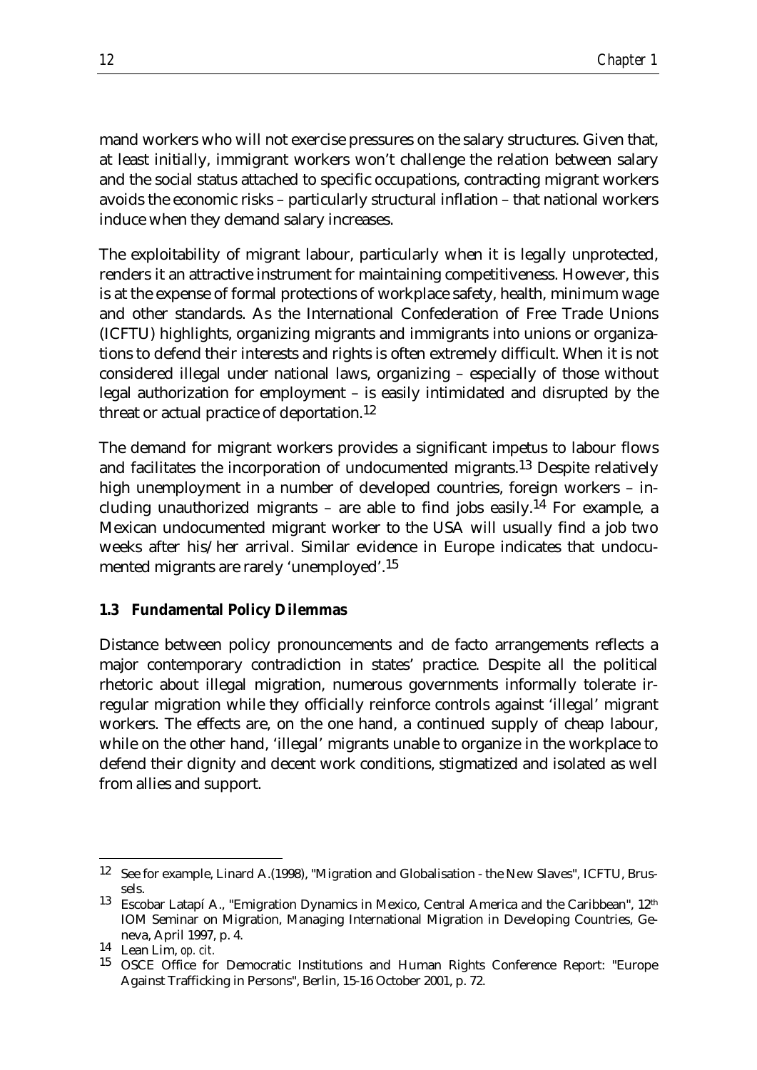mand workers who will not exercise pressures on the salary structures. Given that, at least initially, immigrant workers won't challenge the relation between salary and the social status attached to specific occupations, contracting migrant workers avoids the economic risks – particularly structural inflation – that national workers induce when they demand salary increases.

The exploitability of migrant labour, particularly when it is legally unprotected, renders it an attractive instrument for maintaining competitiveness. However, this is at the expense of formal protections of workplace safety, health, minimum wage and other standards. As the International Confederation of Free Trade Unions (ICFTU) highlights, organizing migrants and immigrants into unions or organizations to defend their interests and rights is often extremely difficult. When it is not considered illegal under national laws, organizing – especially of those without legal authorization for employment – is easily intimidated and disrupted by the threat or actual practice of deportation.[12]

The demand for migrant workers provides a significant impetus to labour flows and facilitates the incorporation of undocumented migrants.[13] Despite relatively high unemployment in a number of developed countries, foreign workers – including unauthorized migrants – are able to find jobs easily.[14] For example, a Mexican undocumented migrant worker to the USA will usually find a job two weeks after his/her arrival. Similar evidence in Europe indicates that undocumented migrants are rarely 'unemployed'.[15]

### 1.3 Fundamental Policy Dilemmas

Distance between policy pronouncements and de facto arrangements reflects a major contemporary contradiction in states' practice. Despite all the political rhetoric about illegal migration, numerous governments informally tolerate irregular migration while they officially reinforce controls against 'illegal' migrant workers. The effects are, on the one hand, a continued supply of cheap labour, while on the other hand, 'illegal' migrants unable to organize in the workplace to defend their dignity and decent work conditions, stigmatized and isolated as well from allies and support.

---

[12] See for example, Linard A.(1998), "Migration and Globalisation - the New Slaves", ICFTU, Brussels.

[13] Escobar Latapí A., "Emigration Dynamics in Mexico, Central America and the Caribbean", 12th IOM Seminar on Migration, Managing International Migration in Developing Countries, Geneva, April 1997, p. 4.

[14] Lean Lim, *op. cit.*

[15] OSCE Office for Democratic Institutions and Human Rights Conference Report: "Europe Against Trafficking in Persons", Berlin, 15-16 October 2001, p. 72.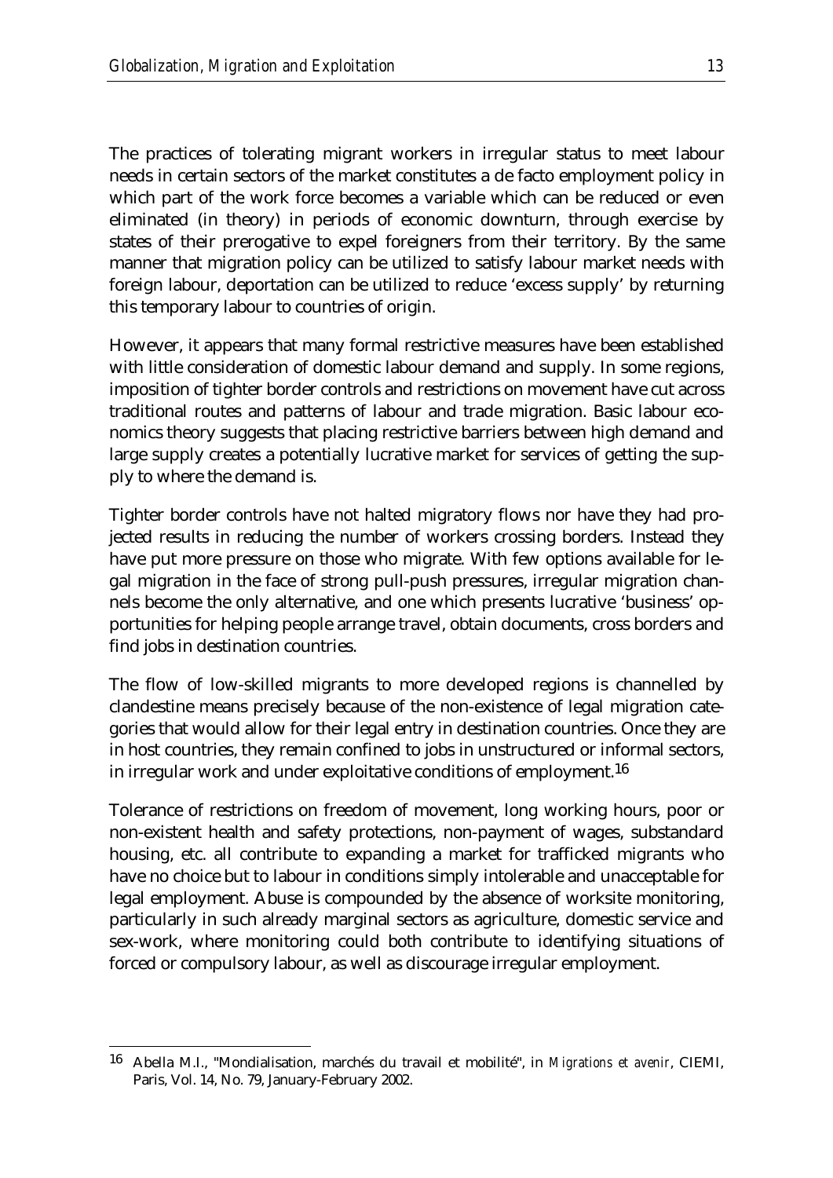The practices of tolerating migrant workers in irregular status to meet labour needs in certain sectors of the market constitutes a de facto employment policy in which part of the work force becomes a variable which can be reduced or even eliminated (in theory) in periods of economic downturn, through exercise by states of their prerogative to expel foreigners from their territory. By the same manner that migration policy can be utilized to satisfy labour market needs with foreign labour, deportation can be utilized to reduce 'excess supply' by returning this temporary labour to countries of origin.

However, it appears that many formal restrictive measures have been established with little consideration of domestic labour demand and supply. In some regions, imposition of tighter border controls and restrictions on movement have cut across traditional routes and patterns of labour and trade migration. Basic labour economics theory suggests that placing restrictive barriers between high demand and large supply creates a potentially lucrative market for services of getting the supply to where the demand is.

Tighter border controls have not halted migratory flows nor have they had projected results in reducing the number of workers crossing borders. Instead they have put more pressure on those who migrate. With few options available for legal migration in the face of strong pull-push pressures, irregular migration channels become the only alternative, and one which presents lucrative 'business' opportunities for helping people arrange travel, obtain documents, cross borders and find jobs in destination countries.

The flow of low-skilled migrants to more developed regions is channelled by clandestine means precisely because of the non-existence of legal migration categories that would allow for their legal entry in destination countries. Once they are in host countries, they remain confined to jobs in unstructured or informal sectors, in irregular work and under exploitative conditions of employment.[16]

Tolerance of restrictions on freedom of movement, long working hours, poor or non-existent health and safety protections, non-payment of wages, substandard housing, etc. all contribute to expanding a market for trafficked migrants who have no choice but to labour in conditions simply intolerable and unacceptable for legal employment. Abuse is compounded by the absence of worksite monitoring, particularly in such already marginal sectors as agriculture, domestic service and sex-work, where monitoring could both contribute to identifying situations of forced or compulsory labour, as well as discourage irregular employment.

---

[16] Abella M.I., "Mondialisation, marchés du travail et mobilité", in *Migrations et avenir*, CIEMI, Paris, Vol. 14, No. 79, January-February 2002.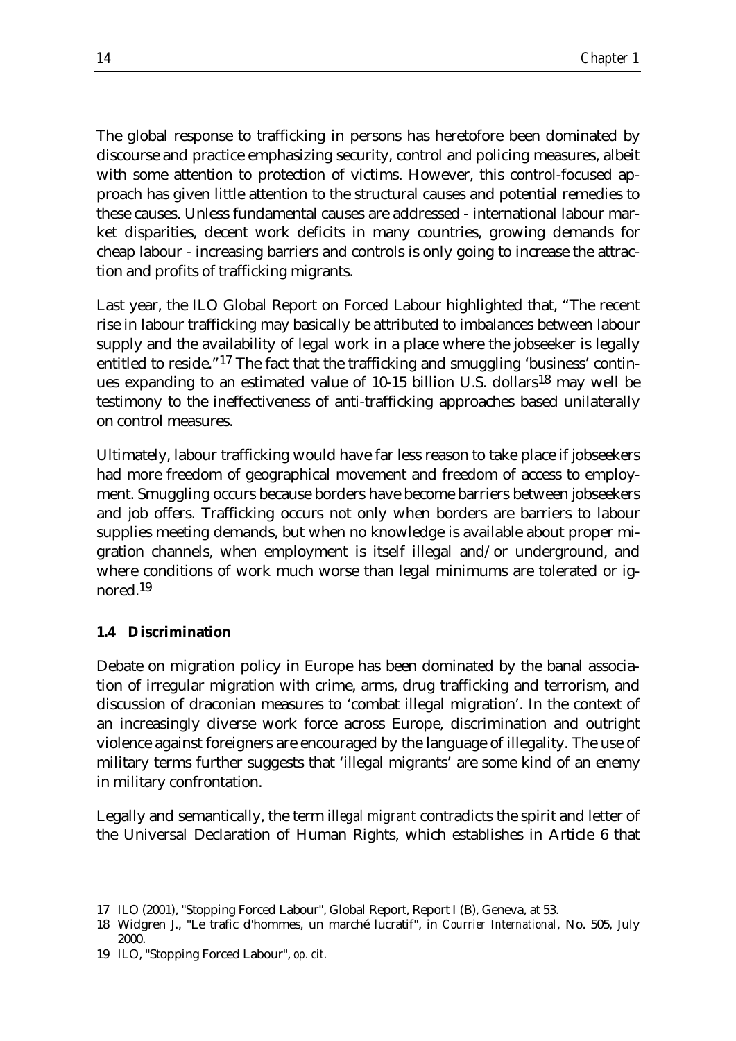The global response to trafficking in persons has heretofore been dominated by discourse and practice emphasizing security, control and policing measures, albeit with some attention to protection of victims. However, this control-focused approach has given little attention to the structural causes and potential remedies to these causes. Unless fundamental causes are addressed - international labour market disparities, decent work deficits in many countries, growing demands for cheap labour - increasing barriers and controls is only going to increase the attraction and profits of trafficking migrants.

Last year, the ILO Global Report on Forced Labour highlighted that, "The recent rise in labour trafficking may basically be attributed to imbalances between labour supply and the availability of legal work in a place where the jobseeker is legally entitled to reside."[17] The fact that the trafficking and smuggling 'business' continues expanding to an estimated value of 10-15 billion U.S. dollars[18] may well be testimony to the ineffectiveness of anti-trafficking approaches based unilaterally on control measures.

Ultimately, labour trafficking would have far less reason to take place if jobseekers had more freedom of geographical movement and freedom of access to employment. Smuggling occurs because borders have become barriers between jobseekers and job offers. Trafficking occurs not only when borders are barriers to labour supplies meeting demands, but when no knowledge is available about proper migration channels, when employment is itself illegal and/or underground, and where conditions of work much worse than legal minimums are tolerated or ignored.[19]

### 1.4 Discrimination

Debate on migration policy in Europe has been dominated by the banal association of irregular migration with crime, arms, drug trafficking and terrorism, and discussion of draconian measures to 'combat illegal migration'. In the context of an increasingly diverse work force across Europe, discrimination and outright violence against foreigners are encouraged by the language of illegality. The use of military terms further suggests that 'illegal migrants' are some kind of an enemy in military confrontation.

Legally and semantically, the term *illegal migrant* contradicts the spirit and letter of the Universal Declaration of Human Rights, which establishes in Article 6 that

---

17 ILO (2001), "Stopping Forced Labour", Global Report, Report I (B), Geneva, at 53.

18 Widgren J., "Le trafic d'hommes, un marché lucratif", in *Courrier International*, No. 505, July 2000.

19 ILO, "Stopping Forced Labour", *op. cit.*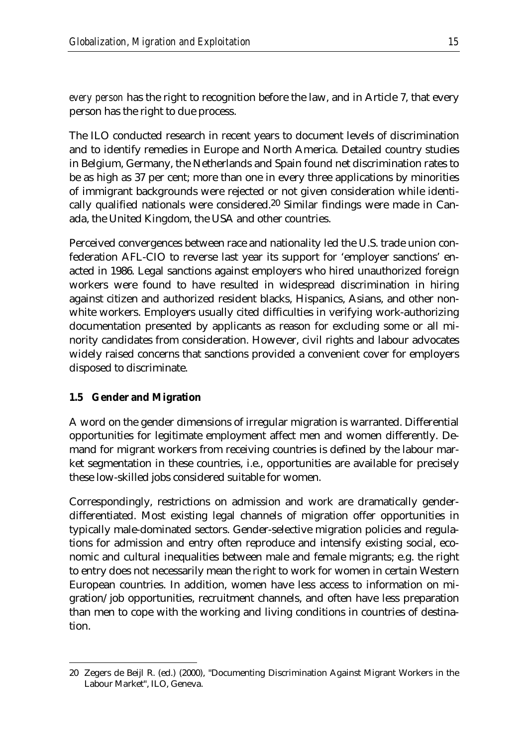*every person* has the right to recognition before the law, and in Article 7, that every person has the right to due process.

The ILO conducted research in recent years to document levels of discrimination and to identify remedies in Europe and North America. Detailed country studies in Belgium, Germany, the Netherlands and Spain found net discrimination rates to be as high as 37 per cent; more than one in every three applications by minorities of immigrant backgrounds were rejected or not given consideration while identically qualified nationals were considered.[20] Similar findings were made in Canada, the United Kingdom, the USA and other countries.

Perceived convergences between race and nationality led the U.S. trade union confederation AFL-CIO to reverse last year its support for 'employer sanctions' enacted in 1986. Legal sanctions against employers who hired unauthorized foreign workers were found to have resulted in widespread discrimination in hiring against citizen and authorized resident blacks, Hispanics, Asians, and other non-white workers. Employers usually cited difficulties in verifying work-authorizing documentation presented by applicants as reason for excluding some or all minority candidates from consideration. However, civil rights and labour advocates widely raised concerns that sanctions provided a convenient cover for employers disposed to discriminate.

### 1.5 Gender and Migration

A word on the gender dimensions of irregular migration is warranted. Differential opportunities for legitimate employment affect men and women differently. Demand for migrant workers from receiving countries is defined by the labour market segmentation in these countries, i.e., opportunities are available for precisely these low-skilled jobs considered suitable for women.

Correspondingly, restrictions on admission and work are dramatically gender-differentiated. Most existing legal channels of migration offer opportunities in typically male-dominated sectors. Gender-selective migration policies and regulations for admission and entry often reproduce and intensify existing social, economic and cultural inequalities between male and female migrants; e.g. the right to entry does not necessarily mean the right to work for women in certain Western European countries. In addition, women have less access to information on migration/job opportunities, recruitment channels, and often have less preparation than men to cope with the working and living conditions in countries of destination.

---

20 Zegers de Beijl R. (ed.) (2000), "Documenting Discrimination Against Migrant Workers in the Labour Market", ILO, Geneva.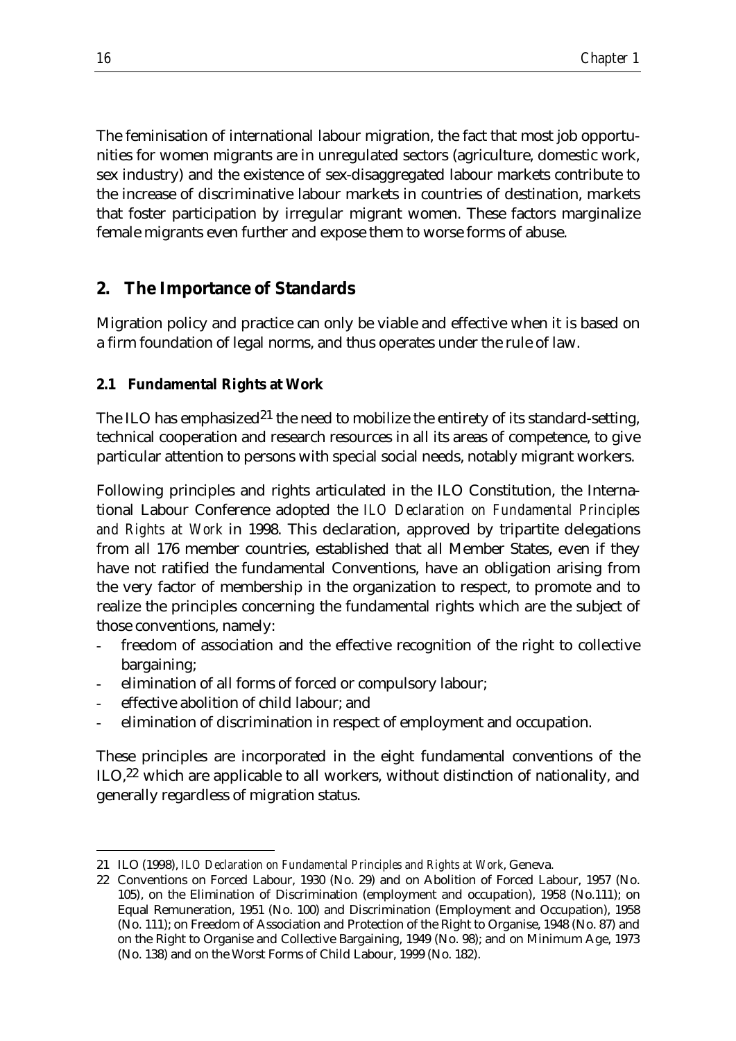The feminisation of international labour migration, the fact that most job opportunities for women migrants are in unregulated sectors (agriculture, domestic work, sex industry) and the existence of sex-disaggregated labour markets contribute to the increase of discriminative labour markets in countries of destination, markets that foster participation by irregular migrant women. These factors marginalize female migrants even further and expose them to worse forms of abuse.

## 2. The Importance of Standards

Migration policy and practice can only be viable and effective when it is based on a firm foundation of legal norms, and thus operates under the rule of law.

### 2.1 Fundamental Rights at Work

The ILO has emphasized[21] the need to mobilize the entirety of its standard-setting, technical cooperation and research resources in all its areas of competence, to give particular attention to persons with special social needs, notably migrant workers.

Following principles and rights articulated in the ILO Constitution, the International Labour Conference adopted the *ILO Declaration on Fundamental Principles and Rights at Work* in 1998. This declaration, approved by tripartite delegations from all 176 member countries, established that all Member States, even if they have not ratified the fundamental Conventions, have an obligation arising from the very factor of membership in the organization to respect, to promote and to realize the principles concerning the fundamental rights which are the subject of those conventions, namely:

- freedom of association and the effective recognition of the right to collective bargaining;
- elimination of all forms of forced or compulsory labour;
- effective abolition of child labour; and
- elimination of discrimination in respect of employment and occupation.

These principles are incorporated in the eight fundamental conventions of the ILO,[22] which are applicable to all workers, without distinction of nationality, and generally regardless of migration status.

---

21 ILO (1998), *ILO Declaration on Fundamental Principles and Rights at Work*, Geneva.

22 Conventions on Forced Labour, 1930 (No. 29) and on Abolition of Forced Labour, 1957 (No. 105), on the Elimination of Discrimination (employment and occupation), 1958 (No.111); on Equal Remuneration, 1951 (No. 100) and Discrimination (Employment and Occupation), 1958 (No. 111); on Freedom of Association and Protection of the Right to Organise, 1948 (No. 87) and on the Right to Organise and Collective Bargaining, 1949 (No. 98); and on Minimum Age, 1973 (No. 138) and on the Worst Forms of Child Labour, 1999 (No. 182).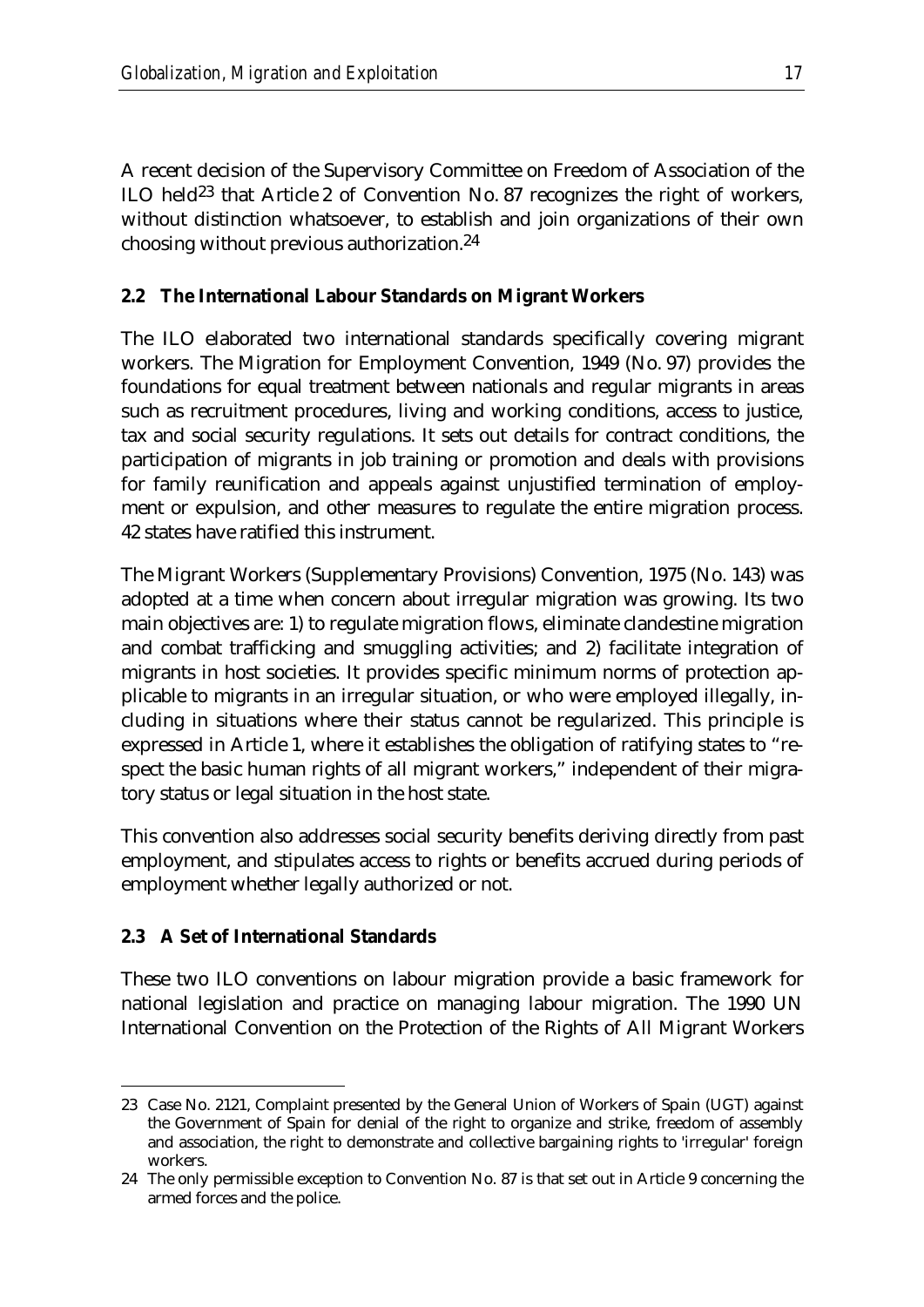A recent decision of the Supervisory Committee on Freedom of Association of the ILO held[23] that Article 2 of Convention No. 87 recognizes the right of workers, without distinction whatsoever, to establish and join organizations of their own choosing without previous authorization.[24]

### 2.2 The International Labour Standards on Migrant Workers

The ILO elaborated two international standards specifically covering migrant workers. The Migration for Employment Convention, 1949 (No. 97) provides the foundations for equal treatment between nationals and regular migrants in areas such as recruitment procedures, living and working conditions, access to justice, tax and social security regulations. It sets out details for contract conditions, the participation of migrants in job training or promotion and deals with provisions for family reunification and appeals against unjustified termination of employment or expulsion, and other measures to regulate the entire migration process. 42 states have ratified this instrument.

The Migrant Workers (Supplementary Provisions) Convention, 1975 (No. 143) was adopted at a time when concern about irregular migration was growing. Its two main objectives are: 1) to regulate migration flows, eliminate clandestine migration and combat trafficking and smuggling activities; and 2) facilitate integration of migrants in host societies. It provides specific minimum norms of protection applicable to migrants in an irregular situation, or who were employed illegally, including in situations where their status cannot be regularized. This principle is expressed in Article 1, where it establishes the obligation of ratifying states to "respect the basic human rights of all migrant workers," independent of their migratory status or legal situation in the host state.

This convention also addresses social security benefits deriving directly from past employment, and stipulates access to rights or benefits accrued during periods of employment whether legally authorized or not.

### 2.3 A Set of International Standards

These two ILO conventions on labour migration provide a basic framework for national legislation and practice on managing labour migration. The 1990 UN International Convention on the Protection of the Rights of All Migrant Workers

---

23 Case No. 2121, Complaint presented by the General Union of Workers of Spain (UGT) against the Government of Spain for denial of the right to organize and strike, freedom of assembly and association, the right to demonstrate and collective bargaining rights to 'irregular' foreign workers.

24 The only permissible exception to Convention No. 87 is that set out in Article 9 concerning the armed forces and the police.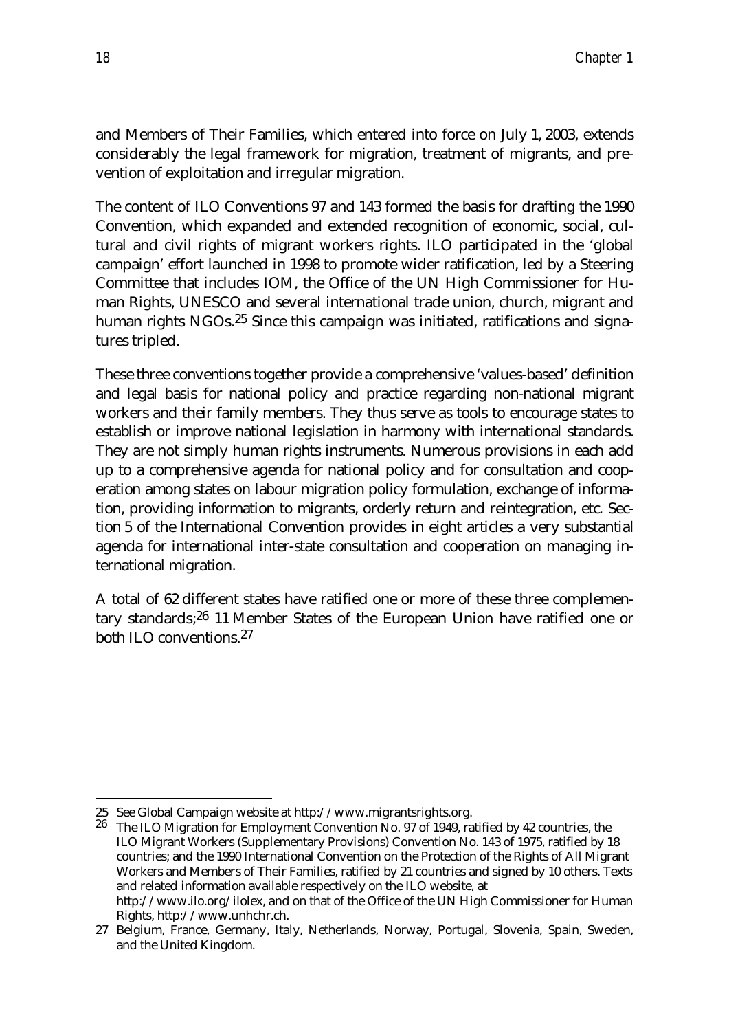and Members of Their Families, which entered into force on July 1, 2003, extends considerably the legal framework for migration, treatment of migrants, and prevention of exploitation and irregular migration.

The content of ILO Conventions 97 and 143 formed the basis for drafting the 1990 Convention, which expanded and extended recognition of economic, social, cultural and civil rights of migrant workers rights. ILO participated in the 'global campaign' effort launched in 1998 to promote wider ratification, led by a Steering Committee that includes IOM, the Office of the UN High Commissioner for Human Rights, UNESCO and several international trade union, church, migrant and human rights NGOs.[25] Since this campaign was initiated, ratifications and signatures tripled.

These three conventions together provide a comprehensive 'values-based' definition and legal basis for national policy and practice regarding non-national migrant workers and their family members. They thus serve as tools to encourage states to establish or improve national legislation in harmony with international standards. They are not simply human rights instruments. Numerous provisions in each add up to a comprehensive agenda for national policy and for consultation and cooperation among states on labour migration policy formulation, exchange of information, providing information to migrants, orderly return and reintegration, etc. Section 5 of the International Convention provides in eight articles a very substantial agenda for international inter-state consultation and cooperation on managing international migration.

A total of 62 different states have ratified one or more of these three complementary standards;[26] 11 Member States of the European Union have ratified one or both ILO conventions.[27]

---

25 See Global Campaign website at http://www.migrantsrights.org.

26 The ILO Migration for Employment Convention No. 97 of 1949, ratified by 42 countries, the ILO Migrant Workers (Supplementary Provisions) Convention No. 143 of 1975, ratified by 18 countries; and the 1990 International Convention on the Protection of the Rights of All Migrant Workers and Members of Their Families, ratified by 21 countries and signed by 10 others. Texts and related information available respectively on the ILO website, at http://www.ilo.org/ilolex, and on that of the Office of the UN High Commissioner for Human Rights, http://www.unhchr.ch.

27 Belgium, France, Germany, Italy, Netherlands, Norway, Portugal, Slovenia, Spain, Sweden, and the United Kingdom.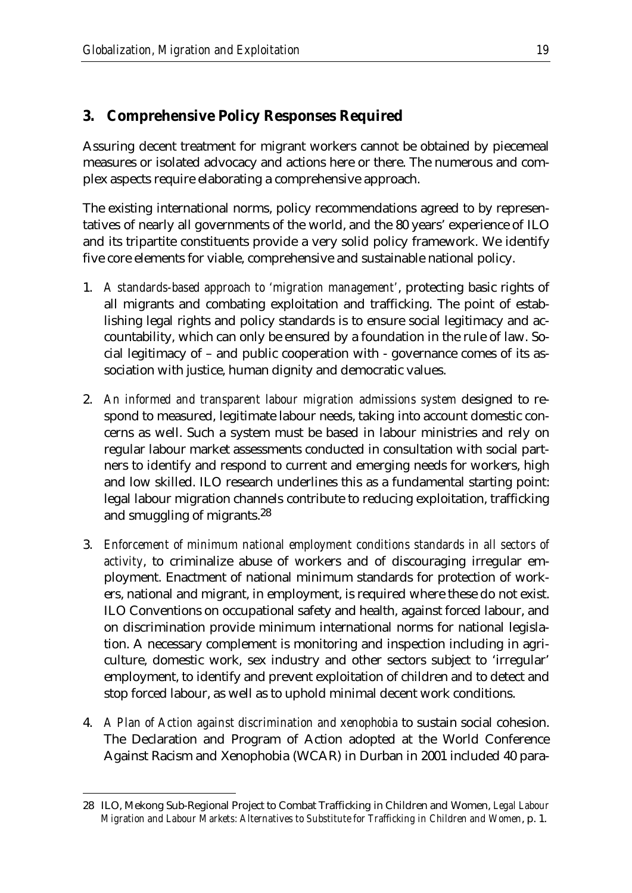## 3. Comprehensive Policy Responses Required

Assuring decent treatment for migrant workers cannot be obtained by piecemeal measures or isolated advocacy and actions here or there. The numerous and complex aspects require elaborating a comprehensive approach.

The existing international norms, policy recommendations agreed to by representatives of nearly all governments of the world, and the 80 years' experience of ILO and its tripartite constituents provide a very solid policy framework. We identify five core elements for viable, comprehensive and sustainable national policy.

1. *A standards-based approach to 'migration management'*, protecting basic rights of all migrants and combating exploitation and trafficking. The point of establishing legal rights and policy standards is to ensure social legitimacy and accountability, which can only be ensured by a foundation in the rule of law. Social legitimacy of – and public cooperation with - governance comes of its association with justice, human dignity and democratic values.
2. *An informed and transparent labour migration admissions system* designed to respond to measured, legitimate labour needs, taking into account domestic concerns as well. Such a system must be based in labour ministries and rely on regular labour market assessments conducted in consultation with social partners to identify and respond to current and emerging needs for workers, high and low skilled. ILO research underlines this as a fundamental starting point: legal labour migration channels contribute to reducing exploitation, trafficking and smuggling of migrants.[28]
3. *Enforcement of minimum national employment conditions standards in all sectors of activity*, to criminalize abuse of workers and of discouraging irregular employment. Enactment of national minimum standards for protection of workers, national and migrant, in employment, is required where these do not exist. ILO Conventions on occupational safety and health, against forced labour, and on discrimination provide minimum international norms for national legislation. A necessary complement is monitoring and inspection including in agriculture, domestic work, sex industry and other sectors subject to 'irregular' employment, to identify and prevent exploitation of children and to detect and stop forced labour, as well as to uphold minimal decent work conditions.
4. *A Plan of Action against discrimination and xenophobia* to sustain social cohesion. The Declaration and Program of Action adopted at the World Conference Against Racism and Xenophobia (WCAR) in Durban in 2001 included 40 para-

---

28 ILO, Mekong Sub-Regional Project to Combat Trafficking in Children and Women, *Legal Labour Migration and Labour Markets: Alternatives to Substitute for Trafficking in Children and Women*, p. 1.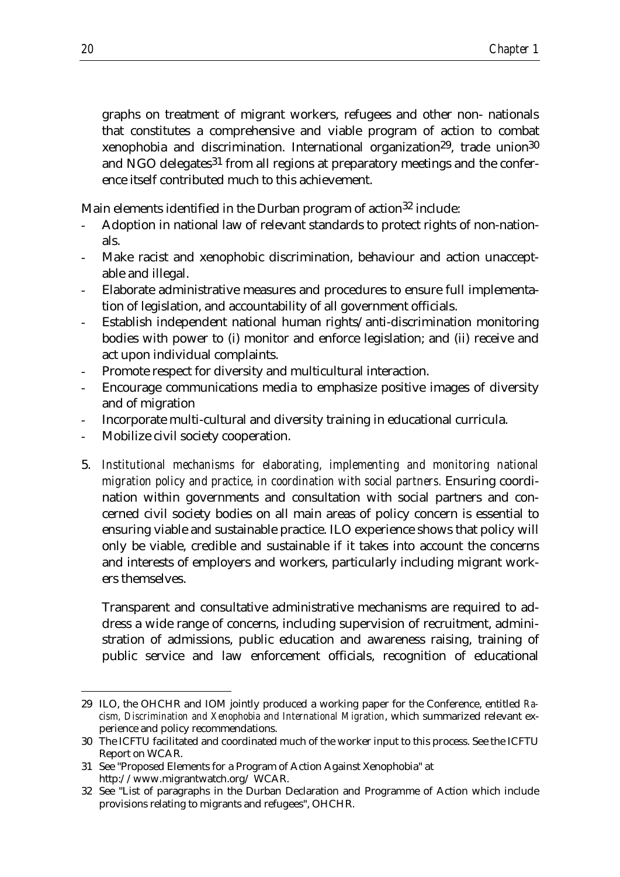graphs on treatment of migrant workers, refugees and other non- nationals that constitutes a comprehensive and viable program of action to combat xenophobia and discrimination. International organization[29], trade union[30] and NGO delegates[31] from all regions at preparatory meetings and the conference itself contributed much to this achievement.

Main elements identified in the Durban program of action[32] include:

- Adoption in national law of relevant standards to protect rights of non-nationals.
- Make racist and xenophobic discrimination, behaviour and action unacceptable and illegal.
- Elaborate administrative measures and procedures to ensure full implementation of legislation, and accountability of all government officials.
- Establish independent national human rights/anti-discrimination monitoring bodies with power to (i) monitor and enforce legislation; and (ii) receive and act upon individual complaints.
- Promote respect for diversity and multicultural interaction.
- Encourage communications media to emphasize positive images of diversity and of migration
- Incorporate multi-cultural and diversity training in educational curricula.
- Mobilize civil society cooperation.

5. *Institutional mechanisms for elaborating, implementing and monitoring national migration policy and practice, in coordination with social partners.* Ensuring coordination within governments and consultation with social partners and concerned civil society bodies on all main areas of policy concern is essential to ensuring viable and sustainable practice. ILO experience shows that policy will only be viable, credible and sustainable if it takes into account the concerns and interests of employers and workers, particularly including migrant workers themselves.

   Transparent and consultative administrative mechanisms are required to address a wide range of concerns, including supervision of recruitment, administration of admissions, public education and awareness raising, training of public service and law enforcement officials, recognition of educational

---

29 ILO, the OHCHR and IOM jointly produced a working paper for the Conference, entitled *Racism, Discrimination and Xenophobia and International Migration*, which summarized relevant experience and policy recommendations.

30 The ICFTU facilitated and coordinated much of the worker input to this process. See the ICFTU Report on WCAR.

31 See "Proposed Elements for a Program of Action Against Xenophobia" at http://www.migrantwatch.org/ WCAR.

32 See "List of paragraphs in the Durban Declaration and Programme of Action which include provisions relating to migrants and refugees", OHCHR.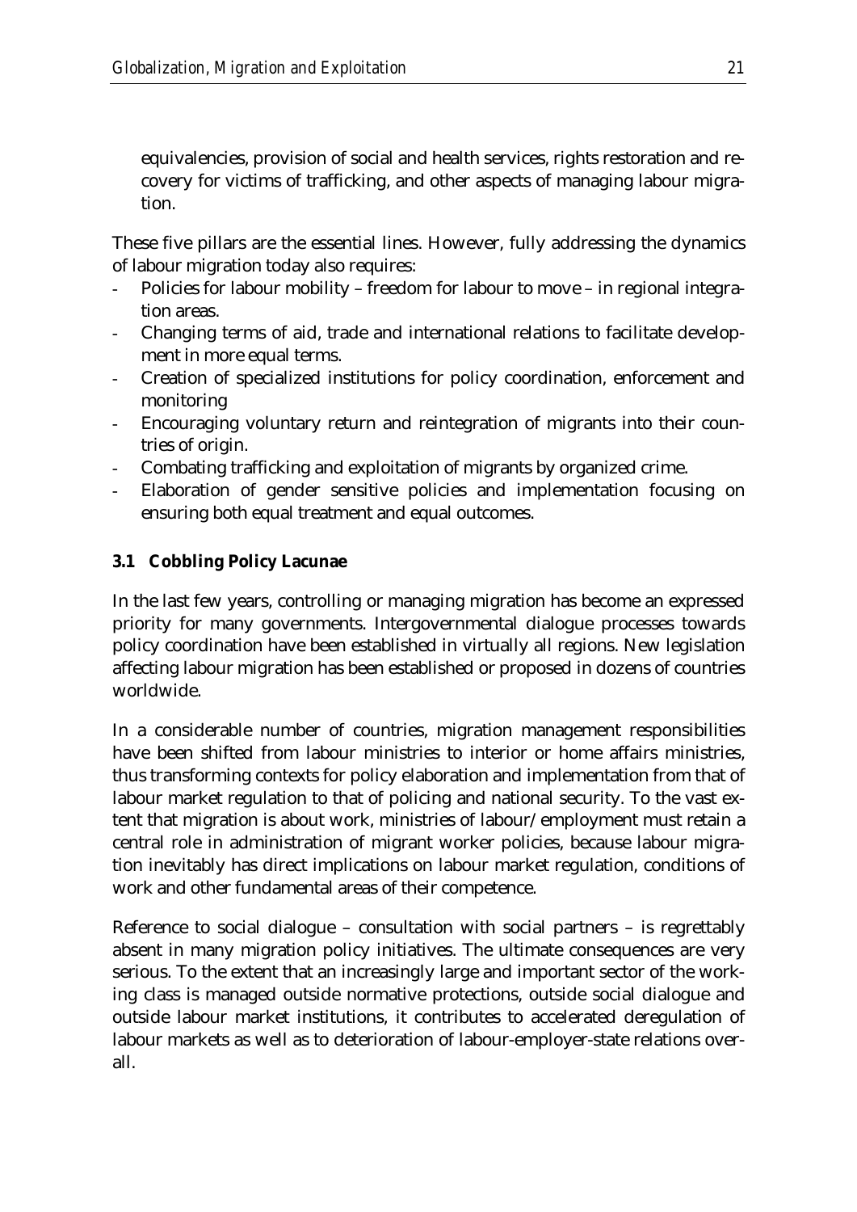equivalencies, provision of social and health services, rights restoration and recovery for victims of trafficking, and other aspects of managing labour migration.

These five pillars are the essential lines. However, fully addressing the dynamics of labour migration today also requires:

- Policies for labour mobility – freedom for labour to move – in regional integration areas.
- Changing terms of aid, trade and international relations to facilitate development in more equal terms.
- Creation of specialized institutions for policy coordination, enforcement and monitoring
- Encouraging voluntary return and reintegration of migrants into their countries of origin.
- Combating trafficking and exploitation of migrants by organized crime.
- Elaboration of gender sensitive policies and implementation focusing on ensuring both equal treatment and equal outcomes.

### 3.1 Cobbling Policy Lacunae

In the last few years, controlling or managing migration has become an expressed priority for many governments. Intergovernmental dialogue processes towards policy coordination have been established in virtually all regions. New legislation affecting labour migration has been established or proposed in dozens of countries worldwide.

In a considerable number of countries, migration management responsibilities have been shifted from labour ministries to interior or home affairs ministries, thus transforming contexts for policy elaboration and implementation from that of labour market regulation to that of policing and national security. To the vast extent that migration is about work, ministries of labour/employment must retain a central role in administration of migrant worker policies, because labour migration inevitably has direct implications on labour market regulation, conditions of work and other fundamental areas of their competence.

Reference to social dialogue – consultation with social partners – is regrettably absent in many migration policy initiatives. The ultimate consequences are very serious. To the extent that an increasingly large and important sector of the working class is managed outside normative protections, outside social dialogue and outside labour market institutions, it contributes to accelerated deregulation of labour markets as well as to deterioration of labour-employer-state relations overall.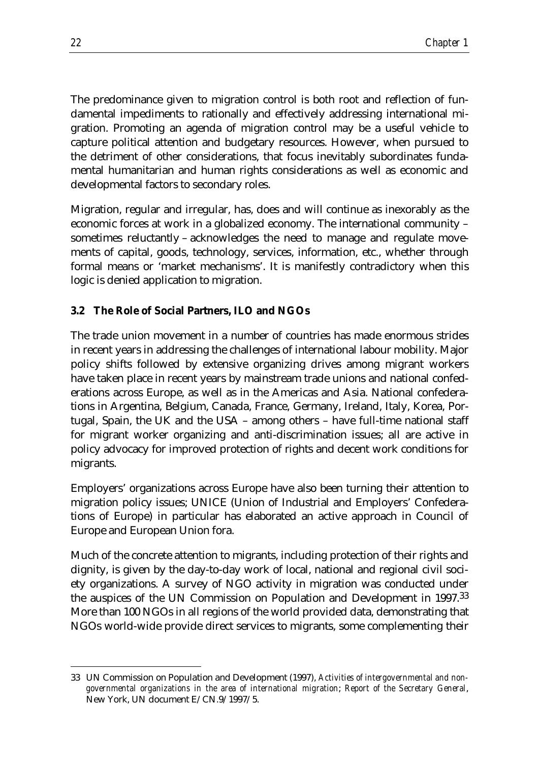The predominance given to migration control is both root and reflection of fundamental impediments to rationally and effectively addressing international migration. Promoting an agenda of migration control may be a useful vehicle to capture political attention and budgetary resources. However, when pursued to the detriment of other considerations, that focus inevitably subordinates fundamental humanitarian and human rights considerations as well as economic and developmental factors to secondary roles.

Migration, regular and irregular, has, does and will continue as inexorably as the economic forces at work in a globalized economy. The international community – sometimes reluctantly – acknowledges the need to manage and regulate movements of capital, goods, technology, services, information, etc., whether through formal means or 'market mechanisms'. It is manifestly contradictory when this logic is denied application to migration.

### 3.2 The Role of Social Partners, ILO and NGOs

The trade union movement in a number of countries has made enormous strides in recent years in addressing the challenges of international labour mobility. Major policy shifts followed by extensive organizing drives among migrant workers have taken place in recent years by mainstream trade unions and national confederations across Europe, as well as in the Americas and Asia. National confederations in Argentina, Belgium, Canada, France, Germany, Ireland, Italy, Korea, Portugal, Spain, the UK and the USA – among others – have full-time national staff for migrant worker organizing and anti-discrimination issues; all are active in policy advocacy for improved protection of rights and decent work conditions for migrants.

Employers' organizations across Europe have also been turning their attention to migration policy issues; UNICE (Union of Industrial and Employers' Confederations of Europe) in particular has elaborated an active approach in Council of Europe and European Union fora.

Much of the concrete attention to migrants, including protection of their rights and dignity, is given by the day-to-day work of local, national and regional civil society organizations. A survey of NGO activity in migration was conducted under the auspices of the UN Commission on Population and Development in 1997.[33] More than 100 NGOs in all regions of the world provided data, demonstrating that NGOs world-wide provide direct services to migrants, some complementing their

---

33 UN Commission on Population and Development (1997), *Activities of intergovernmental and non-governmental organizations in the area of international migration; Report of the Secretary General*, New York, UN document E/CN.9/1997/5.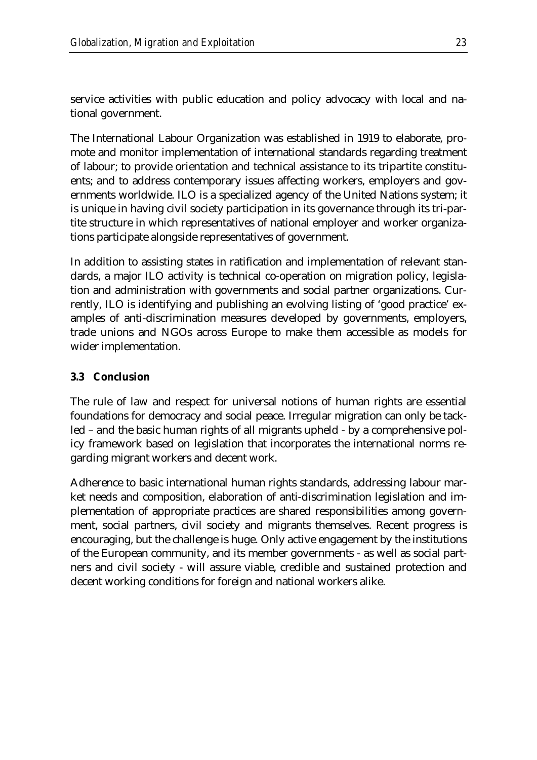service activities with public education and policy advocacy with local and national government.

The International Labour Organization was established in 1919 to elaborate, promote and monitor implementation of international standards regarding treatment of labour; to provide orientation and technical assistance to its tripartite constituents; and to address contemporary issues affecting workers, employers and governments worldwide. ILO is a specialized agency of the United Nations system; it is unique in having civil society participation in its governance through its tri-partite structure in which representatives of national employer and worker organizations participate alongside representatives of government.

In addition to assisting states in ratification and implementation of relevant standards, a major ILO activity is technical co-operation on migration policy, legislation and administration with governments and social partner organizations. Currently, ILO is identifying and publishing an evolving listing of 'good practice' examples of anti-discrimination measures developed by governments, employers, trade unions and NGOs across Europe to make them accessible as models for wider implementation.

### 3.3 Conclusion

The rule of law and respect for universal notions of human rights are essential foundations for democracy and social peace. Irregular migration can only be tackled – and the basic human rights of all migrants upheld - by a comprehensive policy framework based on legislation that incorporates the international norms regarding migrant workers and decent work.

Adherence to basic international human rights standards, addressing labour market needs and composition, elaboration of anti-discrimination legislation and implementation of appropriate practices are shared responsibilities among government, social partners, civil society and migrants themselves. Recent progress is encouraging, but the challenge is huge. Only active engagement by the institutions of the European community, and its member governments - as well as social partners and civil society - will assure viable, credible and sustained protection and decent working conditions for foreign and national workers alike.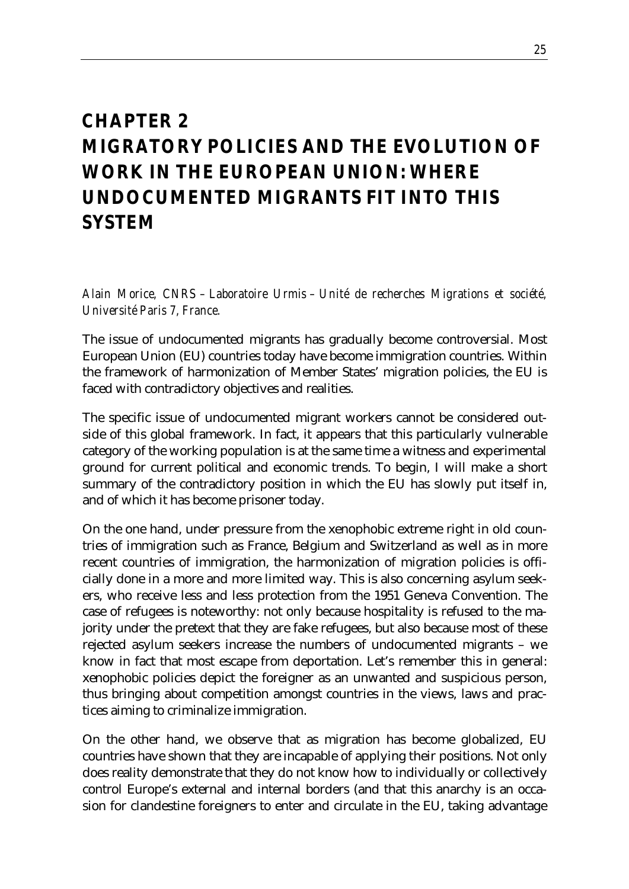# CHAPTER 2
# MIGRATORY POLICIES AND THE EVOLUTION OF WORK IN THE EUROPEAN UNION: WHERE UNDOCUMENTED MIGRANTS FIT INTO THIS SYSTEM

*Alain Morice, CNRS – Laboratoire Urmis – Unité de recherches Migrations et société, Université Paris 7, France.*

The issue of undocumented migrants has gradually become controversial. Most European Union (EU) countries today have become immigration countries. Within the framework of harmonization of Member States' migration policies, the EU is faced with contradictory objectives and realities.

The specific issue of undocumented migrant workers cannot be considered outside of this global framework. In fact, it appears that this particularly vulnerable category of the working population is at the same time a witness and experimental ground for current political and economic trends. To begin, I will make a short summary of the contradictory position in which the EU has slowly put itself in, and of which it has become prisoner today.

On the one hand, under pressure from the xenophobic extreme right in old countries of immigration such as France, Belgium and Switzerland as well as in more recent countries of immigration, the harmonization of migration policies is officially done in a more and more limited way. This is also concerning asylum seekers, who receive less and less protection from the 1951 Geneva Convention. The case of refugees is noteworthy: not only because hospitality is refused to the majority under the pretext that they are fake refugees, but also because most of these rejected asylum seekers increase the numbers of undocumented migrants – we know in fact that most escape from deportation. Let's remember this in general: xenophobic policies depict the foreigner as an unwanted and suspicious person, thus bringing about competition amongst countries in the views, laws and practices aiming to criminalize immigration.

On the other hand, we observe that as migration has become globalized, EU countries have shown that they are incapable of applying their positions. Not only does reality demonstrate that they do not know how to individually or collectively control Europe's external and internal borders (and that this anarchy is an occasion for clandestine foreigners to enter and circulate in the EU, taking advantage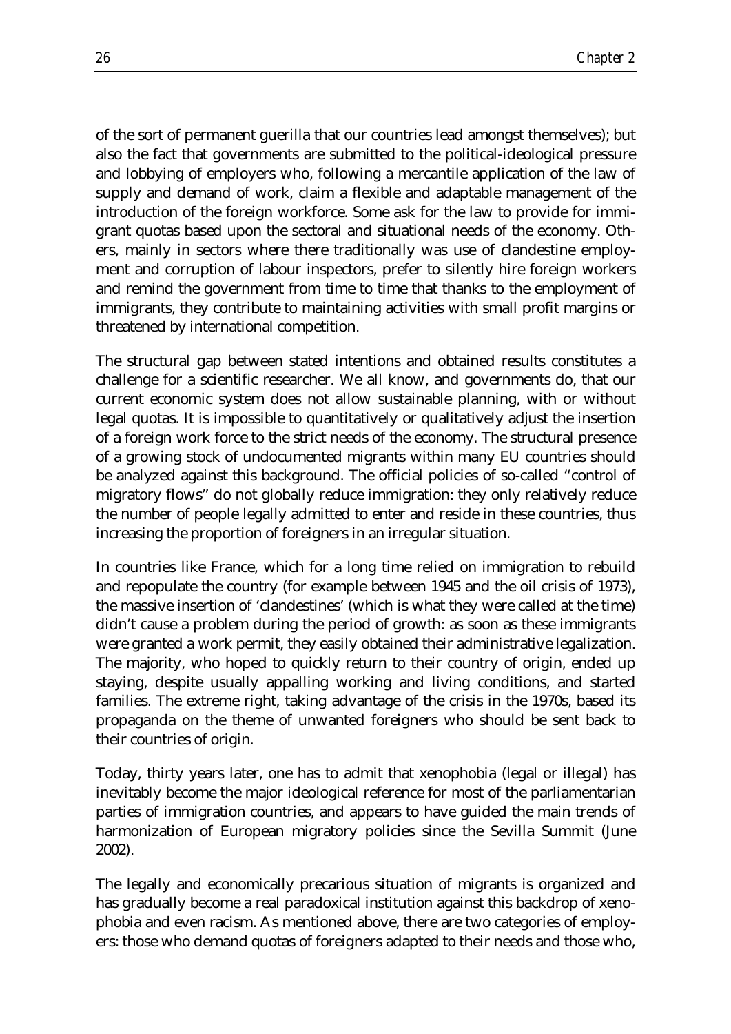of the sort of permanent guerilla that our countries lead amongst themselves); but also the fact that governments are submitted to the political-ideological pressure and lobbying of employers who, following a mercantile application of the law of supply and demand of work, claim a flexible and adaptable management of the introduction of the foreign workforce. Some ask for the law to provide for immigrant quotas based upon the sectoral and situational needs of the economy. Others, mainly in sectors where there traditionally was use of clandestine employment and corruption of labour inspectors, prefer to silently hire foreign workers and remind the government from time to time that thanks to the employment of immigrants, they contribute to maintaining activities with small profit margins or threatened by international competition.

The structural gap between stated intentions and obtained results constitutes a challenge for a scientific researcher. We all know, and governments do, that our current economic system does not allow sustainable planning, with or without legal quotas. It is impossible to quantitatively or qualitatively adjust the insertion of a foreign work force to the strict needs of the economy. The structural presence of a growing stock of undocumented migrants within many EU countries should be analyzed against this background. The official policies of so-called "control of migratory flows" do not globally reduce immigration: they only relatively reduce the number of people legally admitted to enter and reside in these countries, thus increasing the proportion of foreigners in an irregular situation.

In countries like France, which for a long time relied on immigration to rebuild and repopulate the country (for example between 1945 and the oil crisis of 1973), the massive insertion of 'clandestines' (which is what they were called at the time) didn't cause a problem during the period of growth: as soon as these immigrants were granted a work permit, they easily obtained their administrative legalization. The majority, who hoped to quickly return to their country of origin, ended up staying, despite usually appalling working and living conditions, and started families. The extreme right, taking advantage of the crisis in the 1970s, based its propaganda on the theme of unwanted foreigners who should be sent back to their countries of origin.

Today, thirty years later, one has to admit that xenophobia (legal or illegal) has inevitably become the major ideological reference for most of the parliamentarian parties of immigration countries, and appears to have guided the main trends of harmonization of European migratory policies since the Sevilla Summit (June 2002).

The legally and economically precarious situation of migrants is organized and has gradually become a real paradoxical institution against this backdrop of xenophobia and even racism. As mentioned above, there are two categories of employers: those who demand quotas of foreigners adapted to their needs and those who,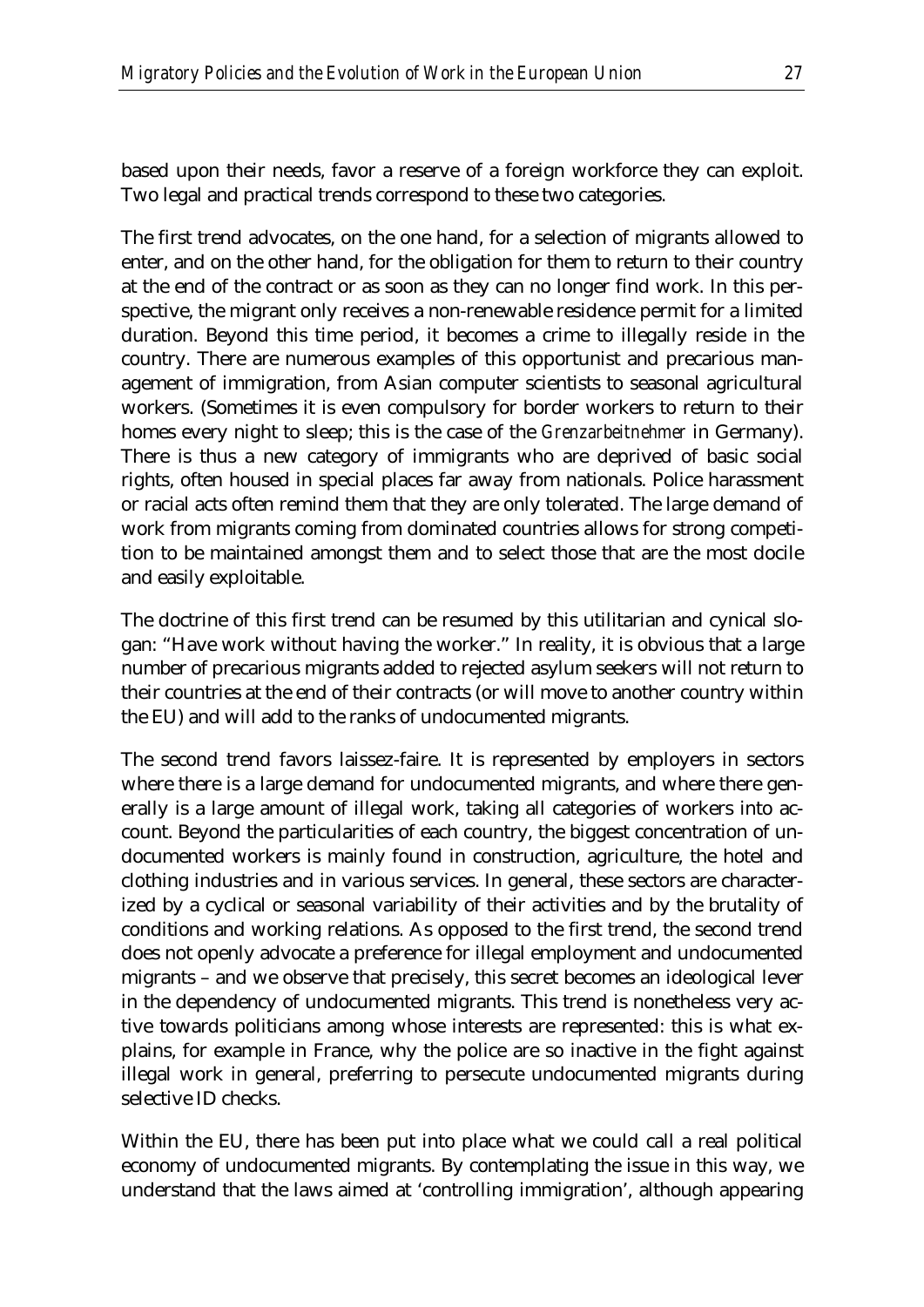based upon their needs, favor a reserve of a foreign workforce they can exploit. Two legal and practical trends correspond to these two categories.

The first trend advocates, on the one hand, for a selection of migrants allowed to enter, and on the other hand, for the obligation for them to return to their country at the end of the contract or as soon as they can no longer find work. In this perspective, the migrant only receives a non-renewable residence permit for a limited duration. Beyond this time period, it becomes a crime to illegally reside in the country. There are numerous examples of this opportunist and precarious management of immigration, from Asian computer scientists to seasonal agricultural workers. (Sometimes it is even compulsory for border workers to return to their homes every night to sleep; this is the case of the *Grenzarbeitnehmer* in Germany). There is thus a new category of immigrants who are deprived of basic social rights, often housed in special places far away from nationals. Police harassment or racial acts often remind them that they are only tolerated. The large demand of work from migrants coming from dominated countries allows for strong competition to be maintained amongst them and to select those that are the most docile and easily exploitable.

The doctrine of this first trend can be resumed by this utilitarian and cynical slogan: "Have work without having the worker." In reality, it is obvious that a large number of precarious migrants added to rejected asylum seekers will not return to their countries at the end of their contracts (or will move to another country within the EU) and will add to the ranks of undocumented migrants.

The second trend favors laissez-faire. It is represented by employers in sectors where there is a large demand for undocumented migrants, and where there generally is a large amount of illegal work, taking all categories of workers into account. Beyond the particularities of each country, the biggest concentration of undocumented workers is mainly found in construction, agriculture, the hotel and clothing industries and in various services. In general, these sectors are characterized by a cyclical or seasonal variability of their activities and by the brutality of conditions and working relations. As opposed to the first trend, the second trend does not openly advocate a preference for illegal employment and undocumented migrants – and we observe that precisely, this secret becomes an ideological lever in the dependency of undocumented migrants. This trend is nonetheless very active towards politicians among whose interests are represented: this is what explains, for example in France, why the police are so inactive in the fight against illegal work in general, preferring to persecute undocumented migrants during selective ID checks.

Within the EU, there has been put into place what we could call a real political economy of undocumented migrants. By contemplating the issue in this way, we understand that the laws aimed at 'controlling immigration', although appearing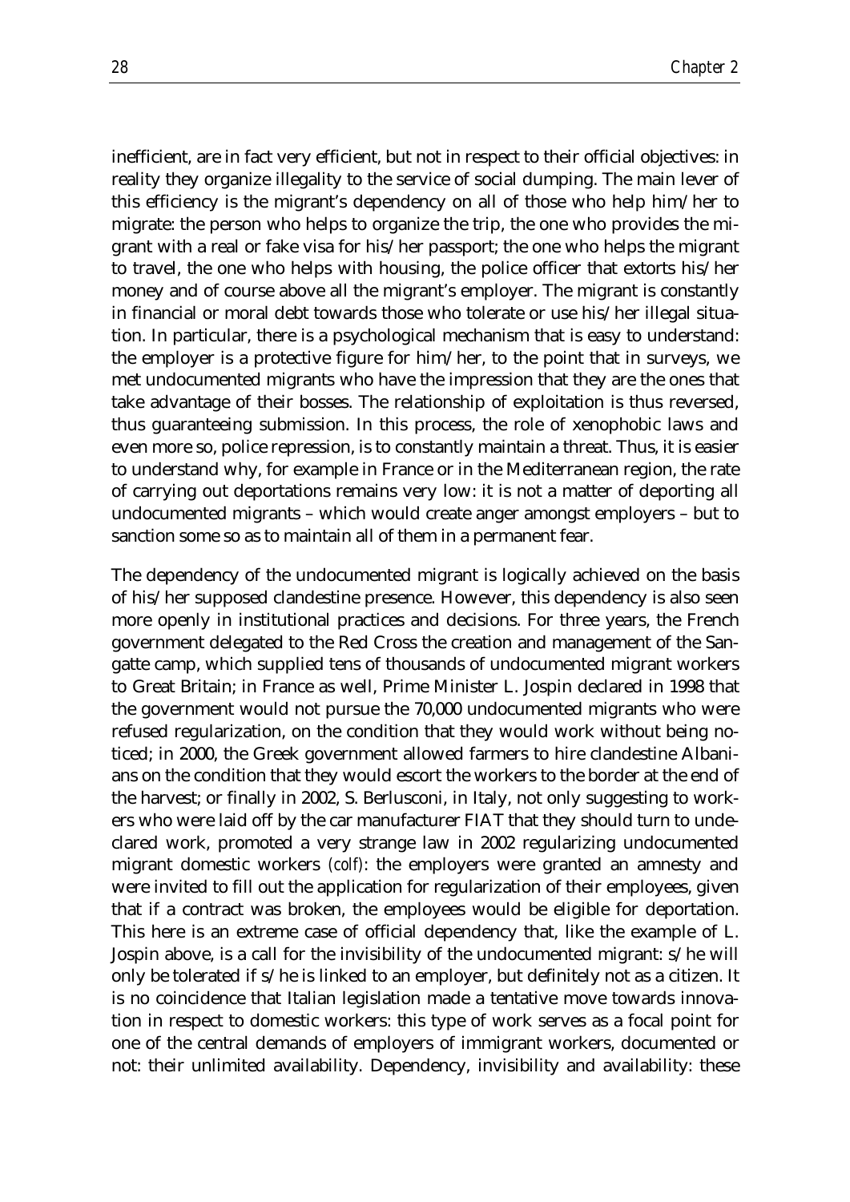inefficient, are in fact very efficient, but not in respect to their official objectives: in reality they organize illegality to the service of social dumping. The main lever of this efficiency is the migrant's dependency on all of those who help him/her to migrate: the person who helps to organize the trip, the one who provides the migrant with a real or fake visa for his/her passport; the one who helps the migrant to travel, the one who helps with housing, the police officer that extorts his/her money and of course above all the migrant's employer. The migrant is constantly in financial or moral debt towards those who tolerate or use his/her illegal situation. In particular, there is a psychological mechanism that is easy to understand: the employer is a protective figure for him/her, to the point that in surveys, we met undocumented migrants who have the impression that they are the ones that take advantage of their bosses. The relationship of exploitation is thus reversed, thus guaranteeing submission. In this process, the role of xenophobic laws and even more so, police repression, is to constantly maintain a threat. Thus, it is easier to understand why, for example in France or in the Mediterranean region, the rate of carrying out deportations remains very low: it is not a matter of deporting all undocumented migrants – which would create anger amongst employers – but to sanction some so as to maintain all of them in a permanent fear.

The dependency of the undocumented migrant is logically achieved on the basis of his/her supposed clandestine presence. However, this dependency is also seen more openly in institutional practices and decisions. For three years, the French government delegated to the Red Cross the creation and management of the Sangatte camp, which supplied tens of thousands of undocumented migrant workers to Great Britain; in France as well, Prime Minister L. Jospin declared in 1998 that the government would not pursue the 70,000 undocumented migrants who were refused regularization, on the condition that they would work without being noticed; in 2000, the Greek government allowed farmers to hire clandestine Albanians on the condition that they would escort the workers to the border at the end of the harvest; or finally in 2002, S. Berlusconi, in Italy, not only suggesting to workers who were laid off by the car manufacturer FIAT that they should turn to undeclared work, promoted a very strange law in 2002 regularizing undocumented migrant domestic workers (*colf*): the employers were granted an amnesty and were invited to fill out the application for regularization of their employees, given that if a contract was broken, the employees would be eligible for deportation. This here is an extreme case of official dependency that, like the example of L. Jospin above, is a call for the invisibility of the undocumented migrant: s/he will only be tolerated if s/he is linked to an employer, but definitely not as a citizen. It is no coincidence that Italian legislation made a tentative move towards innovation in respect to domestic workers: this type of work serves as a focal point for one of the central demands of employers of immigrant workers, documented or not: their unlimited availability. Dependency, invisibility and availability: these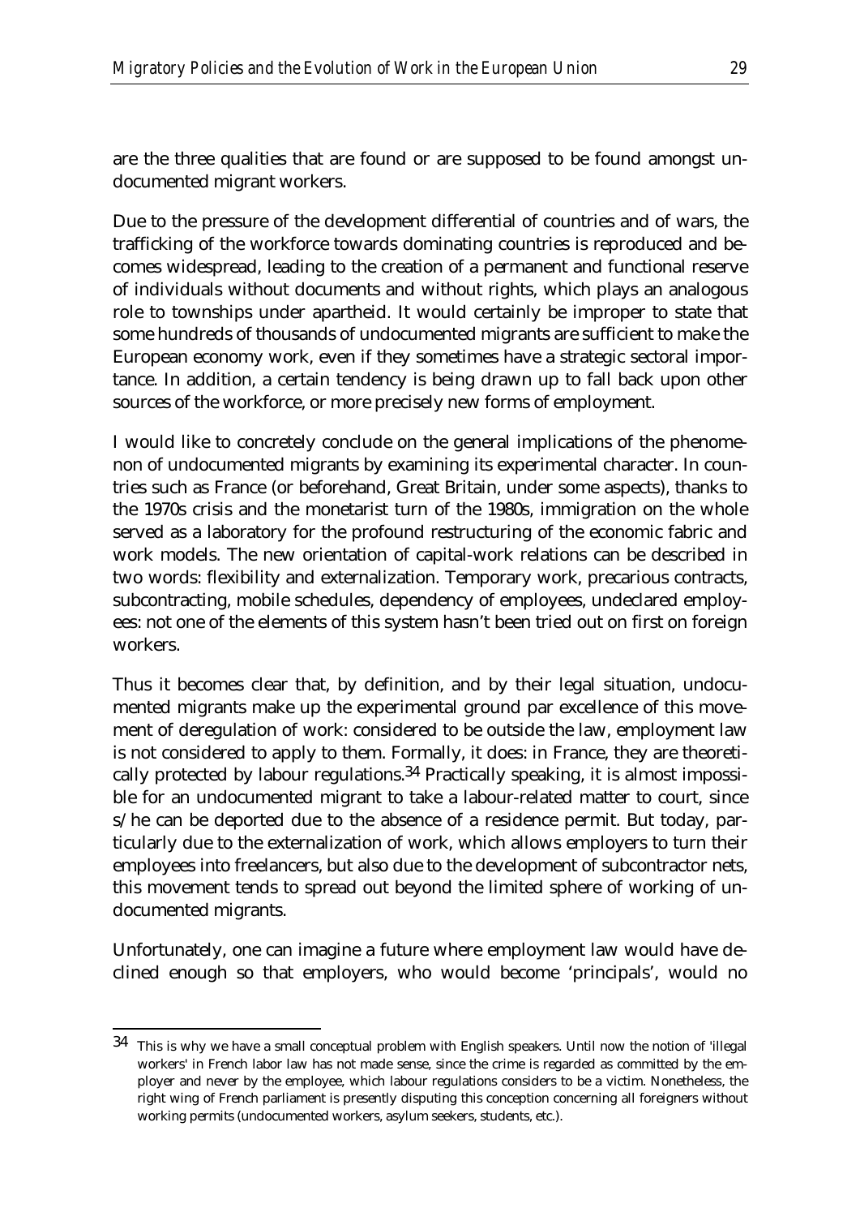are the three qualities that are found or are supposed to be found amongst undocumented migrant workers.

Due to the pressure of the development differential of countries and of wars, the trafficking of the workforce towards dominating countries is reproduced and becomes widespread, leading to the creation of a permanent and functional reserve of individuals without documents and without rights, which plays an analogous role to townships under apartheid. It would certainly be improper to state that some hundreds of thousands of undocumented migrants are sufficient to make the European economy work, even if they sometimes have a strategic sectoral importance. In addition, a certain tendency is being drawn up to fall back upon other sources of the workforce, or more precisely new forms of employment.

I would like to concretely conclude on the general implications of the phenomenon of undocumented migrants by examining its experimental character. In countries such as France (or beforehand, Great Britain, under some aspects), thanks to the 1970s crisis and the monetarist turn of the 1980s, immigration on the whole served as a laboratory for the profound restructuring of the economic fabric and work models. The new orientation of capital-work relations can be described in two words: flexibility and externalization. Temporary work, precarious contracts, subcontracting, mobile schedules, dependency of employees, undeclared employees: not one of the elements of this system hasn't been tried out on first on foreign workers.

Thus it becomes clear that, by definition, and by their legal situation, undocumented migrants make up the experimental ground par excellence of this movement of deregulation of work: considered to be outside the law, employment law is not considered to apply to them. Formally, it does: in France, they are theoretically protected by labour regulations.[34] Practically speaking, it is almost impossible for an undocumented migrant to take a labour-related matter to court, since s/he can be deported due to the absence of a residence permit. But today, particularly due to the externalization of work, which allows employers to turn their employees into freelancers, but also due to the development of subcontractor nets, this movement tends to spread out beyond the limited sphere of working of undocumented migrants.

Unfortunately, one can imagine a future where employment law would have declined enough so that employers, who would become 'principals', would no

---

[34] This is why we have a small conceptual problem with English speakers. Until now the notion of 'illegal workers' in French labor law has not made sense, since the crime is regarded as committed by the employer and never by the employee, which labour regulations considers to be a victim. Nonetheless, the right wing of French parliament is presently disputing this conception concerning all foreigners without working permits (undocumented workers, asylum seekers, students, etc.).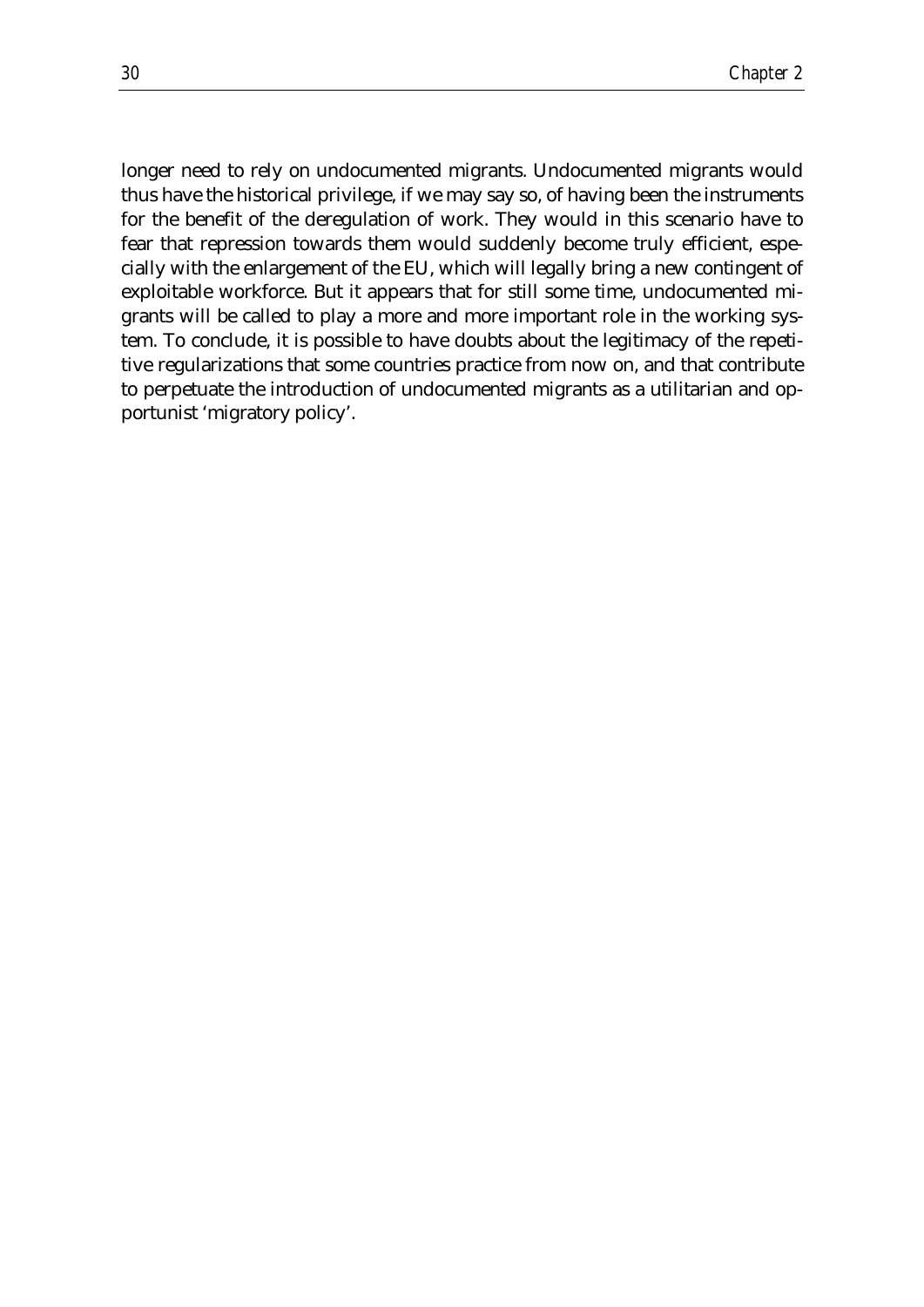longer need to rely on undocumented migrants. Undocumented migrants would thus have the historical privilege, if we may say so, of having been the instruments for the benefit of the deregulation of work. They would in this scenario have to fear that repression towards them would suddenly become truly efficient, especially with the enlargement of the EU, which will legally bring a new contingent of exploitable workforce. But it appears that for still some time, undocumented migrants will be called to play a more and more important role in the working system. To conclude, it is possible to have doubts about the legitimacy of the repetitive regularizations that some countries practice from now on, and that contribute to perpetuate the introduction of undocumented migrants as a utilitarian and opportunist 'migratory policy'.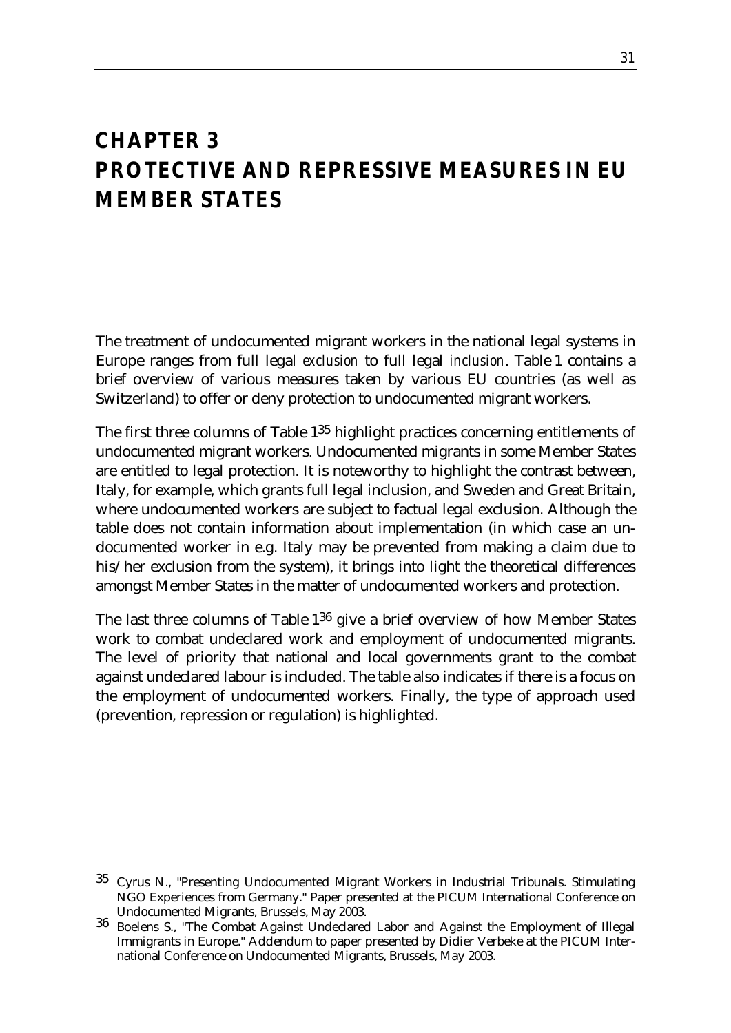# CHAPTER 3
# PROTECTIVE AND REPRESSIVE MEASURES IN EU MEMBER STATES

The treatment of undocumented migrant workers in the national legal systems in Europe ranges from full legal *exclusion* to full legal *inclusion*. Table 1 contains a brief overview of various measures taken by various EU countries (as well as Switzerland) to offer or deny protection to undocumented migrant workers.

The first three columns of Table 1[35] highlight practices concerning entitlements of undocumented migrant workers. Undocumented migrants in some Member States are entitled to legal protection. It is noteworthy to highlight the contrast between, Italy, for example, which grants full legal inclusion, and Sweden and Great Britain, where undocumented workers are subject to factual legal exclusion. Although the table does not contain information about implementation (in which case an undocumented worker in e.g. Italy may be prevented from making a claim due to his/her exclusion from the system), it brings into light the theoretical differences amongst Member States in the matter of undocumented workers and protection.

The last three columns of Table 1[36] give a brief overview of how Member States work to combat undeclared work and employment of undocumented migrants. The level of priority that national and local governments grant to the combat against undeclared labour is included. The table also indicates if there is a focus on the employment of undocumented workers. Finally, the type of approach used (prevention, repression or regulation) is highlighted.

---

[35] Cyrus N., "Presenting Undocumented Migrant Workers in Industrial Tribunals. Stimulating NGO Experiences from Germany." Paper presented at the PICUM International Conference on Undocumented Migrants, Brussels, May 2003.

[36] Boelens S., "The Combat Against Undeclared Labor and Against the Employment of Illegal Immigrants in Europe." Addendum to paper presented by Didier Verbeke at the PICUM International Conference on Undocumented Migrants, Brussels, May 2003.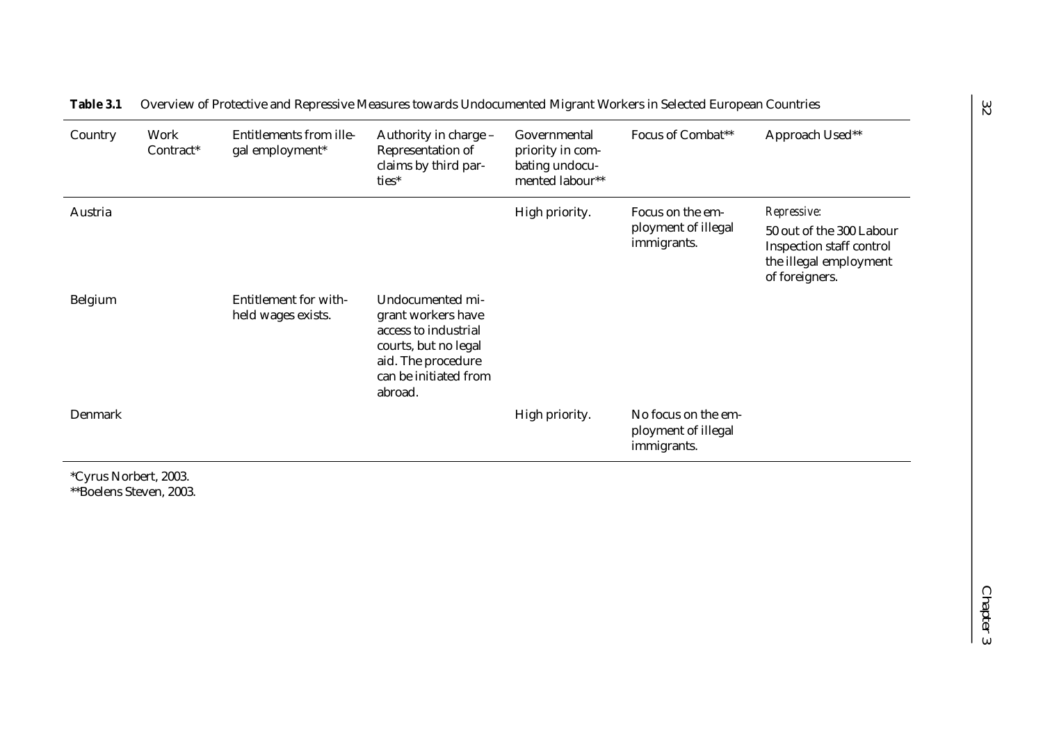**Table 3.1** Overview of Protective and Repressive Measures towards Undocumented Migrant Workers in Selected European Countries

| Country | Work Contract* | Entitlements from illegal employment* | Authority in charge – Representation of claims by third parties* | Governmental priority in combating undocumented labour** | Focus of Combat** | Approach Used** |
|---|---|---|---|---|---|---|
| Austria | | | | High priority. | Focus on the employment of illegal immigrants. | *Repressive:* 50 out of the 300 Labour Inspection staff control the illegal employment of foreigners. |
| Belgium | | Entitlement for withheld wages exists. | Undocumented migrant workers have access to industrial courts, but no legal aid. The procedure can be initiated from abroad. | | | |
| Denmark | | | | High priority. | No focus on the employment of illegal immigrants. | |

*Cyrus Norbert, 2003.
**Boelens Steven, 2003.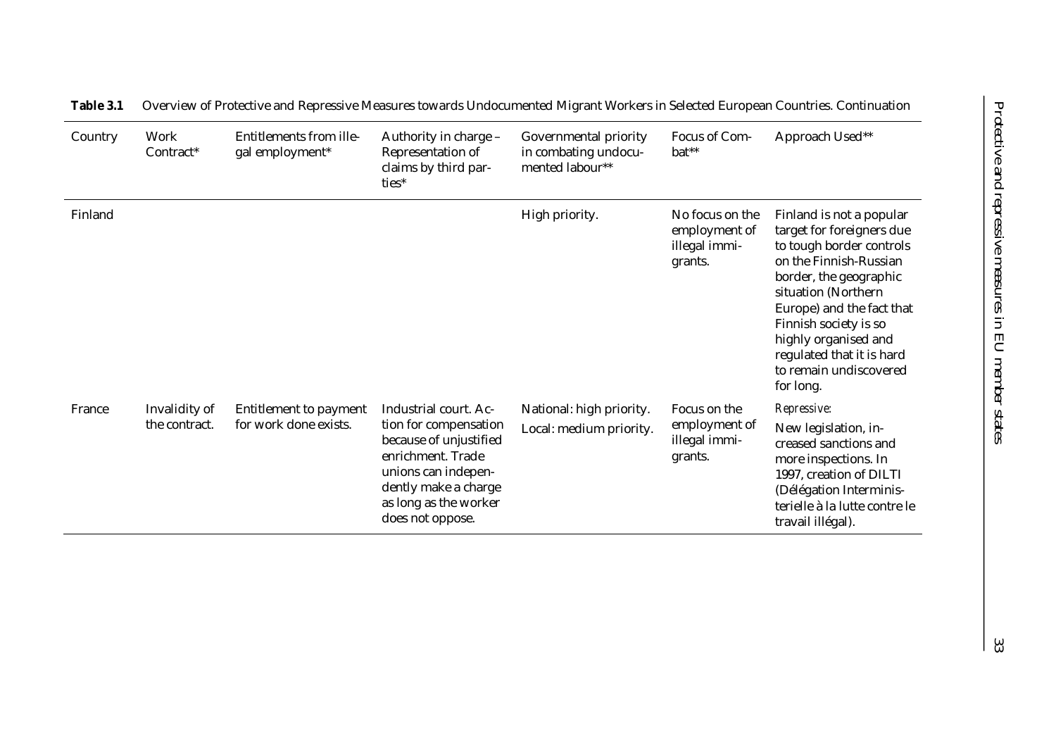**Table 3.1** Overview of Protective and Repressive Measures towards Undocumented Migrant Workers in Selected European Countries. Continuation

| Country | Work Contract* | Entitlements from illegal employment* | Authority in charge – Representation of claims by third parties* | Governmental priority in combating undocumented labour** | Focus of Combat** | Approach Used** |
|---|---|---|---|---|---|---|
| Finland | | | | High priority. | No focus on the employment of illegal immigrants. | Finland is not a popular target for foreigners due to tough border controls on the Finnish-Russian border, the geographic situation (Northern Europe) and the fact that Finnish society is so highly organised and regulated that it is hard to remain undiscovered for long. |
| France | Invalidity of the contract. | Entitlement to payment for work done exists. | Industrial court. Action for compensation because of unjustified enrichment. Trade unions can independently make a charge as long as the worker does not oppose. | National: high priority. Local: medium priority. | Focus on the employment of illegal immigrants. | *Repressive:* New legislation, increased sanctions and more inspections. In 1997, creation of DILTI (Délégation Interministerielle à la lutte contre le travail illégal). |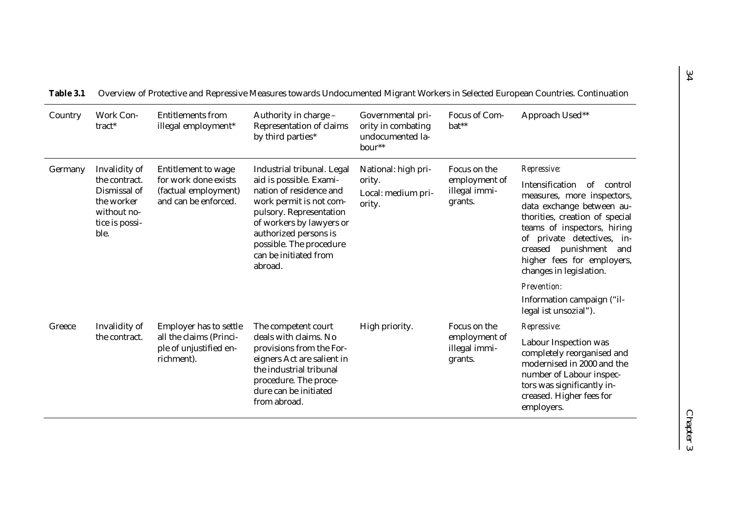**Table 3.1** Overview of Protective and Repressive Measures towards Undocumented Migrant Workers in Selected European Countries. Continuation

| Country | Work Contract* | Entitlements from illegal employment* | Authority in charge – Representation of claims by third parties* | Governmental priority in combating undocumented labour** | Focus of Combat** | Approach Used** |
|---|---|---|---|---|---|---|
| Germany | Invalidity of the contract. Dismissal of the worker without notice is possible. | Entitlement to wage for work done exists (factual employment) and can be enforced. | Industrial tribunal. Legal aid is possible. Examination of residence and work permit is not compulsory. Representation of workers by lawyers or authorized persons is possible. The procedure can be initiated from abroad. | National: high priority. Local: medium priority. | Focus on the employment of illegal immigrants. | *Repressive:* Intensification of control measures, more inspectors, data exchange between authorities, creation of special teams of inspectors, hiring of private detectives, increased punishment and higher fees for employers, changes in legislation. *Prevention:* Information campaign ("illegal ist unsozial"). |
| Greece | Invalidity of the contract. | Employer has to settle all the claims (Principle of unjustified enrichment). | The competent court deals with claims. No provisions from the Foreigners Act are salient in the industrial tribunal procedure. The procedure can be initiated from abroad. | High priority. | Focus on the employment of illegal immigrants. | *Repressive:* Labour Inspection was completely reorganised and modernised in 2000 and the number of Labour inspectors was significantly increased. Higher fees for employers. |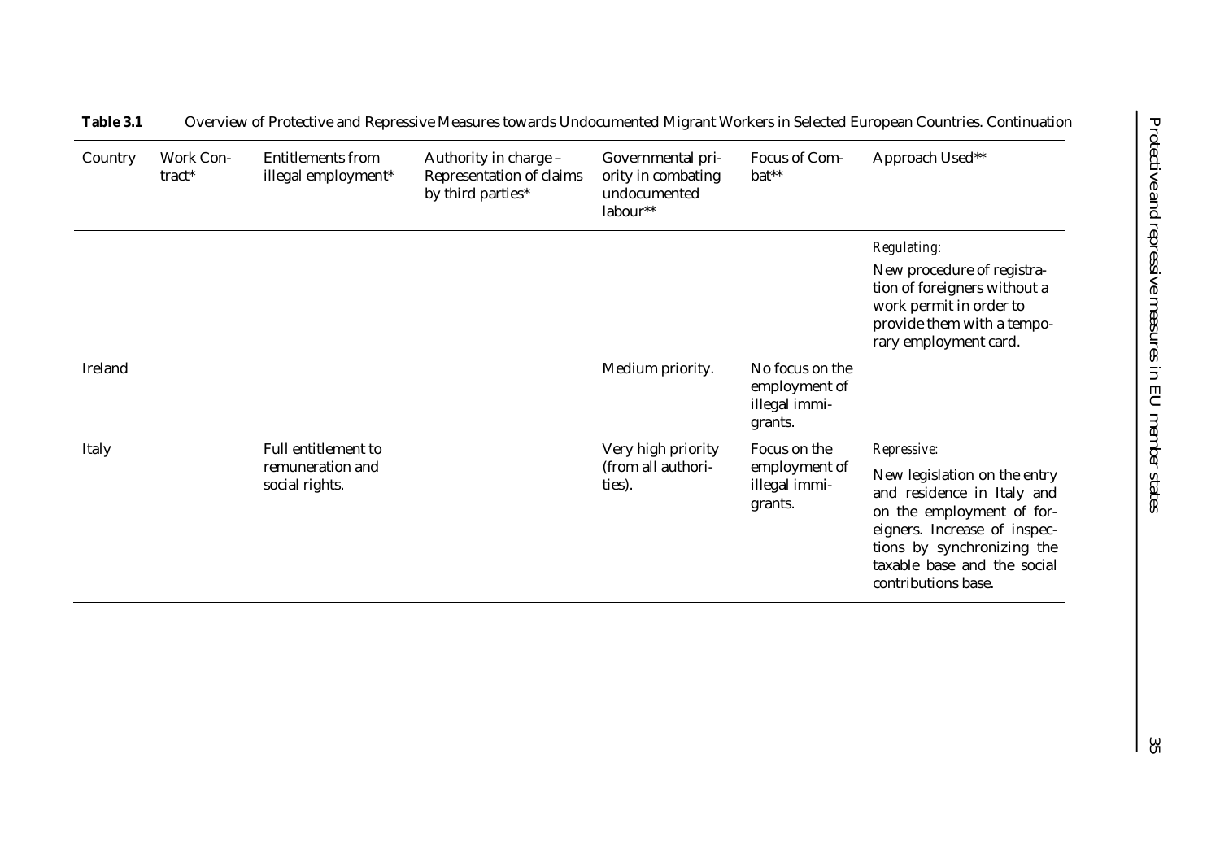**Table 3.1** Overview of Protective and Repressive Measures towards Undocumented Migrant Workers in Selected European Countries. Continuation

| Country | Work Contract* | Entitlements from illegal employment* | Authority in charge – Representation of claims by third parties* | Governmental priority in combating undocumented labour** | Focus of Combat** | Approach Used** |
|---|---|---|---|---|---|---|
| | | | | | | *Regulating:* New procedure of registration of foreigners without a work permit in order to provide them with a temporary employment card. |
| Ireland | | | | Medium priority. | No focus on the employment of illegal immigrants. | |
| Italy | | Full entitlement to remuneration and social rights. | | Very high priority (from all authorities). | Focus on the employment of illegal immigrants. | *Repressive:* New legislation on the entry and residence in Italy and on the employment of foreigners. Increase of inspections by synchronizing the taxable base and the social contributions base. |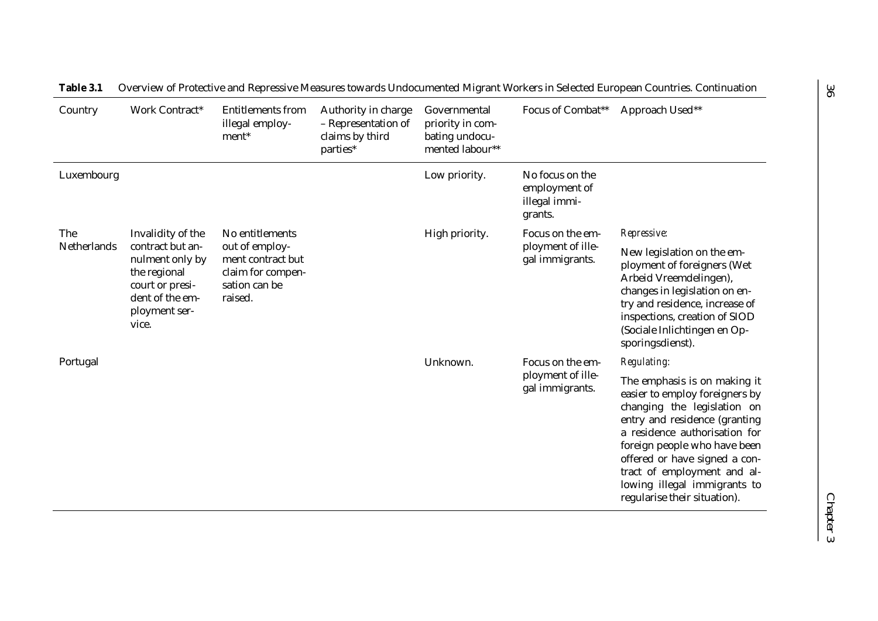**Table 3.1** Overview of Protective and Repressive Measures towards Undocumented Migrant Workers in Selected European Countries. Continuation

| Country | Work Contract* | Entitlements from illegal employment* | Authority in charge – Representation of claims by third parties* | Governmental priority in combating undocumented labour** | Focus of Combat** | Approach Used** |
|---|---|---|---|---|---|---|
| Luxembourg | | | | Low priority. | No focus on the employment of illegal immigrants. | |
| The Netherlands | Invalidity of the contract but annulment only by the regional court or president of the employment service. | No entitlements out of employment contract but claim for compensation can be raised. | | High priority. | Focus on the employment of illegal immigrants. | *Repressive:* New legislation on the employment of foreigners (Wet Arbeid Vreemdelingen), changes in legislation on entry and residence, increase of inspections, creation of SIOD (Sociale Inlichtingen en Opsporingsdienst). |
| Portugal | | | | Unknown. | Focus on the employment of illegal immigrants. | *Regulating:* The emphasis is on making it easier to employ foreigners by changing the legislation on entry and residence (granting a residence authorisation for foreign people who have been offered or have signed a contract of employment and allowing illegal immigrants to regularise their situation). |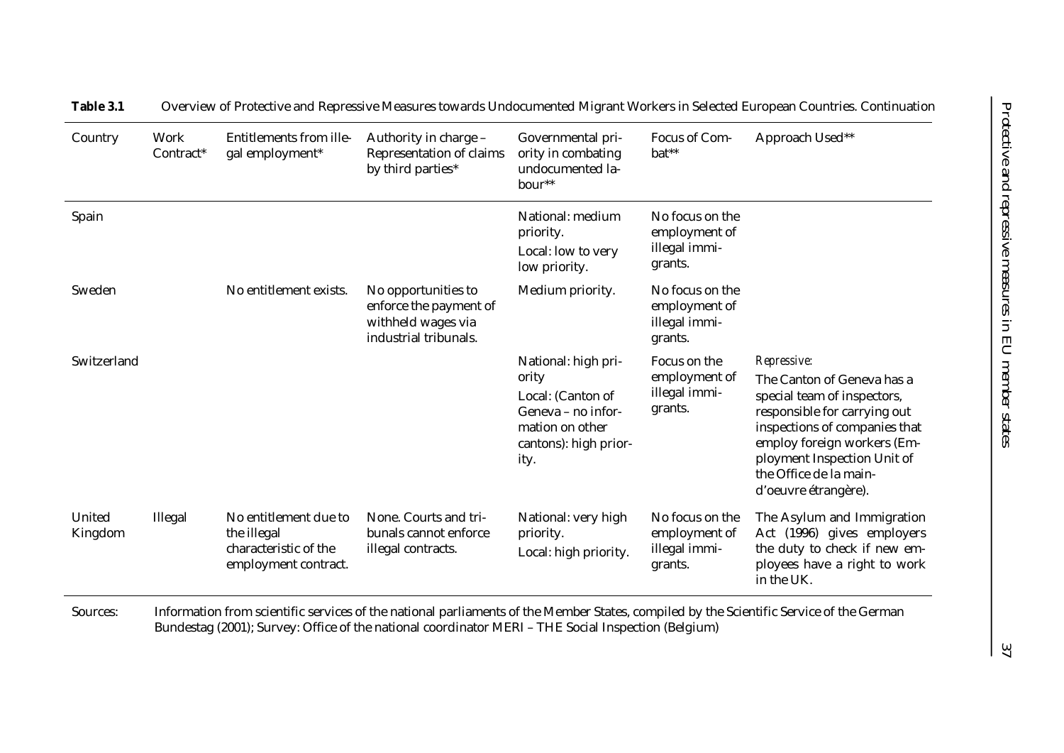**Table 3.1** Overview of Protective and Repressive Measures towards Undocumented Migrant Workers in Selected European Countries. Continuation

| Country | Work Contract* | Entitlements from illegal employment* | Authority in charge – Representation of claims by third parties* | Governmental priority in combating undocumented labour** | Focus of Combat** | Approach Used** |
|---|---|---|---|---|---|---|
| Spain | | | | National: medium priority.<br>Local: low to very low priority. | No focus on the employment of illegal immigrants. | |
| Sweden | | No entitlement exists. | No opportunities to enforce the payment of withheld wages via industrial tribunals. | Medium priority. | No focus on the employment of illegal immigrants. | |
| Switzerland | | | | National: high priority<br>Local: (Canton of Geneva – no information on other cantons): high priority. | Focus on the employment of illegal immigrants. | *Repressive:*<br>The Canton of Geneva has a special team of inspectors, responsible for carrying out inspections of companies that employ foreign workers (Employment Inspection Unit of the Office de la main-d'oeuvre étrangère). |
| United Kingdom | Illegal | No entitlement due to the illegal characteristic of the employment contract. | None. Courts and tribunals cannot enforce illegal contracts. | National: very high priority.<br>Local: high priority. | No focus on the employment of illegal immigrants. | The Asylum and Immigration Act (1996) gives employers the duty to check if new employees have a right to work in the UK. |

Sources: Information from scientific services of the national parliaments of the Member States, compiled by the Scientific Service of the German Bundestag (2001); Survey: Office of the national coordinator MERI – THE Social Inspection (Belgium)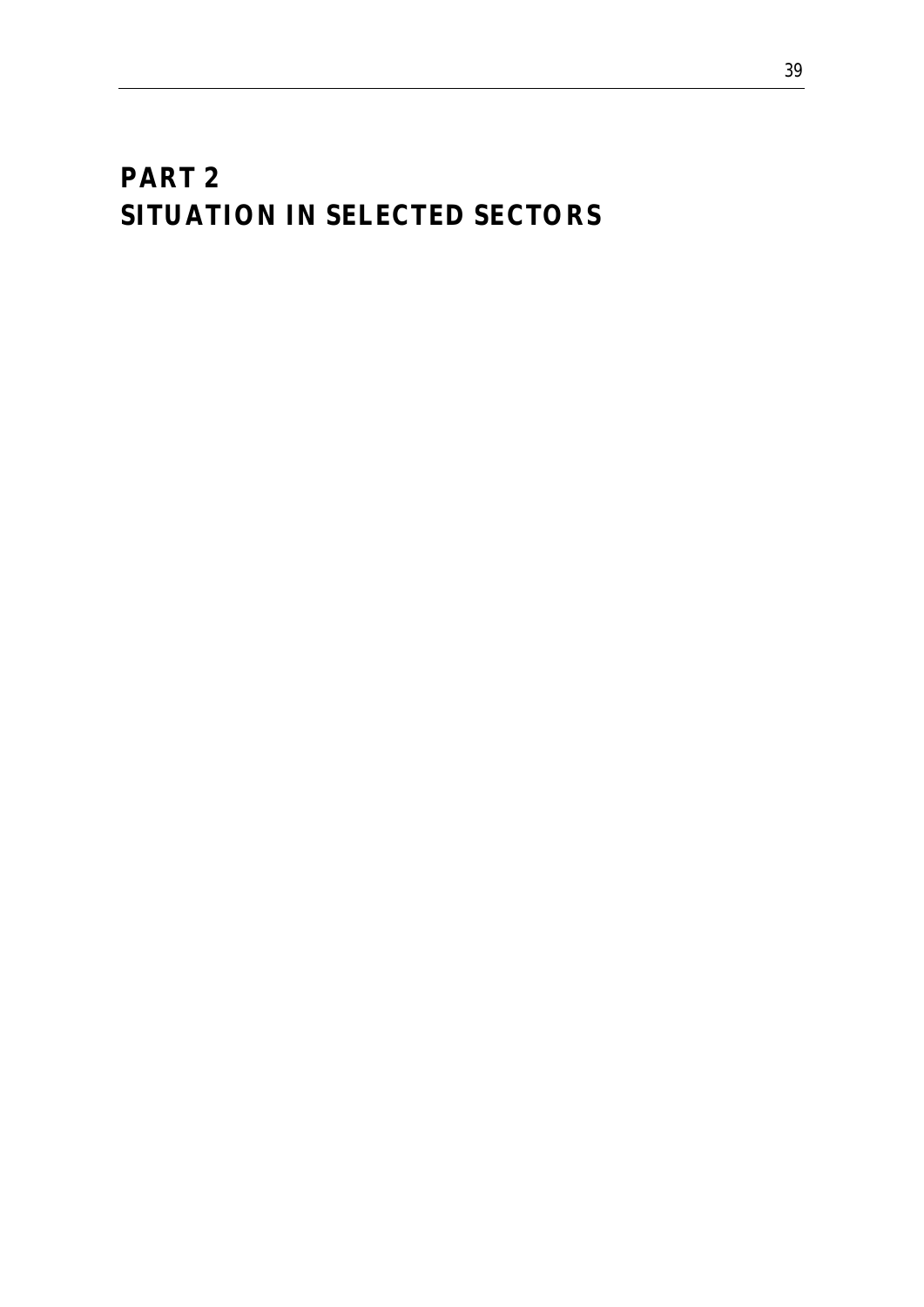# PART 2
# SITUATION IN SELECTED SECTORS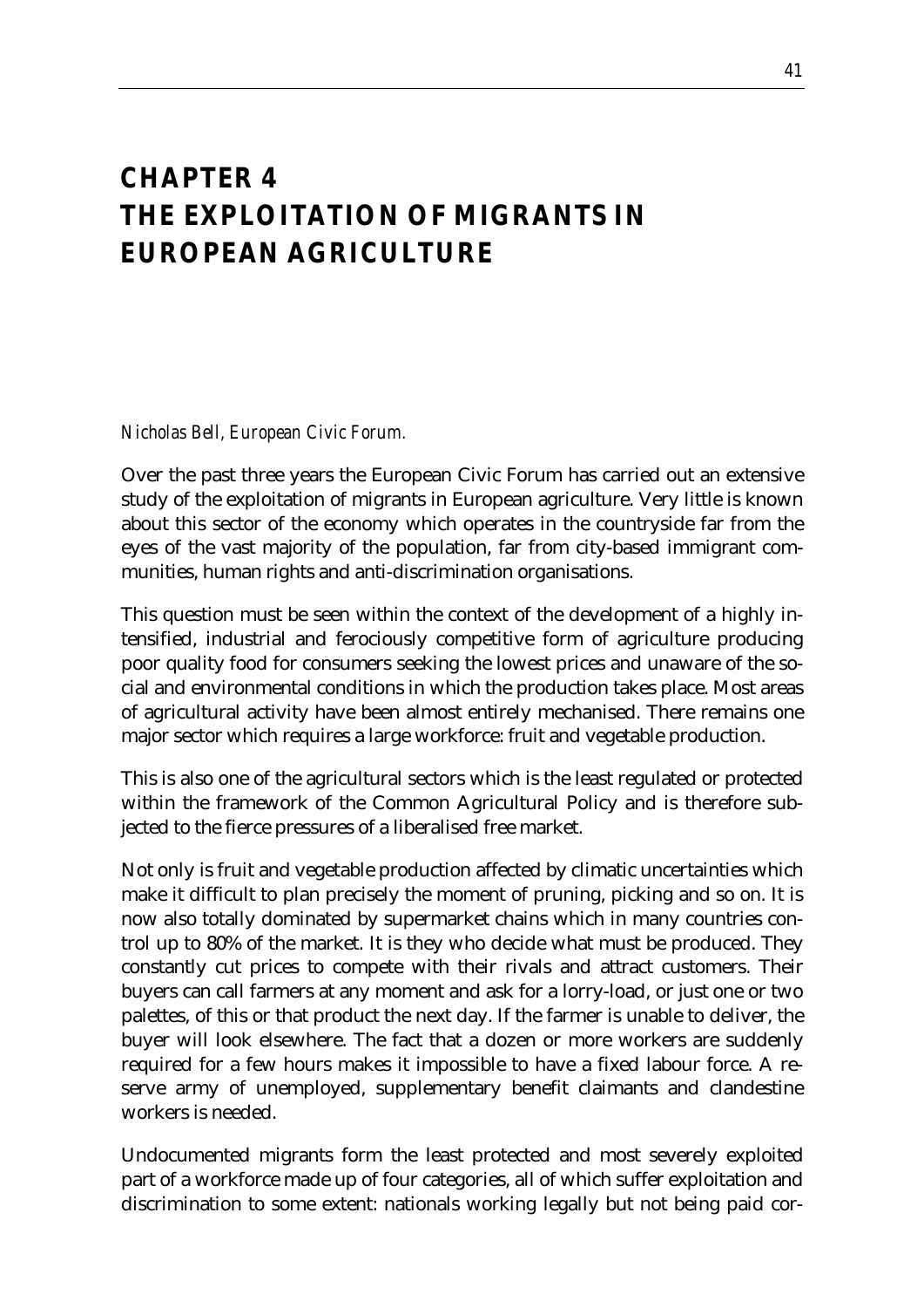# CHAPTER 4
# THE EXPLOITATION OF MIGRANTS IN EUROPEAN AGRICULTURE

*Nicholas Bell, European Civic Forum.*

Over the past three years the European Civic Forum has carried out an extensive study of the exploitation of migrants in European agriculture. Very little is known about this sector of the economy which operates in the countryside far from the eyes of the vast majority of the population, far from city-based immigrant communities, human rights and anti-discrimination organisations.

This question must be seen within the context of the development of a highly intensified, industrial and ferociously competitive form of agriculture producing poor quality food for consumers seeking the lowest prices and unaware of the social and environmental conditions in which the production takes place. Most areas of agricultural activity have been almost entirely mechanised. There remains one major sector which requires a large workforce: fruit and vegetable production.

This is also one of the agricultural sectors which is the least regulated or protected within the framework of the Common Agricultural Policy and is therefore subjected to the fierce pressures of a liberalised free market.

Not only is fruit and vegetable production affected by climatic uncertainties which make it difficult to plan precisely the moment of pruning, picking and so on. It is now also totally dominated by supermarket chains which in many countries control up to 80% of the market. It is they who decide what must be produced. They constantly cut prices to compete with their rivals and attract customers. Their buyers can call farmers at any moment and ask for a lorry-load, or just one or two palettes, of this or that product the next day. If the farmer is unable to deliver, the buyer will look elsewhere. The fact that a dozen or more workers are suddenly required for a few hours makes it impossible to have a fixed labour force. A reserve army of unemployed, supplementary benefit claimants and clandestine workers is needed.

Undocumented migrants form the least protected and most severely exploited part of a workforce made up of four categories, all of which suffer exploitation and discrimination to some extent: nationals working legally but not being paid cor-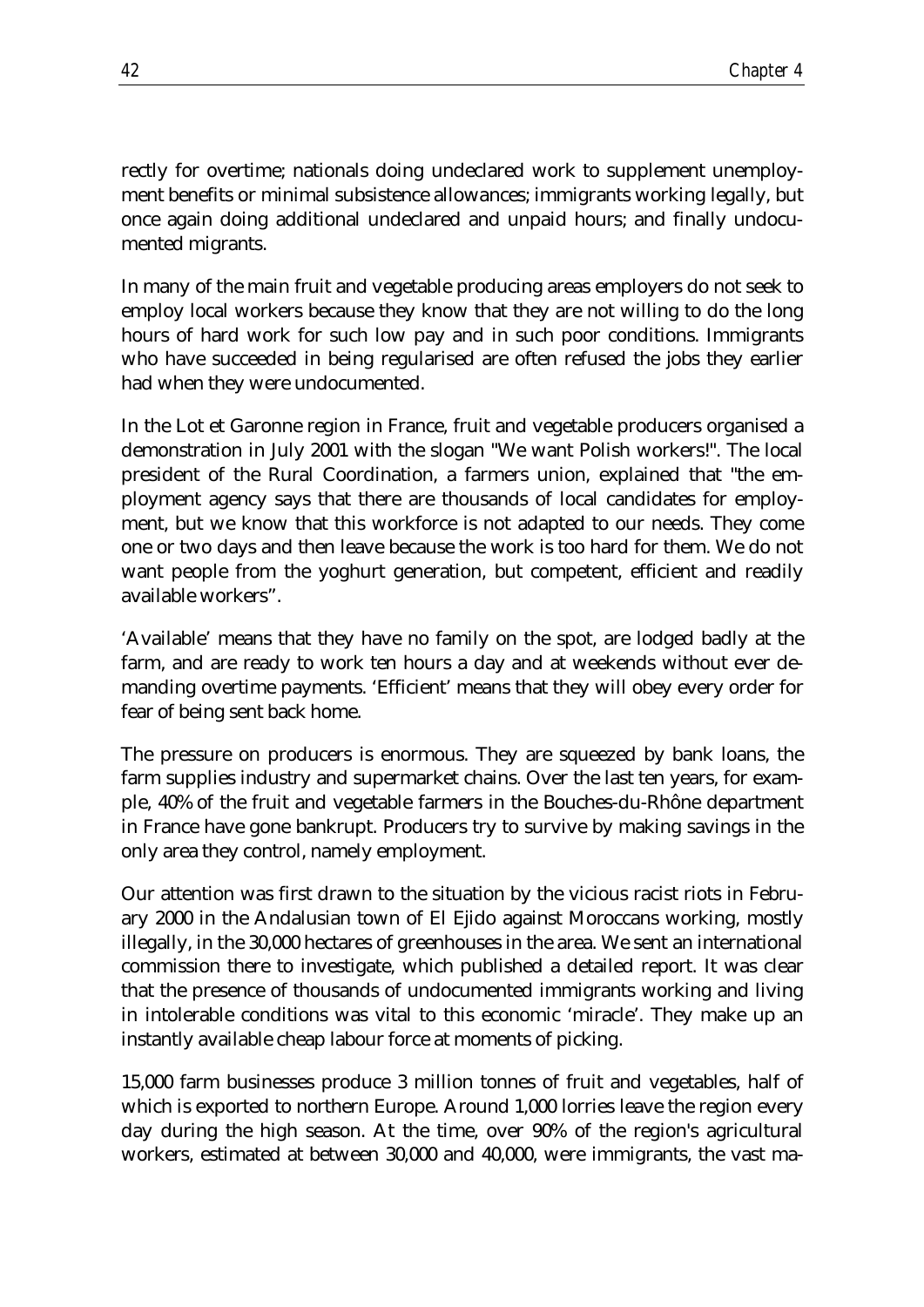rectly for overtime; nationals doing undeclared work to supplement unemployment benefits or minimal subsistence allowances; immigrants working legally, but once again doing additional undeclared and unpaid hours; and finally undocumented migrants.

In many of the main fruit and vegetable producing areas employers do not seek to employ local workers because they know that they are not willing to do the long hours of hard work for such low pay and in such poor conditions. Immigrants who have succeeded in being regularised are often refused the jobs they earlier had when they were undocumented.

In the Lot et Garonne region in France, fruit and vegetable producers organised a demonstration in July 2001 with the slogan "We want Polish workers!". The local president of the Rural Coordination, a farmers union, explained that "the employment agency says that there are thousands of local candidates for employment, but we know that this workforce is not adapted to our needs. They come one or two days and then leave because the work is too hard for them. We do not want people from the yoghurt generation, but competent, efficient and readily available workers".

'Available' means that they have no family on the spot, are lodged badly at the farm, and are ready to work ten hours a day and at weekends without ever demanding overtime payments. 'Efficient' means that they will obey every order for fear of being sent back home.

The pressure on producers is enormous. They are squeezed by bank loans, the farm supplies industry and supermarket chains. Over the last ten years, for example, 40% of the fruit and vegetable farmers in the Bouches-du-Rhône department in France have gone bankrupt. Producers try to survive by making savings in the only area they control, namely employment.

Our attention was first drawn to the situation by the vicious racist riots in February 2000 in the Andalusian town of El Ejido against Moroccans working, mostly illegally, in the 30,000 hectares of greenhouses in the area. We sent an international commission there to investigate, which published a detailed report. It was clear that the presence of thousands of undocumented immigrants working and living in intolerable conditions was vital to this economic 'miracle'. They make up an instantly available cheap labour force at moments of picking.

15,000 farm businesses produce 3 million tonnes of fruit and vegetables, half of which is exported to northern Europe. Around 1,000 lorries leave the region every day during the high season. At the time, over 90% of the region's agricultural workers, estimated at between 30,000 and 40,000, were immigrants, the vast ma-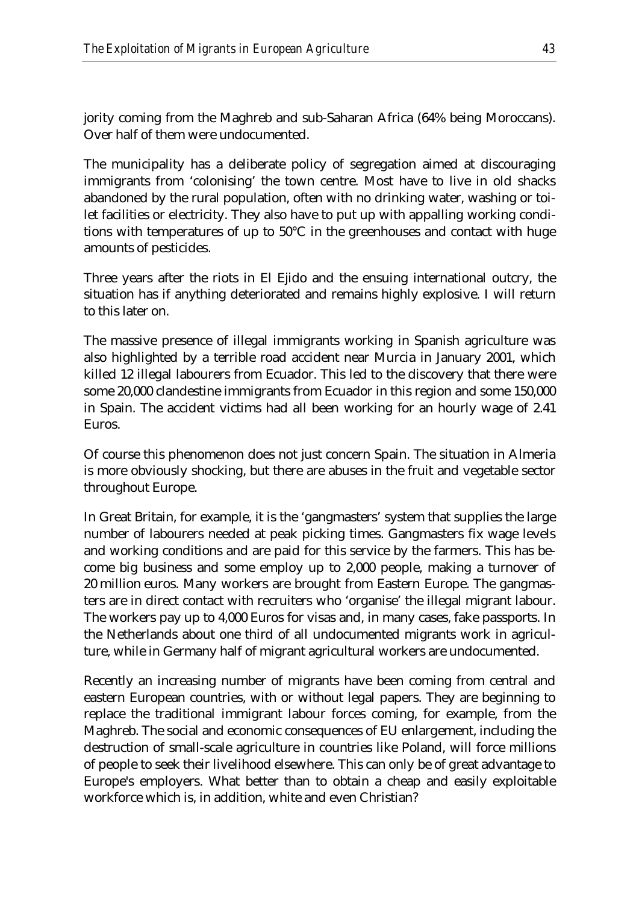jority coming from the Maghreb and sub-Saharan Africa (64% being Moroccans). Over half of them were undocumented.

The municipality has a deliberate policy of segregation aimed at discouraging immigrants from 'colonising' the town centre. Most have to live in old shacks abandoned by the rural population, often with no drinking water, washing or toilet facilities or electricity. They also have to put up with appalling working conditions with temperatures of up to 50°C in the greenhouses and contact with huge amounts of pesticides.

Three years after the riots in El Ejido and the ensuing international outcry, the situation has if anything deteriorated and remains highly explosive. I will return to this later on.

The massive presence of illegal immigrants working in Spanish agriculture was also highlighted by a terrible road accident near Murcia in January 2001, which killed 12 illegal labourers from Ecuador. This led to the discovery that there were some 20,000 clandestine immigrants from Ecuador in this region and some 150,000 in Spain. The accident victims had all been working for an hourly wage of 2.41 Euros.

Of course this phenomenon does not just concern Spain. The situation in Almeria is more obviously shocking, but there are abuses in the fruit and vegetable sector throughout Europe.

In Great Britain, for example, it is the 'gangmasters' system that supplies the large number of labourers needed at peak picking times. Gangmasters fix wage levels and working conditions and are paid for this service by the farmers. This has become big business and some employ up to 2,000 people, making a turnover of 20 million euros. Many workers are brought from Eastern Europe. The gangmasters are in direct contact with recruiters who 'organise' the illegal migrant labour. The workers pay up to 4,000 Euros for visas and, in many cases, fake passports. In the Netherlands about one third of all undocumented migrants work in agriculture, while in Germany half of migrant agricultural workers are undocumented.

Recently an increasing number of migrants have been coming from central and eastern European countries, with or without legal papers. They are beginning to replace the traditional immigrant labour forces coming, for example, from the Maghreb. The social and economic consequences of EU enlargement, including the destruction of small-scale agriculture in countries like Poland, will force millions of people to seek their livelihood elsewhere. This can only be of great advantage to Europe's employers. What better than to obtain a cheap and easily exploitable workforce which is, in addition, white and even Christian?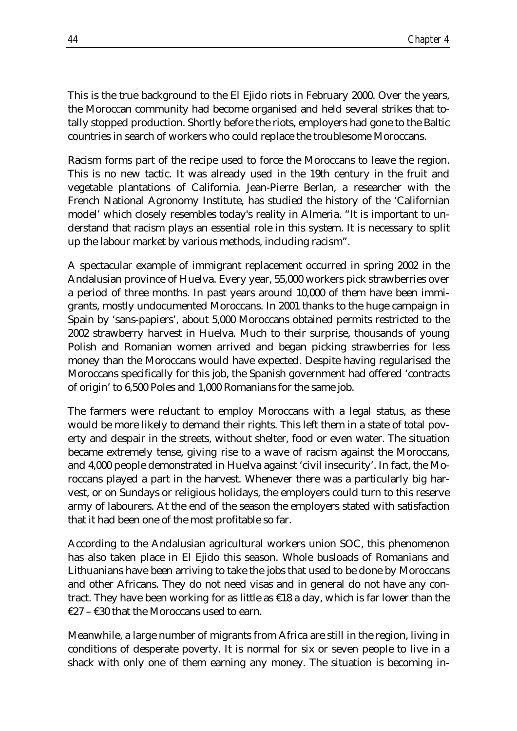This is the true background to the El Ejido riots in February 2000. Over the years, the Moroccan community had become organised and held several strikes that totally stopped production. Shortly before the riots, employers had gone to the Baltic countries in search of workers who could replace the troublesome Moroccans.

Racism forms part of the recipe used to force the Moroccans to leave the region. This is no new tactic. It was already used in the 19th century in the fruit and vegetable plantations of California. Jean-Pierre Berlan, a researcher with the French National Agronomy Institute, has studied the history of the 'Californian model' which closely resembles today's reality in Almeria. "It is important to understand that racism plays an essential role in this system. It is necessary to split up the labour market by various methods, including racism".

A spectacular example of immigrant replacement occurred in spring 2002 in the Andalusian province of Huelva. Every year, 55,000 workers pick strawberries over a period of three months. In past years around 10,000 of them have been immigrants, mostly undocumented Moroccans. In 2001 thanks to the huge campaign in Spain by 'sans-papiers', about 5,000 Moroccans obtained permits restricted to the 2002 strawberry harvest in Huelva. Much to their surprise, thousands of young Polish and Romanian women arrived and began picking strawberries for less money than the Moroccans would have expected. Despite having regularised the Moroccans specifically for this job, the Spanish government had offered 'contracts of origin' to 6,500 Poles and 1,000 Romanians for the same job.

The farmers were reluctant to employ Moroccans with a legal status, as these would be more likely to demand their rights. This left them in a state of total poverty and despair in the streets, without shelter, food or even water. The situation became extremely tense, giving rise to a wave of racism against the Moroccans, and 4,000 people demonstrated in Huelva against 'civil insecurity'. In fact, the Moroccans played a part in the harvest. Whenever there was a particularly big harvest, or on Sundays or religious holidays, the employers could turn to this reserve army of labourers. At the end of the season the employers stated with satisfaction that it had been one of the most profitable so far.

According to the Andalusian agricultural workers union SOC, this phenomenon has also taken place in El Ejido this season. Whole busloads of Romanians and Lithuanians have been arriving to take the jobs that used to be done by Moroccans and other Africans. They do not need visas and in general do not have any contract. They have been working for as little as €18 a day, which is far lower than the €27 – €30 that the Moroccans used to earn.

Meanwhile, a large number of migrants from Africa are still in the region, living in conditions of desperate poverty. It is normal for six or seven people to live in a shack with only one of them earning any money. The situation is becoming in-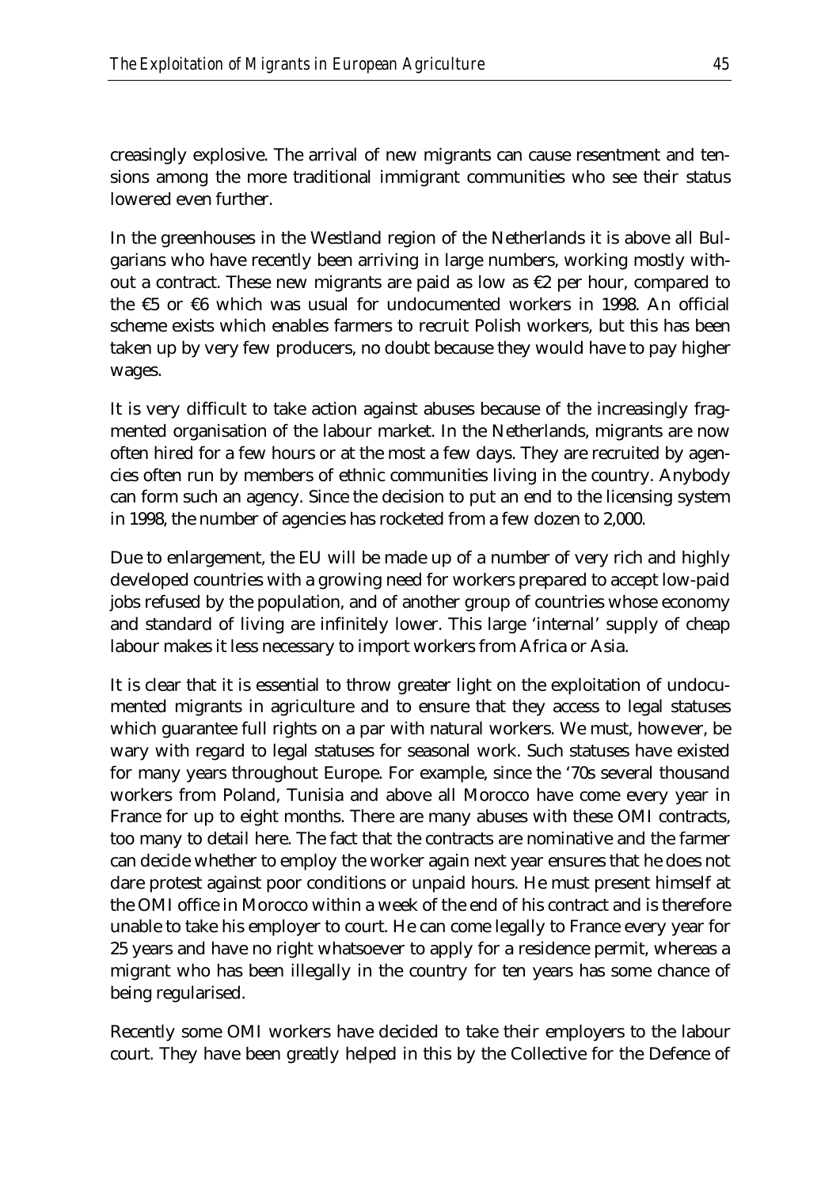creasingly explosive. The arrival of new migrants can cause resentment and tensions among the more traditional immigrant communities who see their status lowered even further.

In the greenhouses in the Westland region of the Netherlands it is above all Bulgarians who have recently been arriving in large numbers, working mostly without a contract. These new migrants are paid as low as €2 per hour, compared to the €5 or €6 which was usual for undocumented workers in 1998. An official scheme exists which enables farmers to recruit Polish workers, but this has been taken up by very few producers, no doubt because they would have to pay higher wages.

It is very difficult to take action against abuses because of the increasingly fragmented organisation of the labour market. In the Netherlands, migrants are now often hired for a few hours or at the most a few days. They are recruited by agencies often run by members of ethnic communities living in the country. Anybody can form such an agency. Since the decision to put an end to the licensing system in 1998, the number of agencies has rocketed from a few dozen to 2,000.

Due to enlargement, the EU will be made up of a number of very rich and highly developed countries with a growing need for workers prepared to accept low-paid jobs refused by the population, and of another group of countries whose economy and standard of living are infinitely lower. This large 'internal' supply of cheap labour makes it less necessary to import workers from Africa or Asia.

It is clear that it is essential to throw greater light on the exploitation of undocumented migrants in agriculture and to ensure that they access to legal statuses which guarantee full rights on a par with natural workers. We must, however, be wary with regard to legal statuses for seasonal work. Such statuses have existed for many years throughout Europe. For example, since the '70s several thousand workers from Poland, Tunisia and above all Morocco have come every year in France for up to eight months. There are many abuses with these OMI contracts, too many to detail here. The fact that the contracts are nominative and the farmer can decide whether to employ the worker again next year ensures that he does not dare protest against poor conditions or unpaid hours. He must present himself at the OMI office in Morocco within a week of the end of his contract and is therefore unable to take his employer to court. He can come legally to France every year for 25 years and have no right whatsoever to apply for a residence permit, whereas a migrant who has been illegally in the country for ten years has some chance of being regularised.

Recently some OMI workers have decided to take their employers to the labour court. They have been greatly helped in this by the Collective for the Defence of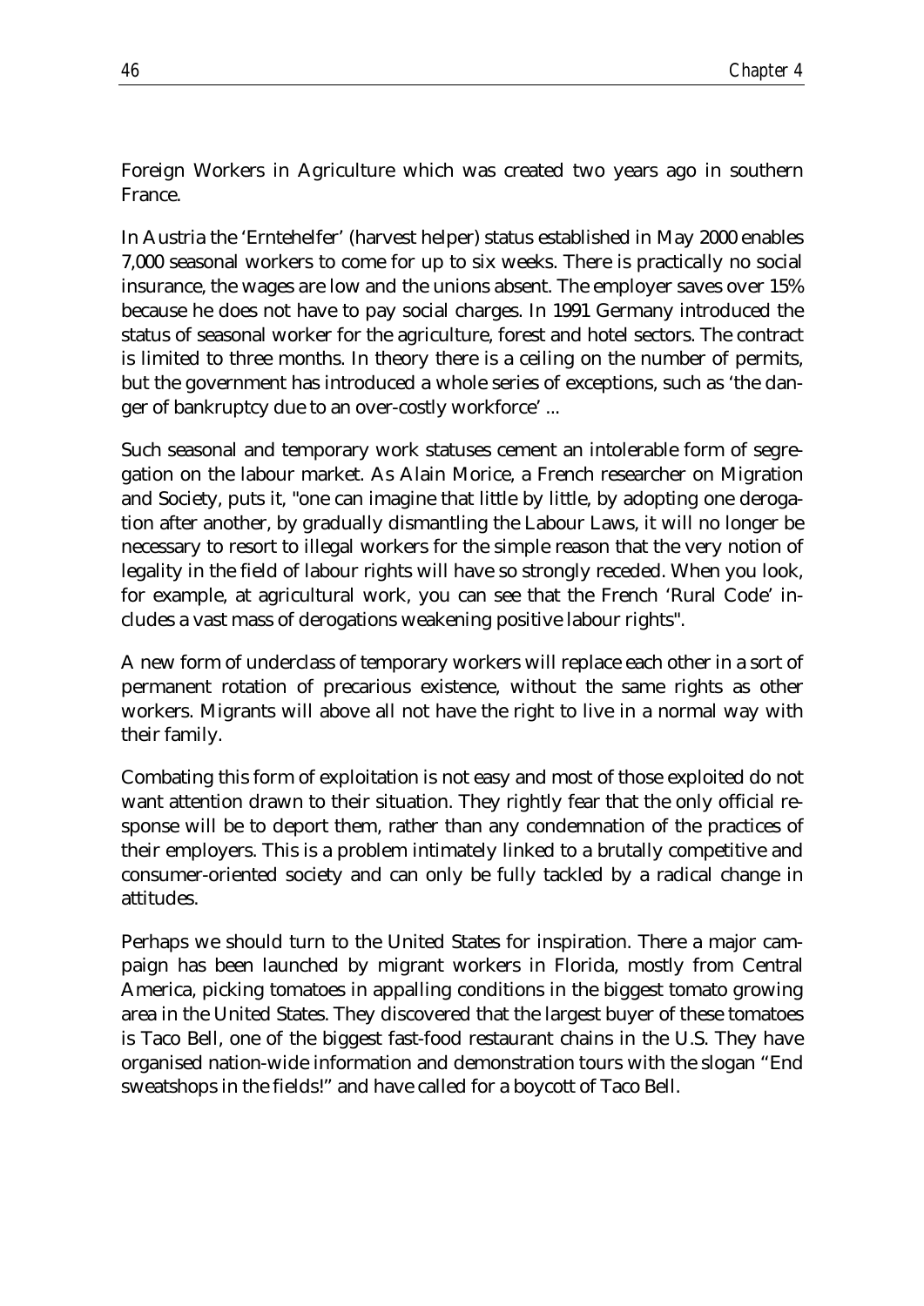Foreign Workers in Agriculture which was created two years ago in southern France.

In Austria the 'Erntehelfer' (harvest helper) status established in May 2000 enables 7,000 seasonal workers to come for up to six weeks. There is practically no social insurance, the wages are low and the unions absent. The employer saves over 15% because he does not have to pay social charges. In 1991 Germany introduced the status of seasonal worker for the agriculture, forest and hotel sectors. The contract is limited to three months. In theory there is a ceiling on the number of permits, but the government has introduced a whole series of exceptions, such as 'the danger of bankruptcy due to an over-costly workforce' ...

Such seasonal and temporary work statuses cement an intolerable form of segregation on the labour market. As Alain Morice, a French researcher on Migration and Society, puts it, "one can imagine that little by little, by adopting one derogation after another, by gradually dismantling the Labour Laws, it will no longer be necessary to resort to illegal workers for the simple reason that the very notion of legality in the field of labour rights will have so strongly receded. When you look, for example, at agricultural work, you can see that the French 'Rural Code' includes a vast mass of derogations weakening positive labour rights".

A new form of underclass of temporary workers will replace each other in a sort of permanent rotation of precarious existence, without the same rights as other workers. Migrants will above all not have the right to live in a normal way with their family.

Combating this form of exploitation is not easy and most of those exploited do not want attention drawn to their situation. They rightly fear that the only official response will be to deport them, rather than any condemnation of the practices of their employers. This is a problem intimately linked to a brutally competitive and consumer-oriented society and can only be fully tackled by a radical change in attitudes.

Perhaps we should turn to the United States for inspiration. There a major campaign has been launched by migrant workers in Florida, mostly from Central America, picking tomatoes in appalling conditions in the biggest tomato growing area in the United States. They discovered that the largest buyer of these tomatoes is Taco Bell, one of the biggest fast-food restaurant chains in the U.S. They have organised nation-wide information and demonstration tours with the slogan "End sweatshops in the fields!" and have called for a boycott of Taco Bell.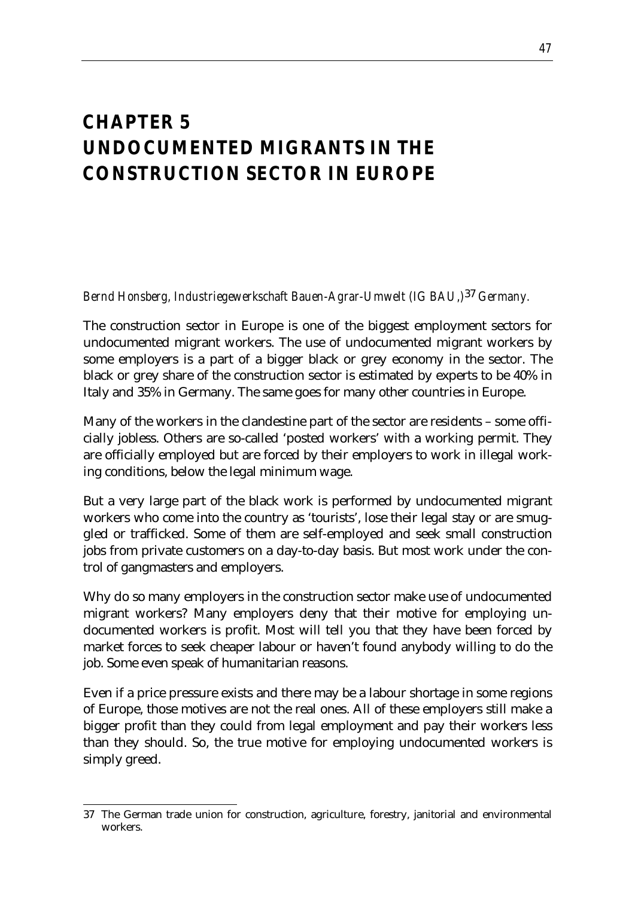# CHAPTER 5 UNDOCUMENTED MIGRANTS IN THE CONSTRUCTION SECTOR IN EUROPE

*Bernd Honsberg, Industriegewerkschaft Bauen-Agrar-Umwelt (IG BAU,)*[37] *Germany.*

The construction sector in Europe is one of the biggest employment sectors for undocumented migrant workers. The use of undocumented migrant workers by some employers is a part of a bigger black or grey economy in the sector. The black or grey share of the construction sector is estimated by experts to be 40% in Italy and 35% in Germany. The same goes for many other countries in Europe.

Many of the workers in the clandestine part of the sector are residents – some officially jobless. Others are so-called 'posted workers' with a working permit. They are officially employed but are forced by their employers to work in illegal working conditions, below the legal minimum wage.

But a very large part of the black work is performed by undocumented migrant workers who come into the country as 'tourists', lose their legal stay or are smuggled or trafficked. Some of them are self-employed and seek small construction jobs from private customers on a day-to-day basis. But most work under the control of gangmasters and employers.

Why do so many employers in the construction sector make use of undocumented migrant workers? Many employers deny that their motive for employing undocumented workers is profit. Most will tell you that they have been forced by market forces to seek cheaper labour or haven't found anybody willing to do the job. Some even speak of humanitarian reasons.

Even if a price pressure exists and there may be a labour shortage in some regions of Europe, those motives are not the real ones. All of these employers still make a bigger profit than they could from legal employment and pay their workers less than they should. So, the true motive for employing undocumented workers is simply greed.

---

37 The German trade union for construction, agriculture, forestry, janitorial and environmental workers.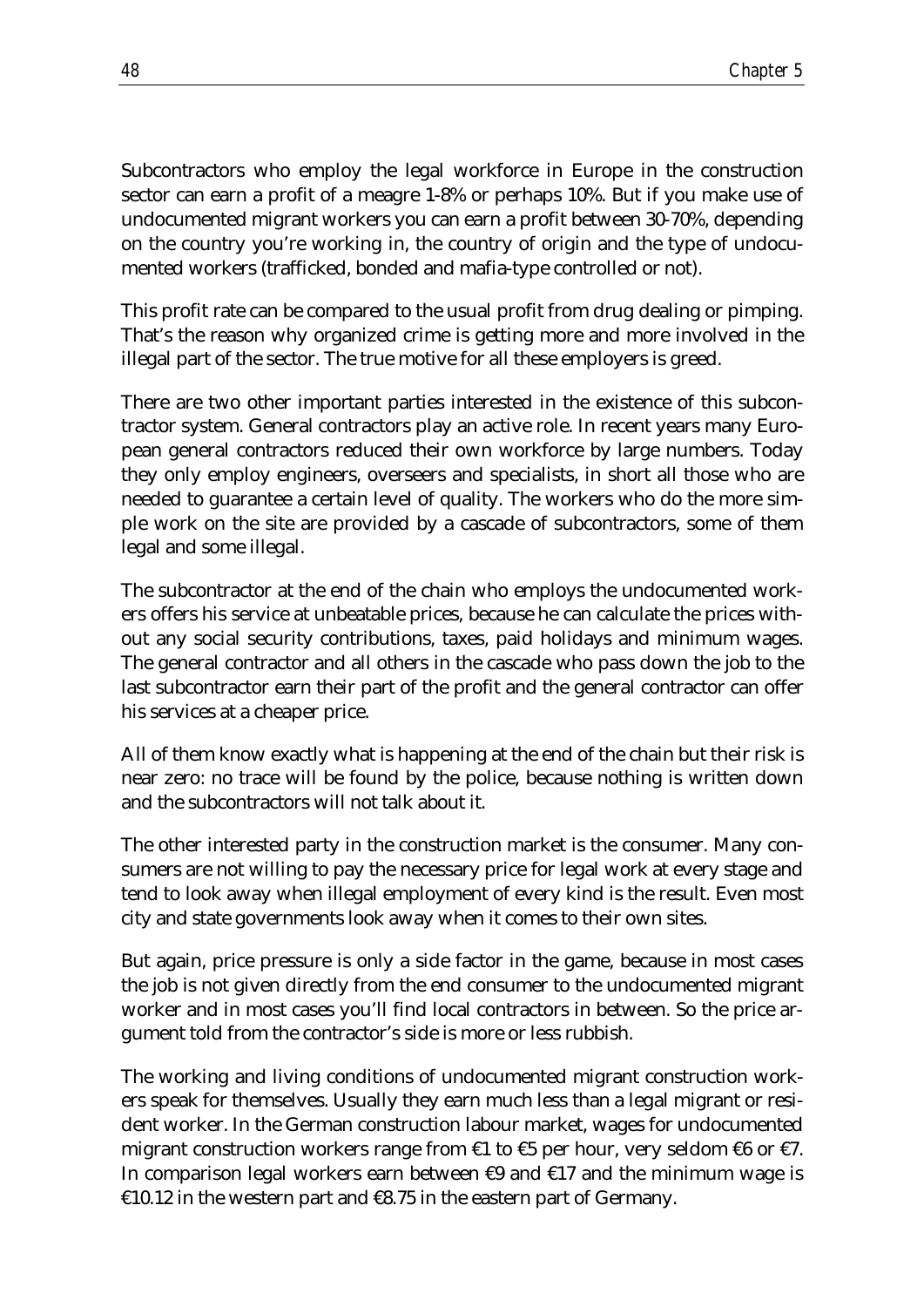Subcontractors who employ the legal workforce in Europe in the construction sector can earn a profit of a meagre 1-8% or perhaps 10%. But if you make use of undocumented migrant workers you can earn a profit between 30-70%, depending on the country you're working in, the country of origin and the type of undocumented workers (trafficked, bonded and mafia-type controlled or not).

This profit rate can be compared to the usual profit from drug dealing or pimping. That's the reason why organized crime is getting more and more involved in the illegal part of the sector. The true motive for all these employers is greed.

There are two other important parties interested in the existence of this subcontractor system. General contractors play an active role. In recent years many European general contractors reduced their own workforce by large numbers. Today they only employ engineers, overseers and specialists, in short all those who are needed to guarantee a certain level of quality. The workers who do the more simple work on the site are provided by a cascade of subcontractors, some of them legal and some illegal.

The subcontractor at the end of the chain who employs the undocumented workers offers his service at unbeatable prices, because he can calculate the prices without any social security contributions, taxes, paid holidays and minimum wages. The general contractor and all others in the cascade who pass down the job to the last subcontractor earn their part of the profit and the general contractor can offer his services at a cheaper price.

All of them know exactly what is happening at the end of the chain but their risk is near zero: no trace will be found by the police, because nothing is written down and the subcontractors will not talk about it.

The other interested party in the construction market is the consumer. Many consumers are not willing to pay the necessary price for legal work at every stage and tend to look away when illegal employment of every kind is the result. Even most city and state governments look away when it comes to their own sites.

But again, price pressure is only a side factor in the game, because in most cases the job is not given directly from the end consumer to the undocumented migrant worker and in most cases you'll find local contractors in between. So the price argument told from the contractor's side is more or less rubbish.

The working and living conditions of undocumented migrant construction workers speak for themselves. Usually they earn much less than a legal migrant or resident worker. In the German construction labour market, wages for undocumented migrant construction workers range from €1 to €5 per hour, very seldom €6 or €7. In comparison legal workers earn between €9 and €17 and the minimum wage is €10.12 in the western part and €8.75 in the eastern part of Germany.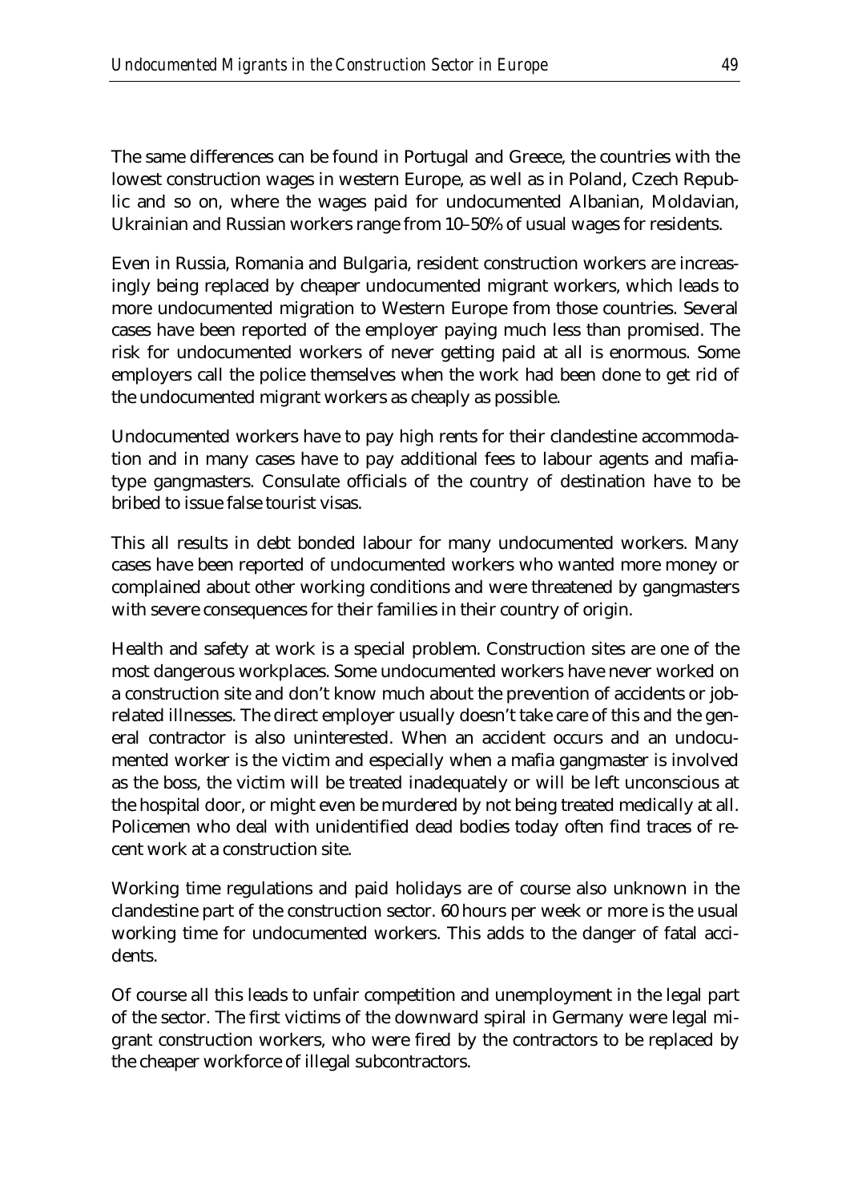The same differences can be found in Portugal and Greece, the countries with the lowest construction wages in western Europe, as well as in Poland, Czech Republic and so on, where the wages paid for undocumented Albanian, Moldavian, Ukrainian and Russian workers range from 10–50% of usual wages for residents.

Even in Russia, Romania and Bulgaria, resident construction workers are increasingly being replaced by cheaper undocumented migrant workers, which leads to more undocumented migration to Western Europe from those countries. Several cases have been reported of the employer paying much less than promised. The risk for undocumented workers of never getting paid at all is enormous. Some employers call the police themselves when the work had been done to get rid of the undocumented migrant workers as cheaply as possible.

Undocumented workers have to pay high rents for their clandestine accommodation and in many cases have to pay additional fees to labour agents and mafia-type gangmasters. Consulate officials of the country of destination have to be bribed to issue false tourist visas.

This all results in debt bonded labour for many undocumented workers. Many cases have been reported of undocumented workers who wanted more money or complained about other working conditions and were threatened by gangmasters with severe consequences for their families in their country of origin.

Health and safety at work is a special problem. Construction sites are one of the most dangerous workplaces. Some undocumented workers have never worked on a construction site and don't know much about the prevention of accidents or job-related illnesses. The direct employer usually doesn't take care of this and the general contractor is also uninterested. When an accident occurs and an undocumented worker is the victim and especially when a mafia gangmaster is involved as the boss, the victim will be treated inadequately or will be left unconscious at the hospital door, or might even be murdered by not being treated medically at all. Policemen who deal with unidentified dead bodies today often find traces of recent work at a construction site.

Working time regulations and paid holidays are of course also unknown in the clandestine part of the construction sector. 60 hours per week or more is the usual working time for undocumented workers. This adds to the danger of fatal accidents.

Of course all this leads to unfair competition and unemployment in the legal part of the sector. The first victims of the downward spiral in Germany were legal migrant construction workers, who were fired by the contractors to be replaced by the cheaper workforce of illegal subcontractors.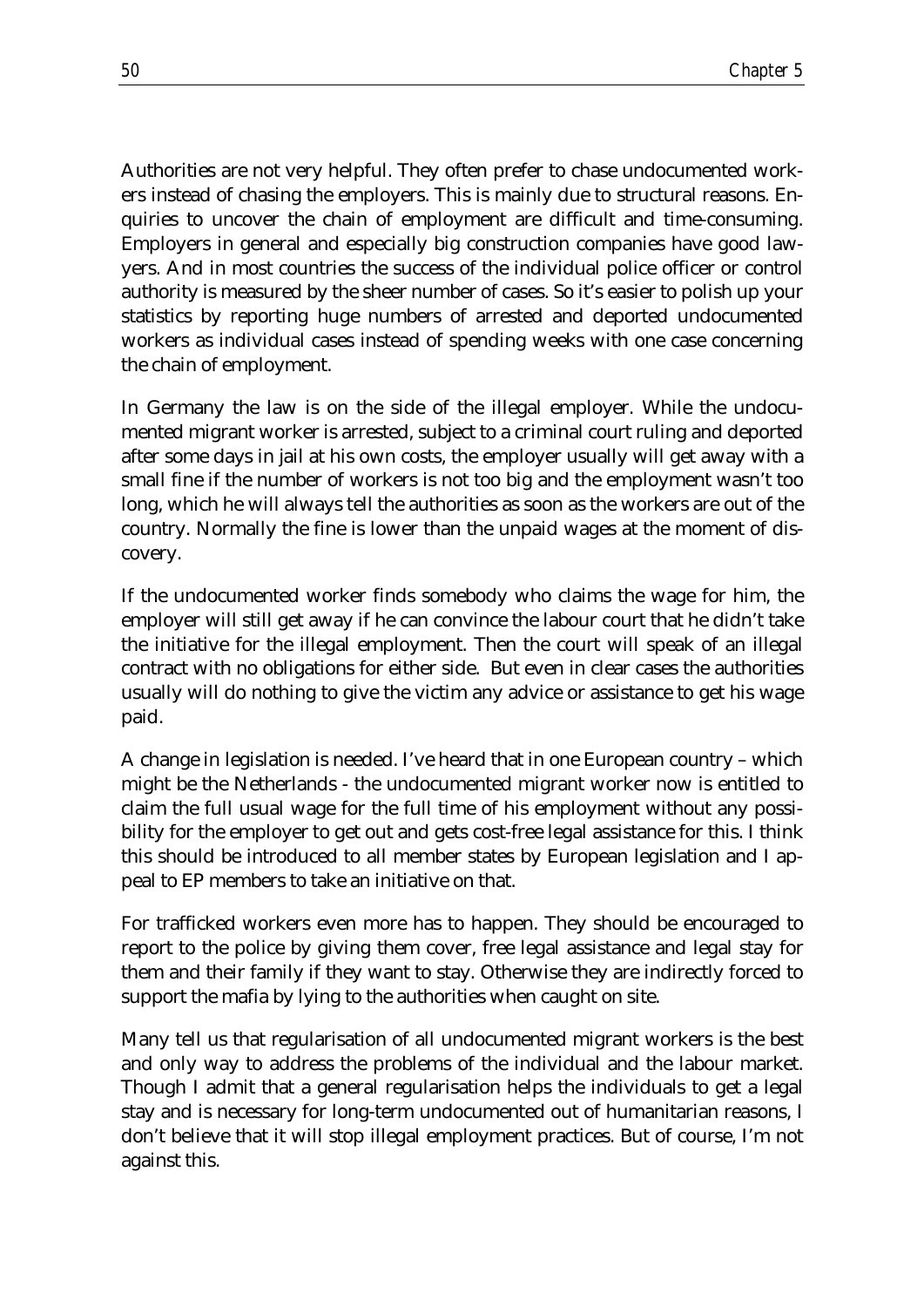Authorities are not very helpful. They often prefer to chase undocumented workers instead of chasing the employers. This is mainly due to structural reasons. Enquiries to uncover the chain of employment are difficult and time-consuming. Employers in general and especially big construction companies have good lawyers. And in most countries the success of the individual police officer or control authority is measured by the sheer number of cases. So it's easier to polish up your statistics by reporting huge numbers of arrested and deported undocumented workers as individual cases instead of spending weeks with one case concerning the chain of employment.

In Germany the law is on the side of the illegal employer. While the undocumented migrant worker is arrested, subject to a criminal court ruling and deported after some days in jail at his own costs, the employer usually will get away with a small fine if the number of workers is not too big and the employment wasn't too long, which he will always tell the authorities as soon as the workers are out of the country. Normally the fine is lower than the unpaid wages at the moment of discovery.

If the undocumented worker finds somebody who claims the wage for him, the employer will still get away if he can convince the labour court that he didn't take the initiative for the illegal employment. Then the court will speak of an illegal contract with no obligations for either side. But even in clear cases the authorities usually will do nothing to give the victim any advice or assistance to get his wage paid.

A change in legislation is needed. I've heard that in one European country – which might be the Netherlands - the undocumented migrant worker now is entitled to claim the full usual wage for the full time of his employment without any possibility for the employer to get out and gets cost-free legal assistance for this. I think this should be introduced to all member states by European legislation and I appeal to EP members to take an initiative on that.

For trafficked workers even more has to happen. They should be encouraged to report to the police by giving them cover, free legal assistance and legal stay for them and their family if they want to stay. Otherwise they are indirectly forced to support the mafia by lying to the authorities when caught on site.

Many tell us that regularisation of all undocumented migrant workers is the best and only way to address the problems of the individual and the labour market. Though I admit that a general regularisation helps the individuals to get a legal stay and is necessary for long-term undocumented out of humanitarian reasons, I don't believe that it will stop illegal employment practices. But of course, I'm not against this.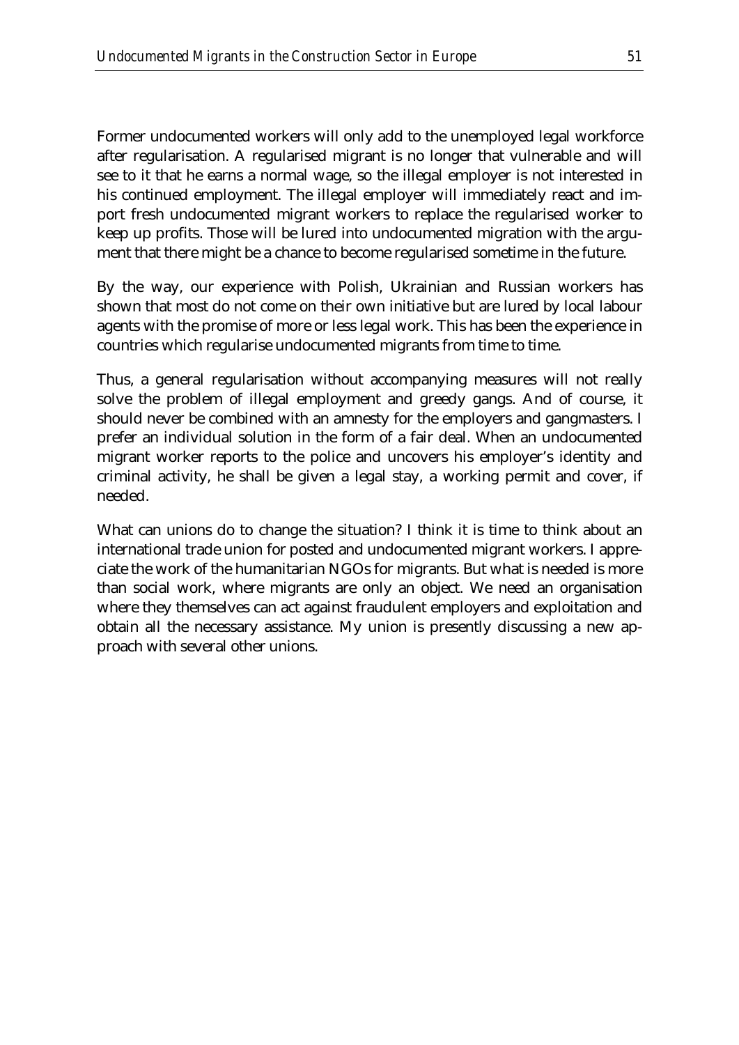Former undocumented workers will only add to the unemployed legal workforce after regularisation. A regularised migrant is no longer that vulnerable and will see to it that he earns a normal wage, so the illegal employer is not interested in his continued employment. The illegal employer will immediately react and import fresh undocumented migrant workers to replace the regularised worker to keep up profits. Those will be lured into undocumented migration with the argument that there might be a chance to become regularised sometime in the future.

By the way, our experience with Polish, Ukrainian and Russian workers has shown that most do not come on their own initiative but are lured by local labour agents with the promise of more or less legal work. This has been the experience in countries which regularise undocumented migrants from time to time.

Thus, a general regularisation without accompanying measures will not really solve the problem of illegal employment and greedy gangs. And of course, it should never be combined with an amnesty for the employers and gangmasters. I prefer an individual solution in the form of a fair deal. When an undocumented migrant worker reports to the police and uncovers his employer's identity and criminal activity, he shall be given a legal stay, a working permit and cover, if needed.

What can unions do to change the situation? I think it is time to think about an international trade union for posted and undocumented migrant workers. I appreciate the work of the humanitarian NGOs for migrants. But what is needed is more than social work, where migrants are only an object. We need an organisation where they themselves can act against fraudulent employers and exploitation and obtain all the necessary assistance. My union is presently discussing a new approach with several other unions.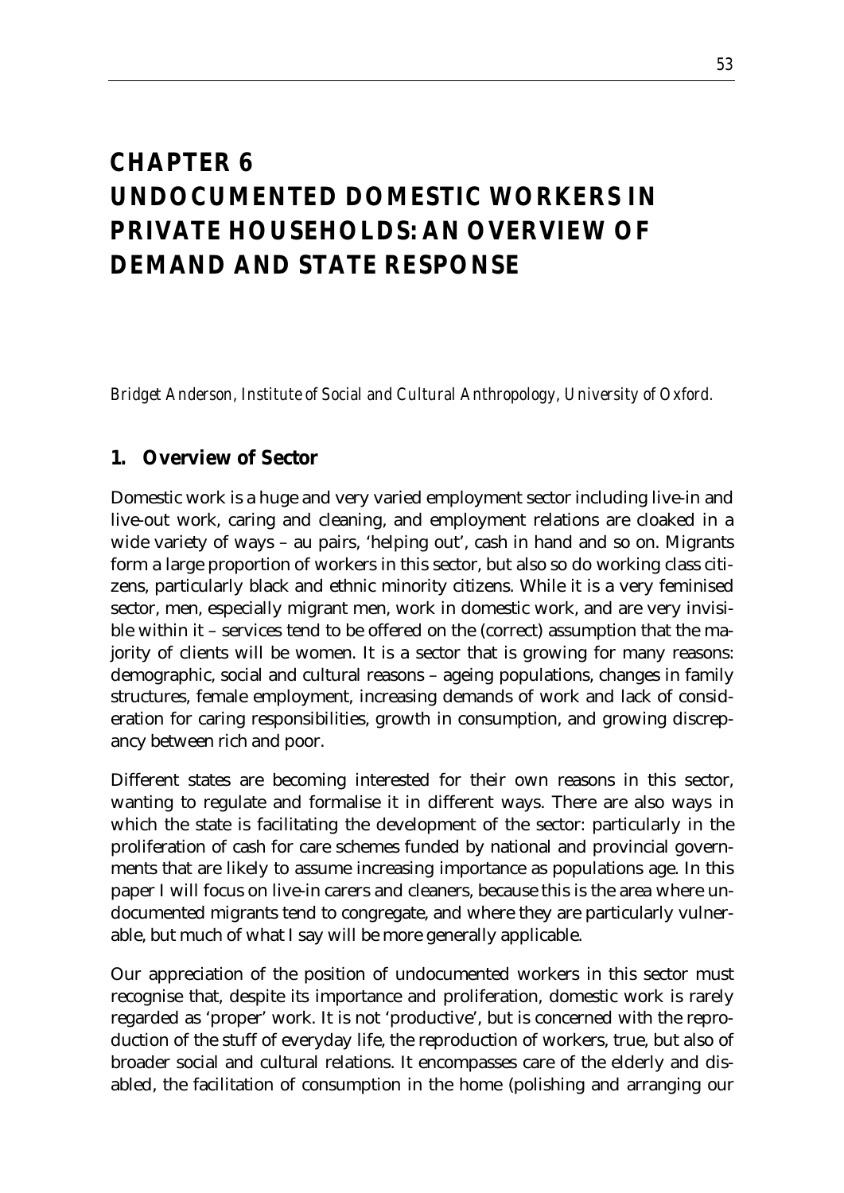# CHAPTER 6
# UNDOCUMENTED DOMESTIC WORKERS IN PRIVATE HOUSEHOLDS: AN OVERVIEW OF DEMAND AND STATE RESPONSE

*Bridget Anderson, Institute of Social and Cultural Anthropology, University of Oxford.*

## 1. Overview of Sector

Domestic work is a huge and very varied employment sector including live-in and live-out work, caring and cleaning, and employment relations are cloaked in a wide variety of ways – au pairs, 'helping out', cash in hand and so on. Migrants form a large proportion of workers in this sector, but also so do working class citizens, particularly black and ethnic minority citizens. While it is a very feminised sector, men, especially migrant men, work in domestic work, and are very invisible within it – services tend to be offered on the (correct) assumption that the majority of clients will be women. It is a sector that is growing for many reasons: demographic, social and cultural reasons – ageing populations, changes in family structures, female employment, increasing demands of work and lack of consideration for caring responsibilities, growth in consumption, and growing discrepancy between rich and poor.

Different states are becoming interested for their own reasons in this sector, wanting to regulate and formalise it in different ways. There are also ways in which the state is facilitating the development of the sector: particularly in the proliferation of cash for care schemes funded by national and provincial governments that are likely to assume increasing importance as populations age. In this paper I will focus on live-in carers and cleaners, because this is the area where undocumented migrants tend to congregate, and where they are particularly vulnerable, but much of what I say will be more generally applicable.

Our appreciation of the position of undocumented workers in this sector must recognise that, despite its importance and proliferation, domestic work is rarely regarded as 'proper' work. It is not 'productive', but is concerned with the reproduction of the stuff of everyday life, the reproduction of workers, true, but also of broader social and cultural relations. It encompasses care of the elderly and disabled, the facilitation of consumption in the home (polishing and arranging our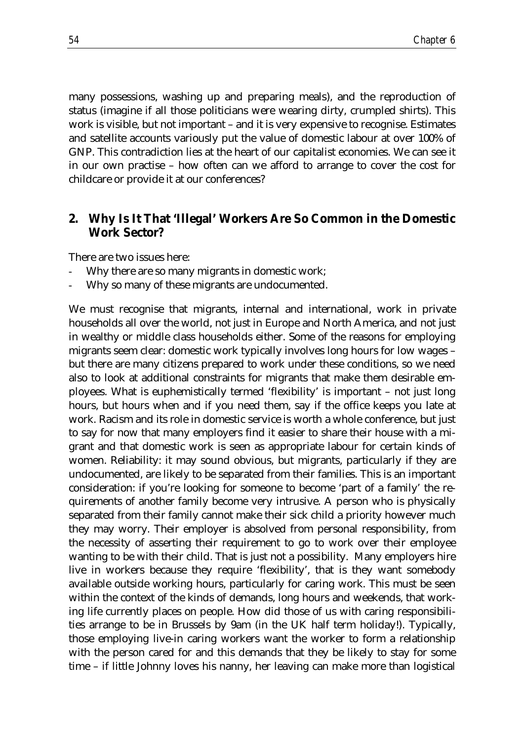many possessions, washing up and preparing meals), and the reproduction of status (imagine if all those politicians were wearing dirty, crumpled shirts). This work is visible, but not important – and it is very expensive to recognise. Estimates and satellite accounts variously put the value of domestic labour at over 100% of GNP. This contradiction lies at the heart of our capitalist economies. We can see it in our own practise – how often can we afford to arrange to cover the cost for childcare or provide it at our conferences?

## 2. Why Is It That 'Illegal' Workers Are So Common in the Domestic Work Sector?

There are two issues here:

- Why there are so many migrants in domestic work;
- Why so many of these migrants are undocumented.

We must recognise that migrants, internal and international, work in private households all over the world, not just in Europe and North America, and not just in wealthy or middle class households either. Some of the reasons for employing migrants seem clear: domestic work typically involves long hours for low wages – but there are many citizens prepared to work under these conditions, so we need also to look at additional constraints for migrants that make them desirable employees. What is euphemistically termed 'flexibility' is important – not just long hours, but hours when and if you need them, say if the office keeps you late at work. Racism and its role in domestic service is worth a whole conference, but just to say for now that many employers find it easier to share their house with a migrant and that domestic work is seen as appropriate labour for certain kinds of women. Reliability: it may sound obvious, but migrants, particularly if they are undocumented, are likely to be separated from their families. This is an important consideration: if you're looking for someone to become 'part of a family' the requirements of another family become very intrusive. A person who is physically separated from their family cannot make their sick child a priority however much they may worry. Their employer is absolved from personal responsibility, from the necessity of asserting their requirement to go to work over their employee wanting to be with their child. That is just not a possibility. Many employers hire live in workers because they require 'flexibility', that is they want somebody available outside working hours, particularly for caring work. This must be seen within the context of the kinds of demands, long hours and weekends, that working life currently places on people. How did those of us with caring responsibilities arrange to be in Brussels by 9am (in the UK half term holiday!). Typically, those employing live-in caring workers want the worker to form a relationship with the person cared for and this demands that they be likely to stay for some time – if little Johnny loves his nanny, her leaving can make more than logistical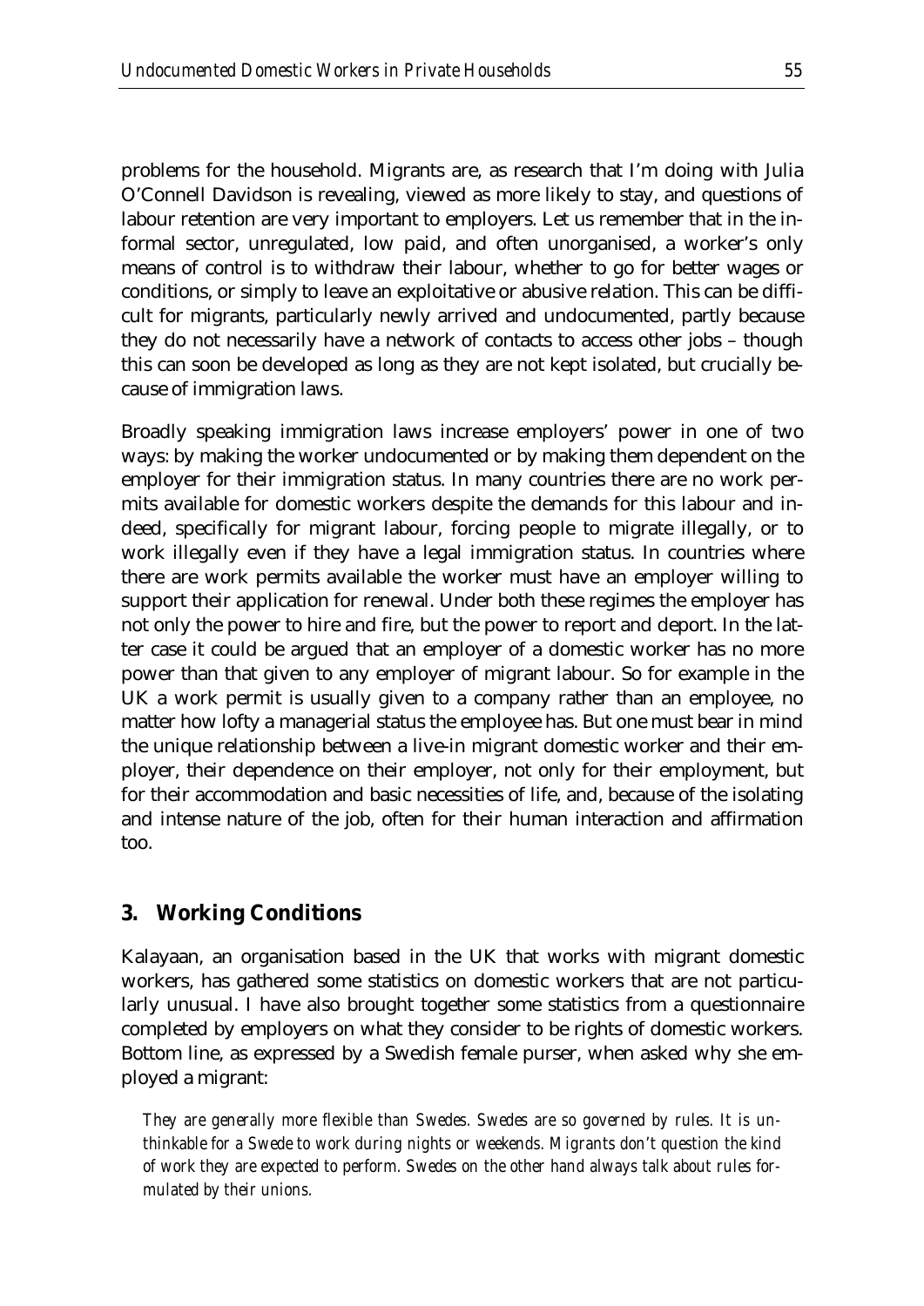problems for the household. Migrants are, as research that I'm doing with Julia O'Connell Davidson is revealing, viewed as more likely to stay, and questions of labour retention are very important to employers. Let us remember that in the informal sector, unregulated, low paid, and often unorganised, a worker's only means of control is to withdraw their labour, whether to go for better wages or conditions, or simply to leave an exploitative or abusive relation. This can be difficult for migrants, particularly newly arrived and undocumented, partly because they do not necessarily have a network of contacts to access other jobs – though this can soon be developed as long as they are not kept isolated, but crucially because of immigration laws.

Broadly speaking immigration laws increase employers' power in one of two ways: by making the worker undocumented or by making them dependent on the employer for their immigration status. In many countries there are no work permits available for domestic workers despite the demands for this labour and indeed, specifically for migrant labour, forcing people to migrate illegally, or to work illegally even if they have a legal immigration status. In countries where there are work permits available the worker must have an employer willing to support their application for renewal. Under both these regimes the employer has not only the power to hire and fire, but the power to report and deport. In the latter case it could be argued that an employer of a domestic worker has no more power than that given to any employer of migrant labour. So for example in the UK a work permit is usually given to a company rather than an employee, no matter how lofty a managerial status the employee has. But one must bear in mind the unique relationship between a live-in migrant domestic worker and their employer, their dependence on their employer, not only for their employment, but for their accommodation and basic necessities of life, and, because of the isolating and intense nature of the job, often for their human interaction and affirmation too.

## 3. Working Conditions

Kalayaan, an organisation based in the UK that works with migrant domestic workers, has gathered some statistics on domestic workers that are not particularly unusual. I have also brought together some statistics from a questionnaire completed by employers on what they consider to be rights of domestic workers. Bottom line, as expressed by a Swedish female purser, when asked why she employed a migrant:

> *They are generally more flexible than Swedes. Swedes are so governed by rules. It is unthinkable for a Swede to work during nights or weekends. Migrants don't question the kind of work they are expected to perform. Swedes on the other hand always talk about rules formulated by their unions.*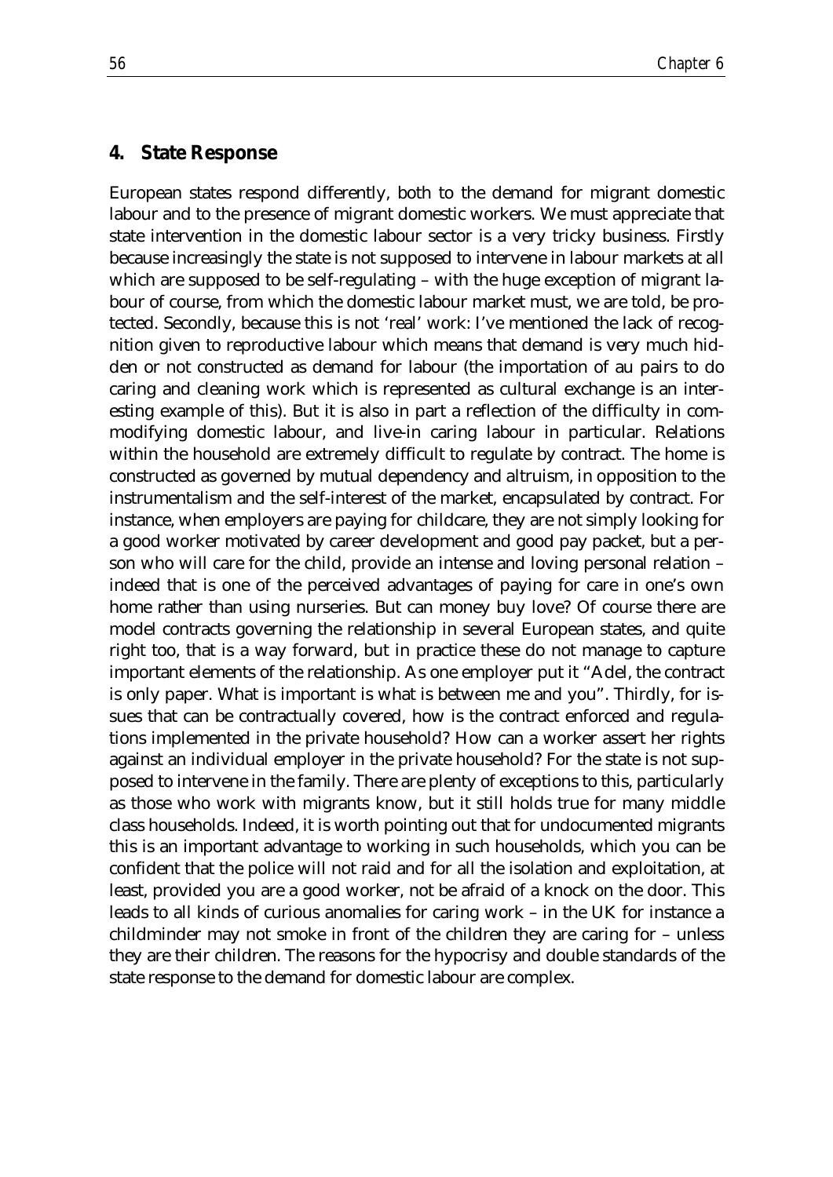## 4. State Response

European states respond differently, both to the demand for migrant domestic labour and to the presence of migrant domestic workers. We must appreciate that state intervention in the domestic labour sector is a very tricky business. Firstly because increasingly the state is not supposed to intervene in labour markets at all which are supposed to be self-regulating – with the huge exception of migrant labour of course, from which the domestic labour market must, we are told, be protected. Secondly, because this is not 'real' work: I've mentioned the lack of recognition given to reproductive labour which means that demand is very much hidden or not constructed as demand for labour (the importation of au pairs to do caring and cleaning work which is represented as cultural exchange is an interesting example of this). But it is also in part a reflection of the difficulty in commodifying domestic labour, and live-in caring labour in particular. Relations within the household are extremely difficult to regulate by contract. The home is constructed as governed by mutual dependency and altruism, in opposition to the instrumentalism and the self-interest of the market, encapsulated by contract. For instance, when employers are paying for childcare, they are not simply looking for a good worker motivated by career development and good pay packet, but a person who will care for the child, provide an intense and loving personal relation – indeed that is one of the perceived advantages of paying for care in one's own home rather than using nurseries. But can money buy love? Of course there are model contracts governing the relationship in several European states, and quite right too, that is a way forward, but in practice these do not manage to capture important elements of the relationship. As one employer put it "Adel, the contract is only paper. What is important is what is between me and you". Thirdly, for issues that can be contractually covered, how is the contract enforced and regulations implemented in the private household? How can a worker assert her rights against an individual employer in the private household? For the state is not supposed to intervene in the family. There are plenty of exceptions to this, particularly as those who work with migrants know, but it still holds true for many middle class households. Indeed, it is worth pointing out that for undocumented migrants this is an important advantage to working in such households, which you can be confident that the police will not raid and for all the isolation and exploitation, at least, provided you are a good worker, not be afraid of a knock on the door. This leads to all kinds of curious anomalies for caring work – in the UK for instance a childminder may not smoke in front of the children they are caring for – unless they are their children. The reasons for the hypocrisy and double standards of the state response to the demand for domestic labour are complex.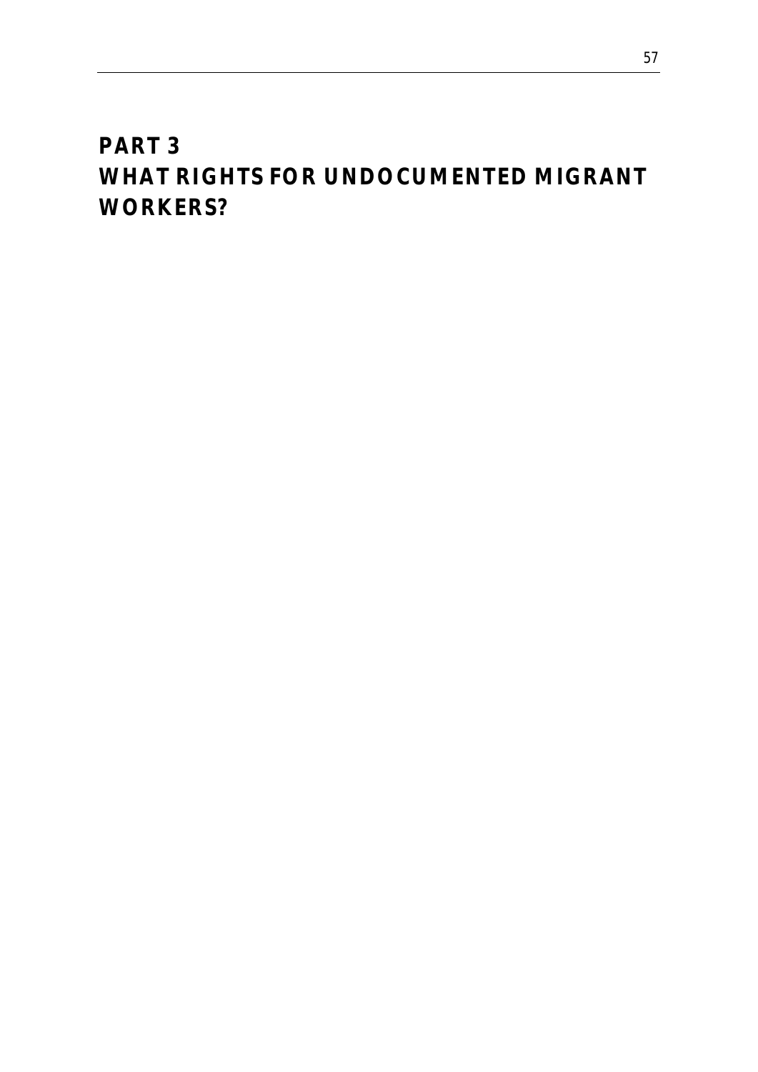# PART 3
# WHAT RIGHTS FOR UNDOCUMENTED MIGRANT WORKERS?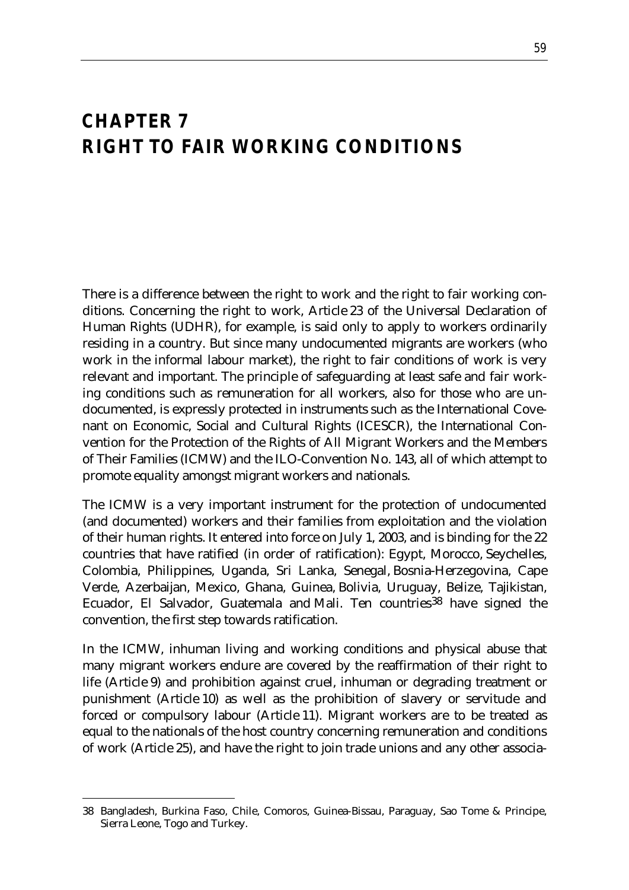# CHAPTER 7
# RIGHT TO FAIR WORKING CONDITIONS

There is a difference between the right to work and the right to fair working conditions. Concerning the right to work, Article 23 of the Universal Declaration of Human Rights (UDHR), for example, is said only to apply to workers ordinarily residing in a country. But since many undocumented migrants are workers (who work in the informal labour market), the right to fair conditions of work is very relevant and important. The principle of safeguarding at least safe and fair working conditions such as remuneration for all workers, also for those who are undocumented, is expressly protected in instruments such as the International Covenant on Economic, Social and Cultural Rights (ICESCR), the International Convention for the Protection of the Rights of All Migrant Workers and the Members of Their Families (ICMW) and the ILO-Convention No. 143, all of which attempt to promote equality amongst migrant workers and nationals.

The ICMW is a very important instrument for the protection of undocumented (and documented) workers and their families from exploitation and the violation of their human rights. It entered into force on July 1, 2003, and is binding for the 22 countries that have ratified (in order of ratification): Egypt, Morocco, Seychelles, Colombia, Philippines, Uganda, Sri Lanka, Senegal, Bosnia-Herzegovina, Cape Verde, Azerbaijan, Mexico, Ghana, Guinea, Bolivia, Uruguay, Belize, Tajikistan, Ecuador, El Salvador, Guatemala and Mali. Ten countries[38] have signed the convention, the first step towards ratification.

In the ICMW, inhuman living and working conditions and physical abuse that many migrant workers endure are covered by the reaffirmation of their right to life (Article 9) and prohibition against cruel, inhuman or degrading treatment or punishment (Article 10) as well as the prohibition of slavery or servitude and forced or compulsory labour (Article 11). Migrant workers are to be treated as equal to the nationals of the host country concerning remuneration and conditions of work (Article 25), and have the right to join trade unions and any other associa-

38 Bangladesh, Burkina Faso, Chile, Comoros, Guinea-Bissau, Paraguay, Sao Tome & Principe, Sierra Leone, Togo and Turkey.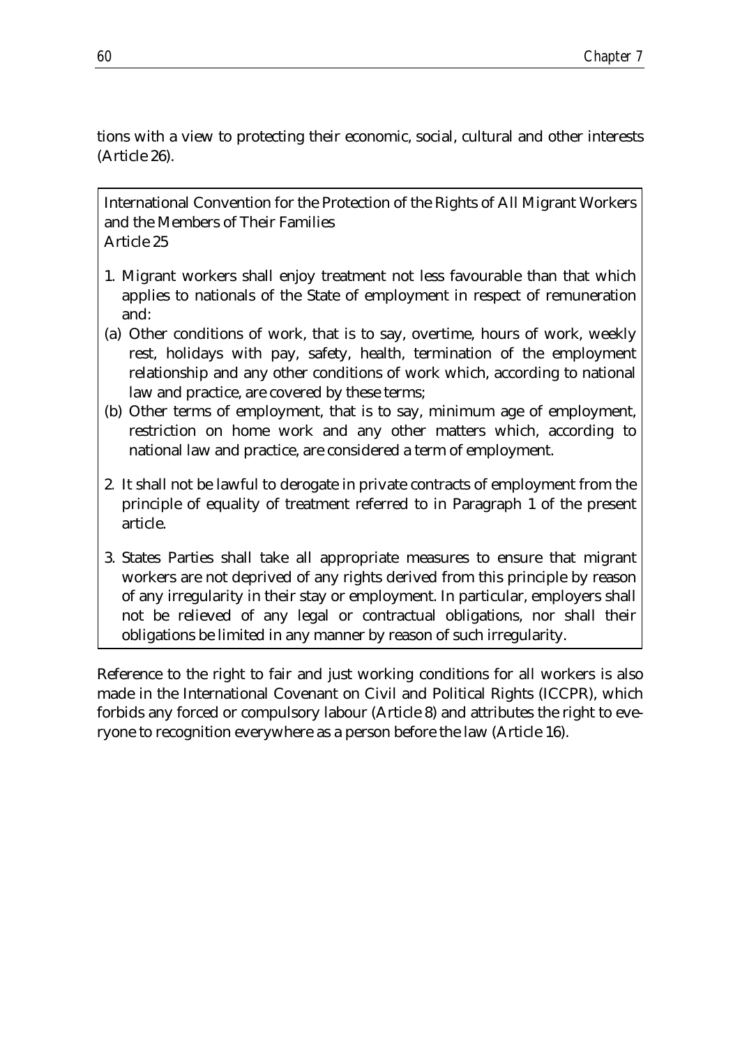tions with a view to protecting their economic, social, cultural and other interests (Article 26).

> International Convention for the Protection of the Rights of All Migrant Workers and the Members of Their Families
> Article 25
>
> 1. Migrant workers shall enjoy treatment not less favourable than that which applies to nationals of the State of employment in respect of remuneration and:
>
> (a) Other conditions of work, that is to say, overtime, hours of work, weekly rest, holidays with pay, safety, health, termination of the employment relationship and any other conditions of work which, according to national law and practice, are covered by these terms;
>
> (b) Other terms of employment, that is to say, minimum age of employment, restriction on home work and any other matters which, according to national law and practice, are considered a term of employment.
>
> 2. It shall not be lawful to derogate in private contracts of employment from the principle of equality of treatment referred to in Paragraph 1 of the present article.
>
> 3. States Parties shall take all appropriate measures to ensure that migrant workers are not deprived of any rights derived from this principle by reason of any irregularity in their stay or employment. In particular, employers shall not be relieved of any legal or contractual obligations, nor shall their obligations be limited in any manner by reason of such irregularity.

Reference to the right to fair and just working conditions for all workers is also made in the International Covenant on Civil and Political Rights (ICCPR), which forbids any forced or compulsory labour (Article 8) and attributes the right to everyone to recognition everywhere as a person before the law (Article 16).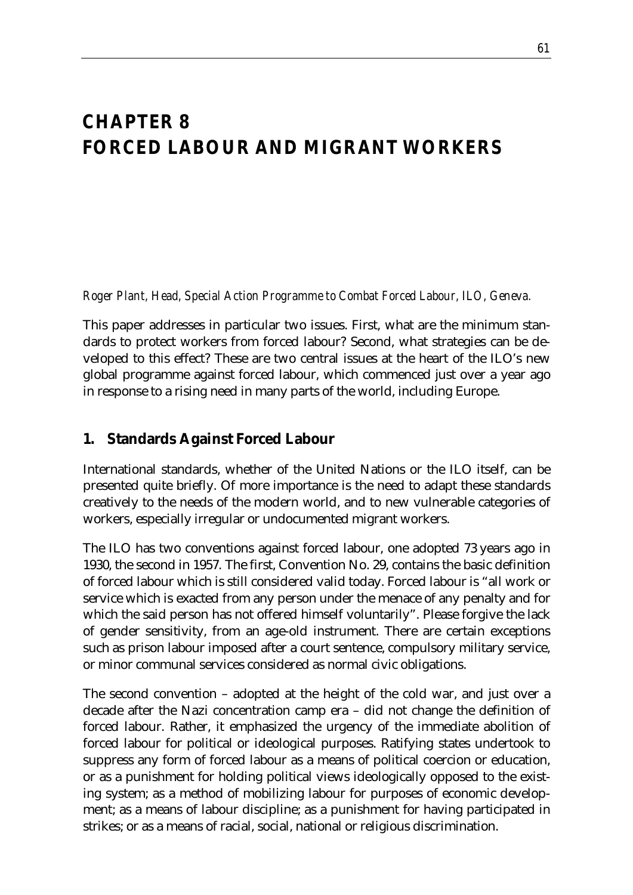# CHAPTER 8
# FORCED LABOUR AND MIGRANT WORKERS

*Roger Plant, Head, Special Action Programme to Combat Forced Labour, ILO, Geneva.*

This paper addresses in particular two issues. First, what are the minimum standards to protect workers from forced labour? Second, what strategies can be developed to this effect? These are two central issues at the heart of the ILO's new global programme against forced labour, which commenced just over a year ago in response to a rising need in many parts of the world, including Europe.

## 1. Standards Against Forced Labour

International standards, whether of the United Nations or the ILO itself, can be presented quite briefly. Of more importance is the need to adapt these standards creatively to the needs of the modern world, and to new vulnerable categories of workers, especially irregular or undocumented migrant workers.

The ILO has two conventions against forced labour, one adopted 73 years ago in 1930, the second in 1957. The first, Convention No. 29, contains the basic definition of forced labour which is still considered valid today. Forced labour is "all work or service which is exacted from any person under the menace of any penalty and for which the said person has not offered himself voluntarily". Please forgive the lack of gender sensitivity, from an age-old instrument. There are certain exceptions such as prison labour imposed after a court sentence, compulsory military service, or minor communal services considered as normal civic obligations.

The second convention – adopted at the height of the cold war, and just over a decade after the Nazi concentration camp era – did not change the definition of forced labour. Rather, it emphasized the urgency of the immediate abolition of forced labour for political or ideological purposes. Ratifying states undertook to suppress any form of forced labour as a means of political coercion or education, or as a punishment for holding political views ideologically opposed to the existing system; as a method of mobilizing labour for purposes of economic development; as a means of labour discipline; as a punishment for having participated in strikes; or as a means of racial, social, national or religious discrimination.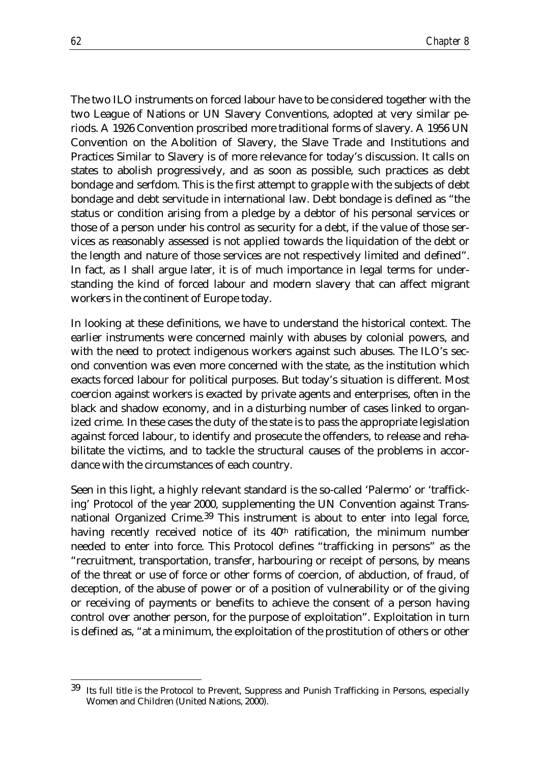The two ILO instruments on forced labour have to be considered together with the two League of Nations or UN Slavery Conventions, adopted at very similar periods. A 1926 Convention proscribed more traditional forms of slavery. A 1956 UN Convention on the Abolition of Slavery, the Slave Trade and Institutions and Practices Similar to Slavery is of more relevance for today's discussion. It calls on states to abolish progressively, and as soon as possible, such practices as debt bondage and serfdom. This is the first attempt to grapple with the subjects of debt bondage and debt servitude in international law. Debt bondage is defined as "the status or condition arising from a pledge by a debtor of his personal services or those of a person under his control as security for a debt, if the value of those services as reasonably assessed is not applied towards the liquidation of the debt or the length and nature of those services are not respectively limited and defined". In fact, as I shall argue later, it is of much importance in legal terms for understanding the kind of forced labour and modern slavery that can affect migrant workers in the continent of Europe today.

In looking at these definitions, we have to understand the historical context. The earlier instruments were concerned mainly with abuses by colonial powers, and with the need to protect indigenous workers against such abuses. The ILO's second convention was even more concerned with the state, as the institution which exacts forced labour for political purposes. But today's situation is different. Most coercion against workers is exacted by private agents and enterprises, often in the black and shadow economy, and in a disturbing number of cases linked to organized crime. In these cases the duty of the state is to pass the appropriate legislation against forced labour, to identify and prosecute the offenders, to release and rehabilitate the victims, and to tackle the structural causes of the problems in accordance with the circumstances of each country.

Seen in this light, a highly relevant standard is the so-called 'Palermo' or 'trafficking' Protocol of the year 2000, supplementing the UN Convention against Transnational Organized Crime.[39] This instrument is about to enter into legal force, having recently received notice of its 40th ratification, the minimum number needed to enter into force. This Protocol defines "trafficking in persons" as the "recruitment, transportation, transfer, harbouring or receipt of persons, by means of the threat or use of force or other forms of coercion, of abduction, of fraud, of deception, of the abuse of power or of a position of vulnerability or of the giving or receiving of payments or benefits to achieve the consent of a person having control over another person, for the purpose of exploitation". Exploitation in turn is defined as, "at a minimum, the exploitation of the prostitution of others or other

[39] Its full title is the Protocol to Prevent, Suppress and Punish Trafficking in Persons, especially Women and Children (United Nations, 2000).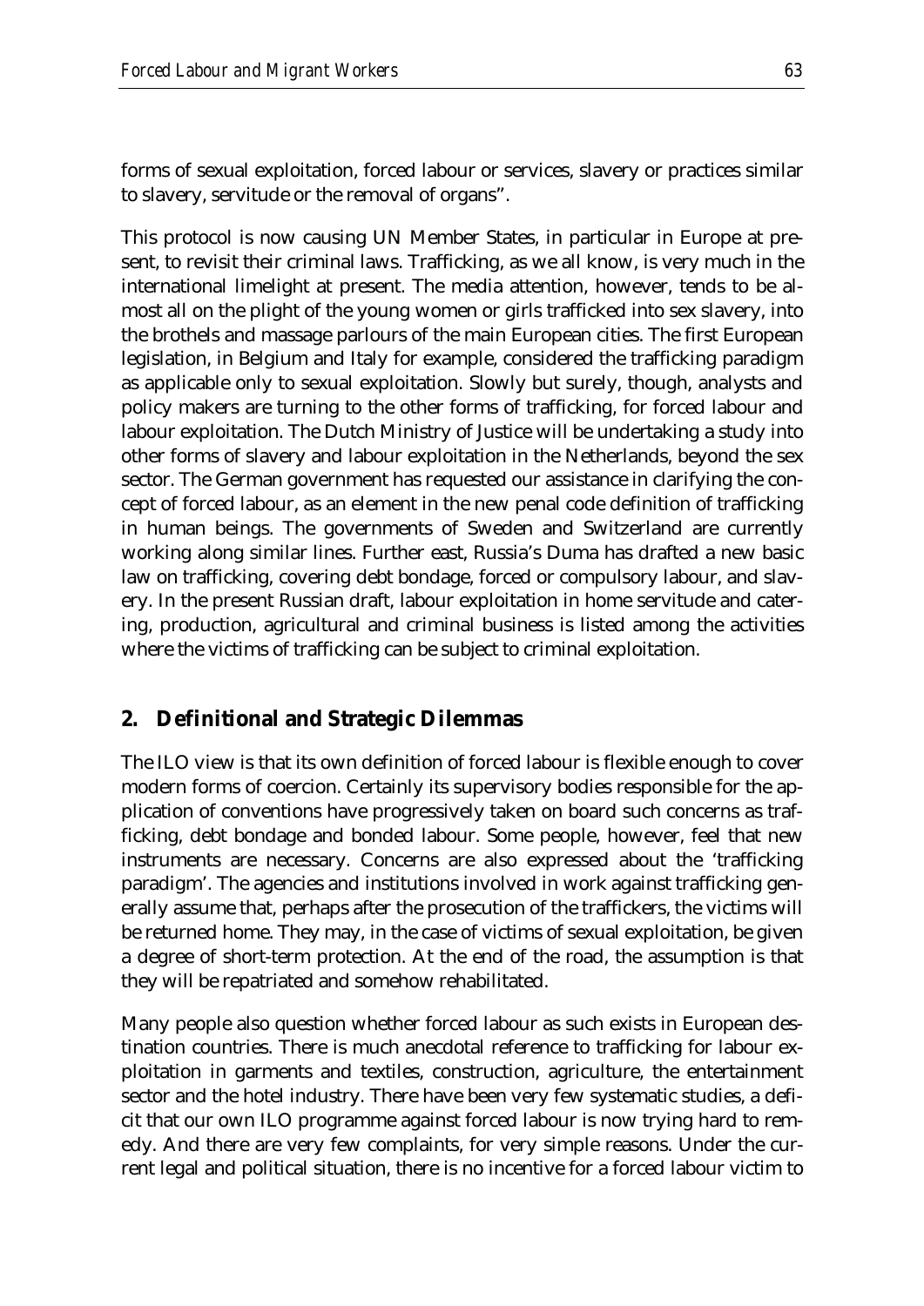forms of sexual exploitation, forced labour or services, slavery or practices similar to slavery, servitude or the removal of organs".

This protocol is now causing UN Member States, in particular in Europe at present, to revisit their criminal laws. Trafficking, as we all know, is very much in the international limelight at present. The media attention, however, tends to be almost all on the plight of the young women or girls trafficked into sex slavery, into the brothels and massage parlours of the main European cities. The first European legislation, in Belgium and Italy for example, considered the trafficking paradigm as applicable only to sexual exploitation. Slowly but surely, though, analysts and policy makers are turning to the other forms of trafficking, for forced labour and labour exploitation. The Dutch Ministry of Justice will be undertaking a study into other forms of slavery and labour exploitation in the Netherlands, beyond the sex sector. The German government has requested our assistance in clarifying the concept of forced labour, as an element in the new penal code definition of trafficking in human beings. The governments of Sweden and Switzerland are currently working along similar lines. Further east, Russia's Duma has drafted a new basic law on trafficking, covering debt bondage, forced or compulsory labour, and slavery. In the present Russian draft, labour exploitation in home servitude and catering, production, agricultural and criminal business is listed among the activities where the victims of trafficking can be subject to criminal exploitation.

## 2. Definitional and Strategic Dilemmas

The ILO view is that its own definition of forced labour is flexible enough to cover modern forms of coercion. Certainly its supervisory bodies responsible for the application of conventions have progressively taken on board such concerns as trafficking, debt bondage and bonded labour. Some people, however, feel that new instruments are necessary. Concerns are also expressed about the 'trafficking paradigm'. The agencies and institutions involved in work against trafficking generally assume that, perhaps after the prosecution of the traffickers, the victims will be returned home. They may, in the case of victims of sexual exploitation, be given a degree of short-term protection. At the end of the road, the assumption is that they will be repatriated and somehow rehabilitated.

Many people also question whether forced labour as such exists in European destination countries. There is much anecdotal reference to trafficking for labour exploitation in garments and textiles, construction, agriculture, the entertainment sector and the hotel industry. There have been very few systematic studies, a deficit that our own ILO programme against forced labour is now trying hard to remedy. And there are very few complaints, for very simple reasons. Under the current legal and political situation, there is no incentive for a forced labour victim to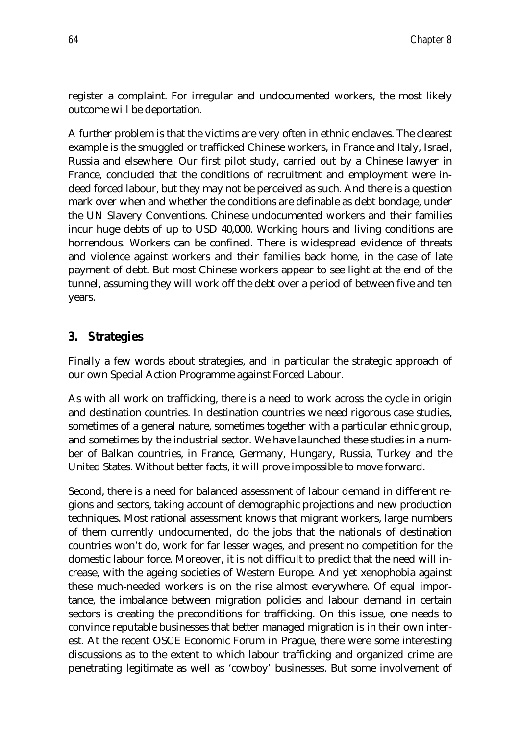register a complaint. For irregular and undocumented workers, the most likely outcome will be deportation.

A further problem is that the victims are very often in ethnic enclaves. The clearest example is the smuggled or trafficked Chinese workers, in France and Italy, Israel, Russia and elsewhere. Our first pilot study, carried out by a Chinese lawyer in France, concluded that the conditions of recruitment and employment were indeed forced labour, but they may not be perceived as such. And there is a question mark over when and whether the conditions are definable as debt bondage, under the UN Slavery Conventions. Chinese undocumented workers and their families incur huge debts of up to USD 40,000. Working hours and living conditions are horrendous. Workers can be confined. There is widespread evidence of threats and violence against workers and their families back home, in the case of late payment of debt. But most Chinese workers appear to see light at the end of the tunnel, assuming they will work off the debt over a period of between five and ten years.

## 3. Strategies

Finally a few words about strategies, and in particular the strategic approach of our own Special Action Programme against Forced Labour.

As with all work on trafficking, there is a need to work across the cycle in origin and destination countries. In destination countries we need rigorous case studies, sometimes of a general nature, sometimes together with a particular ethnic group, and sometimes by the industrial sector. We have launched these studies in a number of Balkan countries, in France, Germany, Hungary, Russia, Turkey and the United States. Without better facts, it will prove impossible to move forward.

Second, there is a need for balanced assessment of labour demand in different regions and sectors, taking account of demographic projections and new production techniques. Most rational assessment knows that migrant workers, large numbers of them currently undocumented, do the jobs that the nationals of destination countries won't do, work for far lesser wages, and present no competition for the domestic labour force. Moreover, it is not difficult to predict that the need will increase, with the ageing societies of Western Europe. And yet xenophobia against these much-needed workers is on the rise almost everywhere. Of equal importance, the imbalance between migration policies and labour demand in certain sectors is creating the preconditions for trafficking. On this issue, one needs to convince reputable businesses that better managed migration is in their own interest. At the recent OSCE Economic Forum in Prague, there were some interesting discussions as to the extent to which labour trafficking and organized crime are penetrating legitimate as well as 'cowboy' businesses. But some involvement of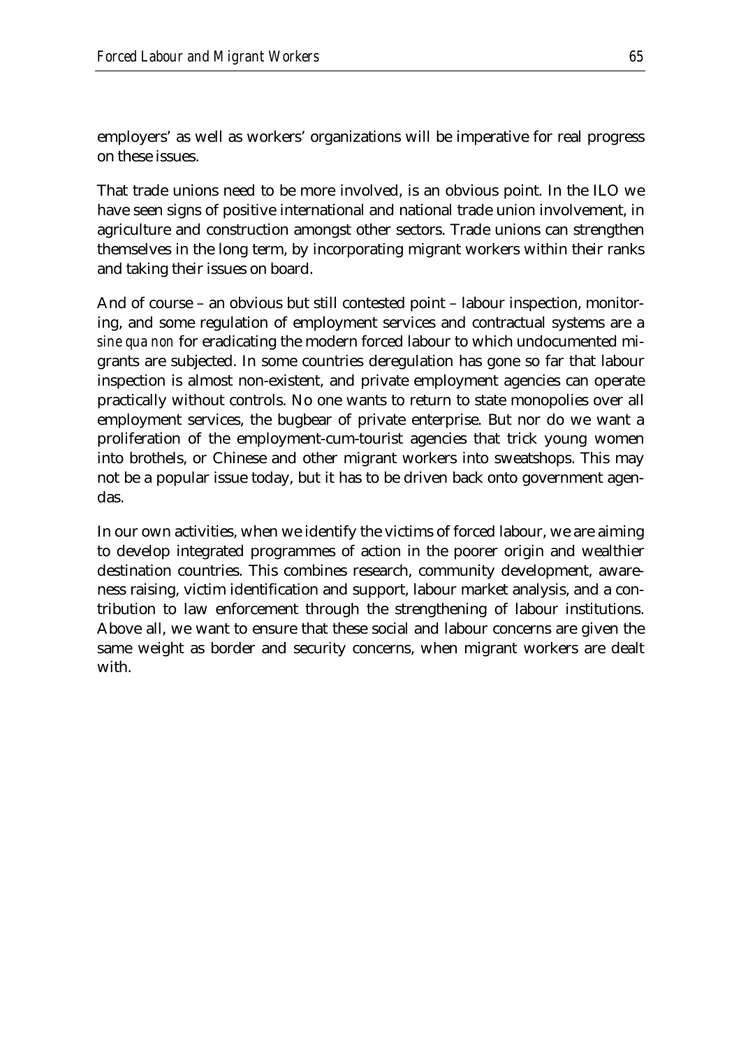employers' as well as workers' organizations will be imperative for real progress on these issues.

That trade unions need to be more involved, is an obvious point. In the ILO we have seen signs of positive international and national trade union involvement, in agriculture and construction amongst other sectors. Trade unions can strengthen themselves in the long term, by incorporating migrant workers within their ranks and taking their issues on board.

And of course – an obvious but still contested point – labour inspection, monitoring, and some regulation of employment services and contractual systems are a *sine qua non* for eradicating the modern forced labour to which undocumented migrants are subjected. In some countries deregulation has gone so far that labour inspection is almost non-existent, and private employment agencies can operate practically without controls. No one wants to return to state monopolies over all employment services, the bugbear of private enterprise. But nor do we want a proliferation of the employment-cum-tourist agencies that trick young women into brothels, or Chinese and other migrant workers into sweatshops. This may not be a popular issue today, but it has to be driven back onto government agendas.

In our own activities, when we identify the victims of forced labour, we are aiming to develop integrated programmes of action in the poorer origin and wealthier destination countries. This combines research, community development, awareness raising, victim identification and support, labour market analysis, and a contribution to law enforcement through the strengthening of labour institutions. Above all, we want to ensure that these social and labour concerns are given the same weight as border and security concerns, when migrant workers are dealt with.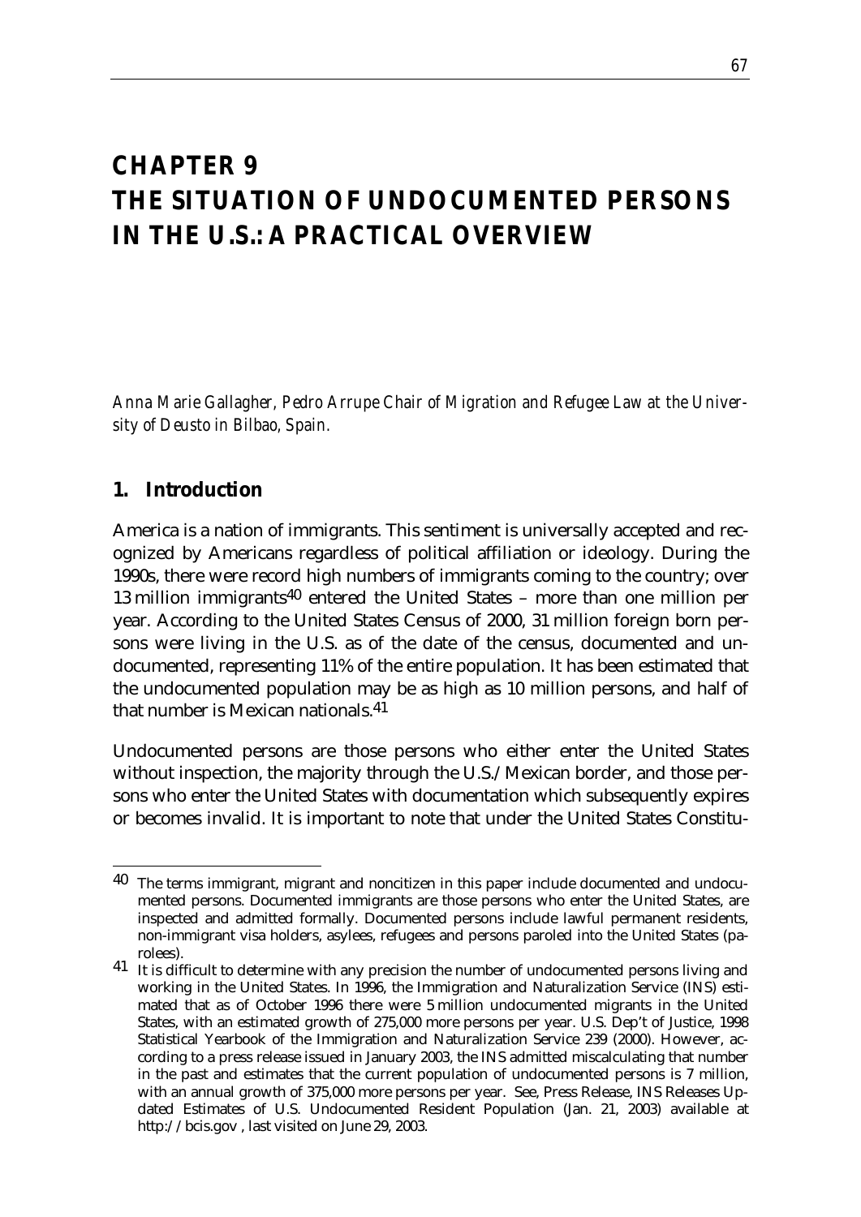# CHAPTER 9
# THE SITUATION OF UNDOCUMENTED PERSONS IN THE U.S.: A PRACTICAL OVERVIEW

*Anna Marie Gallagher, Pedro Arrupe Chair of Migration and Refugee Law at the University of Deusto in Bilbao, Spain.*

## 1. Introduction

America is a nation of immigrants. This sentiment is universally accepted and recognized by Americans regardless of political affiliation or ideology. During the 1990s, there were record high numbers of immigrants coming to the country; over 13 million immigrants[40] entered the United States – more than one million per year. According to the United States Census of 2000, 31 million foreign born persons were living in the U.S. as of the date of the census, documented and undocumented, representing 11% of the entire population. It has been estimated that the undocumented population may be as high as 10 million persons, and half of that number is Mexican nationals.[41]

Undocumented persons are those persons who either enter the United States without inspection, the majority through the U.S./Mexican border, and those persons who enter the United States with documentation which subsequently expires or becomes invalid. It is important to note that under the United States Constitu-

---

[40] The terms immigrant, migrant and noncitizen in this paper include documented and undocumented persons. Documented immigrants are those persons who enter the United States, are inspected and admitted formally. Documented persons include lawful permanent residents, non-immigrant visa holders, asylees, refugees and persons paroled into the United States (parolees).

[41] It is difficult to determine with any precision the number of undocumented persons living and working in the United States. In 1996, the Immigration and Naturalization Service (INS) estimated that as of October 1996 there were 5 million undocumented migrants in the United States, with an estimated growth of 275,000 more persons per year. U.S. Dep't of Justice, 1998 Statistical Yearbook of the Immigration and Naturalization Service 239 (2000). However, according to a press release issued in January 2003, the INS admitted miscalculating that number in the past and estimates that the current population of undocumented persons is 7 million, with an annual growth of 375,000 more persons per year. See, Press Release, INS Releases Updated Estimates of U.S. Undocumented Resident Population (Jan. 21, 2003) available at http://bcis.gov , last visited on June 29, 2003.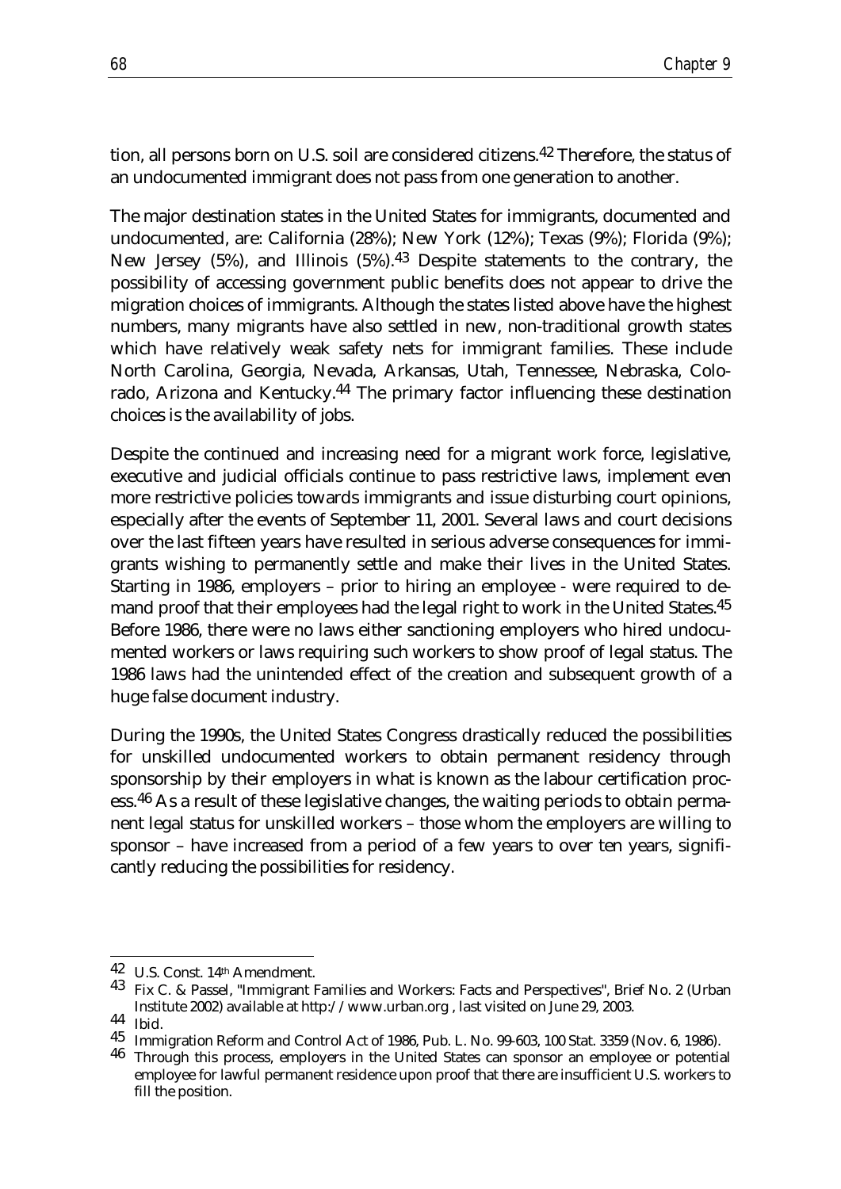tion, all persons born on U.S. soil are considered citizens.[42] Therefore, the status of an undocumented immigrant does not pass from one generation to another.

The major destination states in the United States for immigrants, documented and undocumented, are: California (28%); New York (12%); Texas (9%); Florida (9%); New Jersey (5%), and Illinois (5%).[43] Despite statements to the contrary, the possibility of accessing government public benefits does not appear to drive the migration choices of immigrants. Although the states listed above have the highest numbers, many migrants have also settled in new, non-traditional growth states which have relatively weak safety nets for immigrant families. These include North Carolina, Georgia, Nevada, Arkansas, Utah, Tennessee, Nebraska, Colorado, Arizona and Kentucky.[44] The primary factor influencing these destination choices is the availability of jobs.

Despite the continued and increasing need for a migrant work force, legislative, executive and judicial officials continue to pass restrictive laws, implement even more restrictive policies towards immigrants and issue disturbing court opinions, especially after the events of September 11, 2001. Several laws and court decisions over the last fifteen years have resulted in serious adverse consequences for immigrants wishing to permanently settle and make their lives in the United States. Starting in 1986, employers – prior to hiring an employee - were required to demand proof that their employees had the legal right to work in the United States.[45] Before 1986, there were no laws either sanctioning employers who hired undocumented workers or laws requiring such workers to show proof of legal status. The 1986 laws had the unintended effect of the creation and subsequent growth of a huge false document industry.

During the 1990s, the United States Congress drastically reduced the possibilities for unskilled undocumented workers to obtain permanent residency through sponsorship by their employers in what is known as the labour certification process.[46] As a result of these legislative changes, the waiting periods to obtain permanent legal status for unskilled workers – those whom the employers are willing to sponsor – have increased from a period of a few years to over ten years, significantly reducing the possibilities for residency.

---

42 U.S. Const. 14th Amendment.

43 Fix C. & Passel, "Immigrant Families and Workers: Facts and Perspectives", Brief No. 2 (Urban Institute 2002) available at http://www.urban.org , last visited on June 29, 2003.

44 Ibid.

45 Immigration Reform and Control Act of 1986, Pub. L. No. 99-603, 100 Stat. 3359 (Nov. 6, 1986).

46 Through this process, employers in the United States can sponsor an employee or potential employee for lawful permanent residence upon proof that there are insufficient U.S. workers to fill the position.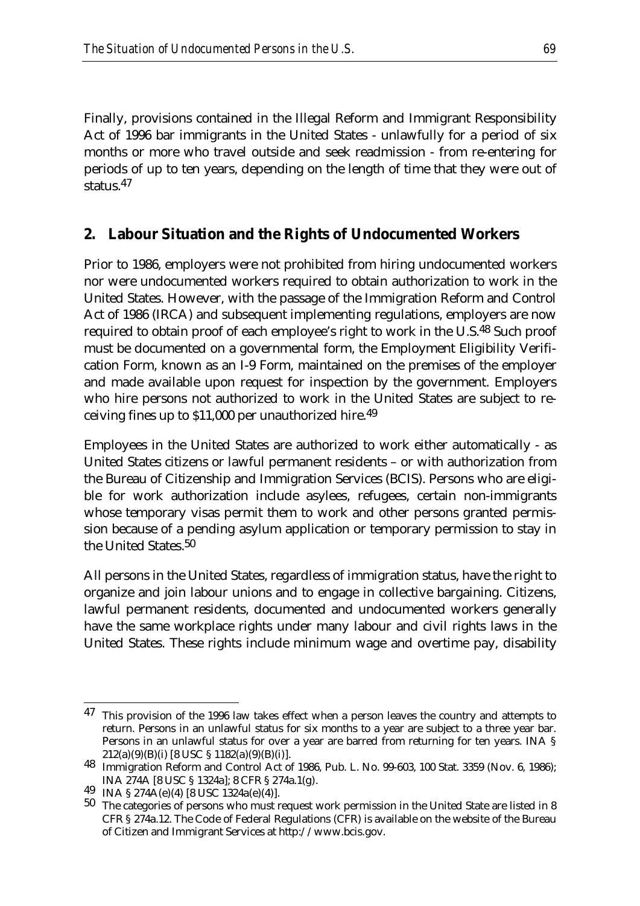Finally, provisions contained in the Illegal Reform and Immigrant Responsibility Act of 1996 bar immigrants in the United States - unlawfully for a period of six months or more who travel outside and seek readmission - from re-entering for periods of up to ten years, depending on the length of time that they were out of status.[47]

## 2. Labour Situation and the Rights of Undocumented Workers

Prior to 1986, employers were not prohibited from hiring undocumented workers nor were undocumented workers required to obtain authorization to work in the United States. However, with the passage of the Immigration Reform and Control Act of 1986 (IRCA) and subsequent implementing regulations, employers are now required to obtain proof of each employee's right to work in the U.S.[48] Such proof must be documented on a governmental form, the Employment Eligibility Verification Form, known as an I-9 Form, maintained on the premises of the employer and made available upon request for inspection by the government. Employers who hire persons not authorized to work in the United States are subject to receiving fines up to $11,000 per unauthorized hire.[49]

Employees in the United States are authorized to work either automatically - as United States citizens or lawful permanent residents – or with authorization from the Bureau of Citizenship and Immigration Services (BCIS). Persons who are eligible for work authorization include asylees, refugees, certain non-immigrants whose temporary visas permit them to work and other persons granted permission because of a pending asylum application or temporary permission to stay in the United States.[50]

All persons in the United States, regardless of immigration status, have the right to organize and join labour unions and to engage in collective bargaining. Citizens, lawful permanent residents, documented and undocumented workers generally have the same workplace rights under many labour and civil rights laws in the United States. These rights include minimum wage and overtime pay, disability

---

[47] This provision of the 1996 law takes effect when a person leaves the country and attempts to return. Persons in an unlawful status for six months to a year are subject to a three year bar. Persons in an unlawful status for over a year are barred from returning for ten years. INA § 212(a)(9)(B)(i) [8 USC § 1182(a)(9)(B)(i)].

[48] Immigration Reform and Control Act of 1986, Pub. L. No. 99-603, 100 Stat. 3359 (Nov. 6, 1986); INA 274A [8 USC § 1324a]; 8 CFR § 274a.1(g).

[49] INA § 274A(e)(4) [8 USC 1324a(e)(4)].

[50] The categories of persons who must request work permission in the United State are listed in 8 CFR § 274a.12. The Code of Federal Regulations (CFR) is available on the website of the Bureau of Citizen and Immigrant Services at http://www.bcis.gov.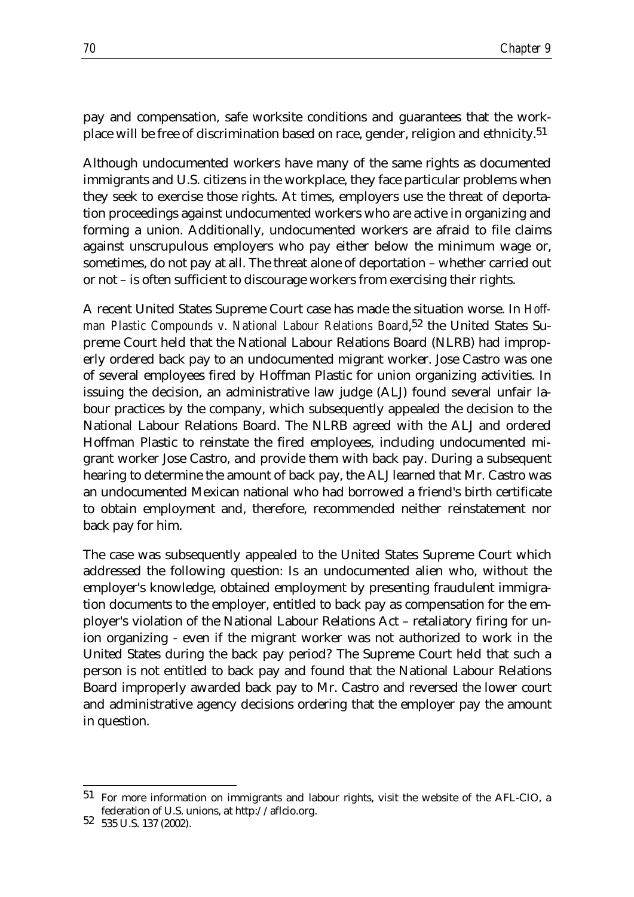pay and compensation, safe worksite conditions and guarantees that the workplace will be free of discrimination based on race, gender, religion and ethnicity.[51]

Although undocumented workers have many of the same rights as documented immigrants and U.S. citizens in the workplace, they face particular problems when they seek to exercise those rights. At times, employers use the threat of deportation proceedings against undocumented workers who are active in organizing and forming a union. Additionally, undocumented workers are afraid to file claims against unscrupulous employers who pay either below the minimum wage or, sometimes, do not pay at all. The threat alone of deportation – whether carried out or not – is often sufficient to discourage workers from exercising their rights.

A recent United States Supreme Court case has made the situation worse. In *Hoffman Plastic Compounds v. National Labour Relations Board*,[52] the United States Supreme Court held that the National Labour Relations Board (NLRB) had improperly ordered back pay to an undocumented migrant worker. Jose Castro was one of several employees fired by Hoffman Plastic for union organizing activities. In issuing the decision, an administrative law judge (ALJ) found several unfair labour practices by the company, which subsequently appealed the decision to the National Labour Relations Board. The NLRB agreed with the ALJ and ordered Hoffman Plastic to reinstate the fired employees, including undocumented migrant worker Jose Castro, and provide them with back pay. During a subsequent hearing to determine the amount of back pay, the ALJ learned that Mr. Castro was an undocumented Mexican national who had borrowed a friend's birth certificate to obtain employment and, therefore, recommended neither reinstatement nor back pay for him.

The case was subsequently appealed to the United States Supreme Court which addressed the following question: Is an undocumented alien who, without the employer's knowledge, obtained employment by presenting fraudulent immigration documents to the employer, entitled to back pay as compensation for the employer's violation of the National Labour Relations Act – retaliatory firing for union organizing - even if the migrant worker was not authorized to work in the United States during the back pay period? The Supreme Court held that such a person is not entitled to back pay and found that the National Labour Relations Board improperly awarded back pay to Mr. Castro and reversed the lower court and administrative agency decisions ordering that the employer pay the amount in question.

---

[51] For more information on immigrants and labour rights, visit the website of the AFL-CIO, a federation of U.S. unions, at http://aflcio.org.

[52] 535 U.S. 137 (2002).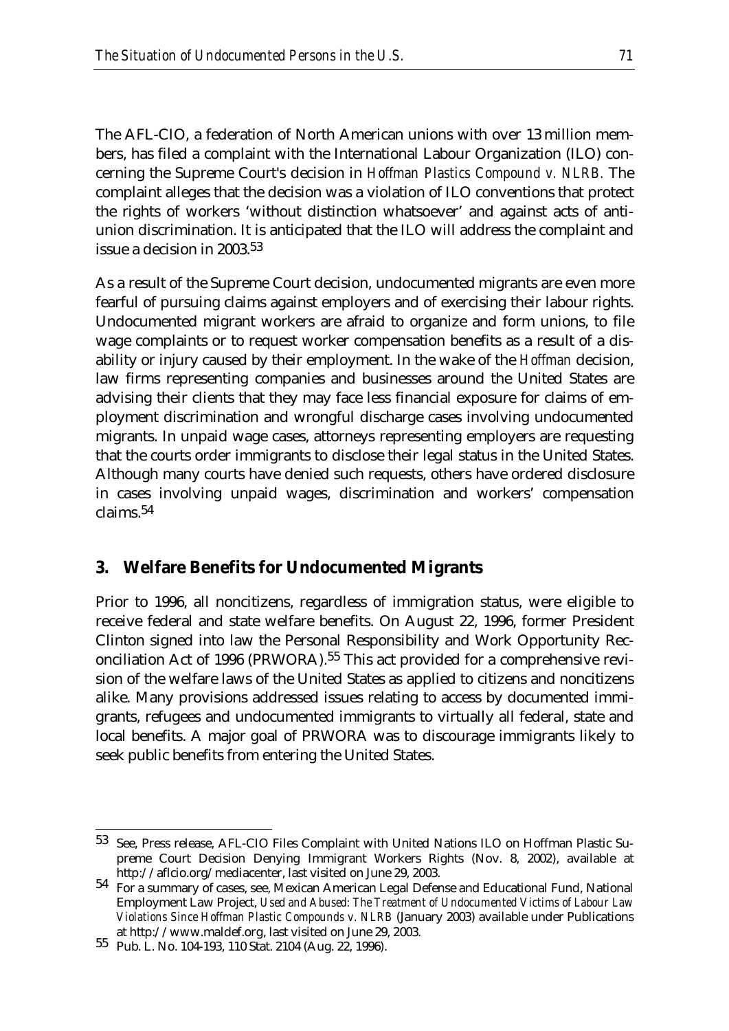The AFL-CIO, a federation of North American unions with over 13 million members, has filed a complaint with the International Labour Organization (ILO) concerning the Supreme Court's decision in *Hoffman Plastics Compound v. NLRB.* The complaint alleges that the decision was a violation of ILO conventions that protect the rights of workers 'without distinction whatsoever' and against acts of anti-union discrimination. It is anticipated that the ILO will address the complaint and issue a decision in 2003.[53]

As a result of the Supreme Court decision, undocumented migrants are even more fearful of pursuing claims against employers and of exercising their labour rights. Undocumented migrant workers are afraid to organize and form unions, to file wage complaints or to request worker compensation benefits as a result of a disability or injury caused by their employment. In the wake of the *Hoffman* decision, law firms representing companies and businesses around the United States are advising their clients that they may face less financial exposure for claims of employment discrimination and wrongful discharge cases involving undocumented migrants. In unpaid wage cases, attorneys representing employers are requesting that the courts order immigrants to disclose their legal status in the United States. Although many courts have denied such requests, others have ordered disclosure in cases involving unpaid wages, discrimination and workers' compensation claims.[54]

## 3. Welfare Benefits for Undocumented Migrants

Prior to 1996, all noncitizens, regardless of immigration status, were eligible to receive federal and state welfare benefits. On August 22, 1996, former President Clinton signed into law the Personal Responsibility and Work Opportunity Reconciliation Act of 1996 (PRWORA).[55] This act provided for a comprehensive revision of the welfare laws of the United States as applied to citizens and noncitizens alike. Many provisions addressed issues relating to access by documented immigrants, refugees and undocumented immigrants to virtually all federal, state and local benefits. A major goal of PRWORA was to discourage immigrants likely to seek public benefits from entering the United States.

---

[53] See, Press release, AFL-CIO Files Complaint with United Nations ILO on Hoffman Plastic Supreme Court Decision Denying Immigrant Workers Rights (Nov. 8, 2002), available at http://aflcio.org/mediacenter, last visited on June 29, 2003.

[54] For a summary of cases, see, Mexican American Legal Defense and Educational Fund, National Employment Law Project, *Used and Abused: The Treatment of Undocumented Victims of Labour Law Violations Since Hoffman Plastic Compounds v. NLRB* (January 2003) available under Publications at http://www.maldef.org, last visited on June 29, 2003.

[55] Pub. L. No. 104-193, 110 Stat. 2104 (Aug. 22, 1996).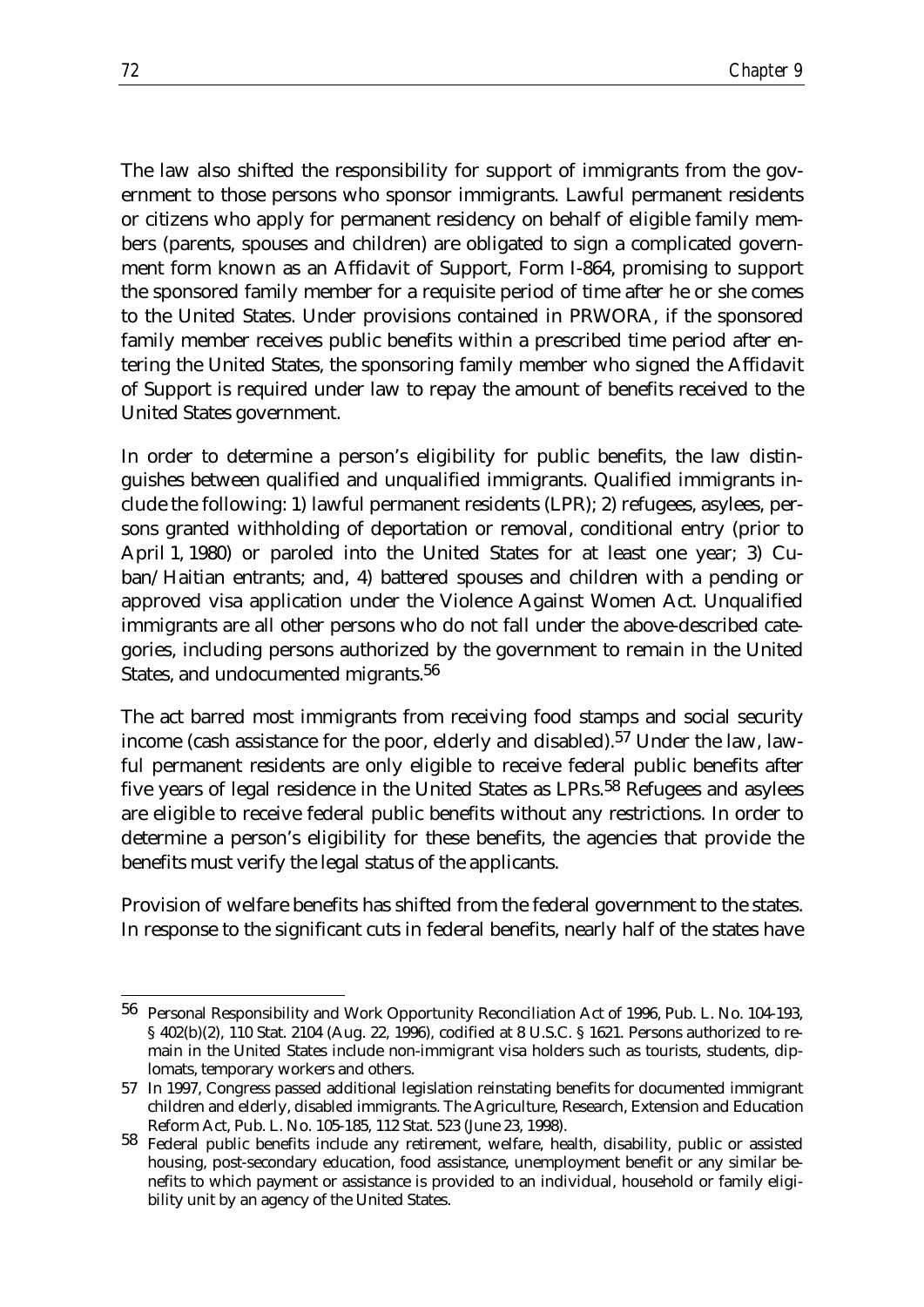The law also shifted the responsibility for support of immigrants from the government to those persons who sponsor immigrants. Lawful permanent residents or citizens who apply for permanent residency on behalf of eligible family members (parents, spouses and children) are obligated to sign a complicated government form known as an Affidavit of Support, Form I-864, promising to support the sponsored family member for a requisite period of time after he or she comes to the United States. Under provisions contained in PRWORA, if the sponsored family member receives public benefits within a prescribed time period after entering the United States, the sponsoring family member who signed the Affidavit of Support is required under law to repay the amount of benefits received to the United States government.

In order to determine a person's eligibility for public benefits, the law distinguishes between qualified and unqualified immigrants. Qualified immigrants include the following: 1) lawful permanent residents (LPR); 2) refugees, asylees, persons granted withholding of deportation or removal, conditional entry (prior to April 1, 1980) or paroled into the United States for at least one year; 3) Cuban/Haitian entrants; and, 4) battered spouses and children with a pending or approved visa application under the Violence Against Women Act. Unqualified immigrants are all other persons who do not fall under the above-described categories, including persons authorized by the government to remain in the United States, and undocumented migrants.[56]

The act barred most immigrants from receiving food stamps and social security income (cash assistance for the poor, elderly and disabled).[57] Under the law, lawful permanent residents are only eligible to receive federal public benefits after five years of legal residence in the United States as LPRs.[58] Refugees and asylees are eligible to receive federal public benefits without any restrictions. In order to determine a person's eligibility for these benefits, the agencies that provide the benefits must verify the legal status of the applicants.

Provision of welfare benefits has shifted from the federal government to the states. In response to the significant cuts in federal benefits, nearly half of the states have

---

[56] Personal Responsibility and Work Opportunity Reconciliation Act of 1996, Pub. L. No. 104-193, § 402(b)(2), 110 Stat. 2104 (Aug. 22, 1996), codified at 8 U.S.C. § 1621. Persons authorized to remain in the United States include non-immigrant visa holders such as tourists, students, diplomats, temporary workers and others.

[57] In 1997, Congress passed additional legislation reinstating benefits for documented immigrant children and elderly, disabled immigrants. The Agriculture, Research, Extension and Education Reform Act, Pub. L. No. 105-185, 112 Stat. 523 (June 23, 1998).

[58] Federal public benefits include any retirement, welfare, health, disability, public or assisted housing, post-secondary education, food assistance, unemployment benefit or any similar benefits to which payment or assistance is provided to an individual, household or family eligibility unit by an agency of the United States.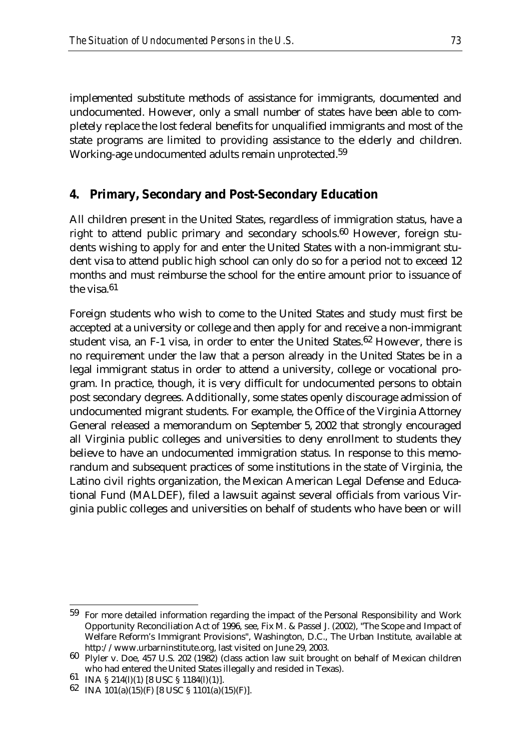implemented substitute methods of assistance for immigrants, documented and undocumented. However, only a small number of states have been able to completely replace the lost federal benefits for unqualified immigrants and most of the state programs are limited to providing assistance to the elderly and children. Working-age undocumented adults remain unprotected.[59]

## 4. Primary, Secondary and Post-Secondary Education

All children present in the United States, regardless of immigration status, have a right to attend public primary and secondary schools.[60] However, foreign students wishing to apply for and enter the United States with a non-immigrant student visa to attend public high school can only do so for a period not to exceed 12 months and must reimburse the school for the entire amount prior to issuance of the visa.[61]

Foreign students who wish to come to the United States and study must first be accepted at a university or college and then apply for and receive a non-immigrant student visa, an F-1 visa, in order to enter the United States.[62] However, there is no requirement under the law that a person already in the United States be in a legal immigrant status in order to attend a university, college or vocational program. In practice, though, it is very difficult for undocumented persons to obtain post secondary degrees. Additionally, some states openly discourage admission of undocumented migrant students. For example, the Office of the Virginia Attorney General released a memorandum on September 5, 2002 that strongly encouraged all Virginia public colleges and universities to deny enrollment to students they believe to have an undocumented immigration status. In response to this memorandum and subsequent practices of some institutions in the state of Virginia, the Latino civil rights organization, the Mexican American Legal Defense and Educational Fund (MALDEF), filed a lawsuit against several officials from various Virginia public colleges and universities on behalf of students who have been or will

---

[59] For more detailed information regarding the impact of the Personal Responsibility and Work Opportunity Reconciliation Act of 1996, see, Fix M. & Passel J. (2002), "The Scope and Impact of Welfare Reform's Immigrant Provisions", Washington, D.C., The Urban Institute, available at http://www.urbarninstitute.org, last visited on June 29, 2003.

[60] Plyler v. Doe, 457 U.S. 202 (1982) (class action law suit brought on behalf of Mexican children who had entered the United States illegally and resided in Texas).

[61] INA § 214(l)(1) [8 USC § 1184(l)(1)].

[62] INA 101(a)(15)(F) [8 USC § 1101(a)(15)(F)].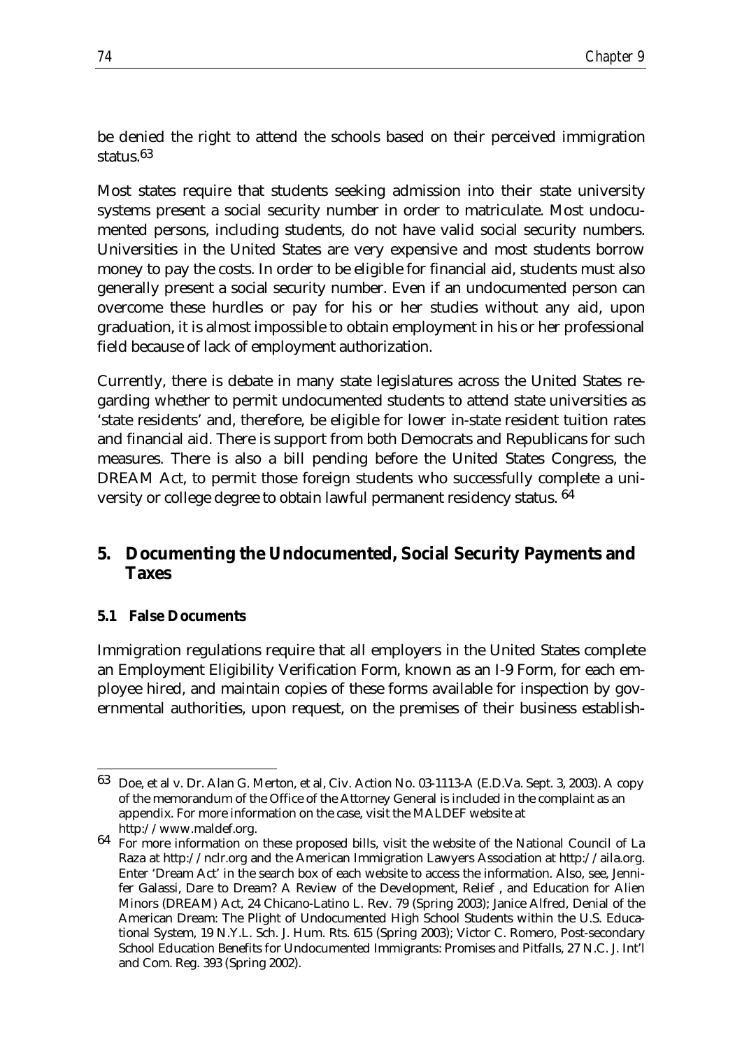be denied the right to attend the schools based on their perceived immigration status.[63]

Most states require that students seeking admission into their state university systems present a social security number in order to matriculate. Most undocumented persons, including students, do not have valid social security numbers. Universities in the United States are very expensive and most students borrow money to pay the costs. In order to be eligible for financial aid, students must also generally present a social security number. Even if an undocumented person can overcome these hurdles or pay for his or her studies without any aid, upon graduation, it is almost impossible to obtain employment in his or her professional field because of lack of employment authorization.

Currently, there is debate in many state legislatures across the United States regarding whether to permit undocumented students to attend state universities as 'state residents' and, therefore, be eligible for lower in-state resident tuition rates and financial aid. There is support from both Democrats and Republicans for such measures. There is also a bill pending before the United States Congress, the DREAM Act, to permit those foreign students who successfully complete a university or college degree to obtain lawful permanent residency status. [64]

## 5. Documenting the Undocumented, Social Security Payments and Taxes

### 5.1 False Documents

Immigration regulations require that all employers in the United States complete an Employment Eligibility Verification Form, known as an I-9 Form, for each employee hired, and maintain copies of these forms available for inspection by governmental authorities, upon request, on the premises of their business establish-

---

[63] Doe, et al v. Dr. Alan G. Merton, et al, Civ. Action No. 03-1113-A (E.D.Va. Sept. 3, 2003). A copy of the memorandum of the Office of the Attorney General is included in the complaint as an appendix. For more information on the case, visit the MALDEF website at http://www.maldef.org.

[64] For more information on these proposed bills, visit the website of the National Council of La Raza at http://nclr.org and the American Immigration Lawyers Association at http://aila.org. Enter 'Dream Act' in the search box of each website to access the information. Also, see, Jennifer Galassi, Dare to Dream? A Review of the Development, Relief , and Education for Alien Minors (DREAM) Act, 24 Chicano-Latino L. Rev. 79 (Spring 2003); Janice Alfred, Denial of the American Dream: The Plight of Undocumented High School Students within the U.S. Educational System, 19 N.Y.L. Sch. J. Hum. Rts. 615 (Spring 2003); Victor C. Romero, Post-secondary School Education Benefits for Undocumented Immigrants: Promises and Pitfalls, 27 N.C. J. Int'l and Com. Reg. 393 (Spring 2002).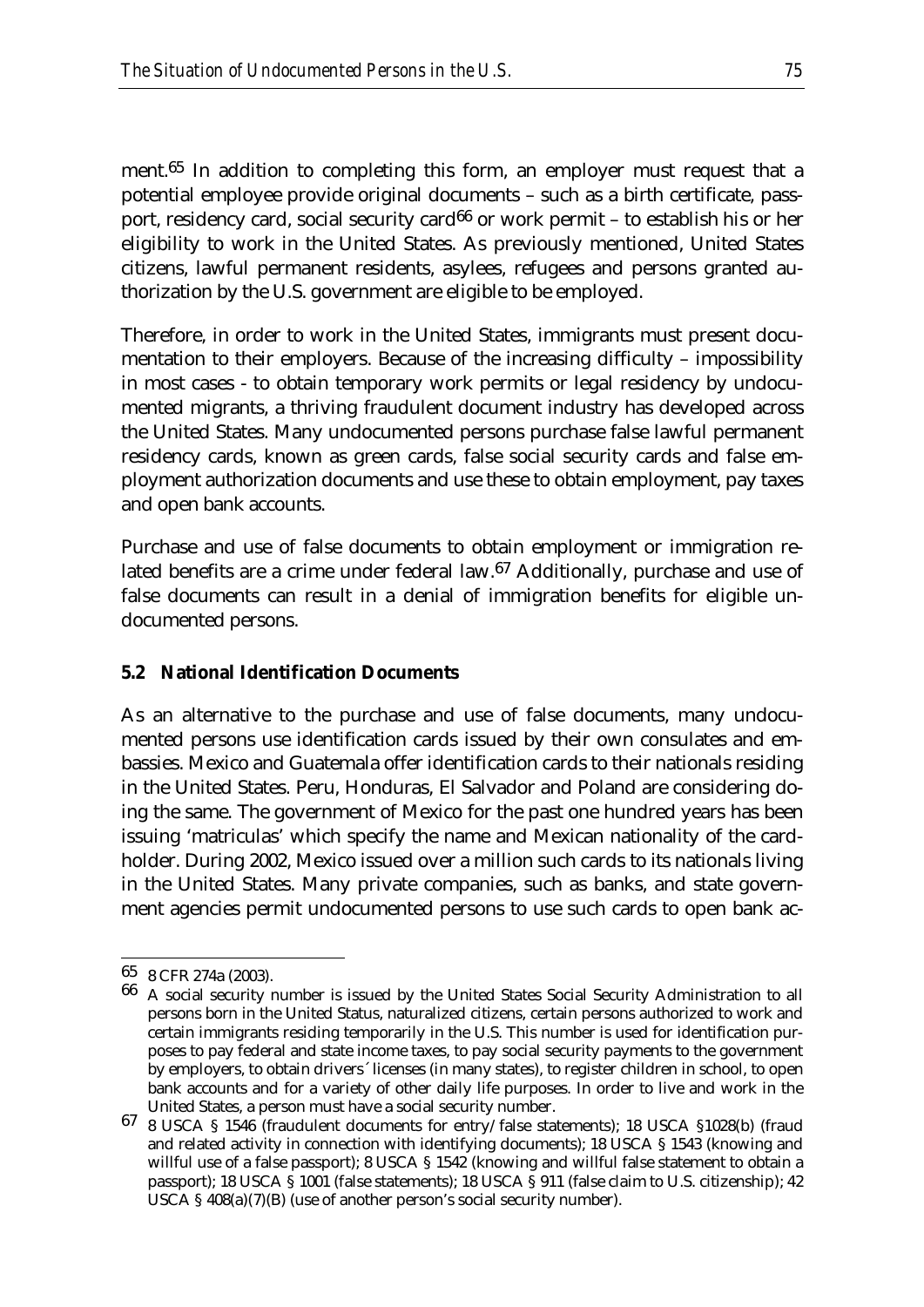ment.[65] In addition to completing this form, an employer must request that a potential employee provide original documents – such as a birth certificate, passport, residency card, social security card[66] or work permit – to establish his or her eligibility to work in the United States. As previously mentioned, United States citizens, lawful permanent residents, asylees, refugees and persons granted authorization by the U.S. government are eligible to be employed.

Therefore, in order to work in the United States, immigrants must present documentation to their employers. Because of the increasing difficulty – impossibility in most cases - to obtain temporary work permits or legal residency by undocumented migrants, a thriving fraudulent document industry has developed across the United States. Many undocumented persons purchase false lawful permanent residency cards, known as green cards, false social security cards and false employment authorization documents and use these to obtain employment, pay taxes and open bank accounts.

Purchase and use of false documents to obtain employment or immigration related benefits are a crime under federal law.[67] Additionally, purchase and use of false documents can result in a denial of immigration benefits for eligible undocumented persons.

### 5.2 National Identification Documents

As an alternative to the purchase and use of false documents, many undocumented persons use identification cards issued by their own consulates and embassies. Mexico and Guatemala offer identification cards to their nationals residing in the United States. Peru, Honduras, El Salvador and Poland are considering doing the same. The government of Mexico for the past one hundred years has been issuing 'matriculas' which specify the name and Mexican nationality of the cardholder. During 2002, Mexico issued over a million such cards to its nationals living in the United States. Many private companies, such as banks, and state government agencies permit undocumented persons to use such cards to open bank ac-

---

[65] 8 CFR 274a (2003).

[66] A social security number is issued by the United States Social Security Administration to all persons born in the United Status, naturalized citizens, certain persons authorized to work and certain immigrants residing temporarily in the U.S. This number is used for identification purposes to pay federal and state income taxes, to pay social security payments to the government by employers, to obtain drivers´ licenses (in many states), to register children in school, to open bank accounts and for a variety of other daily life purposes. In order to live and work in the United States, a person must have a social security number.

[67] 8 USCA § 1546 (fraudulent documents for entry/false statements); 18 USCA §1028(b) (fraud and related activity in connection with identifying documents); 18 USCA § 1543 (knowing and willful use of a false passport); 8 USCA § 1542 (knowing and willful false statement to obtain a passport); 18 USCA § 1001 (false statements); 18 USCA § 911 (false claim to U.S. citizenship); 42 USCA § 408(a)(7)(B) (use of another person's social security number).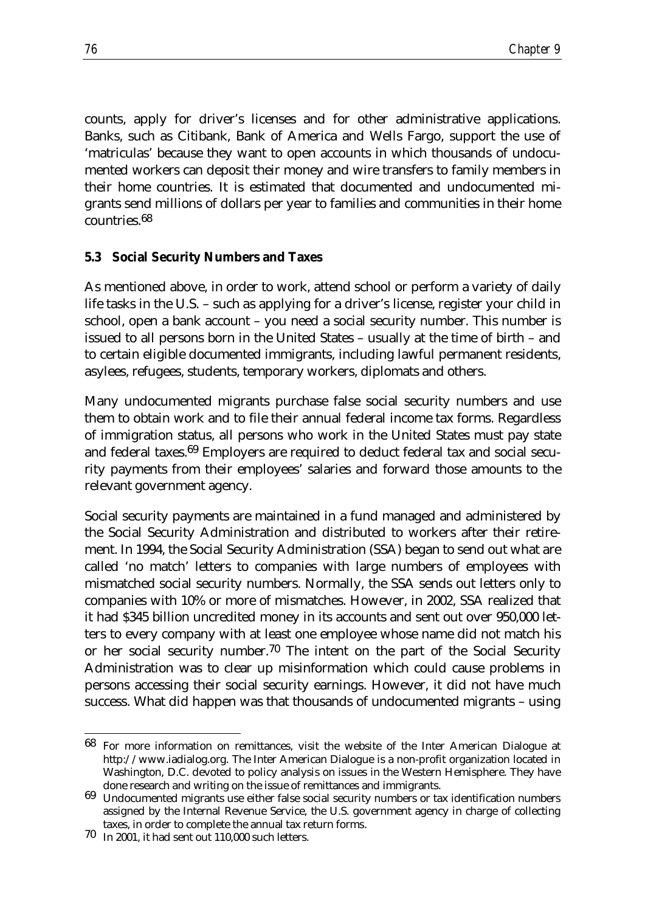counts, apply for driver's licenses and for other administrative applications. Banks, such as Citibank, Bank of America and Wells Fargo, support the use of 'matriculas' because they want to open accounts in which thousands of undocumented workers can deposit their money and wire transfers to family members in their home countries. It is estimated that documented and undocumented migrants send millions of dollars per year to families and communities in their home countries.[68]

### 5.3 Social Security Numbers and Taxes

As mentioned above, in order to work, attend school or perform a variety of daily life tasks in the U.S. – such as applying for a driver's license, register your child in school, open a bank account – you need a social security number. This number is issued to all persons born in the United States – usually at the time of birth – and to certain eligible documented immigrants, including lawful permanent residents, asylees, refugees, students, temporary workers, diplomats and others.

Many undocumented migrants purchase false social security numbers and use them to obtain work and to file their annual federal income tax forms. Regardless of immigration status, all persons who work in the United States must pay state and federal taxes.[69] Employers are required to deduct federal tax and social security payments from their employees' salaries and forward those amounts to the relevant government agency.

Social security payments are maintained in a fund managed and administered by the Social Security Administration and distributed to workers after their retirement. In 1994, the Social Security Administration (SSA) began to send out what are called 'no match' letters to companies with large numbers of employees with mismatched social security numbers. Normally, the SSA sends out letters only to companies with 10% or more of mismatches. However, in 2002, SSA realized that it had $345 billion uncredited money in its accounts and sent out over 950,000 letters to every company with at least one employee whose name did not match his or her social security number.[70] The intent on the part of the Social Security Administration was to clear up misinformation which could cause problems in persons accessing their social security earnings. However, it did not have much success. What did happen was that thousands of undocumented migrants – using

---

[68] For more information on remittances, visit the website of the Inter American Dialogue at http://www.iadialog.org. The Inter American Dialogue is a non-profit organization located in Washington, D.C. devoted to policy analysis on issues in the Western Hemisphere. They have done research and writing on the issue of remittances and immigrants.

[69] Undocumented migrants use either false social security numbers or tax identification numbers assigned by the Internal Revenue Service, the U.S. government agency in charge of collecting taxes, in order to complete the annual tax return forms.

[70] In 2001, it had sent out 110,000 such letters.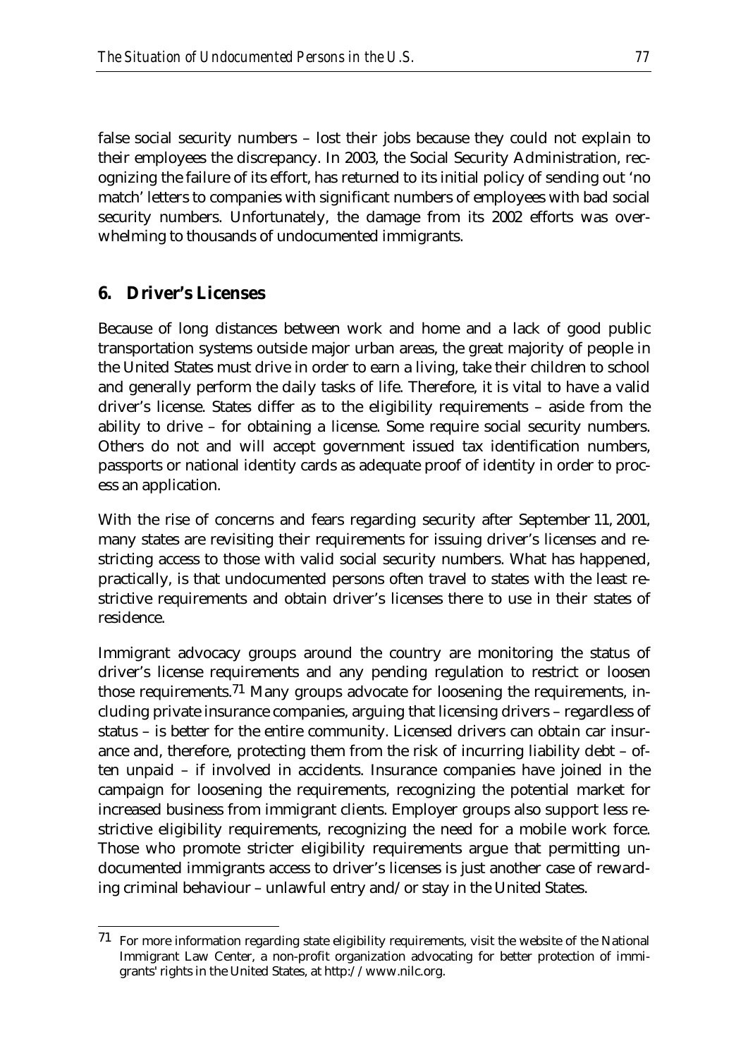false social security numbers – lost their jobs because they could not explain to their employees the discrepancy. In 2003, the Social Security Administration, recognizing the failure of its effort, has returned to its initial policy of sending out 'no match' letters to companies with significant numbers of employees with bad social security numbers. Unfortunately, the damage from its 2002 efforts was overwhelming to thousands of undocumented immigrants.

## 6. Driver's Licenses

Because of long distances between work and home and a lack of good public transportation systems outside major urban areas, the great majority of people in the United States must drive in order to earn a living, take their children to school and generally perform the daily tasks of life. Therefore, it is vital to have a valid driver's license. States differ as to the eligibility requirements – aside from the ability to drive – for obtaining a license. Some require social security numbers. Others do not and will accept government issued tax identification numbers, passports or national identity cards as adequate proof of identity in order to process an application.

With the rise of concerns and fears regarding security after September 11, 2001, many states are revisiting their requirements for issuing driver's licenses and restricting access to those with valid social security numbers. What has happened, practically, is that undocumented persons often travel to states with the least restrictive requirements and obtain driver's licenses there to use in their states of residence.

Immigrant advocacy groups around the country are monitoring the status of driver's license requirements and any pending regulation to restrict or loosen those requirements.[71] Many groups advocate for loosening the requirements, including private insurance companies, arguing that licensing drivers – regardless of status – is better for the entire community. Licensed drivers can obtain car insurance and, therefore, protecting them from the risk of incurring liability debt – often unpaid – if involved in accidents. Insurance companies have joined in the campaign for loosening the requirements, recognizing the potential market for increased business from immigrant clients. Employer groups also support less restrictive eligibility requirements, recognizing the need for a mobile work force. Those who promote stricter eligibility requirements argue that permitting undocumented immigrants access to driver's licenses is just another case of rewarding criminal behaviour – unlawful entry and/or stay in the United States.

---

[71] For more information regarding state eligibility requirements, visit the website of the National Immigrant Law Center, a non-profit organization advocating for better protection of immigrants' rights in the United States, at http://www.nilc.org.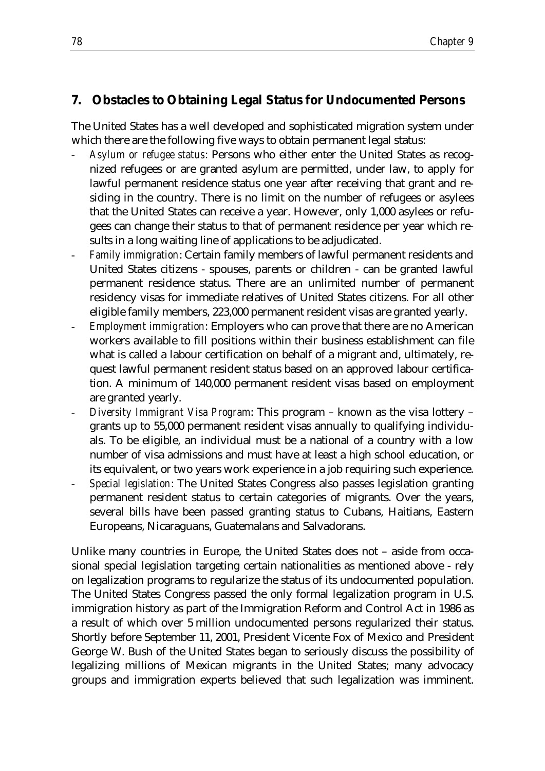## 7. Obstacles to Obtaining Legal Status for Undocumented Persons

The United States has a well developed and sophisticated migration system under which there are the following five ways to obtain permanent legal status:

- *Asylum or refugee status*: Persons who either enter the United States as recognized refugees or are granted asylum are permitted, under law, to apply for lawful permanent residence status one year after receiving that grant and residing in the country. There is no limit on the number of refugees or asylees that the United States can receive a year. However, only 1,000 asylees or refugees can change their status to that of permanent residence per year which results in a long waiting line of applications to be adjudicated.
- *Family immigration*: Certain family members of lawful permanent residents and United States citizens - spouses, parents or children - can be granted lawful permanent residence status. There are an unlimited number of permanent residency visas for immediate relatives of United States citizens. For all other eligible family members, 223,000 permanent resident visas are granted yearly.
- *Employment immigration*: Employers who can prove that there are no American workers available to fill positions within their business establishment can file what is called a labour certification on behalf of a migrant and, ultimately, request lawful permanent resident status based on an approved labour certification. A minimum of 140,000 permanent resident visas based on employment are granted yearly.
- *Diversity Immigrant Visa Program*: This program – known as the visa lottery – grants up to 55,000 permanent resident visas annually to qualifying individuals. To be eligible, an individual must be a national of a country with a low number of visa admissions and must have at least a high school education, or its equivalent, or two years work experience in a job requiring such experience.
- *Special legislation*: The United States Congress also passes legislation granting permanent resident status to certain categories of migrants. Over the years, several bills have been passed granting status to Cubans, Haitians, Eastern Europeans, Nicaraguans, Guatemalans and Salvadorans.

Unlike many countries in Europe, the United States does not – aside from occasional special legislation targeting certain nationalities as mentioned above - rely on legalization programs to regularize the status of its undocumented population. The United States Congress passed the only formal legalization program in U.S. immigration history as part of the Immigration Reform and Control Act in 1986 as a result of which over 5 million undocumented persons regularized their status. Shortly before September 11, 2001, President Vicente Fox of Mexico and President George W. Bush of the United States began to seriously discuss the possibility of legalizing millions of Mexican migrants in the United States; many advocacy groups and immigration experts believed that such legalization was imminent.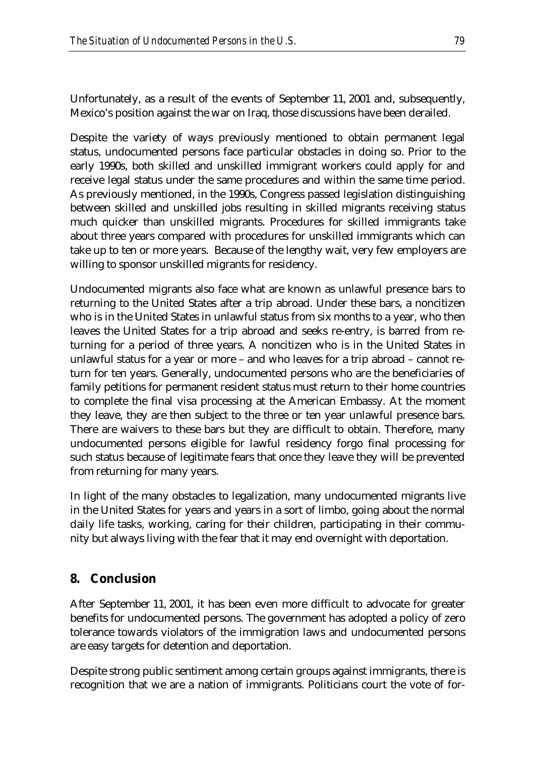Unfortunately, as a result of the events of September 11, 2001 and, subsequently, Mexico's position against the war on Iraq, those discussions have been derailed.

Despite the variety of ways previously mentioned to obtain permanent legal status, undocumented persons face particular obstacles in doing so. Prior to the early 1990s, both skilled and unskilled immigrant workers could apply for and receive legal status under the same procedures and within the same time period. As previously mentioned, in the 1990s, Congress passed legislation distinguishing between skilled and unskilled jobs resulting in skilled migrants receiving status much quicker than unskilled migrants. Procedures for skilled immigrants take about three years compared with procedures for unskilled immigrants which can take up to ten or more years. Because of the lengthy wait, very few employers are willing to sponsor unskilled migrants for residency.

Undocumented migrants also face what are known as unlawful presence bars to returning to the United States after a trip abroad. Under these bars, a noncitizen who is in the United States in unlawful status from six months to a year, who then leaves the United States for a trip abroad and seeks re-entry, is barred from returning for a period of three years. A noncitizen who is in the United States in unlawful status for a year or more – and who leaves for a trip abroad – cannot return for ten years. Generally, undocumented persons who are the beneficiaries of family petitions for permanent resident status must return to their home countries to complete the final visa processing at the American Embassy. At the moment they leave, they are then subject to the three or ten year unlawful presence bars. There are waivers to these bars but they are difficult to obtain. Therefore, many undocumented persons eligible for lawful residency forgo final processing for such status because of legitimate fears that once they leave they will be prevented from returning for many years.

In light of the many obstacles to legalization, many undocumented migrants live in the United States for years and years in a sort of limbo, going about the normal daily life tasks, working, caring for their children, participating in their community but always living with the fear that it may end overnight with deportation.

## 8. Conclusion

After September 11, 2001, it has been even more difficult to advocate for greater benefits for undocumented persons. The government has adopted a policy of zero tolerance towards violators of the immigration laws and undocumented persons are easy targets for detention and deportation.

Despite strong public sentiment among certain groups against immigrants, there is recognition that we are a nation of immigrants. Politicians court the vote of for-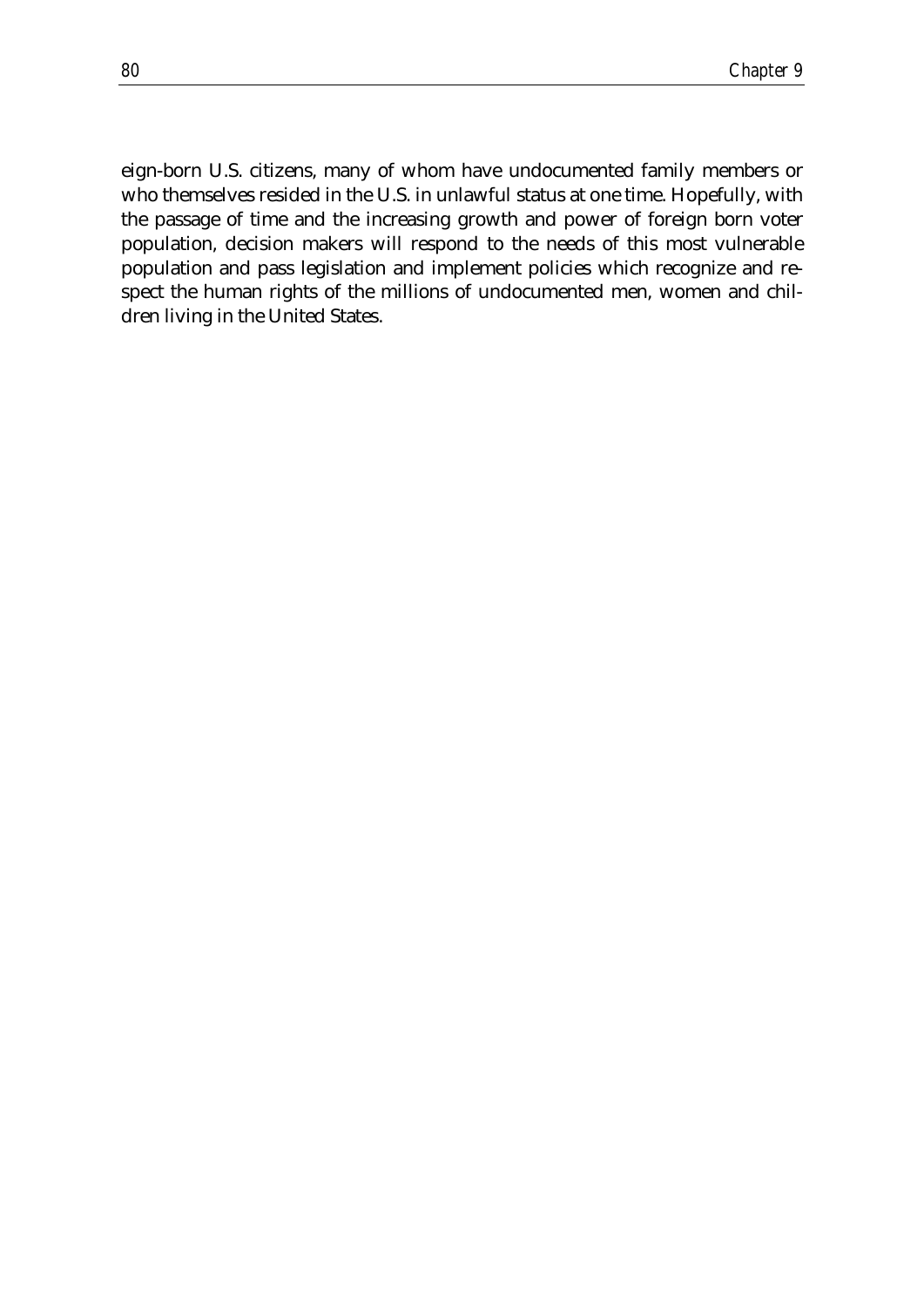eign-born U.S. citizens, many of whom have undocumented family members or who themselves resided in the U.S. in unlawful status at one time. Hopefully, with the passage of time and the increasing growth and power of foreign born voter population, decision makers will respond to the needs of this most vulnerable population and pass legislation and implement policies which recognize and respect the human rights of the millions of undocumented men, women and children living in the United States.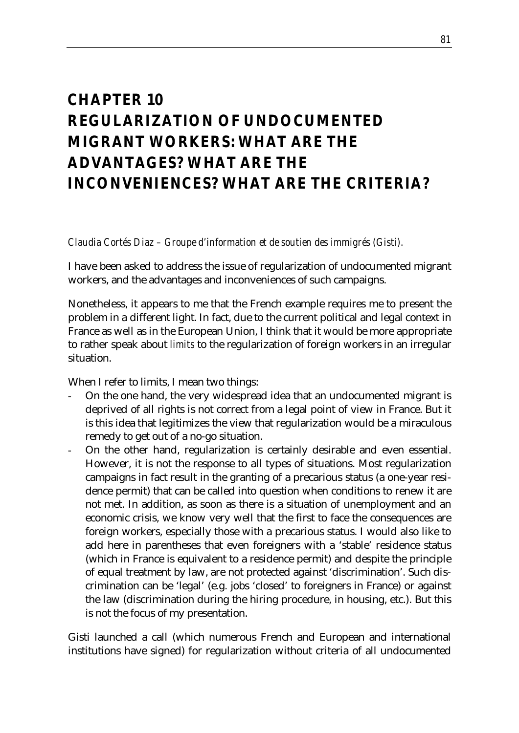# CHAPTER 10 REGULARIZATION OF UNDOCUMENTED MIGRANT WORKERS: WHAT ARE THE ADVANTAGES? WHAT ARE THE INCONVENIENCES? WHAT ARE THE CRITERIA?

*Claudia Cortés Diaz – Groupe d'information et de soutien des immigrés (Gisti).*

I have been asked to address the issue of regularization of undocumented migrant workers, and the advantages and inconveniences of such campaigns.

Nonetheless, it appears to me that the French example requires me to present the problem in a different light. In fact, due to the current political and legal context in France as well as in the European Union, I think that it would be more appropriate to rather speak about *limits* to the regularization of foreign workers in an irregular situation.

When I refer to limits, I mean two things:

- On the one hand, the very widespread idea that an undocumented migrant is deprived of all rights is not correct from a legal point of view in France. But it is this idea that legitimizes the view that regularization would be a miraculous remedy to get out of a no-go situation.
- On the other hand, regularization is certainly desirable and even essential. However, it is not the response to all types of situations. Most regularization campaigns in fact result in the granting of a precarious status (a one-year residence permit) that can be called into question when conditions to renew it are not met. In addition, as soon as there is a situation of unemployment and an economic crisis, we know very well that the first to face the consequences are foreign workers, especially those with a precarious status. I would also like to add here in parentheses that even foreigners with a 'stable' residence status (which in France is equivalent to a residence permit) and despite the principle of equal treatment by law, are not protected against 'discrimination'. Such discrimination can be 'legal' (e.g. jobs 'closed' to foreigners in France) or against the law (discrimination during the hiring procedure, in housing, etc.). But this is not the focus of my presentation.

Gisti launched a call (which numerous French and European and international institutions have signed) for regularization without criteria of all undocumented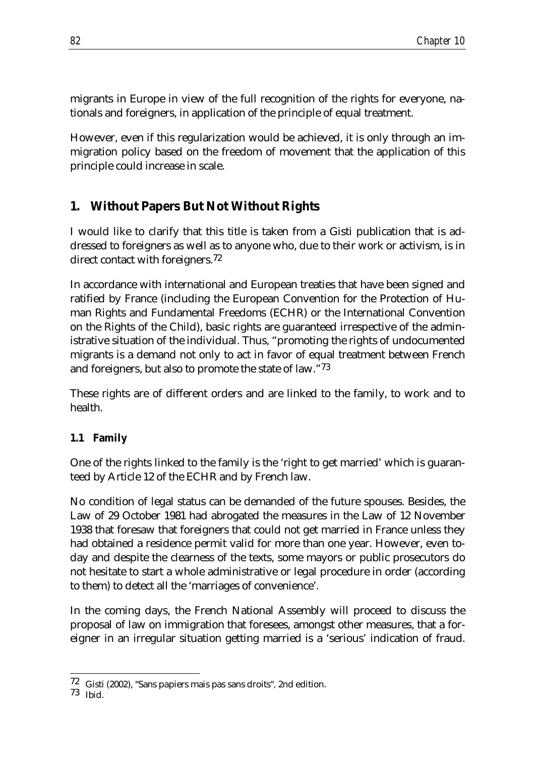migrants in Europe in view of the full recognition of the rights for everyone, nationals and foreigners, in application of the principle of equal treatment.

However, even if this regularization would be achieved, it is only through an immigration policy based on the freedom of movement that the application of this principle could increase in scale.

## 1. Without Papers But Not Without Rights

I would like to clarify that this title is taken from a Gisti publication that is addressed to foreigners as well as to anyone who, due to their work or activism, is in direct contact with foreigners.[72]

In accordance with international and European treaties that have been signed and ratified by France (including the European Convention for the Protection of Human Rights and Fundamental Freedoms (ECHR) or the International Convention on the Rights of the Child), basic rights are guaranteed irrespective of the administrative situation of the individual. Thus, "promoting the rights of undocumented migrants is a demand not only to act in favor of equal treatment between French and foreigners, but also to promote the state of law."[73]

These rights are of different orders and are linked to the family, to work and to health.

### 1.1 Family

One of the rights linked to the family is the 'right to get married' which is guaranteed by Article 12 of the ECHR and by French law.

No condition of legal status can be demanded of the future spouses. Besides, the Law of 29 October 1981 had abrogated the measures in the Law of 12 November 1938 that foresaw that foreigners that could not get married in France unless they had obtained a residence permit valid for more than one year. However, even today and despite the clearness of the texts, some mayors or public prosecutors do not hesitate to start a whole administrative or legal procedure in order (according to them) to detect all the 'marriages of convenience'.

In the coming days, the French National Assembly will proceed to discuss the proposal of law on immigration that foresees, amongst other measures, that a foreigner in an irregular situation getting married is a 'serious' indication of fraud.

---

72 Gisti (2002), "Sans papiers mais pas sans droits", 2nd edition.

73 Ibid.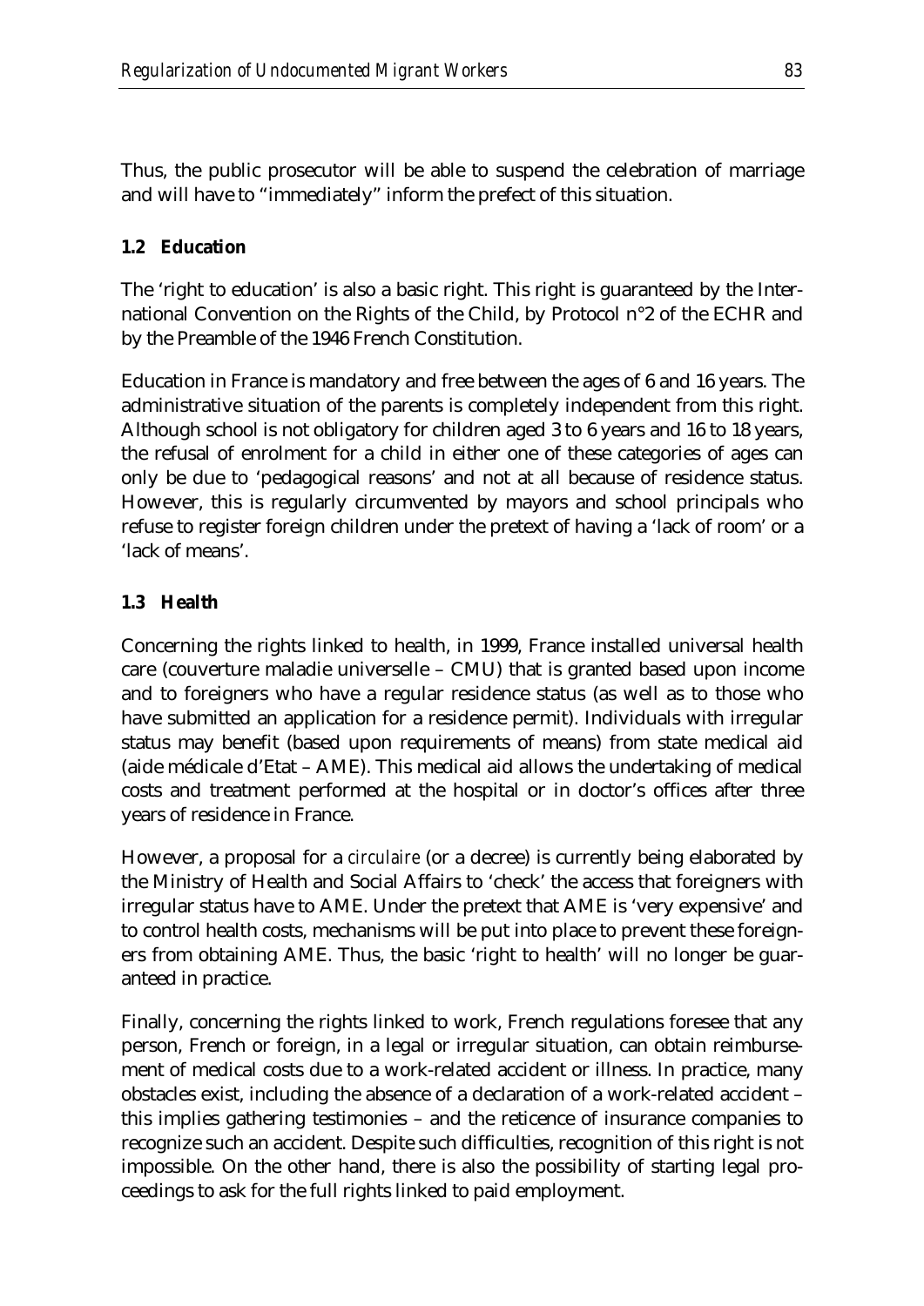Thus, the public prosecutor will be able to suspend the celebration of marriage and will have to "immediately" inform the prefect of this situation.

### 1.2 Education

The 'right to education' is also a basic right. This right is guaranteed by the International Convention on the Rights of the Child, by Protocol n°2 of the ECHR and by the Preamble of the 1946 French Constitution.

Education in France is mandatory and free between the ages of 6 and 16 years. The administrative situation of the parents is completely independent from this right. Although school is not obligatory for children aged 3 to 6 years and 16 to 18 years, the refusal of enrolment for a child in either one of these categories of ages can only be due to 'pedagogical reasons' and not at all because of residence status. However, this is regularly circumvented by mayors and school principals who refuse to register foreign children under the pretext of having a 'lack of room' or a 'lack of means'.

### 1.3 Health

Concerning the rights linked to health, in 1999, France installed universal health care (couverture maladie universelle – CMU) that is granted based upon income and to foreigners who have a regular residence status (as well as to those who have submitted an application for a residence permit). Individuals with irregular status may benefit (based upon requirements of means) from state medical aid (aide médicale d'Etat – AME). This medical aid allows the undertaking of medical costs and treatment performed at the hospital or in doctor's offices after three years of residence in France.

However, a proposal for a *circulaire* (or a decree) is currently being elaborated by the Ministry of Health and Social Affairs to 'check' the access that foreigners with irregular status have to AME. Under the pretext that AME is 'very expensive' and to control health costs, mechanisms will be put into place to prevent these foreigners from obtaining AME. Thus, the basic 'right to health' will no longer be guaranteed in practice.

Finally, concerning the rights linked to work, French regulations foresee that any person, French or foreign, in a legal or irregular situation, can obtain reimbursement of medical costs due to a work-related accident or illness. In practice, many obstacles exist, including the absence of a declaration of a work-related accident – this implies gathering testimonies – and the reticence of insurance companies to recognize such an accident. Despite such difficulties, recognition of this right is not impossible. On the other hand, there is also the possibility of starting legal proceedings to ask for the full rights linked to paid employment.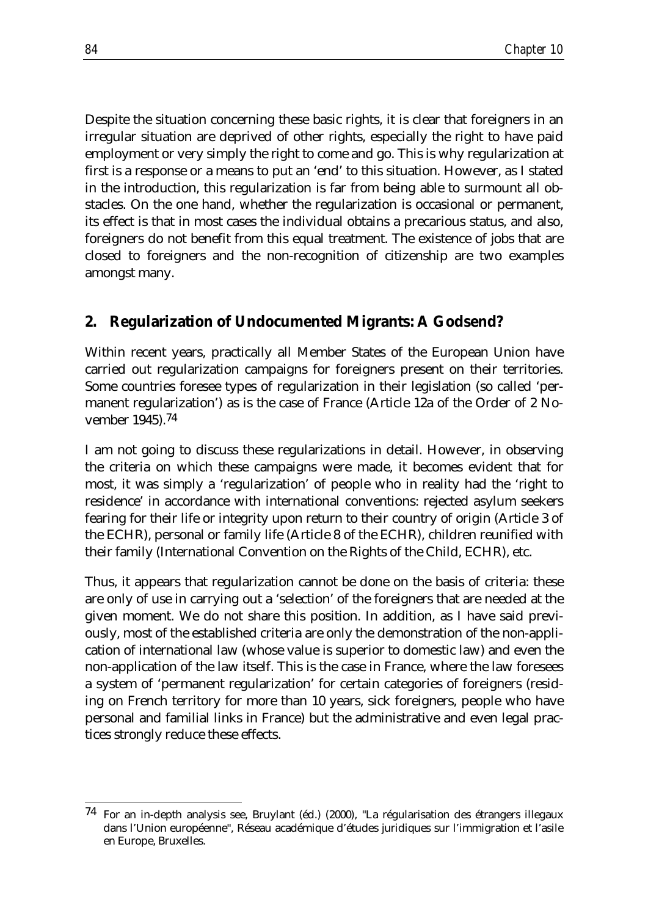Despite the situation concerning these basic rights, it is clear that foreigners in an irregular situation are deprived of other rights, especially the right to have paid employment or very simply the right to come and go. This is why regularization at first is a response or a means to put an 'end' to this situation. However, as I stated in the introduction, this regularization is far from being able to surmount all obstacles. On the one hand, whether the regularization is occasional or permanent, its effect is that in most cases the individual obtains a precarious status, and also, foreigners do not benefit from this equal treatment. The existence of jobs that are closed to foreigners and the non-recognition of citizenship are two examples amongst many.

## 2. Regularization of Undocumented Migrants: A Godsend?

Within recent years, practically all Member States of the European Union have carried out regularization campaigns for foreigners present on their territories. Some countries foresee types of regularization in their legislation (so called 'permanent regularization') as is the case of France (Article 12a of the Order of 2 November 1945).[74]

I am not going to discuss these regularizations in detail. However, in observing the criteria on which these campaigns were made, it becomes evident that for most, it was simply a 'regularization' of people who in reality had the 'right to residence' in accordance with international conventions: rejected asylum seekers fearing for their life or integrity upon return to their country of origin (Article 3 of the ECHR), personal or family life (Article 8 of the ECHR), children reunified with their family (International Convention on the Rights of the Child, ECHR), etc.

Thus, it appears that regularization cannot be done on the basis of criteria: these are only of use in carrying out a 'selection' of the foreigners that are needed at the given moment. We do not share this position. In addition, as I have said previously, most of the established criteria are only the demonstration of the non-application of international law (whose value is superior to domestic law) and even the non-application of the law itself. This is the case in France, where the law foresees a system of 'permanent regularization' for certain categories of foreigners (residing on French territory for more than 10 years, sick foreigners, people who have personal and familial links in France) but the administrative and even legal practices strongly reduce these effects.

---

[74] For an in-depth analysis see, Bruylant (éd.) (2000), "La régularisation des étrangers illegaux dans l'Union européenne", Réseau académique d'études juridiques sur l'immigration et l'asile en Europe, Bruxelles.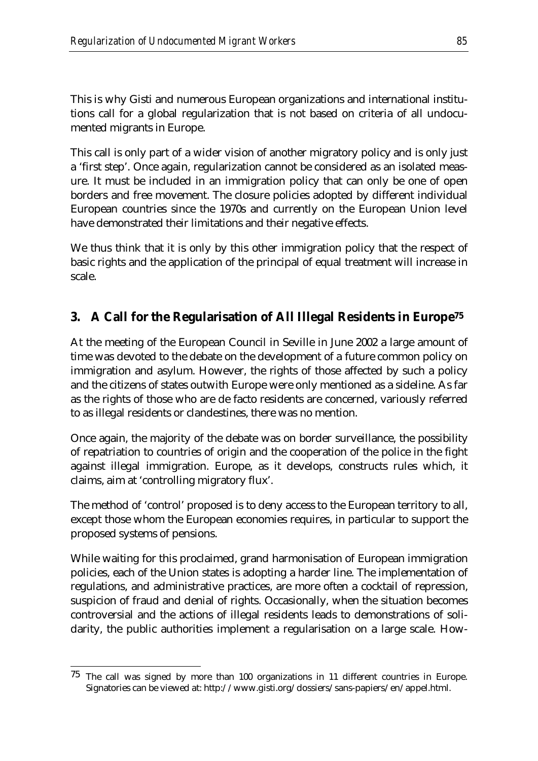This is why Gisti and numerous European organizations and international institutions call for a global regularization that is not based on criteria of all undocumented migrants in Europe.

This call is only part of a wider vision of another migratory policy and is only just a 'first step'. Once again, regularization cannot be considered as an isolated measure. It must be included in an immigration policy that can only be one of open borders and free movement. The closure policies adopted by different individual European countries since the 1970s and currently on the European Union level have demonstrated their limitations and their negative effects.

We thus think that it is only by this other immigration policy that the respect of basic rights and the application of the principal of equal treatment will increase in scale.

## 3. A Call for the Regularisation of All Illegal Residents in Europe[75]

At the meeting of the European Council in Seville in June 2002 a large amount of time was devoted to the debate on the development of a future common policy on immigration and asylum. However, the rights of those affected by such a policy and the citizens of states outwith Europe were only mentioned as a sideline. As far as the rights of those who are de facto residents are concerned, variously referred to as illegal residents or clandestines, there was no mention.

Once again, the majority of the debate was on border surveillance, the possibility of repatriation to countries of origin and the cooperation of the police in the fight against illegal immigration. Europe, as it develops, constructs rules which, it claims, aim at 'controlling migratory flux'.

The method of 'control' proposed is to deny access to the European territory to all, except those whom the European economies requires, in particular to support the proposed systems of pensions.

While waiting for this proclaimed, grand harmonisation of European immigration policies, each of the Union states is adopting a harder line. The implementation of regulations, and administrative practices, are more often a cocktail of repression, suspicion of fraud and denial of rights. Occasionally, when the situation becomes controversial and the actions of illegal residents leads to demonstrations of solidarity, the public authorities implement a regularisation on a large scale. How-

[75] The call was signed by more than 100 organizations in 11 different countries in Europe. Signatories can be viewed at: http://www.gisti.org/dossiers/sans-papiers/en/appel.html.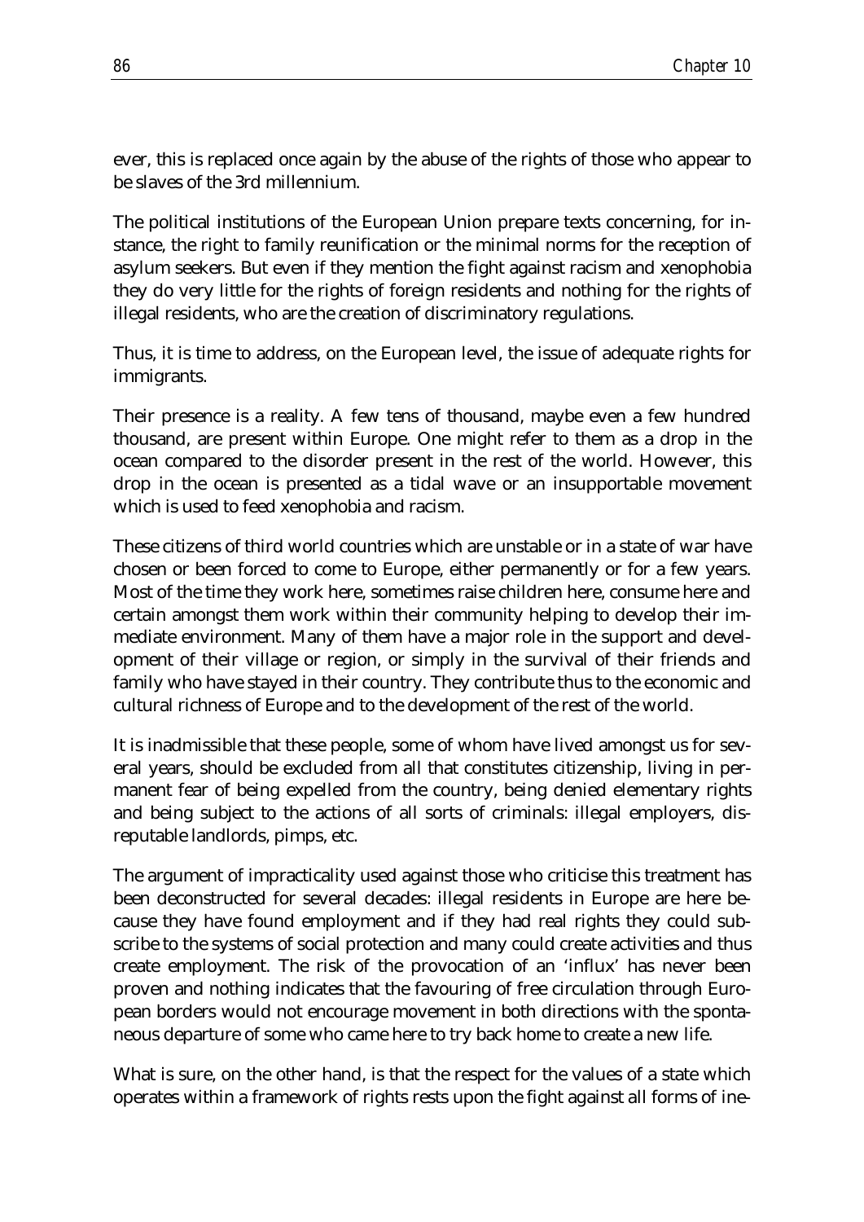ever, this is replaced once again by the abuse of the rights of those who appear to be slaves of the 3rd millennium.

The political institutions of the European Union prepare texts concerning, for instance, the right to family reunification or the minimal norms for the reception of asylum seekers. But even if they mention the fight against racism and xenophobia they do very little for the rights of foreign residents and nothing for the rights of illegal residents, who are the creation of discriminatory regulations.

Thus, it is time to address, on the European level, the issue of adequate rights for immigrants.

Their presence is a reality. A few tens of thousand, maybe even a few hundred thousand, are present within Europe. One might refer to them as a drop in the ocean compared to the disorder present in the rest of the world. However, this drop in the ocean is presented as a tidal wave or an insupportable movement which is used to feed xenophobia and racism.

These citizens of third world countries which are unstable or in a state of war have chosen or been forced to come to Europe, either permanently or for a few years. Most of the time they work here, sometimes raise children here, consume here and certain amongst them work within their community helping to develop their immediate environment. Many of them have a major role in the support and development of their village or region, or simply in the survival of their friends and family who have stayed in their country. They contribute thus to the economic and cultural richness of Europe and to the development of the rest of the world.

It is inadmissible that these people, some of whom have lived amongst us for several years, should be excluded from all that constitutes citizenship, living in permanent fear of being expelled from the country, being denied elementary rights and being subject to the actions of all sorts of criminals: illegal employers, disreputable landlords, pimps, etc.

The argument of impracticality used against those who criticise this treatment has been deconstructed for several decades: illegal residents in Europe are here because they have found employment and if they had real rights they could subscribe to the systems of social protection and many could create activities and thus create employment. The risk of the provocation of an 'influx' has never been proven and nothing indicates that the favouring of free circulation through European borders would not encourage movement in both directions with the spontaneous departure of some who came here to try back home to create a new life.

What is sure, on the other hand, is that the respect for the values of a state which operates within a framework of rights rests upon the fight against all forms of ine-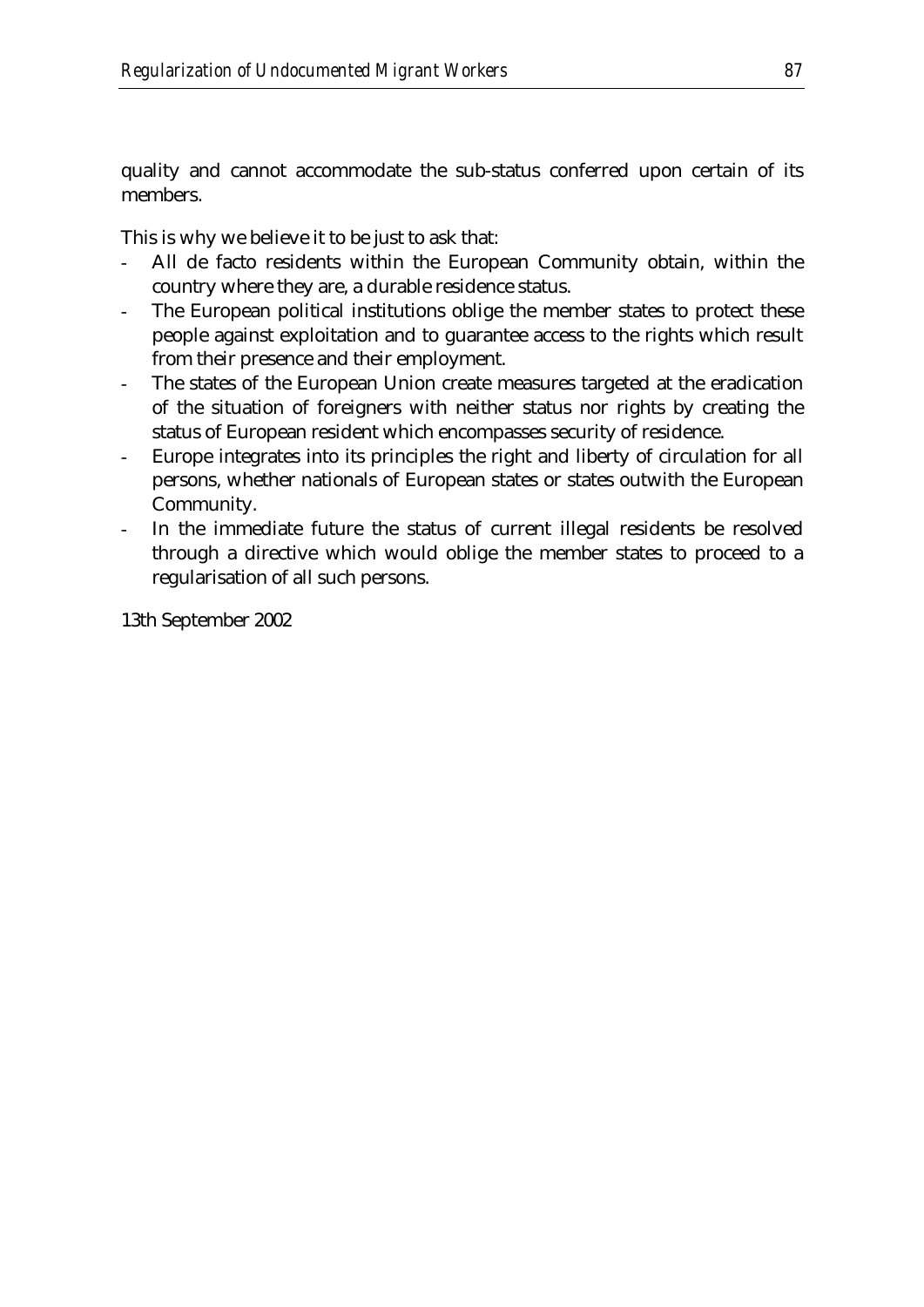quality and cannot accommodate the sub-status conferred upon certain of its members.

This is why we believe it to be just to ask that:

- All de facto residents within the European Community obtain, within the country where they are, a durable residence status.
- The European political institutions oblige the member states to protect these people against exploitation and to guarantee access to the rights which result from their presence and their employment.
- The states of the European Union create measures targeted at the eradication of the situation of foreigners with neither status nor rights by creating the status of European resident which encompasses security of residence.
- Europe integrates into its principles the right and liberty of circulation for all persons, whether nationals of European states or states outwith the European Community.
- In the immediate future the status of current illegal residents be resolved through a directive which would oblige the member states to proceed to a regularisation of all such persons.

13th September 2002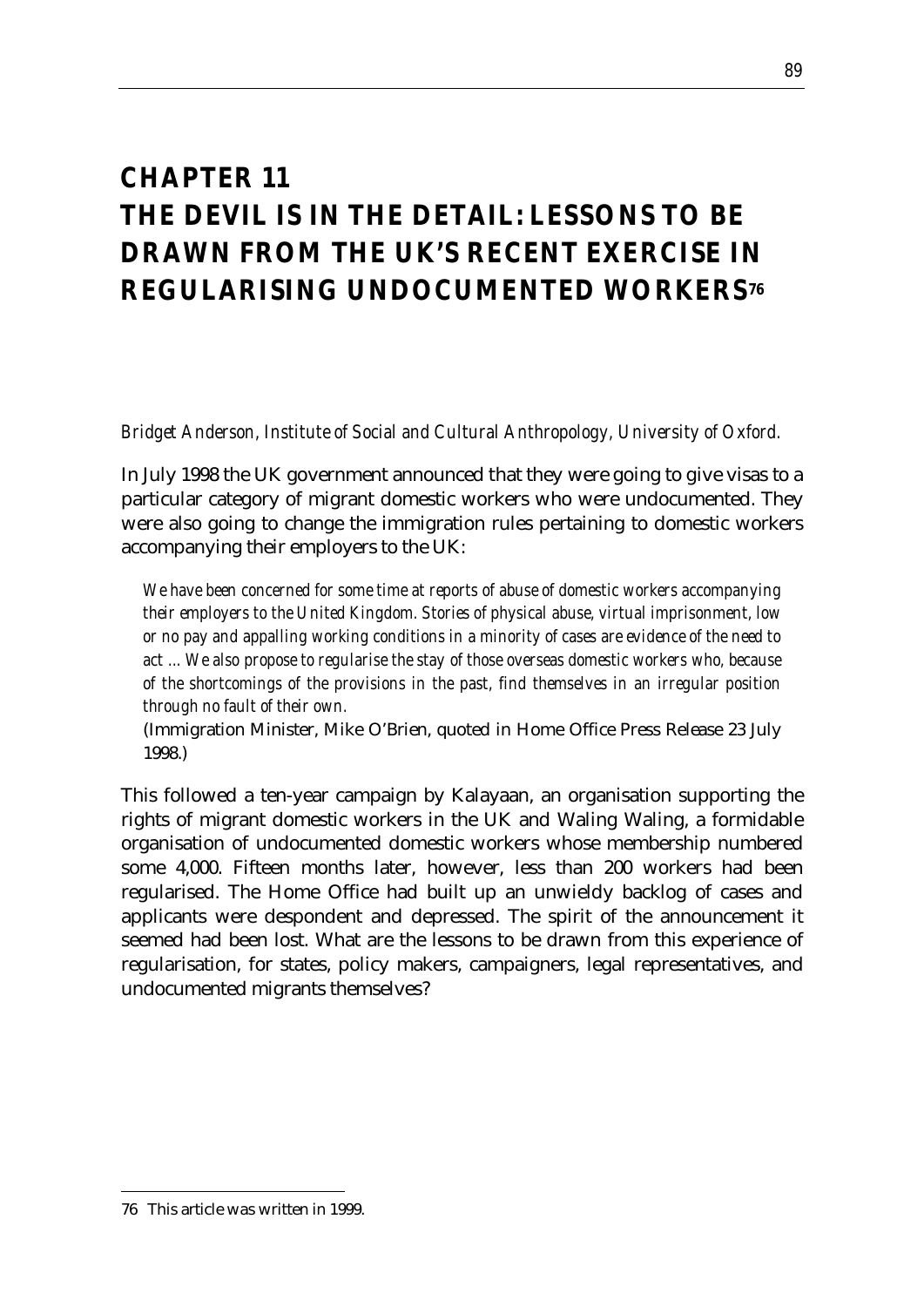# CHAPTER 11
# THE DEVIL IS IN THE DETAIL: LESSONS TO BE DRAWN FROM THE UK'S RECENT EXERCISE IN REGULARISING UNDOCUMENTED WORKERS[76]

*Bridget Anderson, Institute of Social and Cultural Anthropology, University of Oxford.*

In July 1998 the UK government announced that they were going to give visas to a particular category of migrant domestic workers who were undocumented. They were also going to change the immigration rules pertaining to domestic workers accompanying their employers to the UK:

> *We have been concerned for some time at reports of abuse of domestic workers accompanying their employers to the United Kingdom. Stories of physical abuse, virtual imprisonment, low or no pay and appalling working conditions in a minority of cases are evidence of the need to act ... We also propose to regularise the stay of those overseas domestic workers who, because of the shortcomings of the provisions in the past, find themselves in an irregular position through no fault of their own.*
>
> (Immigration Minister, Mike O'Brien, quoted in Home Office Press Release 23 July 1998.)

This followed a ten-year campaign by Kalayaan, an organisation supporting the rights of migrant domestic workers in the UK and Waling Waling, a formidable organisation of undocumented domestic workers whose membership numbered some 4,000. Fifteen months later, however, less than 200 workers had been regularised. The Home Office had built up an unwieldy backlog of cases and applicants were despondent and depressed. The spirit of the announcement it seemed had been lost. What are the lessons to be drawn from this experience of regularisation, for states, policy makers, campaigners, legal representatives, and undocumented migrants themselves?

---

76 This article was written in 1999.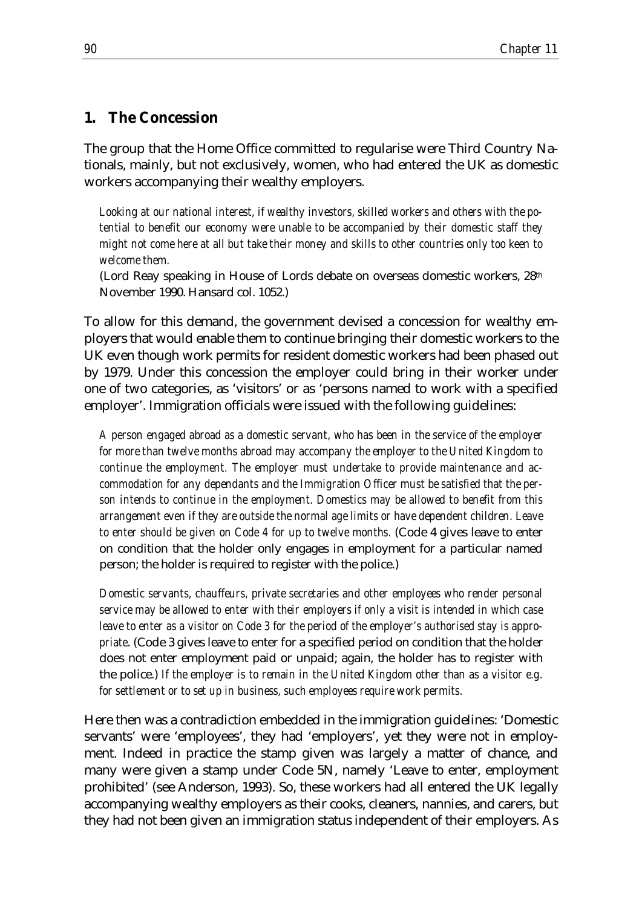## 1. The Concession

The group that the Home Office committed to regularise were Third Country Nationals, mainly, but not exclusively, women, who had entered the UK as domestic workers accompanying their wealthy employers.

> *Looking at our national interest, if wealthy investors, skilled workers and others with the potential to benefit our economy were unable to be accompanied by their domestic staff they might not come here at all but take their money and skills to other countries only too keen to welcome them.*
>
> (Lord Reay speaking in House of Lords debate on overseas domestic workers, 28th November 1990. Hansard col. 1052.)

To allow for this demand, the government devised a concession for wealthy employers that would enable them to continue bringing their domestic workers to the UK even though work permits for resident domestic workers had been phased out by 1979. Under this concession the employer could bring in their worker under one of two categories, as 'visitors' or as 'persons named to work with a specified employer'. Immigration officials were issued with the following guidelines:

> *A person engaged abroad as a domestic servant, who has been in the service of the employer for more than twelve months abroad may accompany the employer to the United Kingdom to continue the employment. The employer must undertake to provide maintenance and accommodation for any dependants and the Immigration Officer must be satisfied that the person intends to continue in the employment. Domestics may be allowed to benefit from this arrangement even if they are outside the normal age limits or have dependent children. Leave to enter should be given on Code 4 for up to twelve months.* (Code 4 gives leave to enter on condition that the holder only engages in employment for a particular named person; the holder is required to register with the police.)
>
> *Domestic servants, chauffeurs, private secretaries and other employees who render personal service may be allowed to enter with their employers if only a visit is intended in which case leave to enter as a visitor on Code 3 for the period of the employer's authorised stay is appropriate.* (Code 3 gives leave to enter for a specified period on condition that the holder does not enter employment paid or unpaid; again, the holder has to register with the police.) *If the employer is to remain in the United Kingdom other than as a visitor e.g. for settlement or to set up in business, such employees require work permits.*

Here then was a contradiction embedded in the immigration guidelines: 'Domestic servants' were 'employees', they had 'employers', yet they were not in employment. Indeed in practice the stamp given was largely a matter of chance, and many were given a stamp under Code 5N, namely 'Leave to enter, employment prohibited' (see Anderson, 1993). So, these workers had all entered the UK legally accompanying wealthy employers as their cooks, cleaners, nannies, and carers, but they had not been given an immigration status independent of their employers. As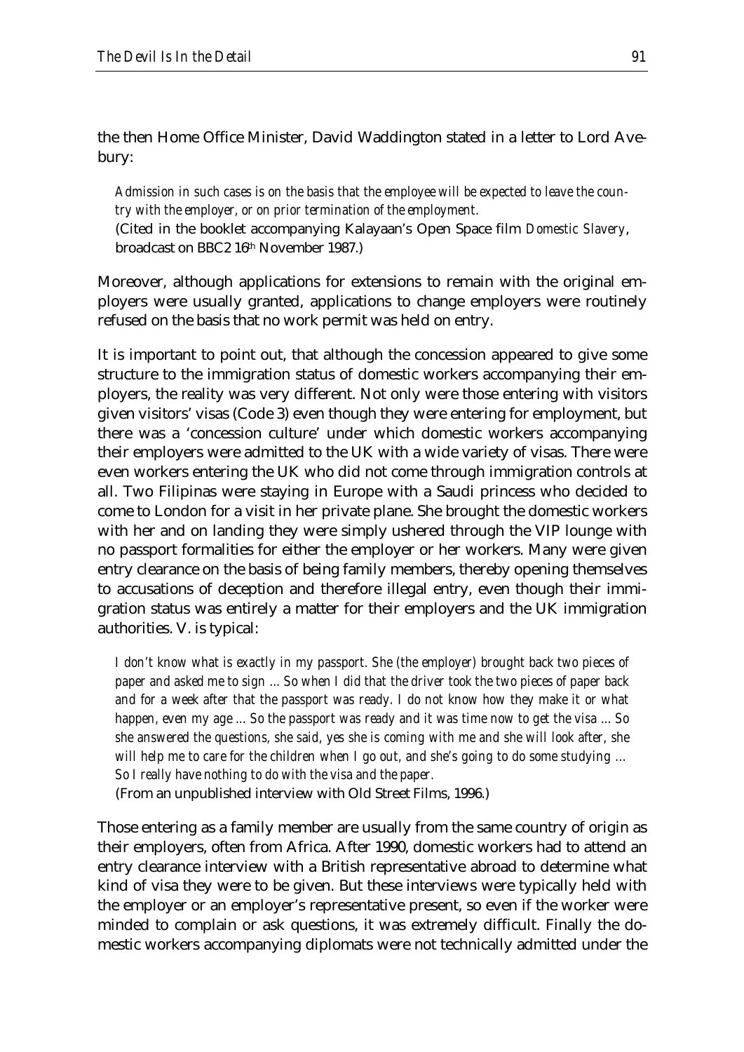the then Home Office Minister, David Waddington stated in a letter to Lord Avebury:

> *Admission in such cases is on the basis that the employee will be expected to leave the country with the employer, or on prior termination of the employment.*
> (Cited in the booklet accompanying Kalayaan's Open Space film *Domestic Slavery*, broadcast on BBC2 16th November 1987.)

Moreover, although applications for extensions to remain with the original employers were usually granted, applications to change employers were routinely refused on the basis that no work permit was held on entry.

It is important to point out, that although the concession appeared to give some structure to the immigration status of domestic workers accompanying their employers, the reality was very different. Not only were those entering with visitors given visitors' visas (Code 3) even though they were entering for employment, but there was a 'concession culture' under which domestic workers accompanying their employers were admitted to the UK with a wide variety of visas. There were even workers entering the UK who did not come through immigration controls at all. Two Filipinas were staying in Europe with a Saudi princess who decided to come to London for a visit in her private plane. She brought the domestic workers with her and on landing they were simply ushered through the VIP lounge with no passport formalities for either the employer or her workers. Many were given entry clearance on the basis of being family members, thereby opening themselves to accusations of deception and therefore illegal entry, even though their immigration status was entirely a matter for their employers and the UK immigration authorities. V. is typical:

> *I don't know what is exactly in my passport. She (the employer) brought back two pieces of paper and asked me to sign ... So when I did that the driver took the two pieces of paper back and for a week after that the passport was ready. I do not know how they make it or what happen, even my age ... So the passport was ready and it was time now to get the visa ... So she answered the questions, she said, yes she is coming with me and she will look after, she will help me to care for the children when I go out, and she's going to do some studying ... So I really have nothing to do with the visa and the paper.*
> (From an unpublished interview with Old Street Films, 1996.)

Those entering as a family member are usually from the same country of origin as their employers, often from Africa. After 1990, domestic workers had to attend an entry clearance interview with a British representative abroad to determine what kind of visa they were to be given. But these interviews were typically held with the employer or an employer's representative present, so even if the worker were minded to complain or ask questions, it was extremely difficult. Finally the domestic workers accompanying diplomats were not technically admitted under the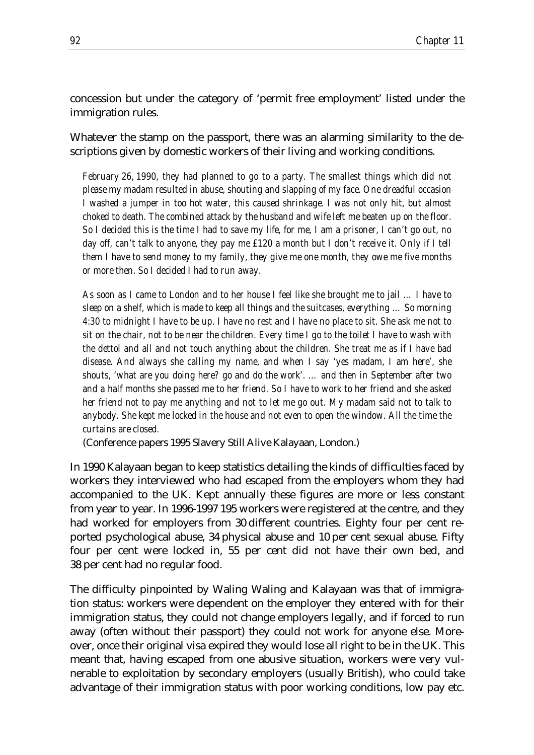concession but under the category of 'permit free employment' listed under the immigration rules.

Whatever the stamp on the passport, there was an alarming similarity to the descriptions given by domestic workers of their living and working conditions.

> *February 26, 1990, they had planned to go to a party. The smallest things which did not please my madam resulted in abuse, shouting and slapping of my face. One dreadful occasion I washed a jumper in too hot water, this caused shrinkage. I was not only hit, but almost choked to death. The combined attack by the husband and wife left me beaten up on the floor. So I decided this is the time I had to save my life, for me, I am a prisoner, I can't go out, no day off, can't talk to anyone, they pay me £120 a month but I don't receive it. Only if I tell them I have to send money to my family, they give me one month, they owe me five months or more then. So I decided I had to run away.*
>
> *As soon as I came to London and to her house I feel like she brought me to jail … I have to sleep on a shelf, which is made to keep all things and the suitcases, everything … So morning 4:30 to midnight I have to be up. I have no rest and I have no place to sit. She ask me not to sit on the chair, not to be near the children. Every time I go to the toilet I have to wash with the dettol and all and not touch anything about the children. She treat me as if I have bad disease. And always she calling my name, and when I say 'yes madam, I am here', she shouts, 'what are you doing here? go and do the work'. … and then in September after two and a half months she passed me to her friend. So I have to work to her friend and she asked her friend not to pay me anything and not to let me go out. My madam said not to talk to anybody. She kept me locked in the house and not even to open the window. All the time the curtains are closed.*
>
> (Conference papers 1995 Slavery Still Alive Kalayaan, London.)

In 1990 Kalayaan began to keep statistics detailing the kinds of difficulties faced by workers they interviewed who had escaped from the employers whom they had accompanied to the UK. Kept annually these figures are more or less constant from year to year. In 1996-1997 195 workers were registered at the centre, and they had worked for employers from 30 different countries. Eighty four per cent reported psychological abuse, 34 physical abuse and 10 per cent sexual abuse. Fifty four per cent were locked in, 55 per cent did not have their own bed, and 38 per cent had no regular food.

The difficulty pinpointed by Waling Waling and Kalayaan was that of immigration status: workers were dependent on the employer they entered with for their immigration status, they could not change employers legally, and if forced to run away (often without their passport) they could not work for anyone else. Moreover, once their original visa expired they would lose all right to be in the UK. This meant that, having escaped from one abusive situation, workers were very vulnerable to exploitation by secondary employers (usually British), who could take advantage of their immigration status with poor working conditions, low pay etc.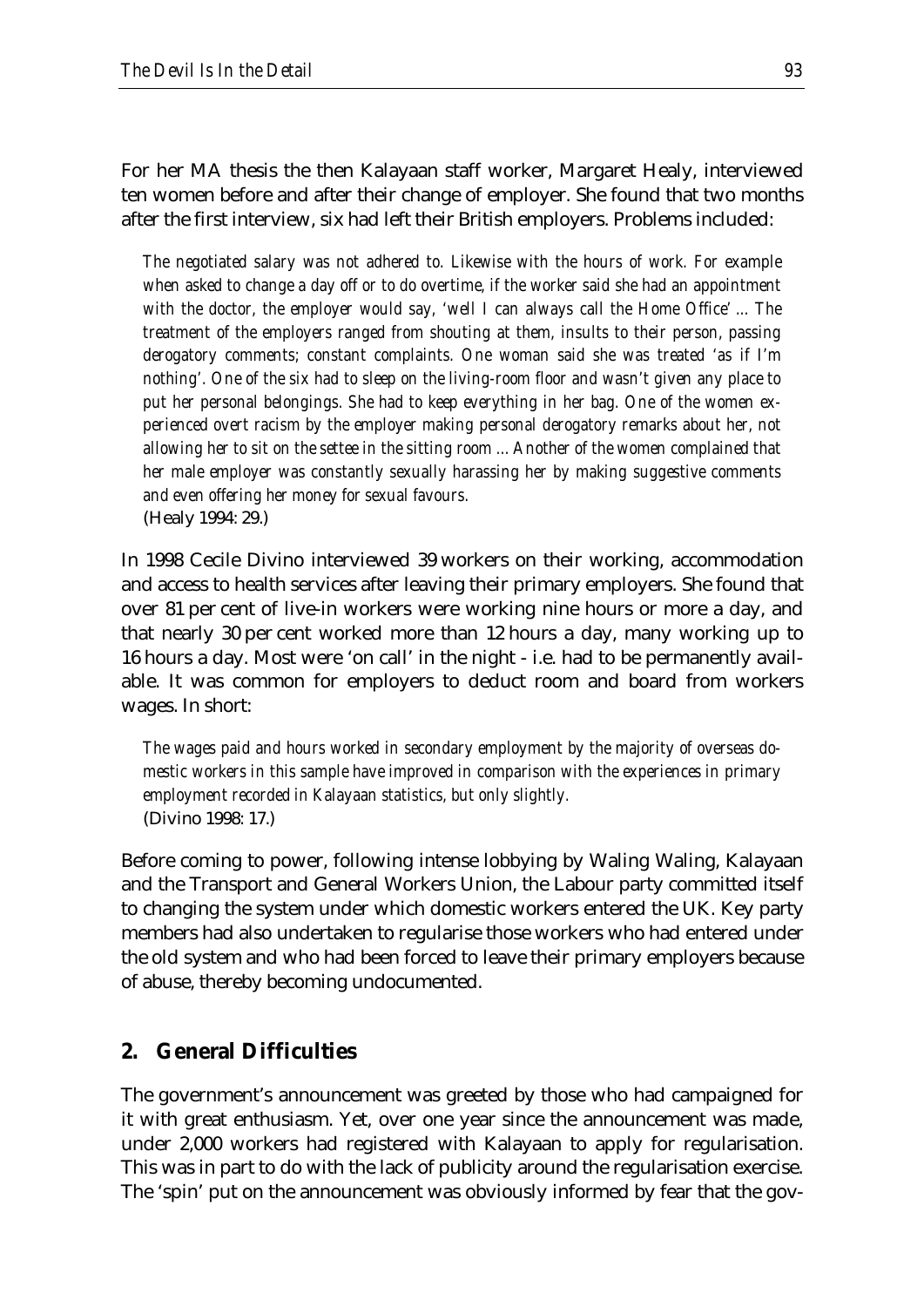For her MA thesis the then Kalayaan staff worker, Margaret Healy, interviewed ten women before and after their change of employer. She found that two months after the first interview, six had left their British employers. Problems included:

> *The negotiated salary was not adhered to. Likewise with the hours of work. For example when asked to change a day off or to do overtime, if the worker said she had an appointment with the doctor, the employer would say, 'well I can always call the Home Office' ... The treatment of the employers ranged from shouting at them, insults to their person, passing derogatory comments; constant complaints. One woman said she was treated 'as if I'm nothing'. One of the six had to sleep on the living-room floor and wasn't given any place to put her personal belongings. She had to keep everything in her bag. One of the women experienced overt racism by the employer making personal derogatory remarks about her, not allowing her to sit on the settee in the sitting room ... Another of the women complained that her male employer was constantly sexually harassing her by making suggestive comments and even offering her money for sexual favours.*
> (Healy 1994: 29.)

In 1998 Cecile Divino interviewed 39 workers on their working, accommodation and access to health services after leaving their primary employers. She found that over 81 per cent of live-in workers were working nine hours or more a day, and that nearly 30 per cent worked more than 12 hours a day, many working up to 16 hours a day. Most were 'on call' in the night - i.e. had to be permanently available. It was common for employers to deduct room and board from workers wages. In short:

> *The wages paid and hours worked in secondary employment by the majority of overseas domestic workers in this sample have improved in comparison with the experiences in primary employment recorded in Kalayaan statistics, but only slightly.*
> (Divino 1998: 17.)

Before coming to power, following intense lobbying by Waling Waling, Kalayaan and the Transport and General Workers Union, the Labour party committed itself to changing the system under which domestic workers entered the UK. Key party members had also undertaken to regularise those workers who had entered under the old system and who had been forced to leave their primary employers because of abuse, thereby becoming undocumented.

## 2. General Difficulties

The government's announcement was greeted by those who had campaigned for it with great enthusiasm. Yet, over one year since the announcement was made, under 2,000 workers had registered with Kalayaan to apply for regularisation. This was in part to do with the lack of publicity around the regularisation exercise. The 'spin' put on the announcement was obviously informed by fear that the gov-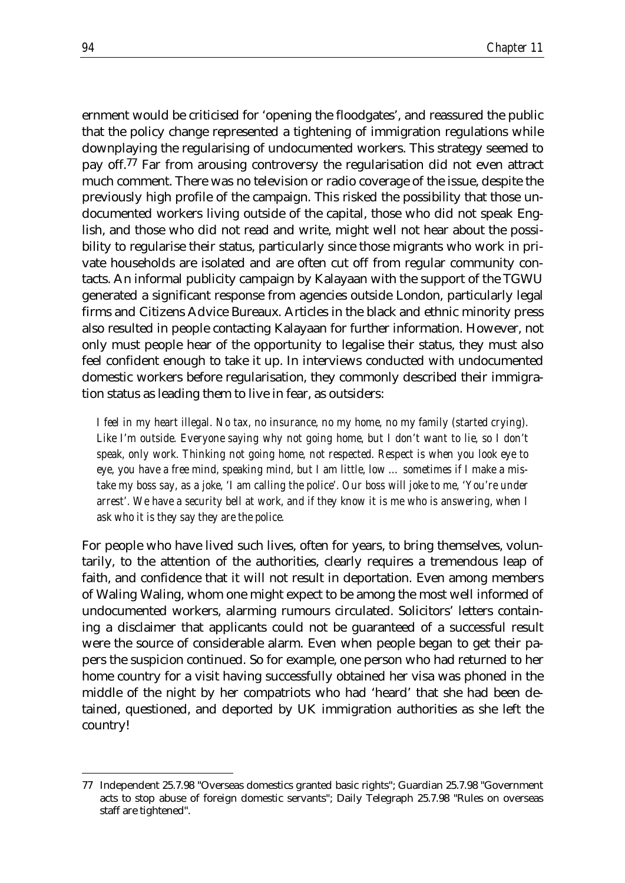ernment would be criticised for 'opening the floodgates', and reassured the public that the policy change represented a tightening of immigration regulations while downplaying the regularising of undocumented workers. This strategy seemed to pay off.[77] Far from arousing controversy the regularisation did not even attract much comment. There was no television or radio coverage of the issue, despite the previously high profile of the campaign. This risked the possibility that those undocumented workers living outside of the capital, those who did not speak English, and those who did not read and write, might well not hear about the possibility to regularise their status, particularly since those migrants who work in private households are isolated and are often cut off from regular community contacts. An informal publicity campaign by Kalayaan with the support of the TGWU generated a significant response from agencies outside London, particularly legal firms and Citizens Advice Bureaux. Articles in the black and ethnic minority press also resulted in people contacting Kalayaan for further information. However, not only must people hear of the opportunity to legalise their status, they must also feel confident enough to take it up. In interviews conducted with undocumented domestic workers before regularisation, they commonly described their immigration status as leading them to live in fear, as outsiders:

> *I feel in my heart illegal. No tax, no insurance, no my home, no my family (started crying). Like I'm outside. Everyone saying why not going home, but I don't want to lie, so I don't speak, only work. Thinking not going home, not respected. Respect is when you look eye to eye, you have a free mind, speaking mind, but I am little, low … sometimes if I make a mistake my boss say, as a joke, 'I am calling the police'. Our boss will joke to me, 'You're under arrest'. We have a security bell at work, and if they know it is me who is answering, when I ask who it is they say they are the police.*

For people who have lived such lives, often for years, to bring themselves, voluntarily, to the attention of the authorities, clearly requires a tremendous leap of faith, and confidence that it will not result in deportation. Even among members of Waling Waling, whom one might expect to be among the most well informed of undocumented workers, alarming rumours circulated. Solicitors' letters containing a disclaimer that applicants could not be guaranteed of a successful result were the source of considerable alarm. Even when people began to get their papers the suspicion continued. So for example, one person who had returned to her home country for a visit having successfully obtained her visa was phoned in the middle of the night by her compatriots who had 'heard' that she had been detained, questioned, and deported by UK immigration authorities as she left the country!

---

77 Independent 25.7.98 "Overseas domestics granted basic rights"; Guardian 25.7.98 "Government acts to stop abuse of foreign domestic servants"; Daily Telegraph 25.7.98 "Rules on overseas staff are tightened".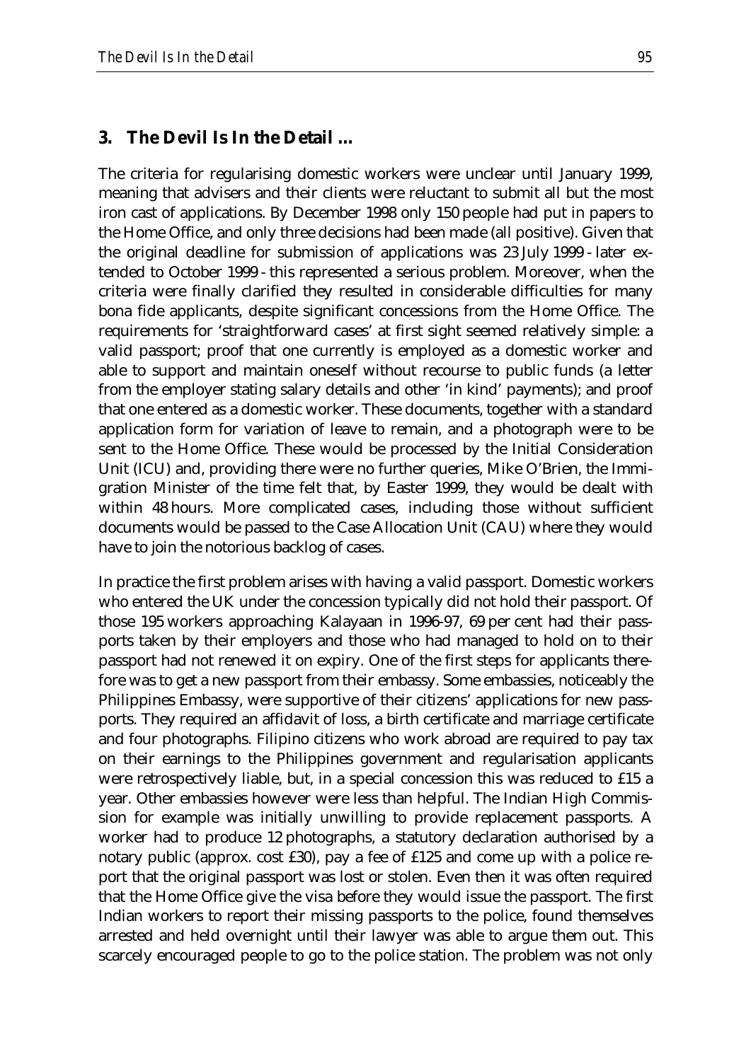## 3. The Devil Is In the Detail …

The criteria for regularising domestic workers were unclear until January 1999, meaning that advisers and their clients were reluctant to submit all but the most iron cast of applications. By December 1998 only 150 people had put in papers to the Home Office, and only three decisions had been made (all positive). Given that the original deadline for submission of applications was 23 July 1999 - later extended to October 1999 - this represented a serious problem. Moreover, when the criteria were finally clarified they resulted in considerable difficulties for many bona fide applicants, despite significant concessions from the Home Office. The requirements for 'straightforward cases' at first sight seemed relatively simple: a valid passport; proof that one currently is employed as a domestic worker and able to support and maintain oneself without recourse to public funds (a letter from the employer stating salary details and other 'in kind' payments); and proof that one entered as a domestic worker. These documents, together with a standard application form for variation of leave to remain, and a photograph were to be sent to the Home Office. These would be processed by the Initial Consideration Unit (ICU) and, providing there were no further queries, Mike O'Brien, the Immigration Minister of the time felt that, by Easter 1999, they would be dealt with within 48 hours. More complicated cases, including those without sufficient documents would be passed to the Case Allocation Unit (CAU) where they would have to join the notorious backlog of cases.

In practice the first problem arises with having a valid passport. Domestic workers who entered the UK under the concession typically did not hold their passport. Of those 195 workers approaching Kalayaan in 1996-97, 69 per cent had their passports taken by their employers and those who had managed to hold on to their passport had not renewed it on expiry. One of the first steps for applicants therefore was to get a new passport from their embassy. Some embassies, noticeably the Philippines Embassy, were supportive of their citizens' applications for new passports. They required an affidavit of loss, a birth certificate and marriage certificate and four photographs. Filipino citizens who work abroad are required to pay tax on their earnings to the Philippines government and regularisation applicants were retrospectively liable, but, in a special concession this was reduced to £15 a year. Other embassies however were less than helpful. The Indian High Commission for example was initially unwilling to provide replacement passports. A worker had to produce 12 photographs, a statutory declaration authorised by a notary public (approx. cost £30), pay a fee of £125 and come up with a police report that the original passport was lost or stolen. Even then it was often required that the Home Office give the visa before they would issue the passport. The first Indian workers to report their missing passports to the police, found themselves arrested and held overnight until their lawyer was able to argue them out. This scarcely encouraged people to go to the police station. The problem was not only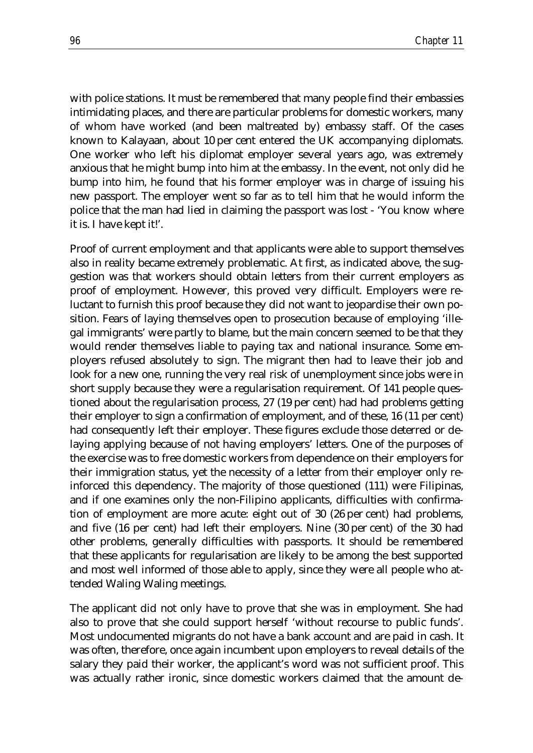with police stations. It must be remembered that many people find their embassies intimidating places, and there are particular problems for domestic workers, many of whom have worked (and been maltreated by) embassy staff. Of the cases known to Kalayaan, about 10 per cent entered the UK accompanying diplomats. One worker who left his diplomat employer several years ago, was extremely anxious that he might bump into him at the embassy. In the event, not only did he bump into him, he found that his former employer was in charge of issuing his new passport. The employer went so far as to tell him that he would inform the police that the man had lied in claiming the passport was lost - 'You know where it is. I have kept it!'.

Proof of current employment and that applicants were able to support themselves also in reality became extremely problematic. At first, as indicated above, the suggestion was that workers should obtain letters from their current employers as proof of employment. However, this proved very difficult. Employers were reluctant to furnish this proof because they did not want to jeopardise their own position. Fears of laying themselves open to prosecution because of employing 'illegal immigrants' were partly to blame, but the main concern seemed to be that they would render themselves liable to paying tax and national insurance. Some employers refused absolutely to sign. The migrant then had to leave their job and look for a new one, running the very real risk of unemployment since jobs were in short supply because they were a regularisation requirement. Of 141 people questioned about the regularisation process, 27 (19 per cent) had had problems getting their employer to sign a confirmation of employment, and of these, 16 (11 per cent) had consequently left their employer. These figures exclude those deterred or delaying applying because of not having employers' letters. One of the purposes of the exercise was to free domestic workers from dependence on their employers for their immigration status, yet the necessity of a letter from their employer only reinforced this dependency. The majority of those questioned (111) were Filipinas, and if one examines only the non-Filipino applicants, difficulties with confirmation of employment are more acute: eight out of 30 (26 per cent) had problems, and five (16 per cent) had left their employers. Nine (30 per cent) of the 30 had other problems, generally difficulties with passports. It should be remembered that these applicants for regularisation are likely to be among the best supported and most well informed of those able to apply, since they were all people who attended Waling Waling meetings.

The applicant did not only have to prove that she was in employment. She had also to prove that she could support herself 'without recourse to public funds'. Most undocumented migrants do not have a bank account and are paid in cash. It was often, therefore, once again incumbent upon employers to reveal details of the salary they paid their worker, the applicant's word was not sufficient proof. This was actually rather ironic, since domestic workers claimed that the amount de-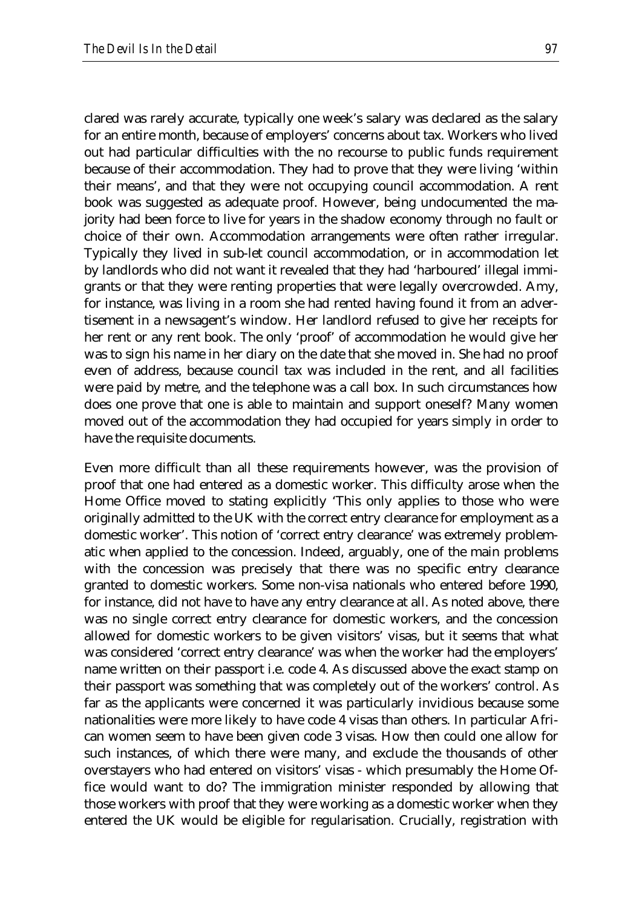clared was rarely accurate, typically one week's salary was declared as the salary for an entire month, because of employers' concerns about tax. Workers who lived out had particular difficulties with the no recourse to public funds requirement because of their accommodation. They had to prove that they were living 'within their means', and that they were not occupying council accommodation. A rent book was suggested as adequate proof. However, being undocumented the majority had been force to live for years in the shadow economy through no fault or choice of their own. Accommodation arrangements were often rather irregular. Typically they lived in sub-let council accommodation, or in accommodation let by landlords who did not want it revealed that they had 'harboured' illegal immigrants or that they were renting properties that were legally overcrowded. Amy, for instance, was living in a room she had rented having found it from an advertisement in a newsagent's window. Her landlord refused to give her receipts for her rent or any rent book. The only 'proof' of accommodation he would give her was to sign his name in her diary on the date that she moved in. She had no proof even of address, because council tax was included in the rent, and all facilities were paid by metre, and the telephone was a call box. In such circumstances how does one prove that one is able to maintain and support oneself? Many women moved out of the accommodation they had occupied for years simply in order to have the requisite documents.

Even more difficult than all these requirements however, was the provision of proof that one had entered as a domestic worker. This difficulty arose when the Home Office moved to stating explicitly 'This only applies to those who were originally admitted to the UK with the correct entry clearance for employment as a domestic worker'. This notion of 'correct entry clearance' was extremely problematic when applied to the concession. Indeed, arguably, one of the main problems with the concession was precisely that there was no specific entry clearance granted to domestic workers. Some non-visa nationals who entered before 1990, for instance, did not have to have any entry clearance at all. As noted above, there was no single correct entry clearance for domestic workers, and the concession allowed for domestic workers to be given visitors' visas, but it seems that what was considered 'correct entry clearance' was when the worker had the employers' name written on their passport i.e. code 4. As discussed above the exact stamp on their passport was something that was completely out of the workers' control. As far as the applicants were concerned it was particularly invidious because some nationalities were more likely to have code 4 visas than others. In particular African women seem to have been given code 3 visas. How then could one allow for such instances, of which there were many, and exclude the thousands of other overstayers who had entered on visitors' visas - which presumably the Home Office would want to do? The immigration minister responded by allowing that those workers with proof that they were working as a domestic worker when they entered the UK would be eligible for regularisation. Crucially, registration with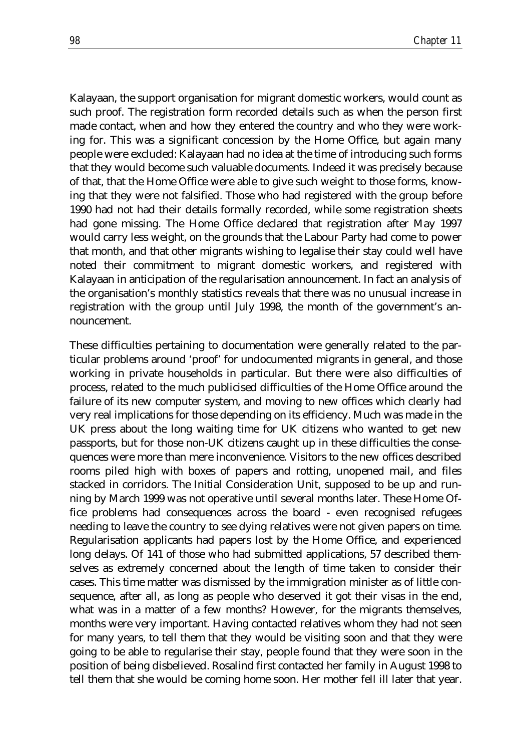Kalayaan, the support organisation for migrant domestic workers, would count as such proof. The registration form recorded details such as when the person first made contact, when and how they entered the country and who they were working for. This was a significant concession by the Home Office, but again many people were excluded: Kalayaan had no idea at the time of introducing such forms that they would become such valuable documents. Indeed it was precisely because of that, that the Home Office were able to give such weight to those forms, knowing that they were not falsified. Those who had registered with the group before 1990 had not had their details formally recorded, while some registration sheets had gone missing. The Home Office declared that registration after May 1997 would carry less weight, on the grounds that the Labour Party had come to power that month, and that other migrants wishing to legalise their stay could well have noted their commitment to migrant domestic workers, and registered with Kalayaan in anticipation of the regularisation announcement. In fact an analysis of the organisation's monthly statistics reveals that there was no unusual increase in registration with the group until July 1998, the month of the government's announcement.

These difficulties pertaining to documentation were generally related to the particular problems around 'proof' for undocumented migrants in general, and those working in private households in particular. But there were also difficulties of process, related to the much publicised difficulties of the Home Office around the failure of its new computer system, and moving to new offices which clearly had very real implications for those depending on its efficiency. Much was made in the UK press about the long waiting time for UK citizens who wanted to get new passports, but for those non-UK citizens caught up in these difficulties the consequences were more than mere inconvenience. Visitors to the new offices described rooms piled high with boxes of papers and rotting, unopened mail, and files stacked in corridors. The Initial Consideration Unit, supposed to be up and running by March 1999 was not operative until several months later. These Home Office problems had consequences across the board - even recognised refugees needing to leave the country to see dying relatives were not given papers on time. Regularisation applicants had papers lost by the Home Office, and experienced long delays. Of 141 of those who had submitted applications, 57 described themselves as extremely concerned about the length of time taken to consider their cases. This time matter was dismissed by the immigration minister as of little consequence, after all, as long as people who deserved it got their visas in the end, what was in a matter of a few months? However, for the migrants themselves, months were very important. Having contacted relatives whom they had not seen for many years, to tell them that they would be visiting soon and that they were going to be able to regularise their stay, people found that they were soon in the position of being disbelieved. Rosalind first contacted her family in August 1998 to tell them that she would be coming home soon. Her mother fell ill later that year.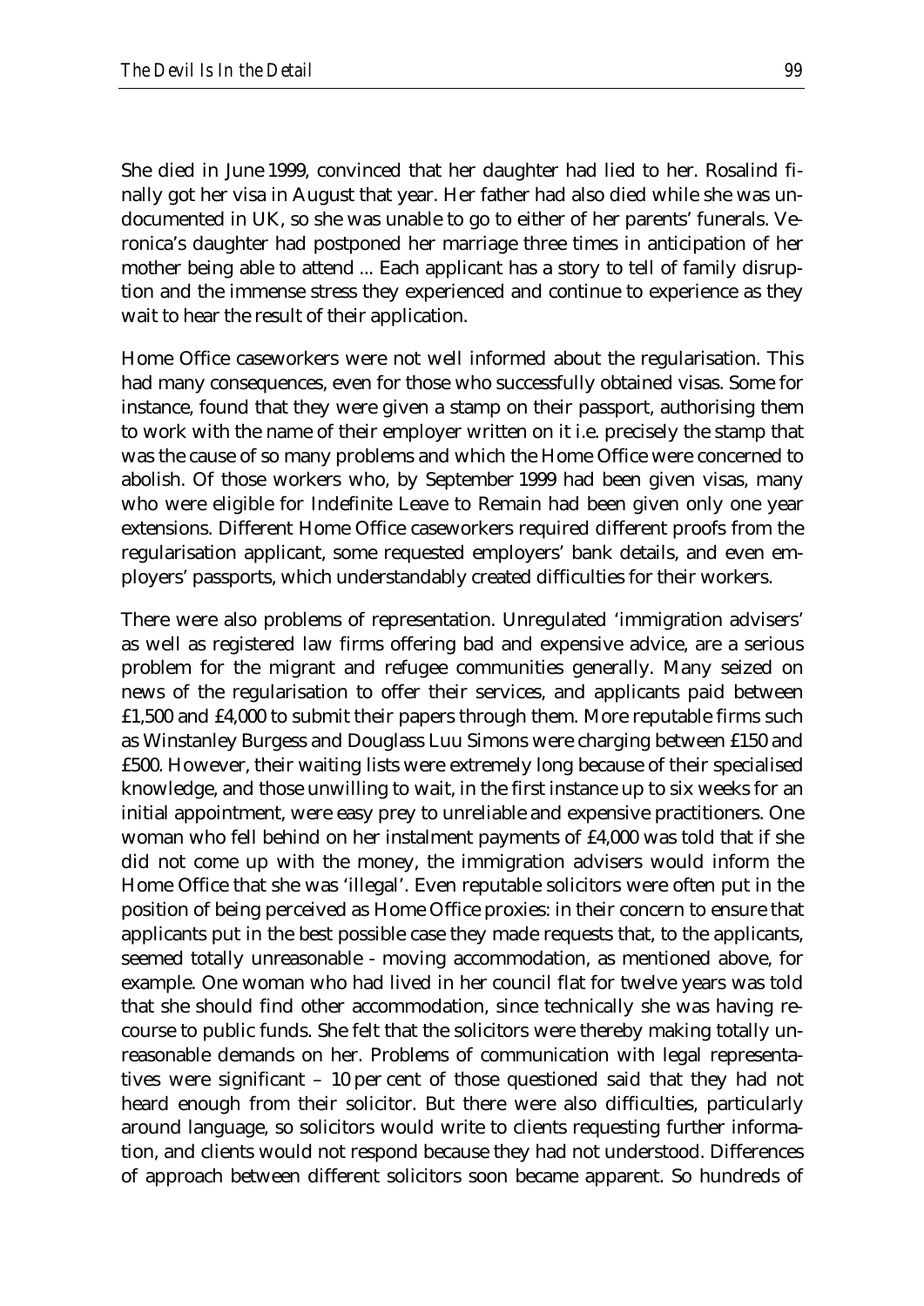She died in June 1999, convinced that her daughter had lied to her. Rosalind finally got her visa in August that year. Her father had also died while she was undocumented in UK, so she was unable to go to either of her parents' funerals. Veronica's daughter had postponed her marriage three times in anticipation of her mother being able to attend ... Each applicant has a story to tell of family disruption and the immense stress they experienced and continue to experience as they wait to hear the result of their application.

Home Office caseworkers were not well informed about the regularisation. This had many consequences, even for those who successfully obtained visas. Some for instance, found that they were given a stamp on their passport, authorising them to work with the name of their employer written on it i.e. precisely the stamp that was the cause of so many problems and which the Home Office were concerned to abolish. Of those workers who, by September 1999 had been given visas, many who were eligible for Indefinite Leave to Remain had been given only one year extensions. Different Home Office caseworkers required different proofs from the regularisation applicant, some requested employers' bank details, and even employers' passports, which understandably created difficulties for their workers.

There were also problems of representation. Unregulated 'immigration advisers' as well as registered law firms offering bad and expensive advice, are a serious problem for the migrant and refugee communities generally. Many seized on news of the regularisation to offer their services, and applicants paid between £1,500 and £4,000 to submit their papers through them. More reputable firms such as Winstanley Burgess and Douglass Luu Simons were charging between £150 and £500. However, their waiting lists were extremely long because of their specialised knowledge, and those unwilling to wait, in the first instance up to six weeks for an initial appointment, were easy prey to unreliable and expensive practitioners. One woman who fell behind on her instalment payments of £4,000 was told that if she did not come up with the money, the immigration advisers would inform the Home Office that she was 'illegal'. Even reputable solicitors were often put in the position of being perceived as Home Office proxies: in their concern to ensure that applicants put in the best possible case they made requests that, to the applicants, seemed totally unreasonable - moving accommodation, as mentioned above, for example. One woman who had lived in her council flat for twelve years was told that she should find other accommodation, since technically she was having recourse to public funds. She felt that the solicitors were thereby making totally unreasonable demands on her. Problems of communication with legal representatives were significant – 10 per cent of those questioned said that they had not heard enough from their solicitor. But there were also difficulties, particularly around language, so solicitors would write to clients requesting further information, and clients would not respond because they had not understood. Differences of approach between different solicitors soon became apparent. So hundreds of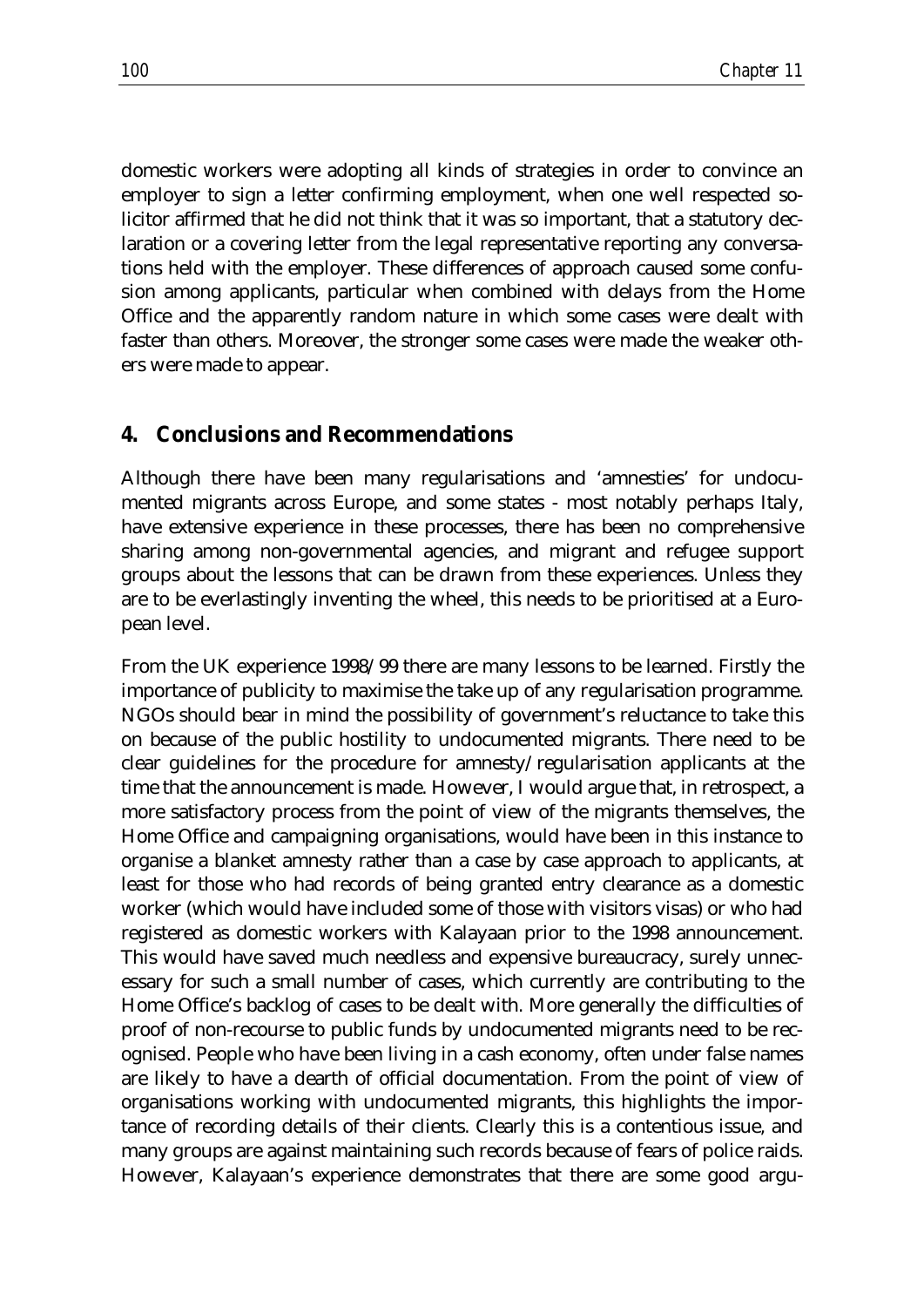domestic workers were adopting all kinds of strategies in order to convince an employer to sign a letter confirming employment, when one well respected solicitor affirmed that he did not think that it was so important, that a statutory declaration or a covering letter from the legal representative reporting any conversations held with the employer. These differences of approach caused some confusion among applicants, particular when combined with delays from the Home Office and the apparently random nature in which some cases were dealt with faster than others. Moreover, the stronger some cases were made the weaker others were made to appear.

## 4. Conclusions and Recommendations

Although there have been many regularisations and 'amnesties' for undocumented migrants across Europe, and some states - most notably perhaps Italy, have extensive experience in these processes, there has been no comprehensive sharing among non-governmental agencies, and migrant and refugee support groups about the lessons that can be drawn from these experiences. Unless they are to be everlastingly inventing the wheel, this needs to be prioritised at a European level.

From the UK experience 1998/99 there are many lessons to be learned. Firstly the importance of publicity to maximise the take up of any regularisation programme. NGOs should bear in mind the possibility of government's reluctance to take this on because of the public hostility to undocumented migrants. There need to be clear guidelines for the procedure for amnesty/regularisation applicants at the time that the announcement is made. However, I would argue that, in retrospect, a more satisfactory process from the point of view of the migrants themselves, the Home Office and campaigning organisations, would have been in this instance to organise a blanket amnesty rather than a case by case approach to applicants, at least for those who had records of being granted entry clearance as a domestic worker (which would have included some of those with visitors visas) or who had registered as domestic workers with Kalayaan prior to the 1998 announcement. This would have saved much needless and expensive bureaucracy, surely unnecessary for such a small number of cases, which currently are contributing to the Home Office's backlog of cases to be dealt with. More generally the difficulties of proof of non-recourse to public funds by undocumented migrants need to be recognised. People who have been living in a cash economy, often under false names are likely to have a dearth of official documentation. From the point of view of organisations working with undocumented migrants, this highlights the importance of recording details of their clients. Clearly this is a contentious issue, and many groups are against maintaining such records because of fears of police raids. However, Kalayaan's experience demonstrates that there are some good argu-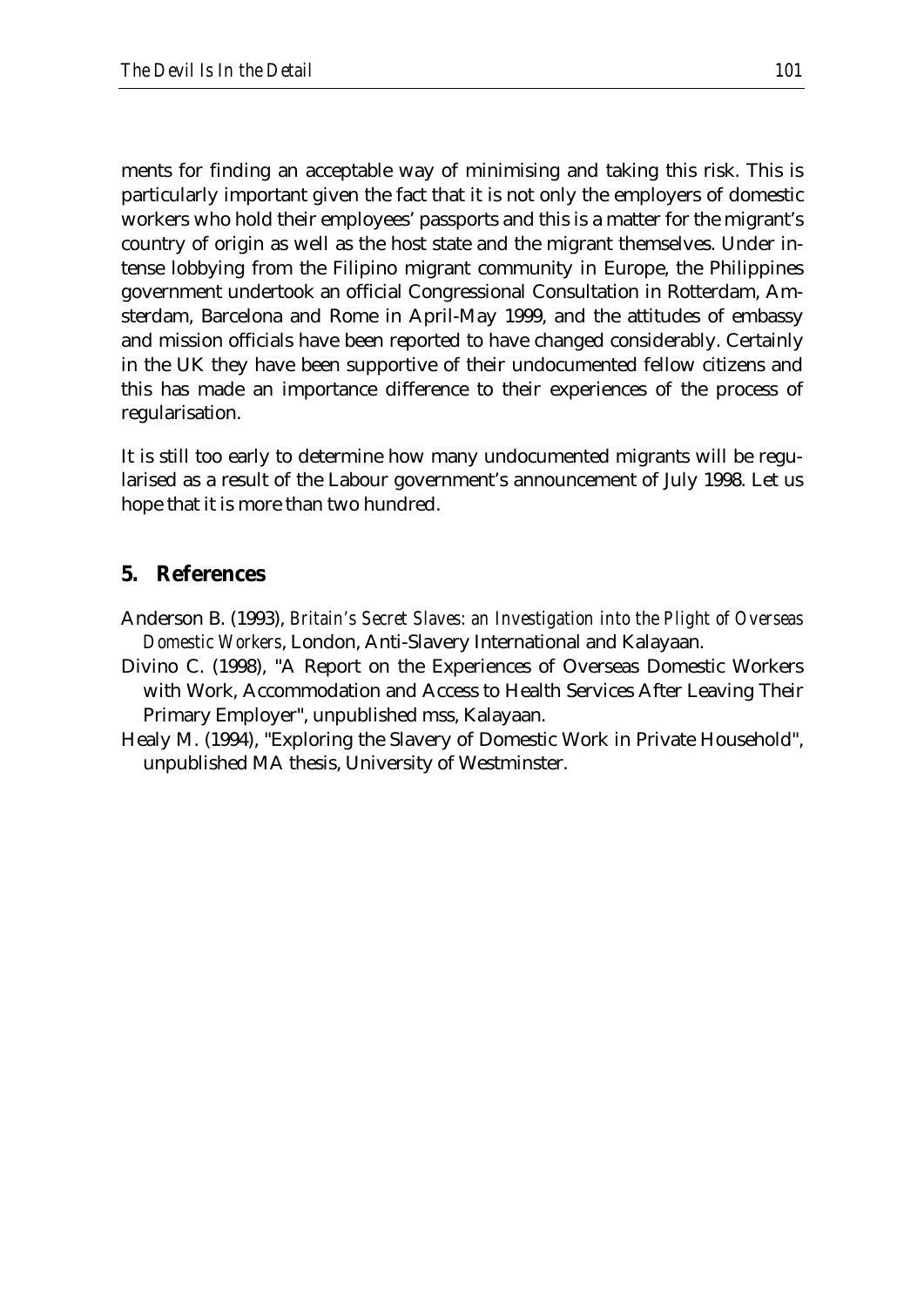ments for finding an acceptable way of minimising and taking this risk. This is particularly important given the fact that it is not only the employers of domestic workers who hold their employees' passports and this is a matter for the migrant's country of origin as well as the host state and the migrant themselves. Under intense lobbying from the Filipino migrant community in Europe, the Philippines government undertook an official Congressional Consultation in Rotterdam, Amsterdam, Barcelona and Rome in April-May 1999, and the attitudes of embassy and mission officials have been reported to have changed considerably. Certainly in the UK they have been supportive of their undocumented fellow citizens and this has made an importance difference to their experiences of the process of regularisation.

It is still too early to determine how many undocumented migrants will be regularised as a result of the Labour government's announcement of July 1998. Let us hope that it is more than two hundred.

## 5. References

Anderson B. (1993), *Britain's Secret Slaves: an Investigation into the Plight of Overseas Domestic Workers*, London, Anti-Slavery International and Kalayaan.

Divino C. (1998), "A Report on the Experiences of Overseas Domestic Workers with Work, Accommodation and Access to Health Services After Leaving Their Primary Employer", unpublished mss, Kalayaan.

Healy M. (1994), "Exploring the Slavery of Domestic Work in Private Household", unpublished MA thesis, University of Westminster.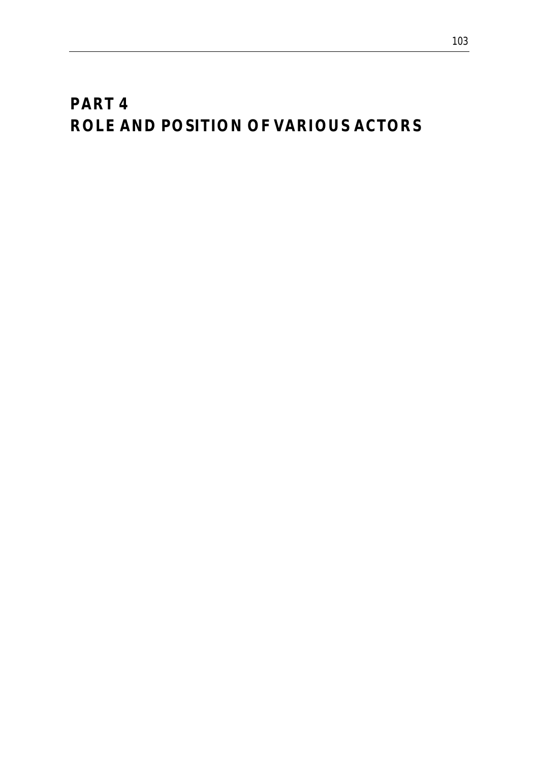# PART 4
# ROLE AND POSITION OF VARIOUS ACTORS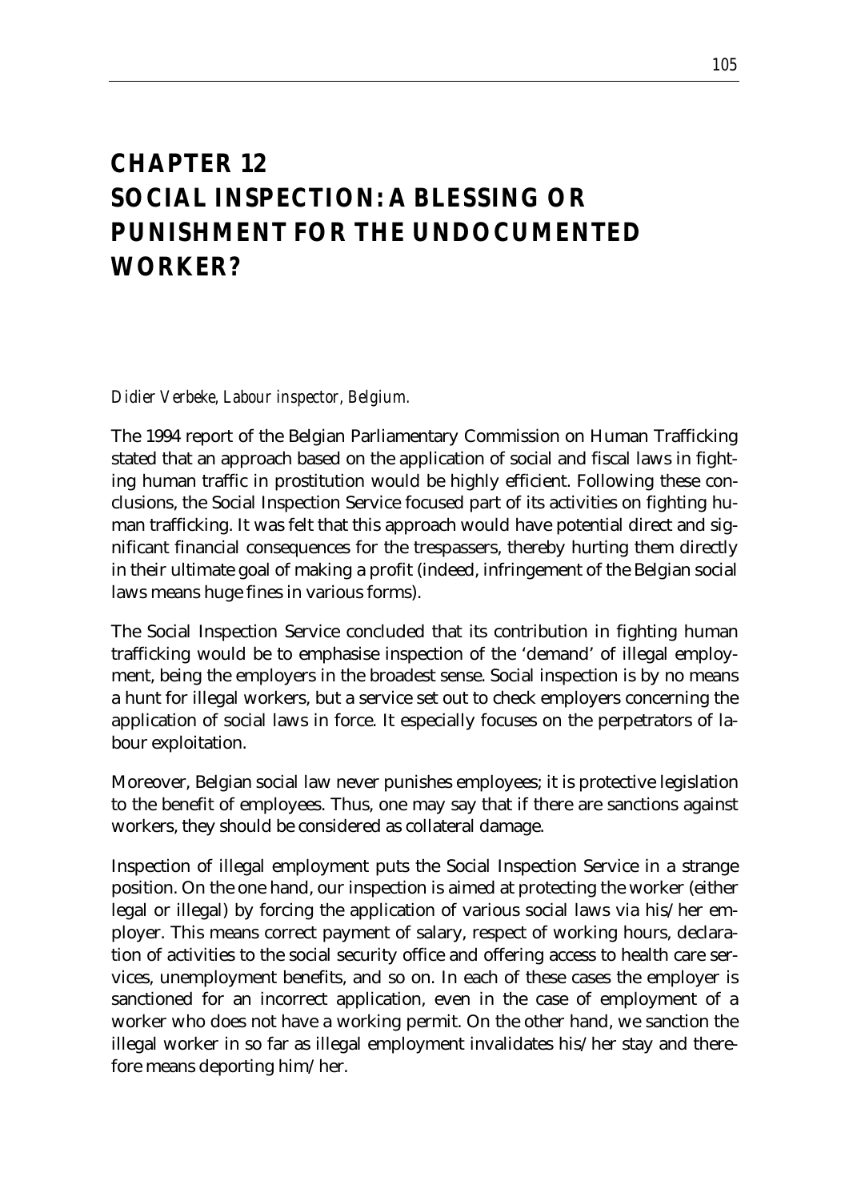# CHAPTER 12
# SOCIAL INSPECTION: A BLESSING OR PUNISHMENT FOR THE UNDOCUMENTED WORKER?

*Didier Verbeke, Labour inspector, Belgium.*

The 1994 report of the Belgian Parliamentary Commission on Human Trafficking stated that an approach based on the application of social and fiscal laws in fighting human traffic in prostitution would be highly efficient. Following these conclusions, the Social Inspection Service focused part of its activities on fighting human trafficking. It was felt that this approach would have potential direct and significant financial consequences for the trespassers, thereby hurting them directly in their ultimate goal of making a profit (indeed, infringement of the Belgian social laws means huge fines in various forms).

The Social Inspection Service concluded that its contribution in fighting human trafficking would be to emphasise inspection of the 'demand' of illegal employment, being the employers in the broadest sense. Social inspection is by no means a hunt for illegal workers, but a service set out to check employers concerning the application of social laws in force. It especially focuses on the perpetrators of labour exploitation.

Moreover, Belgian social law never punishes employees; it is protective legislation to the benefit of employees. Thus, one may say that if there are sanctions against workers, they should be considered as collateral damage.

Inspection of illegal employment puts the Social Inspection Service in a strange position. On the one hand, our inspection is aimed at protecting the worker (either legal or illegal) by forcing the application of various social laws via his/her employer. This means correct payment of salary, respect of working hours, declaration of activities to the social security office and offering access to health care services, unemployment benefits, and so on. In each of these cases the employer is sanctioned for an incorrect application, even in the case of employment of a worker who does not have a working permit. On the other hand, we sanction the illegal worker in so far as illegal employment invalidates his/her stay and therefore means deporting him/her.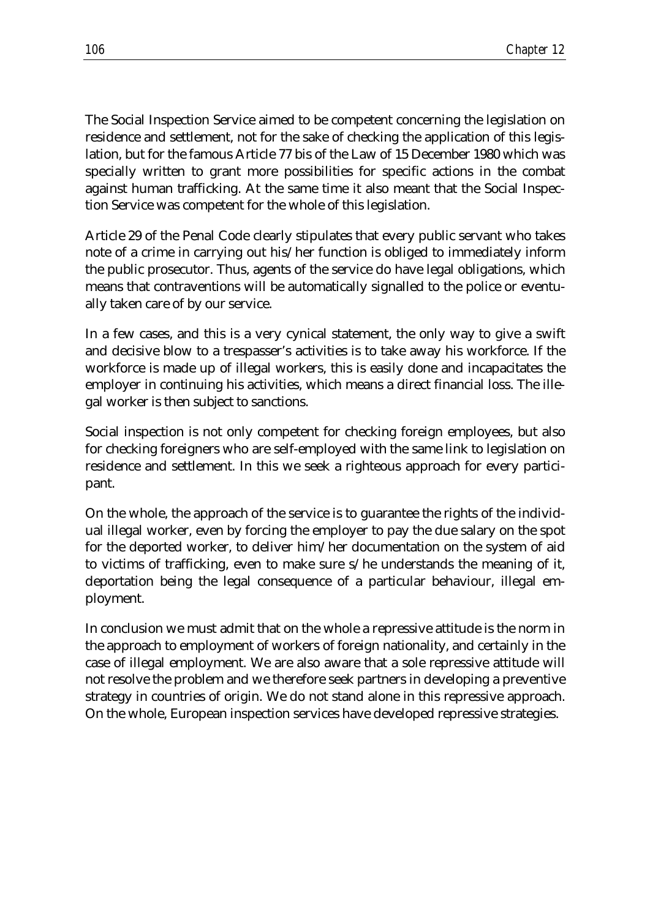The Social Inspection Service aimed to be competent concerning the legislation on residence and settlement, not for the sake of checking the application of this legislation, but for the famous Article 77 bis of the Law of 15 December 1980 which was specially written to grant more possibilities for specific actions in the combat against human trafficking. At the same time it also meant that the Social Inspection Service was competent for the whole of this legislation.

Article 29 of the Penal Code clearly stipulates that every public servant who takes note of a crime in carrying out his/her function is obliged to immediately inform the public prosecutor. Thus, agents of the service do have legal obligations, which means that contraventions will be automatically signalled to the police or eventually taken care of by our service.

In a few cases, and this is a very cynical statement, the only way to give a swift and decisive blow to a trespasser's activities is to take away his workforce. If the workforce is made up of illegal workers, this is easily done and incapacitates the employer in continuing his activities, which means a direct financial loss. The illegal worker is then subject to sanctions.

Social inspection is not only competent for checking foreign employees, but also for checking foreigners who are self-employed with the same link to legislation on residence and settlement. In this we seek a righteous approach for every participant.

On the whole, the approach of the service is to guarantee the rights of the individual illegal worker, even by forcing the employer to pay the due salary on the spot for the deported worker, to deliver him/her documentation on the system of aid to victims of trafficking, even to make sure s/he understands the meaning of it, deportation being the legal consequence of a particular behaviour, illegal employment.

In conclusion we must admit that on the whole a repressive attitude is the norm in the approach to employment of workers of foreign nationality, and certainly in the case of illegal employment. We are also aware that a sole repressive attitude will not resolve the problem and we therefore seek partners in developing a preventive strategy in countries of origin. We do not stand alone in this repressive approach. On the whole, European inspection services have developed repressive strategies.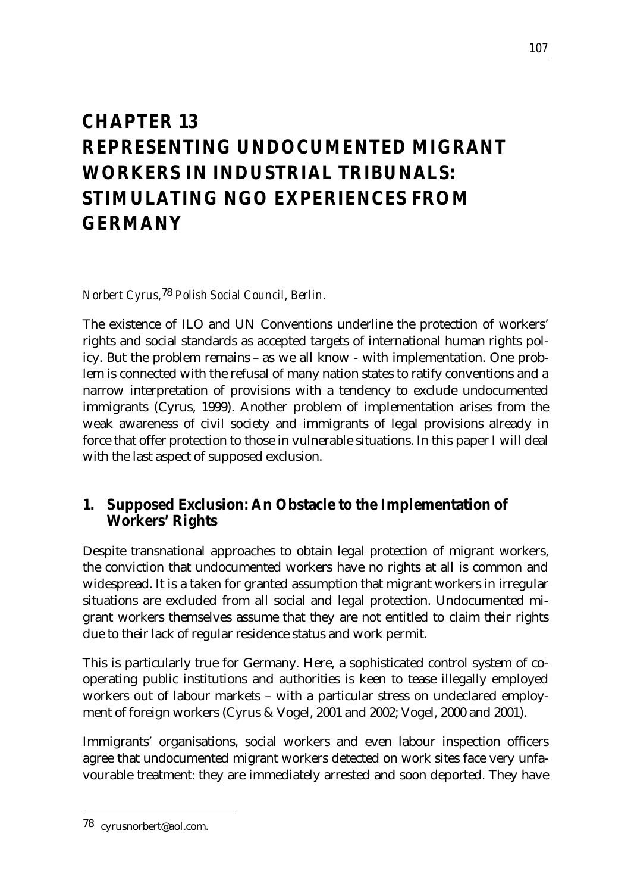# CHAPTER 13
# REPRESENTING UNDOCUMENTED MIGRANT WORKERS IN INDUSTRIAL TRIBUNALS: STIMULATING NGO EXPERIENCES FROM GERMANY

*Norbert Cyrus,*[78] *Polish Social Council, Berlin.*

The existence of ILO and UN Conventions underline the protection of workers' rights and social standards as accepted targets of international human rights policy. But the problem remains – as we all know - with implementation. One problem is connected with the refusal of many nation states to ratify conventions and a narrow interpretation of provisions with a tendency to exclude undocumented immigrants (Cyrus, 1999). Another problem of implementation arises from the weak awareness of civil society and immigrants of legal provisions already in force that offer protection to those in vulnerable situations. In this paper I will deal with the last aspect of supposed exclusion.

## 1. Supposed Exclusion: An Obstacle to the Implementation of Workers' Rights

Despite transnational approaches to obtain legal protection of migrant workers, the conviction that undocumented workers have no rights at all is common and widespread. It is a taken for granted assumption that migrant workers in irregular situations are excluded from all social and legal protection. Undocumented migrant workers themselves assume that they are not entitled to claim their rights due to their lack of regular residence status and work permit.

This is particularly true for Germany. Here, a sophisticated control system of cooperating public institutions and authorities is keen to tease illegally employed workers out of labour markets – with a particular stress on undeclared employment of foreign workers (Cyrus & Vogel, 2001 and 2002; Vogel, 2000 and 2001).

Immigrants' organisations, social workers and even labour inspection officers agree that undocumented migrant workers detected on work sites face very unfavourable treatment: they are immediately arrested and soon deported. They have

[78] cyrusnorbert@aol.com.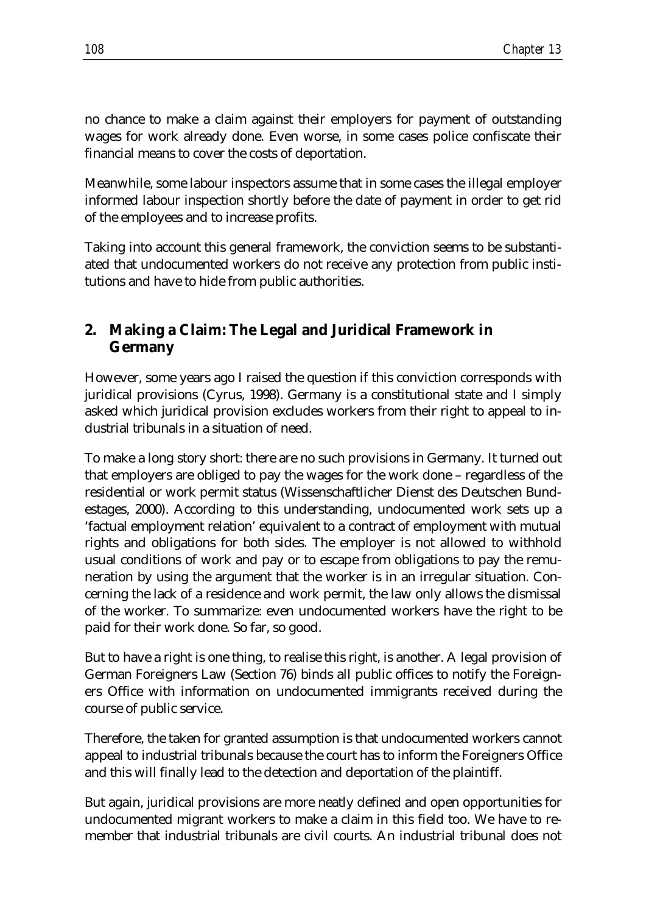no chance to make a claim against their employers for payment of outstanding wages for work already done. Even worse, in some cases police confiscate their financial means to cover the costs of deportation.

Meanwhile, some labour inspectors assume that in some cases the illegal employer informed labour inspection shortly before the date of payment in order to get rid of the employees and to increase profits.

Taking into account this general framework, the conviction seems to be substantiated that undocumented workers do not receive any protection from public institutions and have to hide from public authorities.

## 2. Making a Claim: The Legal and Juridical Framework in Germany

However, some years ago I raised the question if this conviction corresponds with juridical provisions (Cyrus, 1998). Germany is a constitutional state and I simply asked which juridical provision excludes workers from their right to appeal to industrial tribunals in a situation of need.

To make a long story short: there are no such provisions in Germany. It turned out that employers are obliged to pay the wages for the work done – regardless of the residential or work permit status (Wissenschaftlicher Dienst des Deutschen Bundestages, 2000). According to this understanding, undocumented work sets up a 'factual employment relation' equivalent to a contract of employment with mutual rights and obligations for both sides. The employer is not allowed to withhold usual conditions of work and pay or to escape from obligations to pay the remuneration by using the argument that the worker is in an irregular situation. Concerning the lack of a residence and work permit, the law only allows the dismissal of the worker. To summarize: even undocumented workers have the right to be paid for their work done. So far, so good.

But to have a right is one thing, to realise this right, is another. A legal provision of German Foreigners Law (Section 76) binds all public offices to notify the Foreigners Office with information on undocumented immigrants received during the course of public service.

Therefore, the taken for granted assumption is that undocumented workers cannot appeal to industrial tribunals because the court has to inform the Foreigners Office and this will finally lead to the detection and deportation of the plaintiff.

But again, juridical provisions are more neatly defined and open opportunities for undocumented migrant workers to make a claim in this field too. We have to remember that industrial tribunals are civil courts. An industrial tribunal does not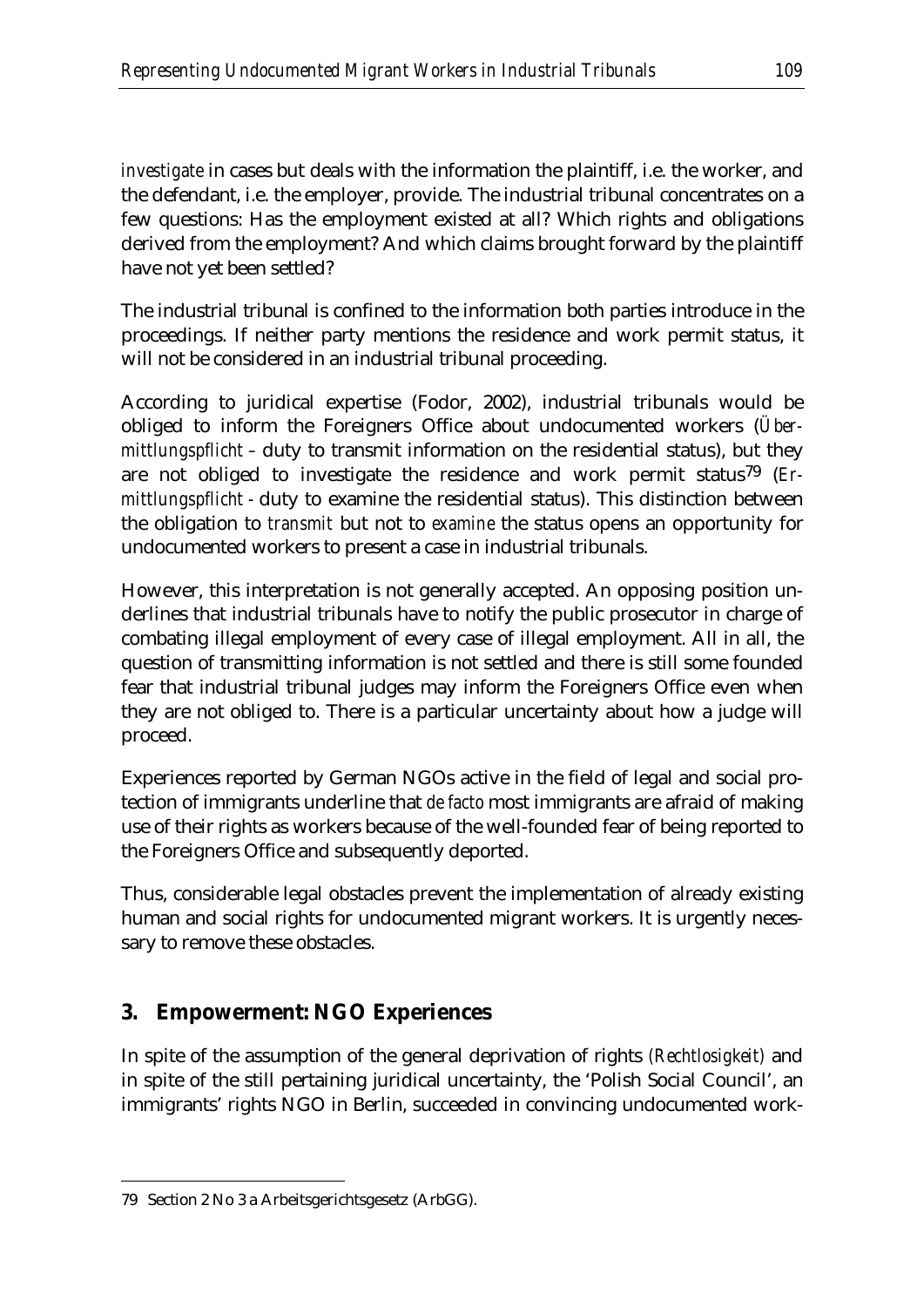*investigate* in cases but deals with the information the plaintiff, i.e. the worker, and the defendant, i.e. the employer, provide. The industrial tribunal concentrates on a few questions: Has the employment existed at all? Which rights and obligations derived from the employment? And which claims brought forward by the plaintiff have not yet been settled?

The industrial tribunal is confined to the information both parties introduce in the proceedings. If neither party mentions the residence and work permit status, it will not be considered in an industrial tribunal proceeding.

According to juridical expertise (Fodor, 2002), industrial tribunals would be obliged to inform the Foreigners Office about undocumented workers (*Übermittlungspflicht* – duty to transmit information on the residential status), but they are not obliged to investigate the residence and work permit status[79] (*Ermittlungspflicht* - duty to examine the residential status). This distinction between the obligation to *transmit* but not to *examine* the status opens an opportunity for undocumented workers to present a case in industrial tribunals.

However, this interpretation is not generally accepted. An opposing position underlines that industrial tribunals have to notify the public prosecutor in charge of combating illegal employment of every case of illegal employment. All in all, the question of transmitting information is not settled and there is still some founded fear that industrial tribunal judges may inform the Foreigners Office even when they are not obliged to. There is a particular uncertainty about how a judge will proceed.

Experiences reported by German NGOs active in the field of legal and social protection of immigrants underline that *de facto* most immigrants are afraid of making use of their rights as workers because of the well-founded fear of being reported to the Foreigners Office and subsequently deported.

Thus, considerable legal obstacles prevent the implementation of already existing human and social rights for undocumented migrant workers. It is urgently necessary to remove these obstacles.

## 3. Empowerment: NGO Experiences

In spite of the assumption of the general deprivation of rights (*Rechtlosigkeit*) and in spite of the still pertaining juridical uncertainty, the 'Polish Social Council', an immigrants' rights NGO in Berlin, succeeded in convincing undocumented work-

---

79 Section 2 No 3 a Arbeitsgerichtsgesetz (ArbGG).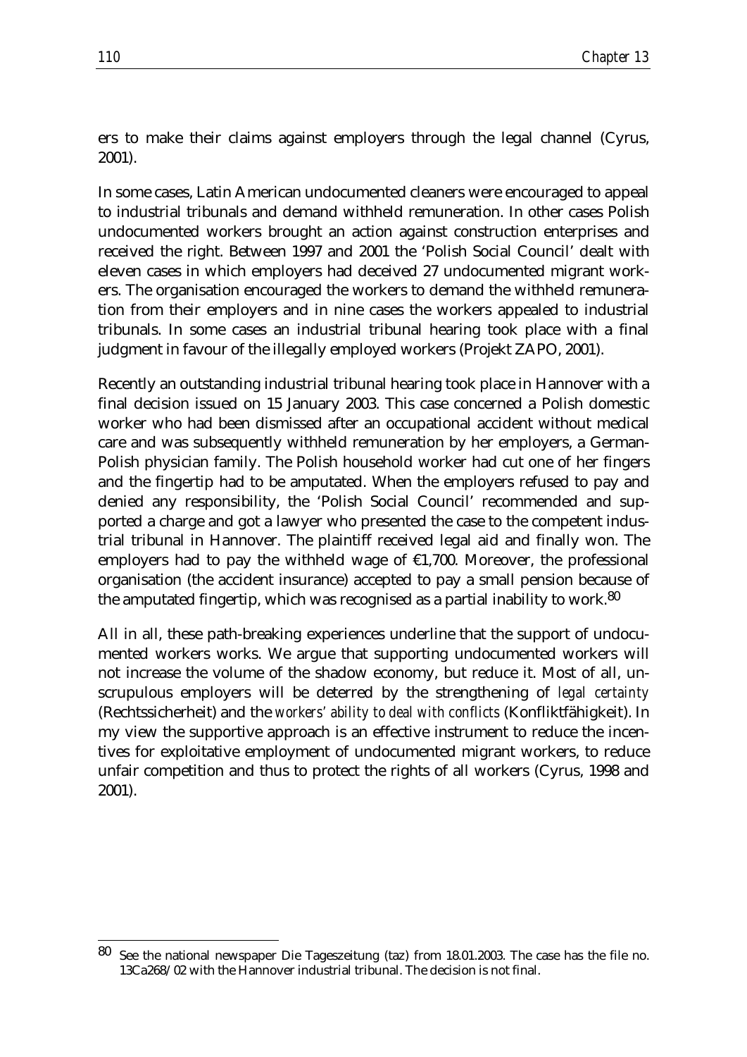ers to make their claims against employers through the legal channel (Cyrus, 2001).

In some cases, Latin American undocumented cleaners were encouraged to appeal to industrial tribunals and demand withheld remuneration. In other cases Polish undocumented workers brought an action against construction enterprises and received the right. Between 1997 and 2001 the 'Polish Social Council' dealt with eleven cases in which employers had deceived 27 undocumented migrant workers. The organisation encouraged the workers to demand the withheld remuneration from their employers and in nine cases the workers appealed to industrial tribunals. In some cases an industrial tribunal hearing took place with a final judgment in favour of the illegally employed workers (Projekt ZAPO, 2001).

Recently an outstanding industrial tribunal hearing took place in Hannover with a final decision issued on 15 January 2003. This case concerned a Polish domestic worker who had been dismissed after an occupational accident without medical care and was subsequently withheld remuneration by her employers, a German-Polish physician family. The Polish household worker had cut one of her fingers and the fingertip had to be amputated. When the employers refused to pay and denied any responsibility, the 'Polish Social Council' recommended and supported a charge and got a lawyer who presented the case to the competent industrial tribunal in Hannover. The plaintiff received legal aid and finally won. The employers had to pay the withheld wage of €1,700. Moreover, the professional organisation (the accident insurance) accepted to pay a small pension because of the amputated fingertip, which was recognised as a partial inability to work.[80]

All in all, these path-breaking experiences underline that the support of undocumented workers works. We argue that supporting undocumented workers will not increase the volume of the shadow economy, but reduce it. Most of all, unscrupulous employers will be deterred by the strengthening of *legal certainty* (Rechtssicherheit) and the *workers' ability to deal with conflicts* (Konfliktfähigkeit). In my view the supportive approach is an effective instrument to reduce the incentives for exploitative employment of undocumented migrant workers, to reduce unfair competition and thus to protect the rights of all workers (Cyrus, 1998 and 2001).

---

[80] See the national newspaper Die Tageszeitung (taz) from 18.01.2003. The case has the file no. 13Ca268/02 with the Hannover industrial tribunal. The decision is not final.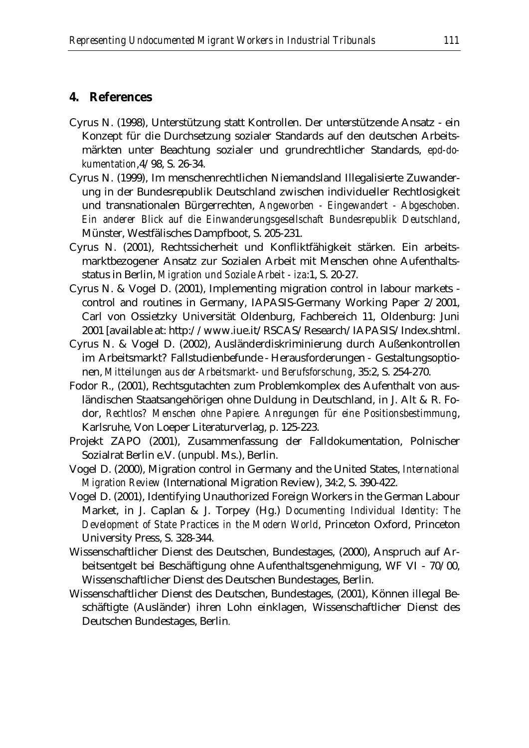## 4. References

Cyrus N. (1998), Unterstützung statt Kontrollen. Der unterstützende Ansatz - ein Konzept für die Durchsetzung sozialer Standards auf den deutschen Arbeitsmärkten unter Beachtung sozialer und grundrechtlicher Standards, *epd-dokumentation*,4/98, S. 26-34.

Cyrus N. (1999), Im menschenrechtlichen Niemandsland Illegalisierte Zuwanderung in der Bundesrepublik Deutschland zwischen individueller Rechtlosigkeit und transnationalen Bürgerrechten, *Angeworben - Eingewandert - Abgeschoben. Ein anderer Blick auf die Einwanderungsgesellschaft Bundesrepublik Deutschland*, Münster, Westfälisches Dampfboot, S. 205-231.

Cyrus N. (2001), Rechtssicherheit und Konfliktfähigkeit stärken. Ein arbeitsmarktbezogener Ansatz zur Sozialen Arbeit mit Menschen ohne Aufenthaltsstatus in Berlin, *Migration und Soziale Arbeit - iza*:1, S. 20-27.

Cyrus N. & Vogel D. (2001), Implementing migration control in labour markets - control and routines in Germany, IAPASIS-Germany Working Paper 2/2001, Carl von Ossietzky Universität Oldenburg, Fachbereich 11, Oldenburg: Juni 2001 [available at: http://www.iue.it/RSCAS/Research/IAPASIS/Index.shtml.

Cyrus N. & Vogel D. (2002), Ausländerdiskriminierung durch Außenkontrollen im Arbeitsmarkt? Fallstudienbefunde - Herausforderungen - Gestaltungsoptionen, *Mitteilungen aus der Arbeitsmarkt- und Berufsforschung*, 35:2, S. 254-270.

Fodor R., (2001), Rechtsgutachten zum Problemkomplex des Aufenthalt von ausländischen Staatsangehörigen ohne Duldung in Deutschland, in J. Alt & R. Fodor, *Rechtlos? Menschen ohne Papiere. Anregungen für eine Positionsbestimmung*, Karlsruhe, Von Loeper Literaturverlag, p. 125-223.

Projekt ZAPO (2001), Zusammenfassung der Falldokumentation, Polnischer Sozialrat Berlin e.V. (unpubl. Ms.), Berlin.

Vogel D. (2000), Migration control in Germany and the United States, *International Migration Review* (International Migration Review), 34:2, S. 390-422.

Vogel D. (2001), Identifying Unauthorized Foreign Workers in the German Labour Market, in J. Caplan & J. Torpey (Hg.) *Documenting Individual Identity: The Development of State Practices in the Modern World*, Princeton Oxford, Princeton University Press, S. 328-344.

Wissenschaftlicher Dienst des Deutschen, Bundestages, (2000), Anspruch auf Arbeitsentgelt bei Beschäftigung ohne Aufenthaltsgenehmigung, WF VI - 70/00, Wissenschaftlicher Dienst des Deutschen Bundestages, Berlin.

Wissenschaftlicher Dienst des Deutschen, Bundestages, (2001), Können illegal Beschäftigte (Ausländer) ihren Lohn einklagen, Wissenschaftlicher Dienst des Deutschen Bundestages, Berlin.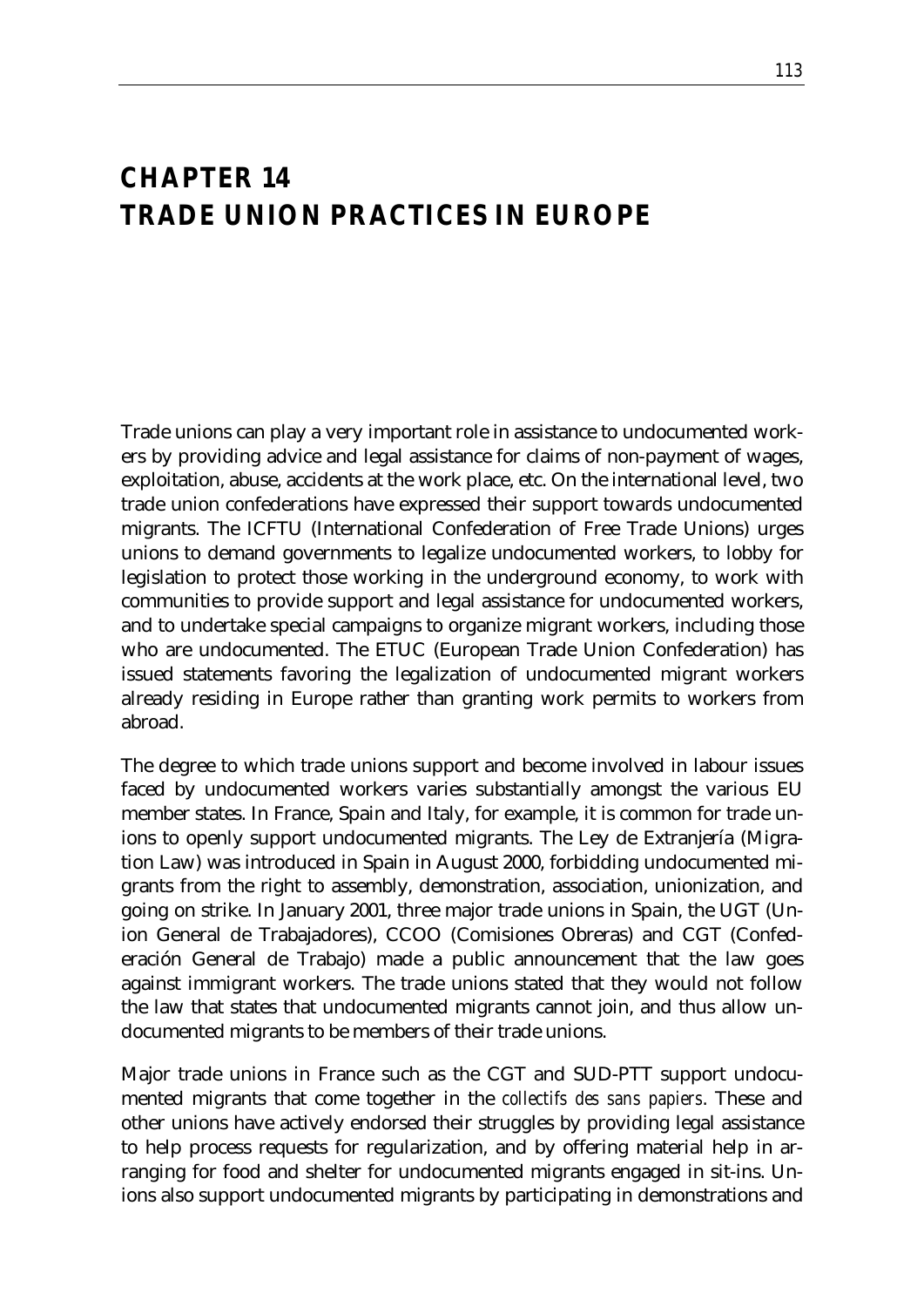# CHAPTER 14
# TRADE UNION PRACTICES IN EUROPE

Trade unions can play a very important role in assistance to undocumented workers by providing advice and legal assistance for claims of non-payment of wages, exploitation, abuse, accidents at the work place, etc. On the international level, two trade union confederations have expressed their support towards undocumented migrants. The ICFTU (International Confederation of Free Trade Unions) urges unions to demand governments to legalize undocumented workers, to lobby for legislation to protect those working in the underground economy, to work with communities to provide support and legal assistance for undocumented workers, and to undertake special campaigns to organize migrant workers, including those who are undocumented. The ETUC (European Trade Union Confederation) has issued statements favoring the legalization of undocumented migrant workers already residing in Europe rather than granting work permits to workers from abroad.

The degree to which trade unions support and become involved in labour issues faced by undocumented workers varies substantially amongst the various EU member states. In France, Spain and Italy, for example, it is common for trade unions to openly support undocumented migrants. The Ley de Extranjería (Migration Law) was introduced in Spain in August 2000, forbidding undocumented migrants from the right to assembly, demonstration, association, unionization, and going on strike. In January 2001, three major trade unions in Spain, the UGT (Union General de Trabajadores), CCOO (Comisiones Obreras) and CGT (Confederación General de Trabajo) made a public announcement that the law goes against immigrant workers. The trade unions stated that they would not follow the law that states that undocumented migrants cannot join, and thus allow undocumented migrants to be members of their trade unions.

Major trade unions in France such as the CGT and SUD-PTT support undocumented migrants that come together in the *collectifs des sans papiers*. These and other unions have actively endorsed their struggles by providing legal assistance to help process requests for regularization, and by offering material help in arranging for food and shelter for undocumented migrants engaged in sit-ins. Unions also support undocumented migrants by participating in demonstrations and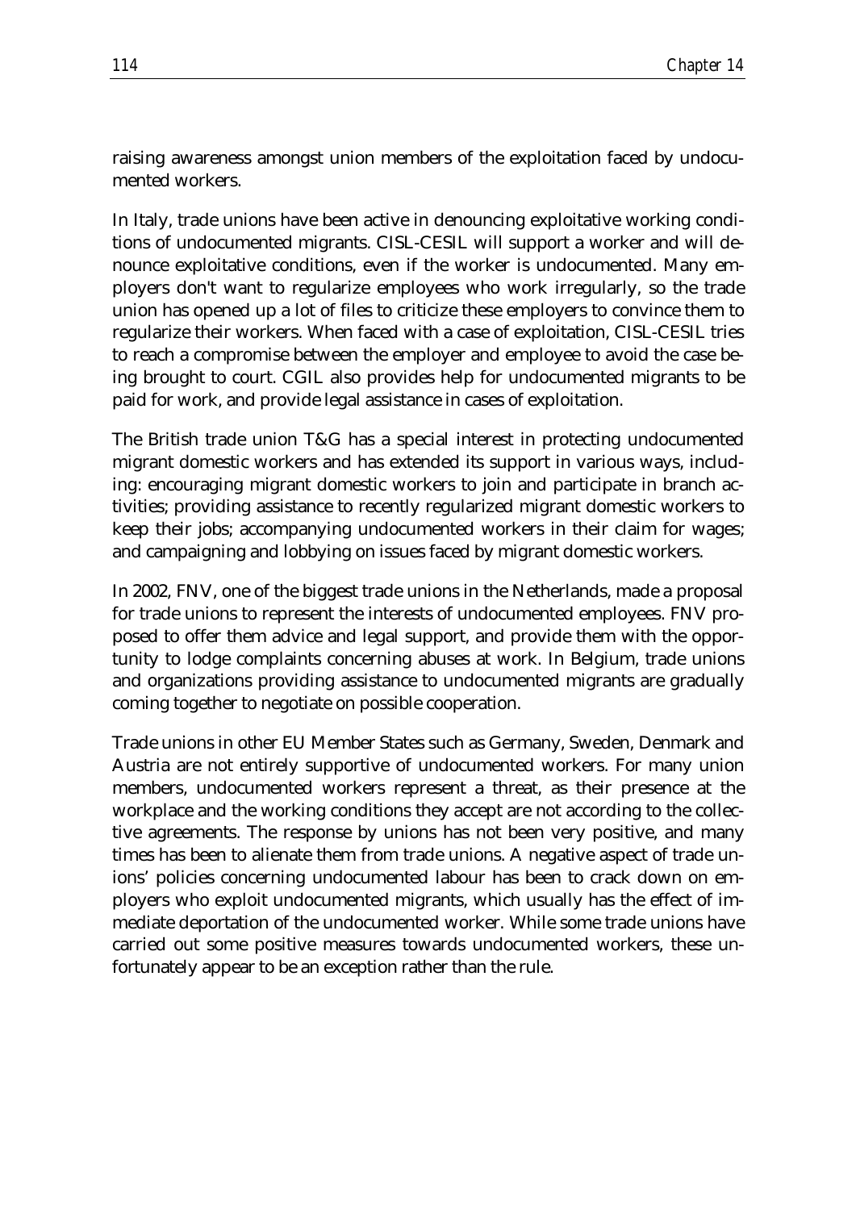raising awareness amongst union members of the exploitation faced by undocumented workers.

In Italy, trade unions have been active in denouncing exploitative working conditions of undocumented migrants. CISL-CESIL will support a worker and will denounce exploitative conditions, even if the worker is undocumented. Many employers don't want to regularize employees who work irregularly, so the trade union has opened up a lot of files to criticize these employers to convince them to regularize their workers. When faced with a case of exploitation, CISL-CESIL tries to reach a compromise between the employer and employee to avoid the case being brought to court. CGIL also provides help for undocumented migrants to be paid for work, and provide legal assistance in cases of exploitation.

The British trade union T&G has a special interest in protecting undocumented migrant domestic workers and has extended its support in various ways, including: encouraging migrant domestic workers to join and participate in branch activities; providing assistance to recently regularized migrant domestic workers to keep their jobs; accompanying undocumented workers in their claim for wages; and campaigning and lobbying on issues faced by migrant domestic workers.

In 2002, FNV, one of the biggest trade unions in the Netherlands, made a proposal for trade unions to represent the interests of undocumented employees. FNV proposed to offer them advice and legal support, and provide them with the opportunity to lodge complaints concerning abuses at work. In Belgium, trade unions and organizations providing assistance to undocumented migrants are gradually coming together to negotiate on possible cooperation.

Trade unions in other EU Member States such as Germany, Sweden, Denmark and Austria are not entirely supportive of undocumented workers. For many union members, undocumented workers represent a threat, as their presence at the workplace and the working conditions they accept are not according to the collective agreements. The response by unions has not been very positive, and many times has been to alienate them from trade unions. A negative aspect of trade unions' policies concerning undocumented labour has been to crack down on employers who exploit undocumented migrants, which usually has the effect of immediate deportation of the undocumented worker. While some trade unions have carried out some positive measures towards undocumented workers, these unfortunately appear to be an exception rather than the rule.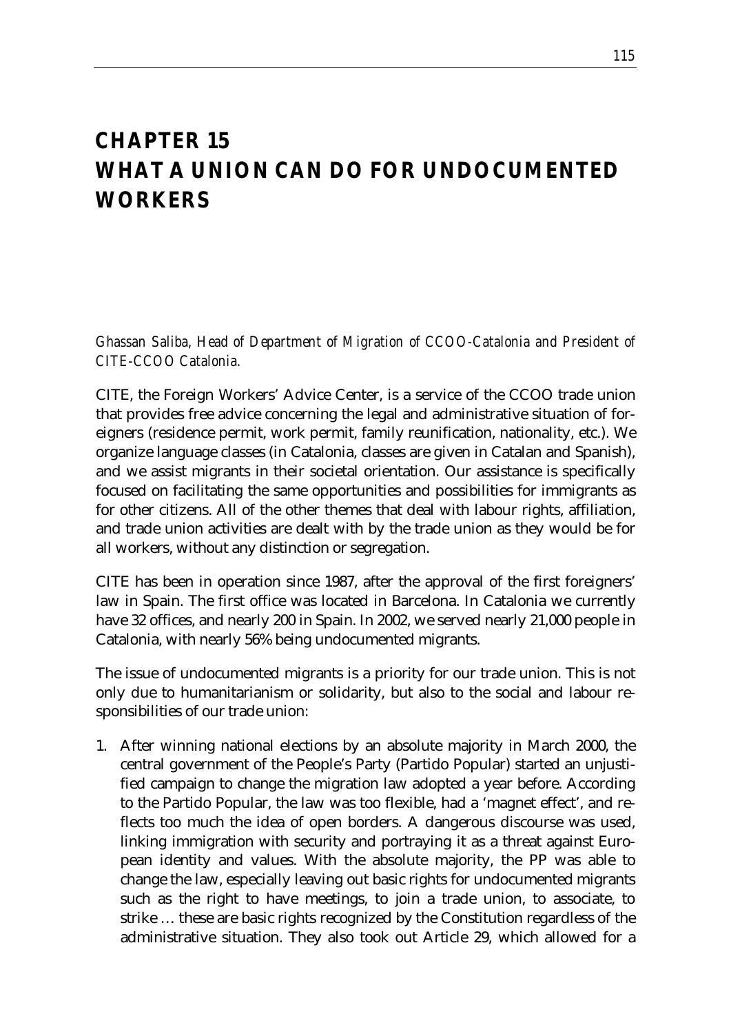# CHAPTER 15
# WHAT A UNION CAN DO FOR UNDOCUMENTED WORKERS

*Ghassan Saliba, Head of Department of Migration of CCOO-Catalonia and President of CITE-CCOO Catalonia.*

CITE, the Foreign Workers' Advice Center, is a service of the CCOO trade union that provides free advice concerning the legal and administrative situation of foreigners (residence permit, work permit, family reunification, nationality, etc.). We organize language classes (in Catalonia, classes are given in Catalan and Spanish), and we assist migrants in their societal orientation. Our assistance is specifically focused on facilitating the same opportunities and possibilities for immigrants as for other citizens. All of the other themes that deal with labour rights, affiliation, and trade union activities are dealt with by the trade union as they would be for all workers, without any distinction or segregation.

CITE has been in operation since 1987, after the approval of the first foreigners' law in Spain. The first office was located in Barcelona. In Catalonia we currently have 32 offices, and nearly 200 in Spain. In 2002, we served nearly 21,000 people in Catalonia, with nearly 56% being undocumented migrants.

The issue of undocumented migrants is a priority for our trade union. This is not only due to humanitarianism or solidarity, but also to the social and labour responsibilities of our trade union:

1. After winning national elections by an absolute majority in March 2000, the central government of the People's Party (Partido Popular) started an unjustified campaign to change the migration law adopted a year before. According to the Partido Popular, the law was too flexible, had a 'magnet effect', and reflects too much the idea of open borders. A dangerous discourse was used, linking immigration with security and portraying it as a threat against European identity and values. With the absolute majority, the PP was able to change the law, especially leaving out basic rights for undocumented migrants such as the right to have meetings, to join a trade union, to associate, to strike … these are basic rights recognized by the Constitution regardless of the administrative situation. They also took out Article 29, which allowed for a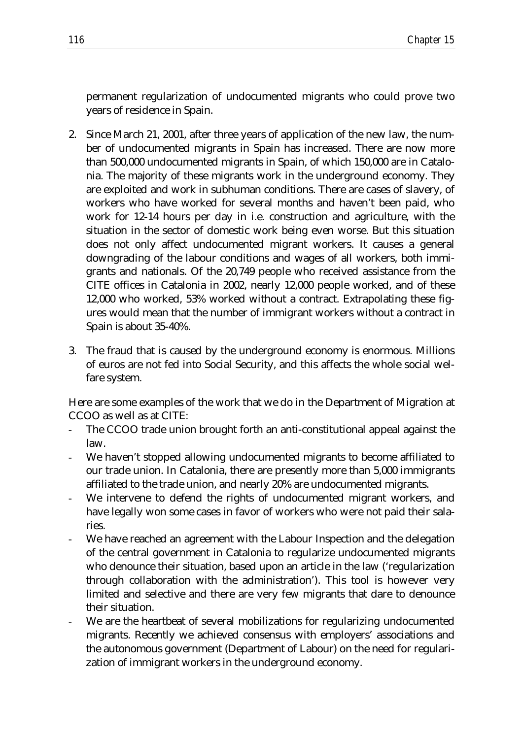permanent regularization of undocumented migrants who could prove two years of residence in Spain.

2. Since March 21, 2001, after three years of application of the new law, the number of undocumented migrants in Spain has increased. There are now more than 500,000 undocumented migrants in Spain, of which 150,000 are in Catalonia. The majority of these migrants work in the underground economy. They are exploited and work in subhuman conditions. There are cases of slavery, of workers who have worked for several months and haven't been paid, who work for 12-14 hours per day in i.e. construction and agriculture, with the situation in the sector of domestic work being even worse. But this situation does not only affect undocumented migrant workers. It causes a general downgrading of the labour conditions and wages of all workers, both immigrants and nationals. Of the 20,749 people who received assistance from the CITE offices in Catalonia in 2002, nearly 12,000 people worked, and of these 12,000 who worked, 53% worked without a contract. Extrapolating these figures would mean that the number of immigrant workers without a contract in Spain is about 35-40%.

3. The fraud that is caused by the underground economy is enormous. Millions of euros are not fed into Social Security, and this affects the whole social welfare system.

Here are some examples of the work that we do in the Department of Migration at CCOO as well as at CITE:

- The CCOO trade union brought forth an anti-constitutional appeal against the law.
- We haven't stopped allowing undocumented migrants to become affiliated to our trade union. In Catalonia, there are presently more than 5,000 immigrants affiliated to the trade union, and nearly 20% are undocumented migrants.
- We intervene to defend the rights of undocumented migrant workers, and have legally won some cases in favor of workers who were not paid their salaries.
- We have reached an agreement with the Labour Inspection and the delegation of the central government in Catalonia to regularize undocumented migrants who denounce their situation, based upon an article in the law ('regularization through collaboration with the administration'). This tool is however very limited and selective and there are very few migrants that dare to denounce their situation.
- We are the heartbeat of several mobilizations for regularizing undocumented migrants. Recently we achieved consensus with employers' associations and the autonomous government (Department of Labour) on the need for regularization of immigrant workers in the underground economy.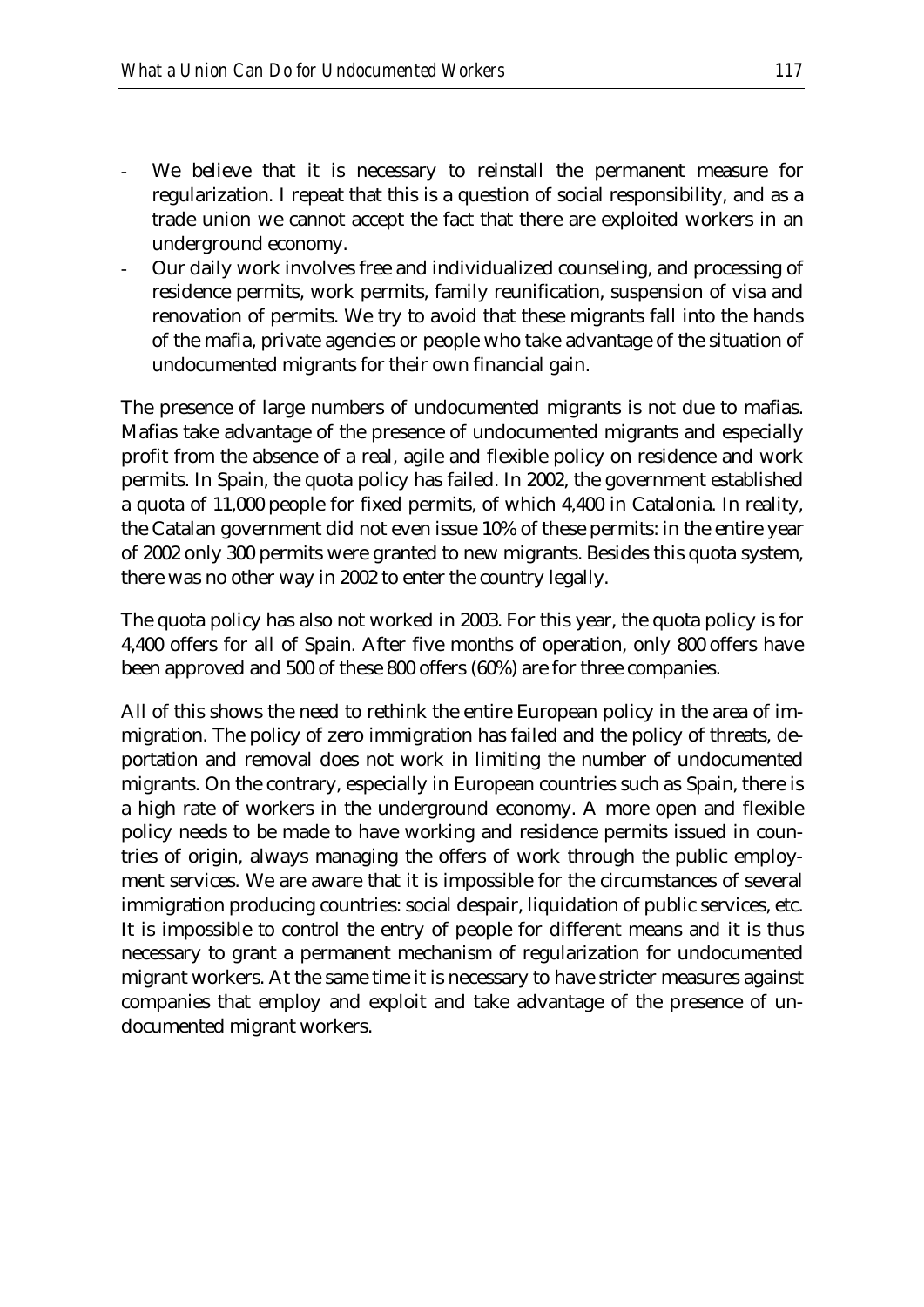- We believe that it is necessary to reinstall the permanent measure for regularization. I repeat that this is a question of social responsibility, and as a trade union we cannot accept the fact that there are exploited workers in an underground economy.
- Our daily work involves free and individualized counseling, and processing of residence permits, work permits, family reunification, suspension of visa and renovation of permits. We try to avoid that these migrants fall into the hands of the mafia, private agencies or people who take advantage of the situation of undocumented migrants for their own financial gain.

The presence of large numbers of undocumented migrants is not due to mafias. Mafias take advantage of the presence of undocumented migrants and especially profit from the absence of a real, agile and flexible policy on residence and work permits. In Spain, the quota policy has failed. In 2002, the government established a quota of 11,000 people for fixed permits, of which 4,400 in Catalonia. In reality, the Catalan government did not even issue 10% of these permits: in the entire year of 2002 only 300 permits were granted to new migrants. Besides this quota system, there was no other way in 2002 to enter the country legally.

The quota policy has also not worked in 2003. For this year, the quota policy is for 4,400 offers for all of Spain. After five months of operation, only 800 offers have been approved and 500 of these 800 offers (60%) are for three companies.

All of this shows the need to rethink the entire European policy in the area of immigration. The policy of zero immigration has failed and the policy of threats, deportation and removal does not work in limiting the number of undocumented migrants. On the contrary, especially in European countries such as Spain, there is a high rate of workers in the underground economy. A more open and flexible policy needs to be made to have working and residence permits issued in countries of origin, always managing the offers of work through the public employment services. We are aware that it is impossible for the circumstances of several immigration producing countries: social despair, liquidation of public services, etc. It is impossible to control the entry of people for different means and it is thus necessary to grant a permanent mechanism of regularization for undocumented migrant workers. At the same time it is necessary to have stricter measures against companies that employ and exploit and take advantage of the presence of undocumented migrant workers.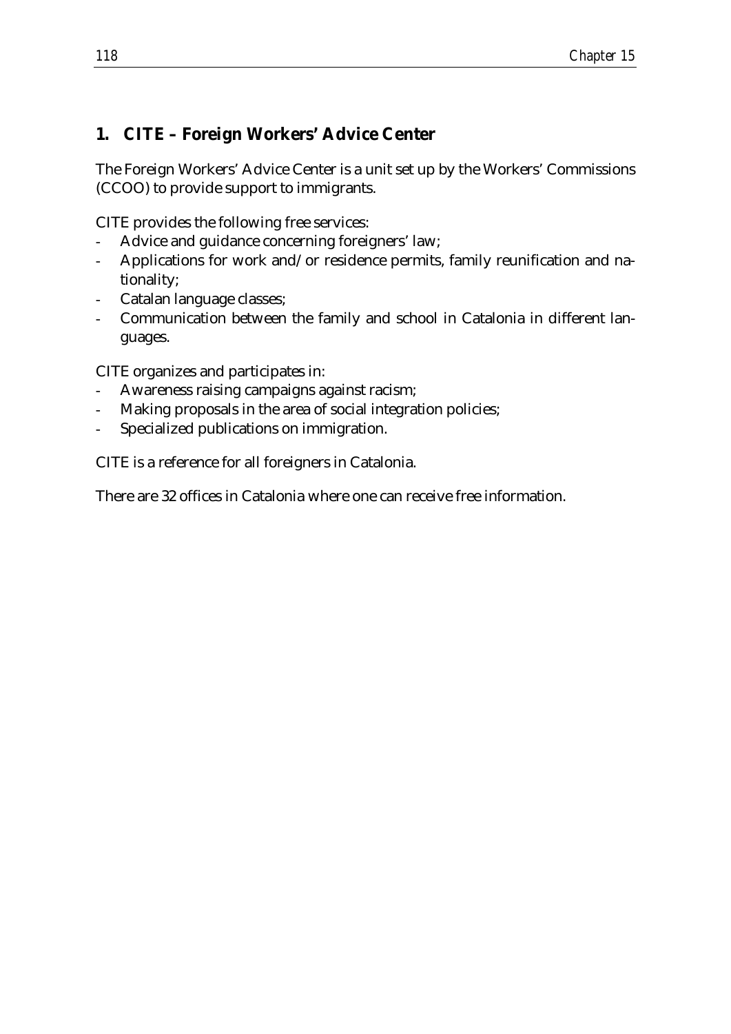## 1. CITE – Foreign Workers' Advice Center

The Foreign Workers' Advice Center is a unit set up by the Workers' Commissions (CCOO) to provide support to immigrants.

CITE provides the following free services:

- Advice and guidance concerning foreigners' law;
- Applications for work and/or residence permits, family reunification and nationality;
- Catalan language classes;
- Communication between the family and school in Catalonia in different languages.

CITE organizes and participates in:

- Awareness raising campaigns against racism;
- Making proposals in the area of social integration policies;
- Specialized publications on immigration.

CITE is a reference for all foreigners in Catalonia.

There are 32 offices in Catalonia where one can receive free information.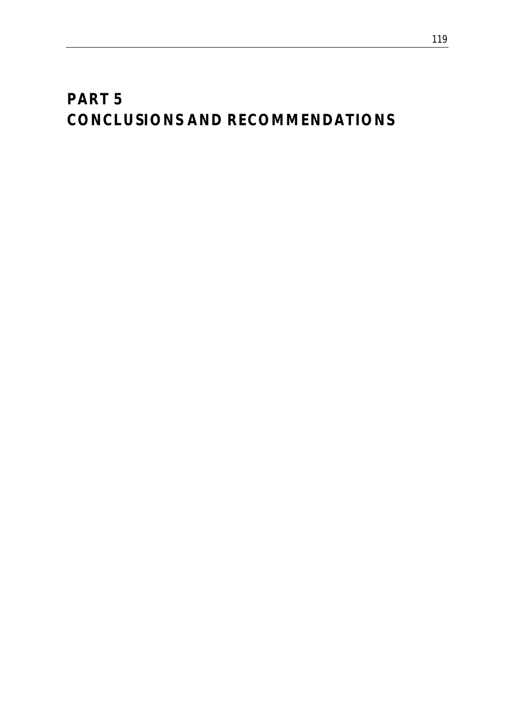# PART 5
# CONCLUSIONS AND RECOMMENDATIONS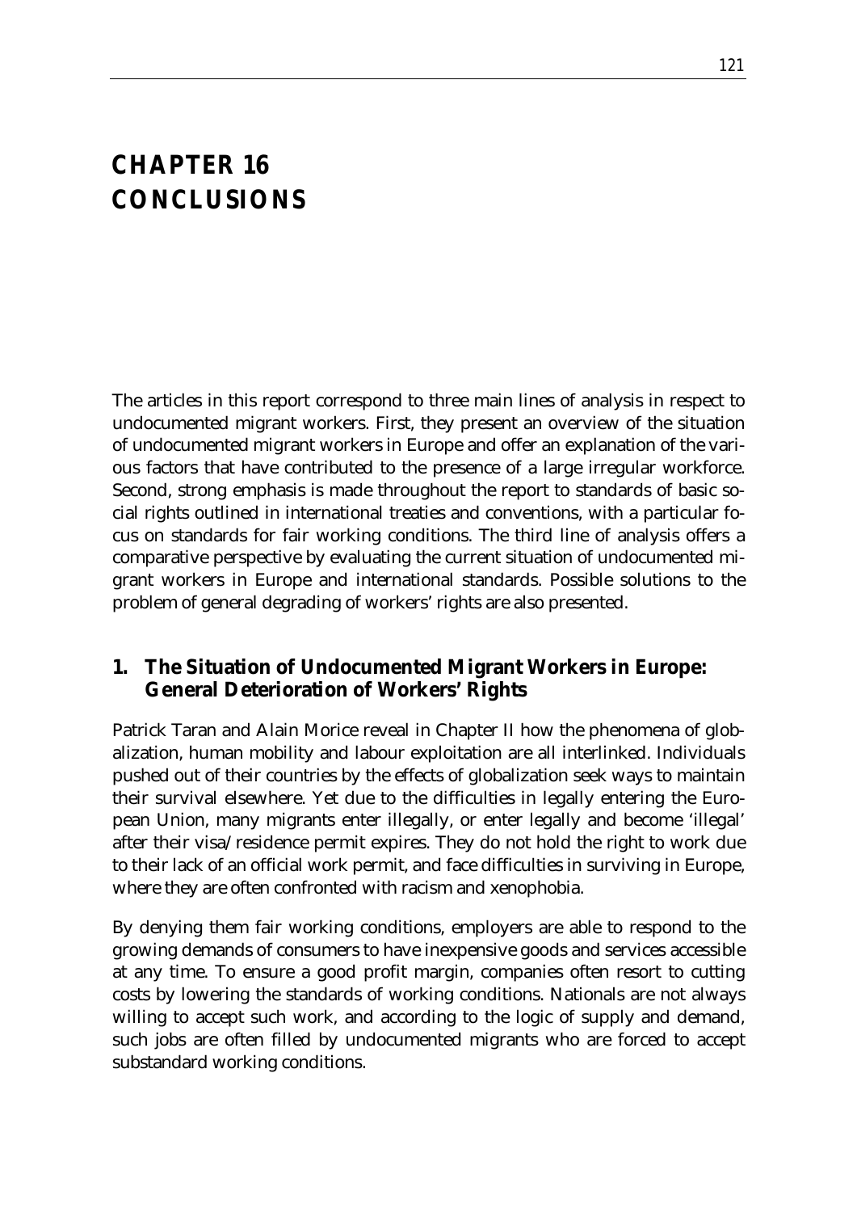# CHAPTER 16
# CONCLUSIONS

The articles in this report correspond to three main lines of analysis in respect to undocumented migrant workers. First, they present an overview of the situation of undocumented migrant workers in Europe and offer an explanation of the various factors that have contributed to the presence of a large irregular workforce. Second, strong emphasis is made throughout the report to standards of basic social rights outlined in international treaties and conventions, with a particular focus on standards for fair working conditions. The third line of analysis offers a comparative perspective by evaluating the current situation of undocumented migrant workers in Europe and international standards. Possible solutions to the problem of general degrading of workers' rights are also presented.

## 1. The Situation of Undocumented Migrant Workers in Europe: General Deterioration of Workers' Rights

Patrick Taran and Alain Morice reveal in Chapter II how the phenomena of globalization, human mobility and labour exploitation are all interlinked. Individuals pushed out of their countries by the effects of globalization seek ways to maintain their survival elsewhere. Yet due to the difficulties in legally entering the European Union, many migrants enter illegally, or enter legally and become 'illegal' after their visa/residence permit expires. They do not hold the right to work due to their lack of an official work permit, and face difficulties in surviving in Europe, where they are often confronted with racism and xenophobia.

By denying them fair working conditions, employers are able to respond to the growing demands of consumers to have inexpensive goods and services accessible at any time. To ensure a good profit margin, companies often resort to cutting costs by lowering the standards of working conditions. Nationals are not always willing to accept such work, and according to the logic of supply and demand, such jobs are often filled by undocumented migrants who are forced to accept substandard working conditions.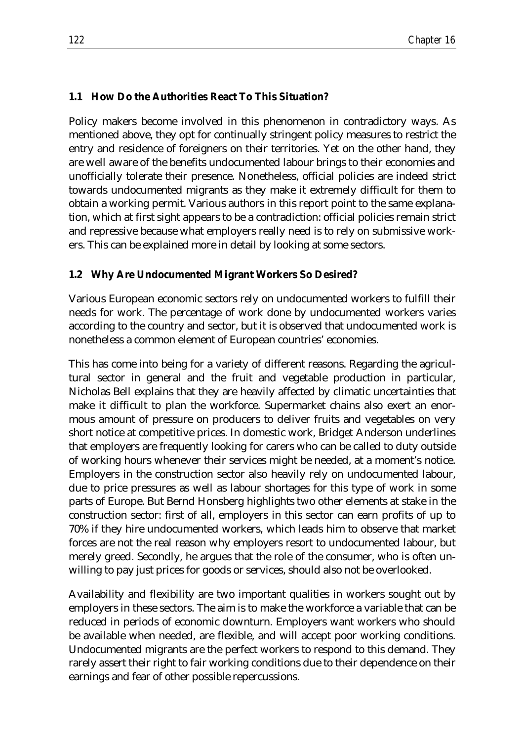### 1.1 How Do the Authorities React To This Situation?

Policy makers become involved in this phenomenon in contradictory ways. As mentioned above, they opt for continually stringent policy measures to restrict the entry and residence of foreigners on their territories. Yet on the other hand, they are well aware of the benefits undocumented labour brings to their economies and unofficially tolerate their presence. Nonetheless, official policies are indeed strict towards undocumented migrants as they make it extremely difficult for them to obtain a working permit. Various authors in this report point to the same explanation, which at first sight appears to be a contradiction: official policies remain strict and repressive because what employers really need is to rely on submissive workers. This can be explained more in detail by looking at some sectors.

### 1.2 Why Are Undocumented Migrant Workers So Desired?

Various European economic sectors rely on undocumented workers to fulfill their needs for work. The percentage of work done by undocumented workers varies according to the country and sector, but it is observed that undocumented work is nonetheless a common element of European countries' economies.

This has come into being for a variety of different reasons. Regarding the agricultural sector in general and the fruit and vegetable production in particular, Nicholas Bell explains that they are heavily affected by climatic uncertainties that make it difficult to plan the workforce. Supermarket chains also exert an enormous amount of pressure on producers to deliver fruits and vegetables on very short notice at competitive prices. In domestic work, Bridget Anderson underlines that employers are frequently looking for carers who can be called to duty outside of working hours whenever their services might be needed, at a moment's notice. Employers in the construction sector also heavily rely on undocumented labour, due to price pressures as well as labour shortages for this type of work in some parts of Europe. But Bernd Honsberg highlights two other elements at stake in the construction sector: first of all, employers in this sector can earn profits of up to 70% if they hire undocumented workers, which leads him to observe that market forces are not the real reason why employers resort to undocumented labour, but merely greed. Secondly, he argues that the role of the consumer, who is often unwilling to pay just prices for goods or services, should also not be overlooked.

Availability and flexibility are two important qualities in workers sought out by employers in these sectors. The aim is to make the workforce a variable that can be reduced in periods of economic downturn. Employers want workers who should be available when needed, are flexible, and will accept poor working conditions. Undocumented migrants are the perfect workers to respond to this demand. They rarely assert their right to fair working conditions due to their dependence on their earnings and fear of other possible repercussions.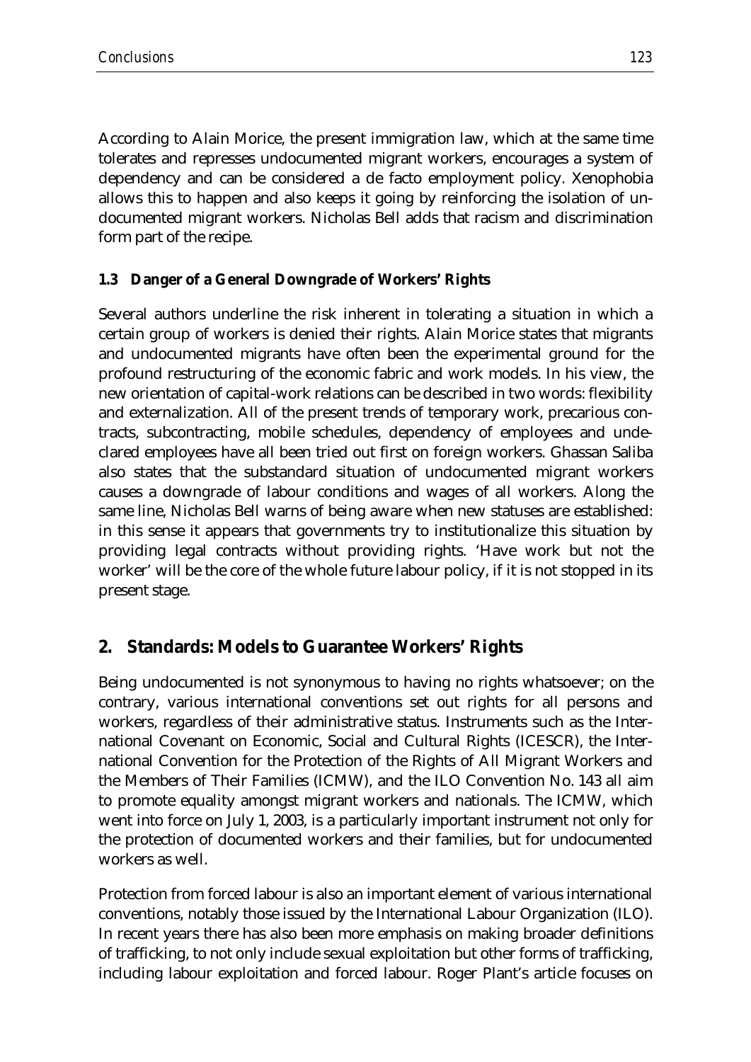According to Alain Morice, the present immigration law, which at the same time tolerates and represses undocumented migrant workers, encourages a system of dependency and can be considered a de facto employment policy. Xenophobia allows this to happen and also keeps it going by reinforcing the isolation of undocumented migrant workers. Nicholas Bell adds that racism and discrimination form part of the recipe.

### 1.3 Danger of a General Downgrade of Workers' Rights

Several authors underline the risk inherent in tolerating a situation in which a certain group of workers is denied their rights. Alain Morice states that migrants and undocumented migrants have often been the experimental ground for the profound restructuring of the economic fabric and work models. In his view, the new orientation of capital-work relations can be described in two words: flexibility and externalization. All of the present trends of temporary work, precarious contracts, subcontracting, mobile schedules, dependency of employees and undeclared employees have all been tried out first on foreign workers. Ghassan Saliba also states that the substandard situation of undocumented migrant workers causes a downgrade of labour conditions and wages of all workers. Along the same line, Nicholas Bell warns of being aware when new statuses are established: in this sense it appears that governments try to institutionalize this situation by providing legal contracts without providing rights. 'Have work but not the worker' will be the core of the whole future labour policy, if it is not stopped in its present stage.

## 2. Standards: Models to Guarantee Workers' Rights

Being undocumented is not synonymous to having no rights whatsoever; on the contrary, various international conventions set out rights for all persons and workers, regardless of their administrative status. Instruments such as the International Covenant on Economic, Social and Cultural Rights (ICESCR), the International Convention for the Protection of the Rights of All Migrant Workers and the Members of Their Families (ICMW), and the ILO Convention No. 143 all aim to promote equality amongst migrant workers and nationals. The ICMW, which went into force on July 1, 2003, is a particularly important instrument not only for the protection of documented workers and their families, but for undocumented workers as well.

Protection from forced labour is also an important element of various international conventions, notably those issued by the International Labour Organization (ILO). In recent years there has also been more emphasis on making broader definitions of trafficking, to not only include sexual exploitation but other forms of trafficking, including labour exploitation and forced labour. Roger Plant's article focuses on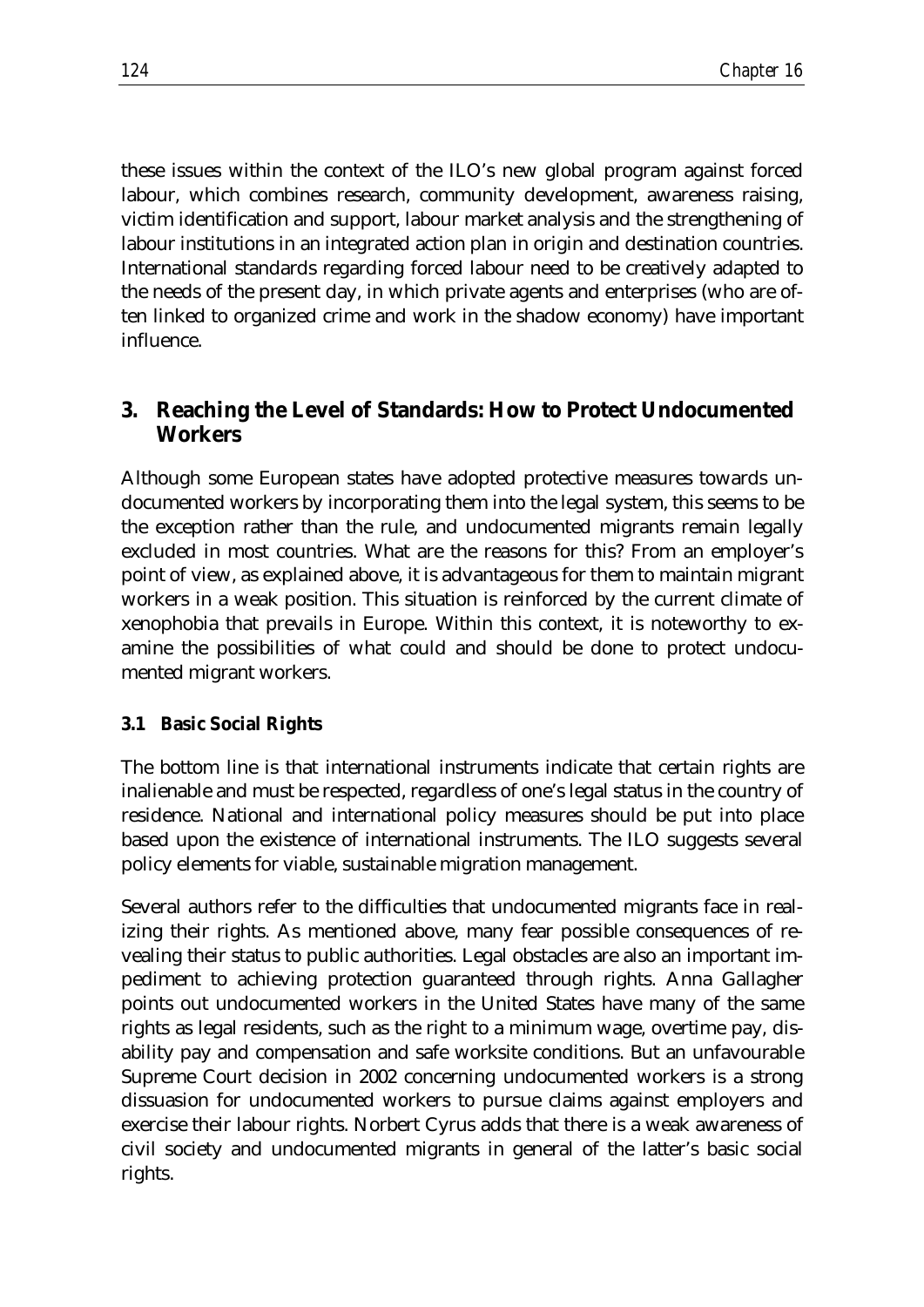these issues within the context of the ILO's new global program against forced labour, which combines research, community development, awareness raising, victim identification and support, labour market analysis and the strengthening of labour institutions in an integrated action plan in origin and destination countries. International standards regarding forced labour need to be creatively adapted to the needs of the present day, in which private agents and enterprises (who are often linked to organized crime and work in the shadow economy) have important influence.

## 3. Reaching the Level of Standards: How to Protect Undocumented Workers

Although some European states have adopted protective measures towards undocumented workers by incorporating them into the legal system, this seems to be the exception rather than the rule, and undocumented migrants remain legally excluded in most countries. What are the reasons for this? From an employer's point of view, as explained above, it is advantageous for them to maintain migrant workers in a weak position. This situation is reinforced by the current climate of xenophobia that prevails in Europe. Within this context, it is noteworthy to examine the possibilities of what could and should be done to protect undocumented migrant workers.

### 3.1 Basic Social Rights

The bottom line is that international instruments indicate that certain rights are inalienable and must be respected, regardless of one's legal status in the country of residence. National and international policy measures should be put into place based upon the existence of international instruments. The ILO suggests several policy elements for viable, sustainable migration management.

Several authors refer to the difficulties that undocumented migrants face in realizing their rights. As mentioned above, many fear possible consequences of revealing their status to public authorities. Legal obstacles are also an important impediment to achieving protection guaranteed through rights. Anna Gallagher points out undocumented workers in the United States have many of the same rights as legal residents, such as the right to a minimum wage, overtime pay, disability pay and compensation and safe worksite conditions. But an unfavourable Supreme Court decision in 2002 concerning undocumented workers is a strong dissuasion for undocumented workers to pursue claims against employers and exercise their labour rights. Norbert Cyrus adds that there is a weak awareness of civil society and undocumented migrants in general of the latter's basic social rights.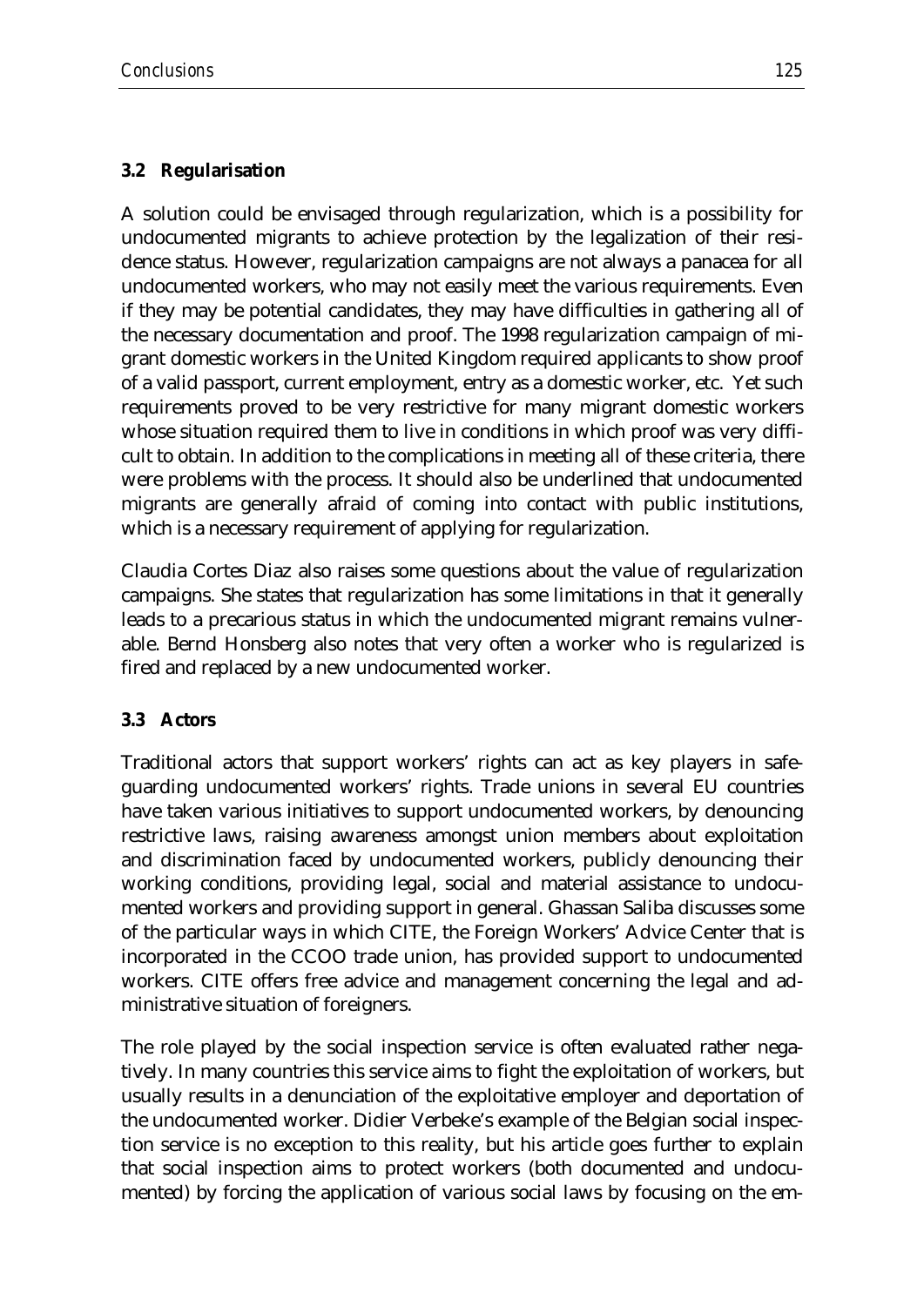### 3.2 Regularisation

A solution could be envisaged through regularization, which is a possibility for undocumented migrants to achieve protection by the legalization of their residence status. However, regularization campaigns are not always a panacea for all undocumented workers, who may not easily meet the various requirements. Even if they may be potential candidates, they may have difficulties in gathering all of the necessary documentation and proof. The 1998 regularization campaign of migrant domestic workers in the United Kingdom required applicants to show proof of a valid passport, current employment, entry as a domestic worker, etc. Yet such requirements proved to be very restrictive for many migrant domestic workers whose situation required them to live in conditions in which proof was very difficult to obtain. In addition to the complications in meeting all of these criteria, there were problems with the process. It should also be underlined that undocumented migrants are generally afraid of coming into contact with public institutions, which is a necessary requirement of applying for regularization.

Claudia Cortes Diaz also raises some questions about the value of regularization campaigns. She states that regularization has some limitations in that it generally leads to a precarious status in which the undocumented migrant remains vulnerable. Bernd Honsberg also notes that very often a worker who is regularized is fired and replaced by a new undocumented worker.

### 3.3 Actors

Traditional actors that support workers' rights can act as key players in safeguarding undocumented workers' rights. Trade unions in several EU countries have taken various initiatives to support undocumented workers, by denouncing restrictive laws, raising awareness amongst union members about exploitation and discrimination faced by undocumented workers, publicly denouncing their working conditions, providing legal, social and material assistance to undocumented workers and providing support in general. Ghassan Saliba discusses some of the particular ways in which CITE, the Foreign Workers' Advice Center that is incorporated in the CCOO trade union, has provided support to undocumented workers. CITE offers free advice and management concerning the legal and administrative situation of foreigners.

The role played by the social inspection service is often evaluated rather negatively. In many countries this service aims to fight the exploitation of workers, but usually results in a denunciation of the exploitative employer and deportation of the undocumented worker. Didier Verbeke's example of the Belgian social inspection service is no exception to this reality, but his article goes further to explain that social inspection aims to protect workers (both documented and undocumented) by forcing the application of various social laws by focusing on the em-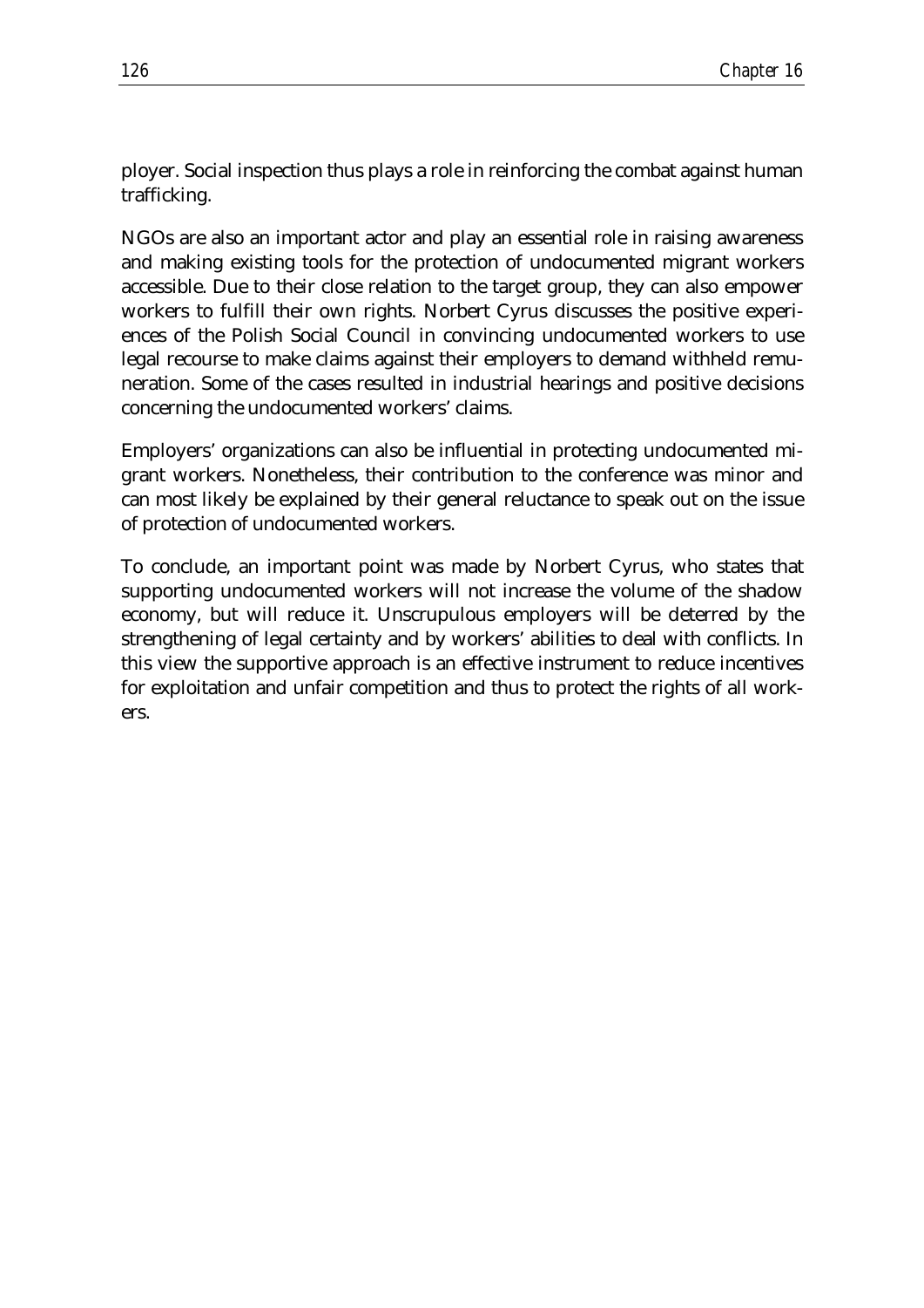ployer. Social inspection thus plays a role in reinforcing the combat against human trafficking.

NGOs are also an important actor and play an essential role in raising awareness and making existing tools for the protection of undocumented migrant workers accessible. Due to their close relation to the target group, they can also empower workers to fulfill their own rights. Norbert Cyrus discusses the positive experiences of the Polish Social Council in convincing undocumented workers to use legal recourse to make claims against their employers to demand withheld remuneration. Some of the cases resulted in industrial hearings and positive decisions concerning the undocumented workers' claims.

Employers' organizations can also be influential in protecting undocumented migrant workers. Nonetheless, their contribution to the conference was minor and can most likely be explained by their general reluctance to speak out on the issue of protection of undocumented workers.

To conclude, an important point was made by Norbert Cyrus, who states that supporting undocumented workers will not increase the volume of the shadow economy, but will reduce it. Unscrupulous employers will be deterred by the strengthening of legal certainty and by workers' abilities to deal with conflicts. In this view the supportive approach is an effective instrument to reduce incentives for exploitation and unfair competition and thus to protect the rights of all workers.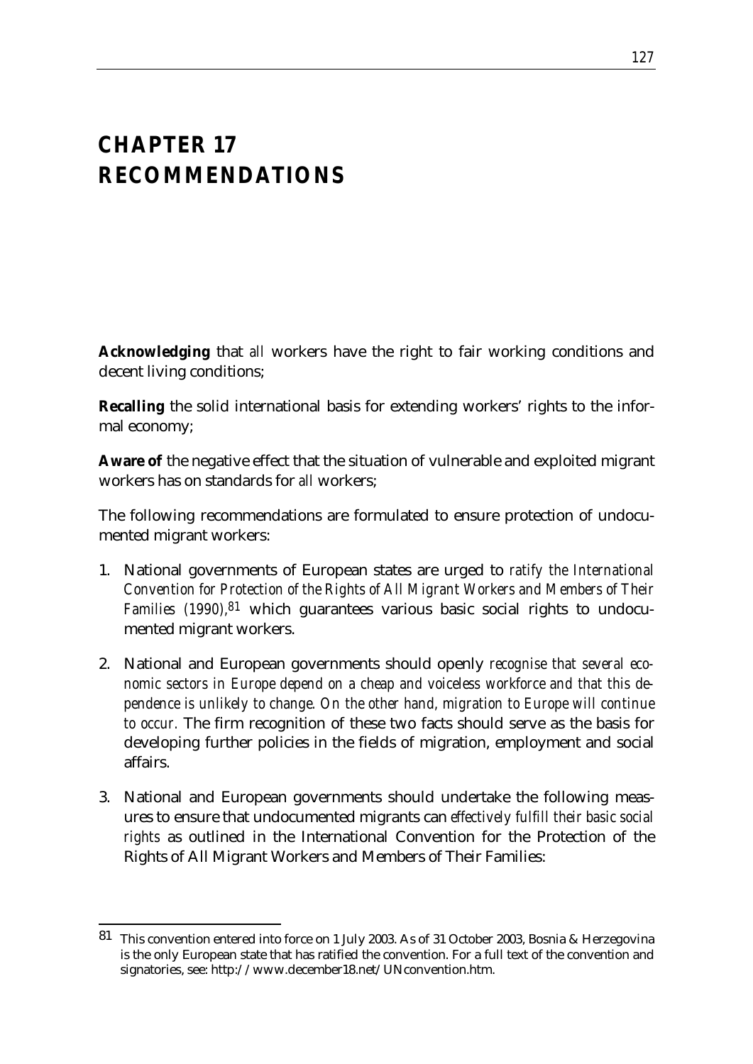# CHAPTER 17 RECOMMENDATIONS

**Acknowledging** that *all* workers have the right to fair working conditions and decent living conditions;

**Recalling** the solid international basis for extending workers' rights to the informal economy;

**Aware of** the negative effect that the situation of vulnerable and exploited migrant workers has on standards for *all* workers;

The following recommendations are formulated to ensure protection of undocumented migrant workers:

1. National governments of European states are urged to *ratify the International Convention for Protection of the Rights of All Migrant Workers and Members of Their Families (1990)*,[81] which guarantees various basic social rights to undocumented migrant workers.

2. National and European governments should openly *recognise that several economic sectors in Europe depend on a cheap and voiceless workforce and that this dependence is unlikely to change. On the other hand, migration to Europe will continue to occur.* The firm recognition of these two facts should serve as the basis for developing further policies in the fields of migration, employment and social affairs.

3. National and European governments should undertake the following measures to ensure that undocumented migrants can *effectively fulfill their basic social rights* as outlined in the International Convention for the Protection of the Rights of All Migrant Workers and Members of Their Families:

---

[81] This convention entered into force on 1 July 2003. As of 31 October 2003, Bosnia & Herzegovina is the only European state that has ratified the convention. For a full text of the convention and signatories, see: http://www.december18.net/UNconvention.htm.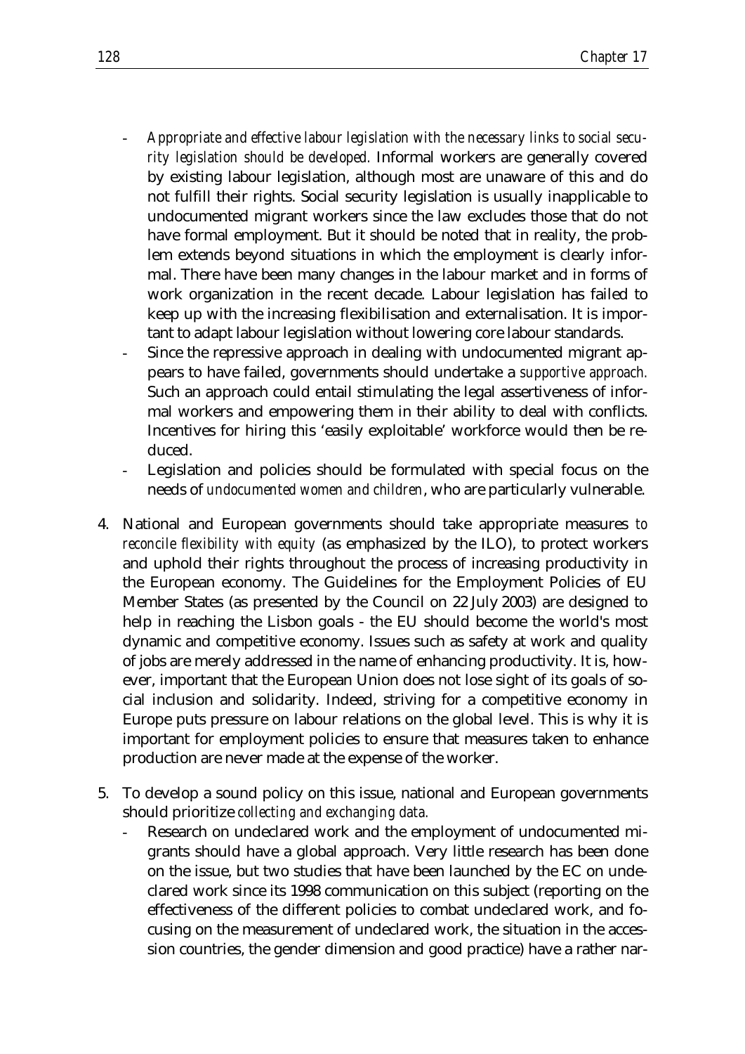- *Appropriate and effective labour legislation with the necessary links to social security legislation should be developed.* Informal workers are generally covered by existing labour legislation, although most are unaware of this and do not fulfill their rights. Social security legislation is usually inapplicable to undocumented migrant workers since the law excludes those that do not have formal employment. But it should be noted that in reality, the problem extends beyond situations in which the employment is clearly informal. There have been many changes in the labour market and in forms of work organization in the recent decade. Labour legislation has failed to keep up with the increasing flexibilisation and externalisation. It is important to adapt labour legislation without lowering core labour standards.
- Since the repressive approach in dealing with undocumented migrant appears to have failed, governments should undertake a *supportive approach.* Such an approach could entail stimulating the legal assertiveness of informal workers and empowering them in their ability to deal with conflicts. Incentives for hiring this 'easily exploitable' workforce would then be reduced.
- Legislation and policies should be formulated with special focus on the needs of *undocumented women and children*, who are particularly vulnerable.

4. National and European governments should take appropriate measures *to reconcile flexibility with equity* (as emphasized by the ILO), to protect workers and uphold their rights throughout the process of increasing productivity in the European economy. The Guidelines for the Employment Policies of EU Member States (as presented by the Council on 22 July 2003) are designed to help in reaching the Lisbon goals - the EU should become the world's most dynamic and competitive economy. Issues such as safety at work and quality of jobs are merely addressed in the name of enhancing productivity. It is, however, important that the European Union does not lose sight of its goals of social inclusion and solidarity. Indeed, striving for a competitive economy in Europe puts pressure on labour relations on the global level. This is why it is important for employment policies to ensure that measures taken to enhance production are never made at the expense of the worker.

5. To develop a sound policy on this issue, national and European governments should prioritize *collecting and exchanging data.*
   - Research on undeclared work and the employment of undocumented migrants should have a global approach. Very little research has been done on the issue, but two studies that have been launched by the EC on undeclared work since its 1998 communication on this subject (reporting on the effectiveness of the different policies to combat undeclared work, and focusing on the measurement of undeclared work, the situation in the accession countries, the gender dimension and good practice) have a rather nar-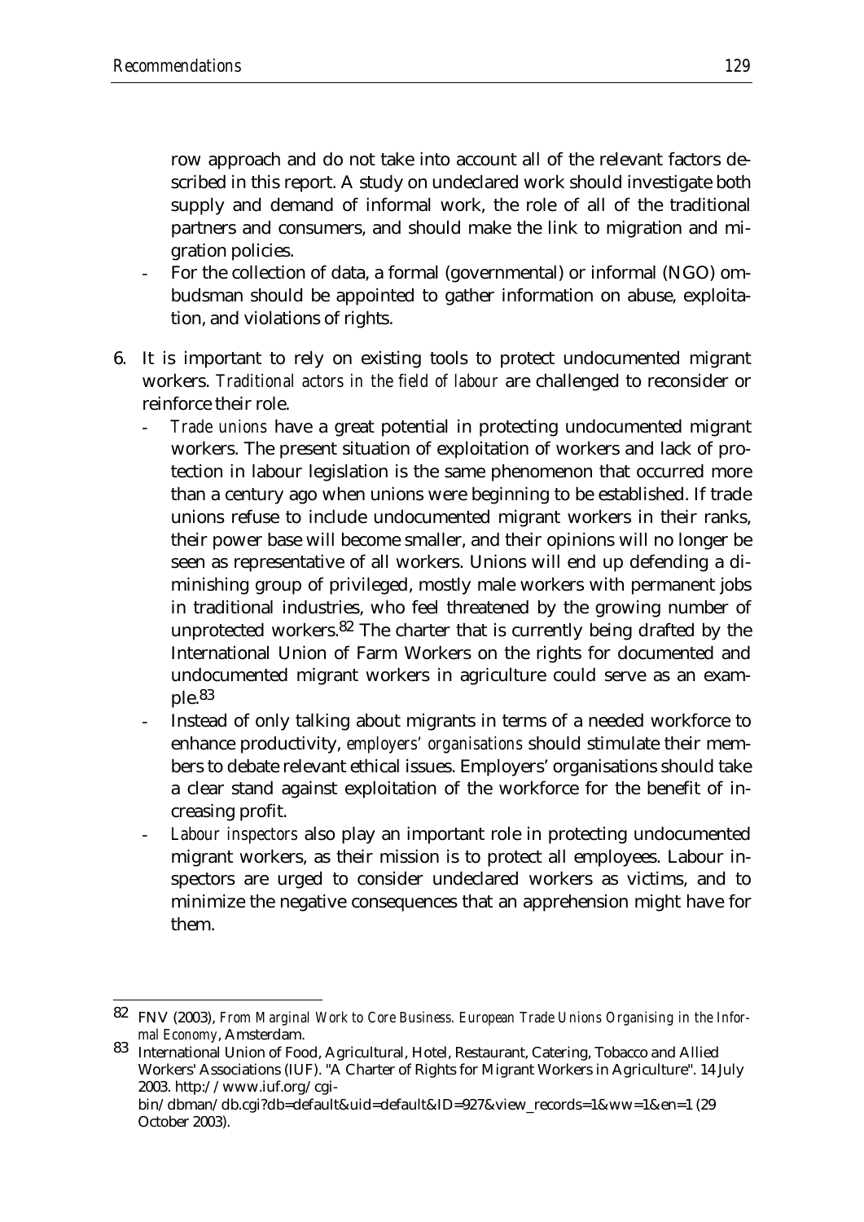row approach and do not take into account all of the relevant factors described in this report. A study on undeclared work should investigate both supply and demand of informal work, the role of all of the traditional partners and consumers, and should make the link to migration and migration policies.

- For the collection of data, a formal (governmental) or informal (NGO) ombudsman should be appointed to gather information on abuse, exploitation, and violations of rights.

6. It is important to rely on existing tools to protect undocumented migrant workers. *Traditional actors in the field of labour* are challenged to reconsider or reinforce their role.
   - *Trade unions* have a great potential in protecting undocumented migrant workers. The present situation of exploitation of workers and lack of protection in labour legislation is the same phenomenon that occurred more than a century ago when unions were beginning to be established. If trade unions refuse to include undocumented migrant workers in their ranks, their power base will become smaller, and their opinions will no longer be seen as representative of all workers. Unions will end up defending a diminishing group of privileged, mostly male workers with permanent jobs in traditional industries, who feel threatened by the growing number of unprotected workers.[82] The charter that is currently being drafted by the International Union of Farm Workers on the rights for documented and undocumented migrant workers in agriculture could serve as an example.[83]
   - Instead of only talking about migrants in terms of a needed workforce to enhance productivity, *employers' organisations* should stimulate their members to debate relevant ethical issues. Employers' organisations should take a clear stand against exploitation of the workforce for the benefit of increasing profit.
   - *Labour inspectors* also play an important role in protecting undocumented migrant workers, as their mission is to protect all employees. Labour inspectors are urged to consider undeclared workers as victims, and to minimize the negative consequences that an apprehension might have for them.

---

[82] FNV (2003), *From Marginal Work to Core Business. European Trade Unions Organising in the Informal Economy*, Amsterdam.

[83] International Union of Food, Agricultural, Hotel, Restaurant, Catering, Tobacco and Allied Workers' Associations (IUF). "A Charter of Rights for Migrant Workers in Agriculture". 14 July 2003. http://www.iuf.org/cgi-bin/dbman/db.cgi?db=default&uid=default&ID=927&view_records=1&ww=1&en=1 (29 October 2003).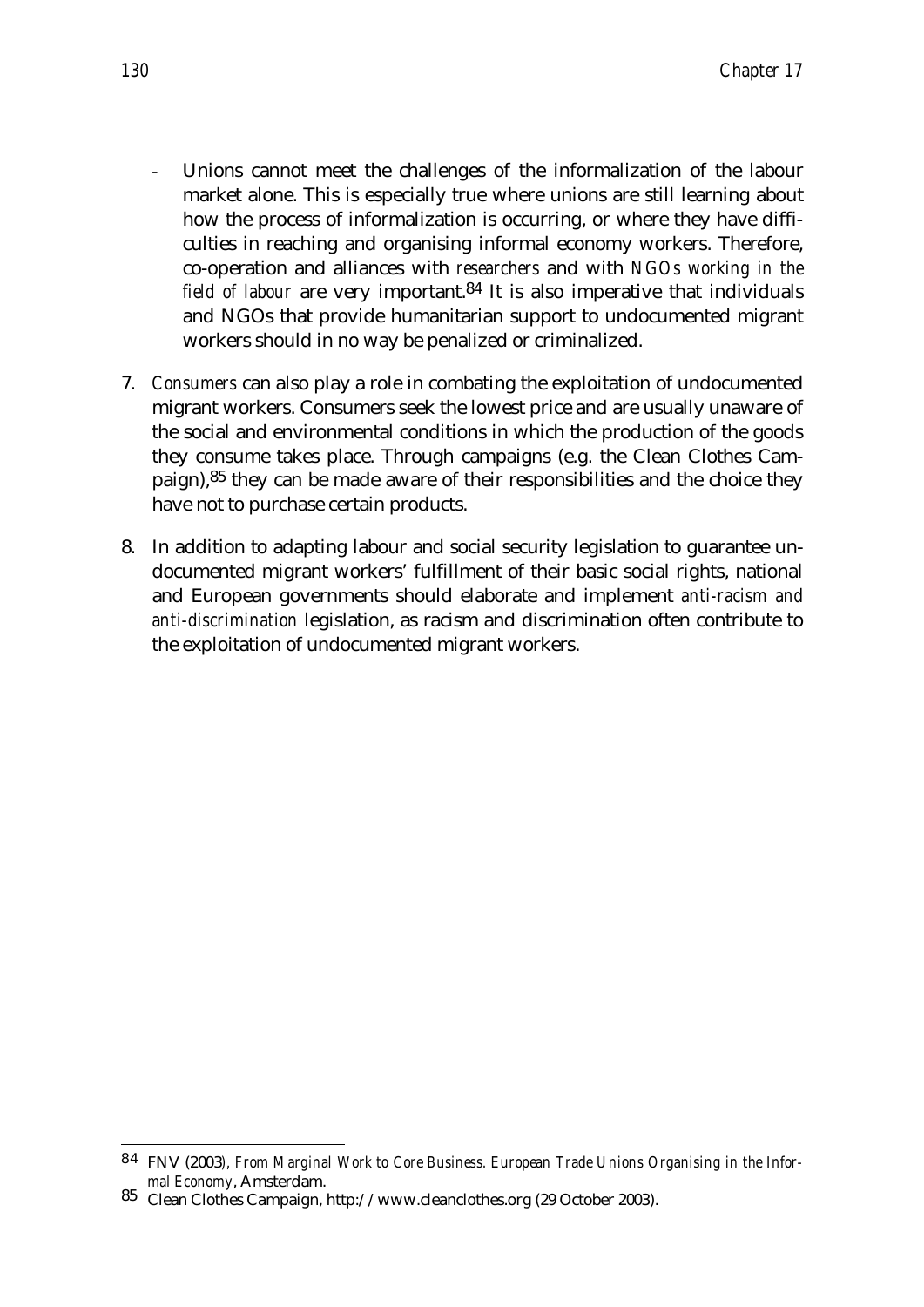- Unions cannot meet the challenges of the informalization of the labour market alone. This is especially true where unions are still learning about how the process of informalization is occurring, or where they have difficulties in reaching and organising informal economy workers. Therefore, co-operation and alliances with *researchers* and with *NGOs working in the field of labour* are very important.[84] It is also imperative that individuals and NGOs that provide humanitarian support to undocumented migrant workers should in no way be penalized or criminalized.

7. *Consumers* can also play a role in combating the exploitation of undocumented migrant workers. Consumers seek the lowest price and are usually unaware of the social and environmental conditions in which the production of the goods they consume takes place. Through campaigns (e.g. the Clean Clothes Campaign),[85] they can be made aware of their responsibilities and the choice they have not to purchase certain products.

8. In addition to adapting labour and social security legislation to guarantee undocumented migrant workers' fulfillment of their basic social rights, national and European governments should elaborate and implement *anti-racism and anti-discrimination* legislation, as racism and discrimination often contribute to the exploitation of undocumented migrant workers.

---

[84] FNV (2003), *From Marginal Work to Core Business. European Trade Unions Organising in the Informal Economy*, Amsterdam.

[85] Clean Clothes Campaign, http://www.cleanclothes.org (29 October 2003).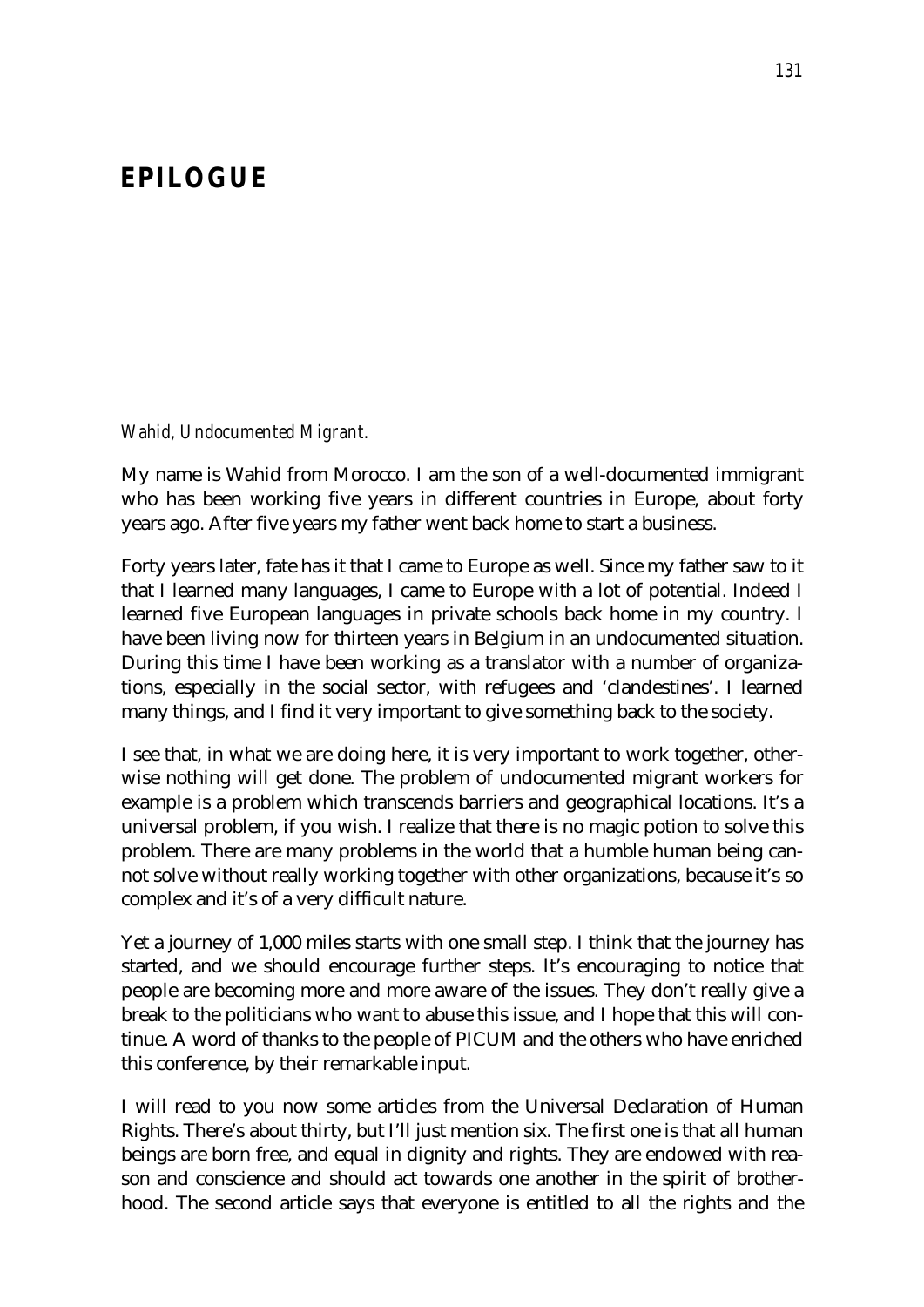# EPILOGUE

*Wahid, Undocumented Migrant.*

My name is Wahid from Morocco. I am the son of a well-documented immigrant who has been working five years in different countries in Europe, about forty years ago. After five years my father went back home to start a business.

Forty years later, fate has it that I came to Europe as well. Since my father saw to it that I learned many languages, I came to Europe with a lot of potential. Indeed I learned five European languages in private schools back home in my country. I have been living now for thirteen years in Belgium in an undocumented situation. During this time I have been working as a translator with a number of organizations, especially in the social sector, with refugees and 'clandestines'. I learned many things, and I find it very important to give something back to the society.

I see that, in what we are doing here, it is very important to work together, otherwise nothing will get done. The problem of undocumented migrant workers for example is a problem which transcends barriers and geographical locations. It's a universal problem, if you wish. I realize that there is no magic potion to solve this problem. There are many problems in the world that a humble human being cannot solve without really working together with other organizations, because it's so complex and it's of a very difficult nature.

Yet a journey of 1,000 miles starts with one small step. I think that the journey has started, and we should encourage further steps. It's encouraging to notice that people are becoming more and more aware of the issues. They don't really give a break to the politicians who want to abuse this issue, and I hope that this will continue. A word of thanks to the people of PICUM and the others who have enriched this conference, by their remarkable input.

I will read to you now some articles from the Universal Declaration of Human Rights. There's about thirty, but I'll just mention six. The first one is that all human beings are born free, and equal in dignity and rights. They are endowed with reason and conscience and should act towards one another in the spirit of brotherhood. The second article says that everyone is entitled to all the rights and the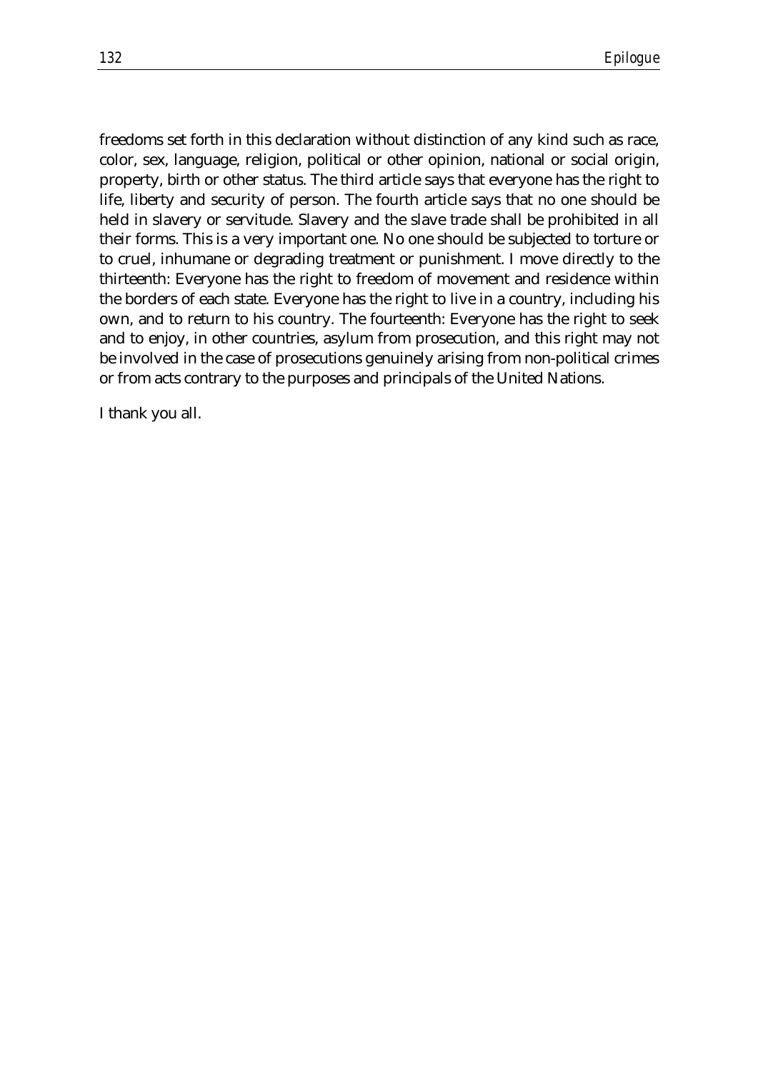freedoms set forth in this declaration without distinction of any kind such as race, color, sex, language, religion, political or other opinion, national or social origin, property, birth or other status. The third article says that everyone has the right to life, liberty and security of person. The fourth article says that no one should be held in slavery or servitude. Slavery and the slave trade shall be prohibited in all their forms. This is a very important one. No one should be subjected to torture or to cruel, inhumane or degrading treatment or punishment. I move directly to the thirteenth: Everyone has the right to freedom of movement and residence within the borders of each state. Everyone has the right to live in a country, including his own, and to return to his country. The fourteenth: Everyone has the right to seek and to enjoy, in other countries, asylum from prosecution, and this right may not be involved in the case of prosecutions genuinely arising from non-political crimes or from acts contrary to the purposes and principals of the United Nations.

I thank you all.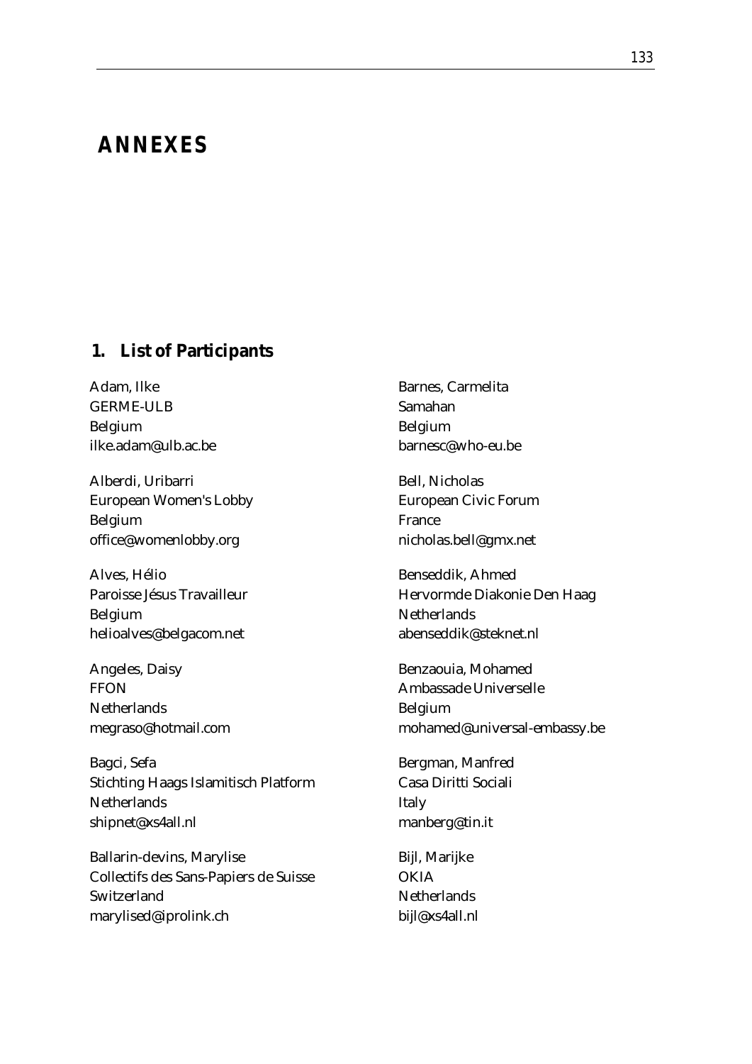# ANNEXES

## 1. List of Participants

Adam, Ilke
GERME-ULB
Belgium
ilke.adam@ulb.ac.be

Alberdi, Uribarri
European Women's Lobby
Belgium
office@womenlobby.org

Alves, Hélio
Paroisse Jésus Travailleur
Belgium
helioalves@belgacom.net

Angeles, Daisy
FFON
Netherlands
megraso@hotmail.com

Bagci, Sefa
Stichting Haags Islamitisch Platform
Netherlands
shipnet@xs4all.nl

Ballarin-devins, Marylise
Collectifs des Sans-Papiers de Suisse
Switzerland
marylised@iprolink.ch

Barnes, Carmelita
Samahan
Belgium
barnesc@who-eu.be

Bell, Nicholas
European Civic Forum
France
nicholas.bell@gmx.net

Benseddik, Ahmed
Hervormde Diakonie Den Haag
Netherlands
abenseddik@steknet.nl

Benzaouia, Mohamed
Ambassade Universelle
Belgium
mohamed@universal-embassy.be

Bergman, Manfred
Casa Diritti Sociali
Italy
manberg@tin.it

Bijl, Marijke
OKIA
Netherlands
bijl@xs4all.nl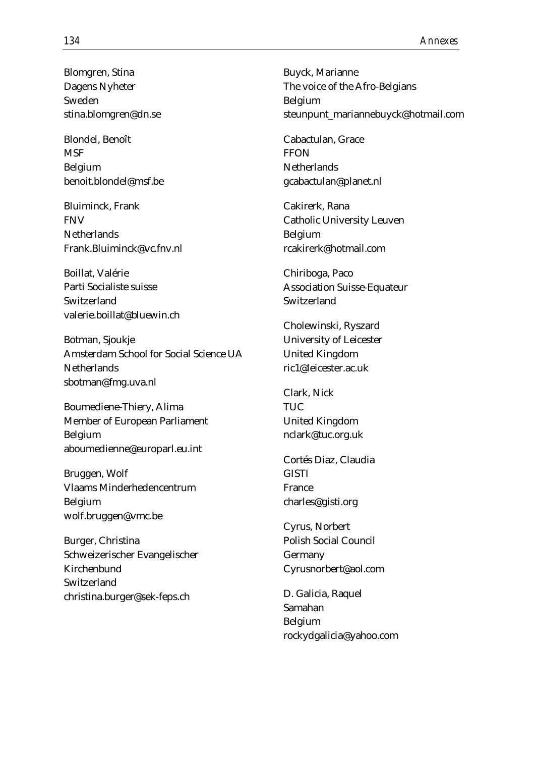Blomgren, Stina
Dagens Nyheter
Sweden
stina.blomgren@dn.se

Blondel, Benoît
MSF
Belgium
benoit.blondel@msf.be

Bluiminck, Frank
FNV
Netherlands
Frank.Bluiminck@vc.fnv.nl

Boillat, Valérie
Parti Socialiste suisse
Switzerland
valerie.boillat@bluewin.ch

Botman, Sjoukje
Amsterdam School for Social Science UA
Netherlands
sbotman@fmg.uva.nl

Boumediene-Thiery, Alima
Member of European Parliament
Belgium
aboumedienne@europarl.eu.int

Bruggen, Wolf
Vlaams Minderhedencentrum
Belgium
wolf.bruggen@vmc.be

Burger, Christina
Schweizerischer Evangelischer Kirchenbund
Switzerland
christina.burger@sek-feps.ch

Buyck, Marianne
The voice of the Afro-Belgians
Belgium
steunpunt_mariannebuyck@hotmail.com

Cabactulan, Grace
FFON
Netherlands
gcabactulan@planet.nl

Cakirerk, Rana
Catholic University Leuven
Belgium
rcakirerk@hotmail.com

Chiriboga, Paco
Association Suisse-Equateur
Switzerland

Cholewinski, Ryszard
University of Leicester
United Kingdom
ric1@leicester.ac.uk

Clark, Nick
TUC
United Kingdom
nclark@tuc.org.uk

Cortés Diaz, Claudia
GISTI
France
charles@gisti.org

Cyrus, Norbert
Polish Social Council
Germany
Cyrusnorbert@aol.com

D. Galicia, Raquel
Samahan
Belgium
rockydgalicia@yahoo.com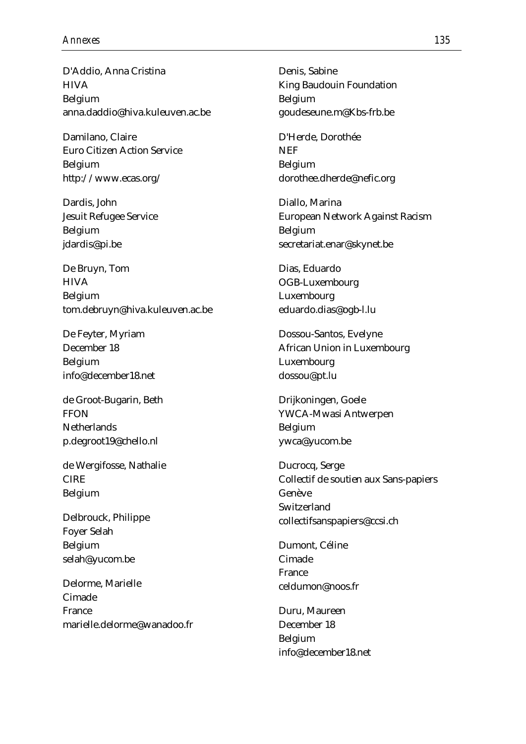D'Addio, Anna Cristina
HIVA
Belgium
anna.daddio@hiva.kuleuven.ac.be

Damilano, Claire
Euro Citizen Action Service
Belgium
http://www.ecas.org/

Dardis, John
Jesuit Refugee Service
Belgium
jdardis@pi.be

De Bruyn, Tom
HIVA
Belgium
tom.debruyn@hiva.kuleuven.ac.be

De Feyter, Myriam
December 18
Belgium
info@december18.net

de Groot-Bugarin, Beth
FFON
Netherlands
p.degroot19@chello.nl

de Wergifosse, Nathalie
CIRE
Belgium

Delbrouck, Philippe
Foyer Selah
Belgium
selah@yucom.be

Delorme, Marielle
Cimade
France
marielle.delorme@wanadoo.fr

Denis, Sabine
King Baudouin Foundation
Belgium
goudeseune.m@Kbs-frb.be

D'Herde, Dorothée
NEF
Belgium
dorothee.dherde@nefic.org

Diallo, Marina
European Network Against Racism
Belgium
secretariat.enar@skynet.be

Dias, Eduardo
OGB-Luxembourg
Luxembourg
eduardo.dias@ogb-l.lu

Dossou-Santos, Evelyne
African Union in Luxembourg
Luxembourg
dossou@pt.lu

Drijkoningen, Goele
YWCA-Mwasi Antwerpen
Belgium
ywca@yucom.be

Ducrocq, Serge
Collectif de soutien aux Sans-papiers
Genève
Switzerland
collectifsanspapiers@ccsi.ch

Dumont, Céline
Cimade
France
celdumon@noos.fr

Duru, Maureen
December 18
Belgium
info@december18.net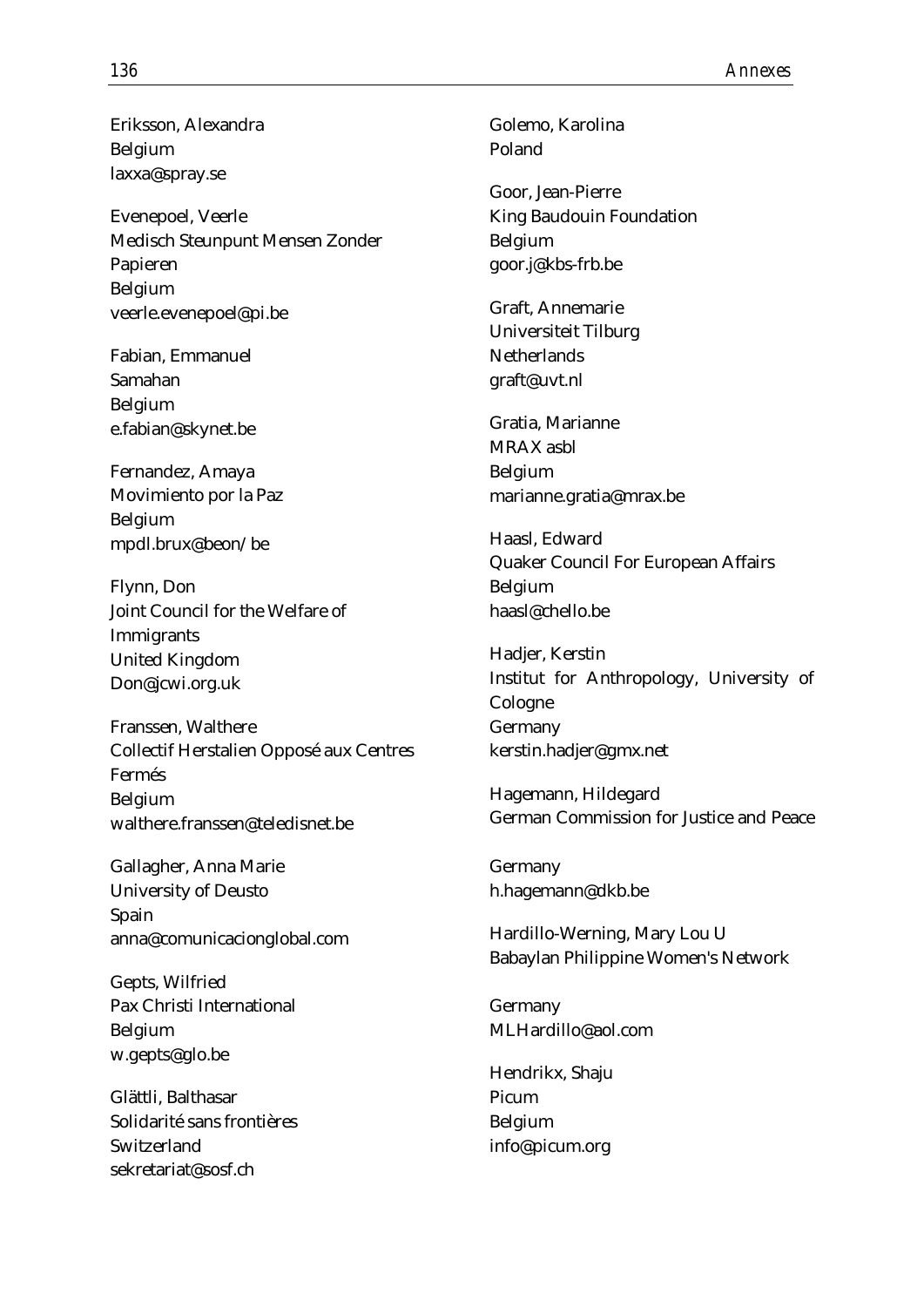Eriksson, Alexandra
Belgium
laxxa@spray.se

Evenepoel, Veerle
Medisch Steunpunt Mensen Zonder Papieren
Belgium
veerle.evenepoel@pi.be

Fabian, Emmanuel
Samahan
Belgium
e.fabian@skynet.be

Fernandez, Amaya
Movimiento por la Paz
Belgium
mpdl.brux@beon/be

Flynn, Don
Joint Council for the Welfare of Immigrants
United Kingdom
Don@jcwi.org.uk

Franssen, Walthere
Collectif Herstalien Opposé aux Centres Fermés
Belgium
walthere.franssen@teledisnet.be

Gallagher, Anna Marie
University of Deusto
Spain
anna@comunicacionglobal.com

Gepts, Wilfried
Pax Christi International
Belgium
w.gepts@glo.be

Glättli, Balthasar
Solidarité sans frontières
Switzerland
sekretariat@sosf.ch

Golemo, Karolina
Poland

Goor, Jean-Pierre
King Baudouin Foundation
Belgium
goor.j@kbs-frb.be

Graft, Annemarie
Universiteit Tilburg
Netherlands
graft@uvt.nl

Gratia, Marianne
MRAX asbl
Belgium
marianne.gratia@mrax.be

Haasl, Edward
Quaker Council For European Affairs
Belgium
haasl@chello.be

Hadjer, Kerstin
Institut for Anthropology, University of Cologne
Germany
kerstin.hadjer@gmx.net

Hagemann, Hildegard
German Commission for Justice and Peace
Germany
h.hagemann@dkb.be

Hardillo-Werning, Mary Lou U
Babaylan Philippine Women's Network
Germany
MLHardillo@aol.com

Hendrikx, Shaju
Picum
Belgium
info@picum.org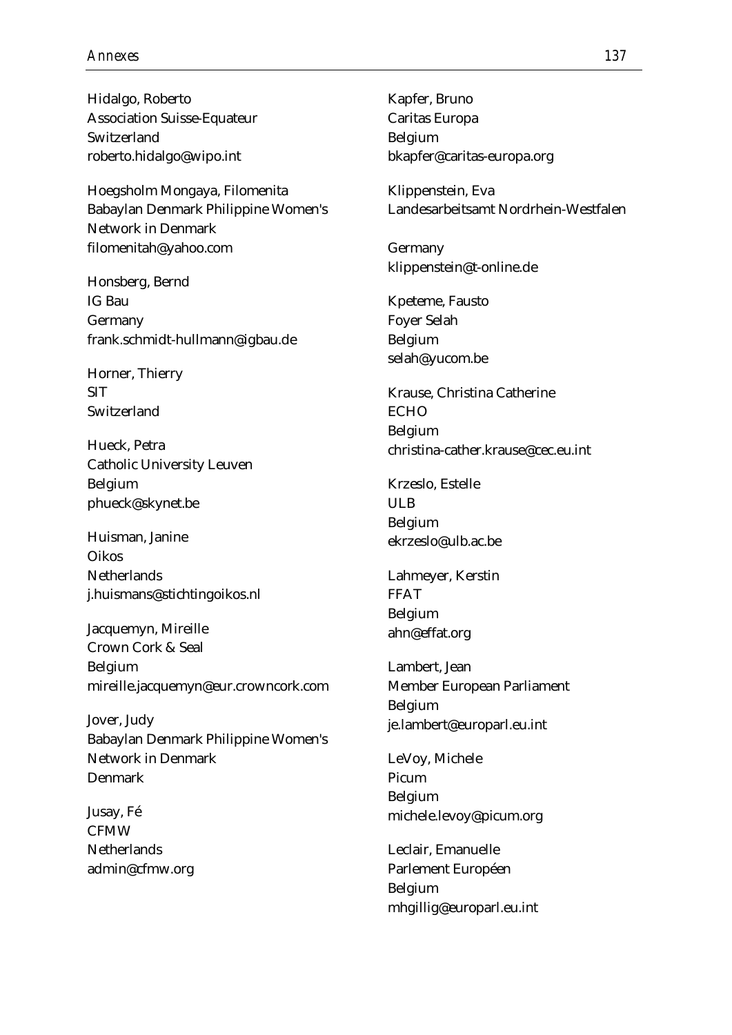Hidalgo, Roberto
Association Suisse-Equateur
Switzerland
roberto.hidalgo@wipo.int

Hoegsholm Mongaya, Filomenita
Babaylan Denmark Philippine Women's Network in Denmark
filomenitah@yahoo.com

Honsberg, Bernd
IG Bau
Germany
frank.schmidt-hullmann@igbau.de

Horner, Thierry
SIT
Switzerland

Hueck, Petra
Catholic University Leuven
Belgium
phueck@skynet.be

Huisman, Janine
Oikos
Netherlands
j.huismans@stichtingoikos.nl

Jacquemyn, Mireille
Crown Cork & Seal
Belgium
mireille.jacquemyn@eur.crowncork.com

Jover, Judy
Babaylan Denmark Philippine Women's Network in Denmark
Denmark

Jusay, Fé
CFMW
Netherlands
admin@cfmw.org

Kapfer, Bruno
Caritas Europa
Belgium
bkapfer@caritas-europa.org

Klippenstein, Eva
Landesarbeitsamt Nordrhein-Westfalen

Germany
klippenstein@t-online.de

Kpeteme, Fausto
Foyer Selah
Belgium
selah@yucom.be

Krause, Christina Catherine
ECHO
Belgium
christina-cather.krause@cec.eu.int

Krzeslo, Estelle
ULB
Belgium
ekrzeslo@ulb.ac.be

Lahmeyer, Kerstin
FFAT
Belgium
ahn@effat.org

Lambert, Jean
Member European Parliament
Belgium
je.lambert@europarl.eu.int

LeVoy, Michele
Picum
Belgium
michele.levoy@picum.org

Leclair, Emanuelle
Parlement Européen
Belgium
mhgillig@europarl.eu.int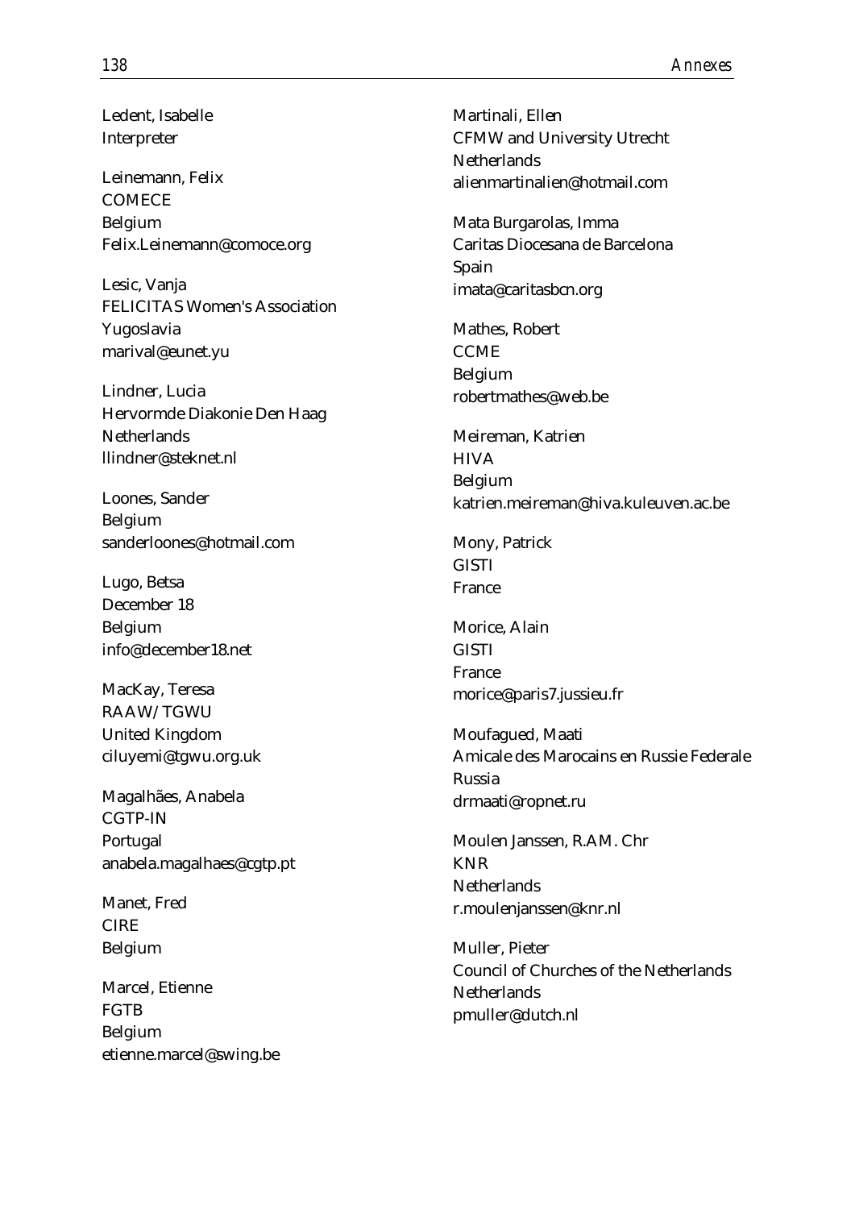Ledent, Isabelle
Interpreter

Leinemann, Felix
COMECE
Belgium
Felix.Leinemann@comoce.org

Lesic, Vanja
FELICITAS Women's Association
Yugoslavia
marival@eunet.yu

Lindner, Lucia
Hervormde Diakonie Den Haag
Netherlands
llindner@steknet.nl

Loones, Sander
Belgium
sanderloones@hotmail.com

Lugo, Betsa
December 18
Belgium
info@december18.net

MacKay, Teresa
RAAW/TGWU
United Kingdom
ciluyemi@tgwu.org.uk

Magalhães, Anabela
CGTP-IN
Portugal
anabela.magalhaes@cgtp.pt

Manet, Fred
CIRE
Belgium

Marcel, Etienne
FGTB
Belgium
etienne.marcel@swing.be

Martinali, Ellen
CFMW and University Utrecht
Netherlands
alienmartinalien@hotmail.com

Mata Burgarolas, Imma
Caritas Diocesana de Barcelona
Spain
imata@caritasbcn.org

Mathes, Robert
CCME
Belgium
robertmathes@web.be

Meireman, Katrien
HIVA
Belgium
katrien.meireman@hiva.kuleuven.ac.be

Mony, Patrick
GISTI
France

Morice, Alain
GISTI
France
morice@paris7.jussieu.fr

Moufagued, Maati
Amicale des Marocains en Russie Federale
Russia
drmaati@ropnet.ru

Moulen Janssen, R.A.M. Chr
KNR
Netherlands
r.moulenjanssen@knr.nl

Muller, Pieter
Council of Churches of the Netherlands
Netherlands
pmuller@dutch.nl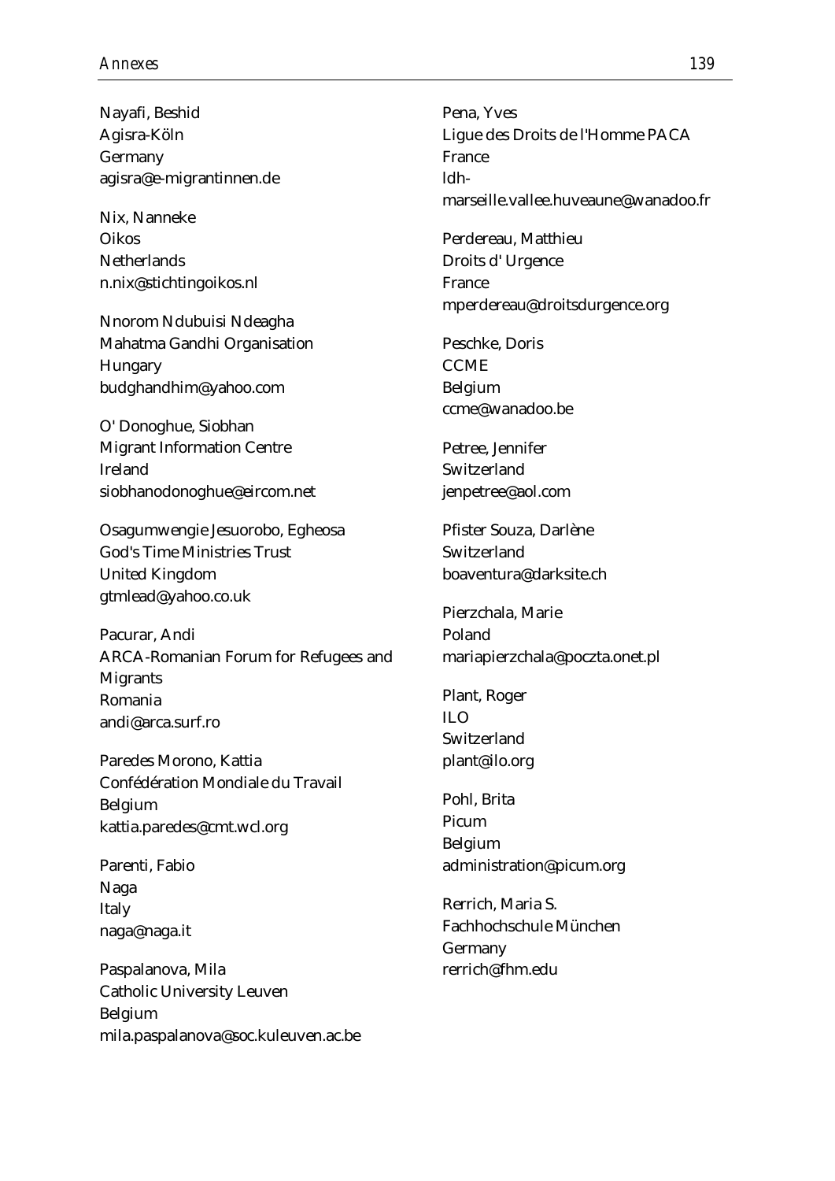Nayafi, Beshid
Agisra-Köln
Germany
agisra@e-migrantinnen.de

Nix, Nanneke
Oikos
Netherlands
n.nix@stichtingoikos.nl

Nnorom Ndubuisi Ndeagha
Mahatma Gandhi Organisation
Hungary
budghandhim@yahoo.com

O' Donoghue, Siobhan
Migrant Information Centre
Ireland
siobhanodonoghue@eircom.net

Osagumwengie Jesuorobo, Egheosa
God's Time Ministries Trust
United Kingdom
gtmlead@yahoo.co.uk

Pacurar, Andi
ARCA-Romanian Forum for Refugees and Migrants
Romania
andi@arca.surf.ro

Paredes Morono, Kattia
Confédération Mondiale du Travail
Belgium
kattia.paredes@cmt.wcl.org

Parenti, Fabio
Naga
Italy
naga@naga.it

Paspalanova, Mila
Catholic University Leuven
Belgium
mila.paspalanova@soc.kuleuven.ac.be

Pena, Yves
Ligue des Droits de l'Homme PACA
France
ldh-marseille.vallee.huveaune@wanadoo.fr

Perdereau, Matthieu
Droits d' Urgence
France
mperdereau@droitsdurgence.org

Peschke, Doris
CCME
Belgium
ccme@wanadoo.be

Petree, Jennifer
Switzerland
jenpetree@aol.com

Pfister Souza, Darlène
Switzerland
boaventura@darksite.ch

Pierzchala, Marie
Poland
mariapierzchala@poczta.onet.pl

Plant, Roger
ILO
Switzerland
plant@ilo.org

Pohl, Brita
Picum
Belgium
administration@picum.org

Rerrich, Maria S.
Fachhochschule München
Germany
rerrich@fhm.edu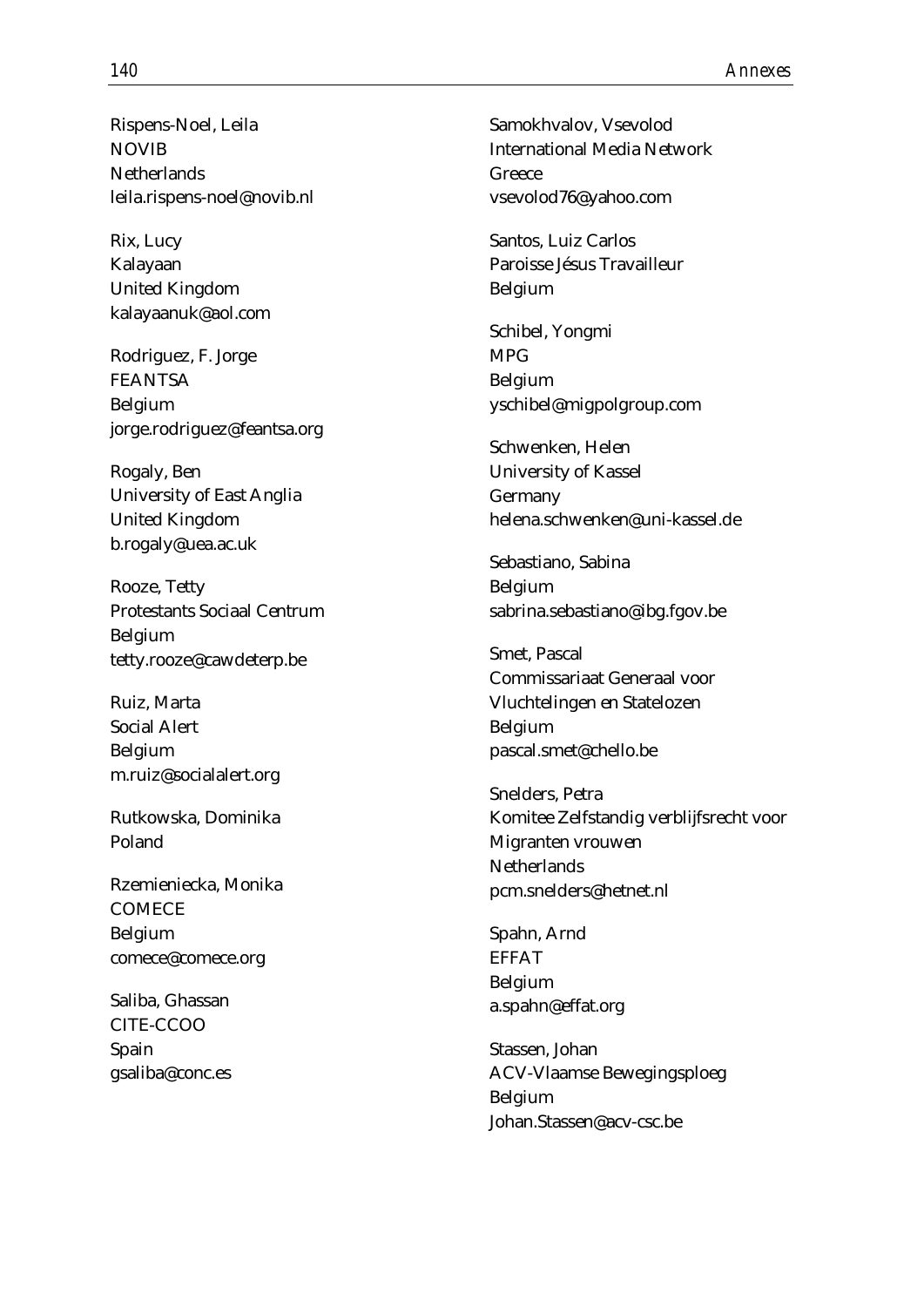Rispens-Noel, Leila
NOVIB
Netherlands
leila.rispens-noel@novib.nl

Rix, Lucy
Kalayaan
United Kingdom
kalayaanuk@aol.com

Rodriguez, F. Jorge
FEANTSA
Belgium
jorge.rodriguez@feantsa.org

Rogaly, Ben
University of East Anglia
United Kingdom
b.rogaly@uea.ac.uk

Rooze, Tetty
Protestants Sociaal Centrum
Belgium
tetty.rooze@cawdeterp.be

Ruiz, Marta
Social Alert
Belgium
m.ruiz@socialalert.org

Rutkowska, Dominika
Poland

Rzemieniecka, Monika
COMECE
Belgium
comece@comece.org

Saliba, Ghassan
CITE-CCOO
Spain
gsaliba@conc.es

Samokhvalov, Vsevolod
International Media Network
Greece
vsevolod76@yahoo.com

Santos, Luiz Carlos
Paroisse Jésus Travailleur
Belgium

Schibel, Yongmi
MPG
Belgium
yschibel@migpolgroup.com

Schwenken, Helen
University of Kassel
Germany
helena.schwenken@uni-kassel.de

Sebastiano, Sabina
Belgium
sabrina.sebastiano@ibg.fgov.be

Smet, Pascal
Commissariaat Generaal voor Vluchtelingen en Statelozen
Belgium
pascal.smet@chello.be

Snelders, Petra
Komitee Zelfstandig verblijfsrecht voor Migranten vrouwen
Netherlands
pcm.snelders@hetnet.nl

Spahn, Arnd
EFFAT
Belgium
a.spahn@effat.org

Stassen, Johan
ACV-Vlaamse Bewegingsploeg
Belgium
Johan.Stassen@acv-csc.be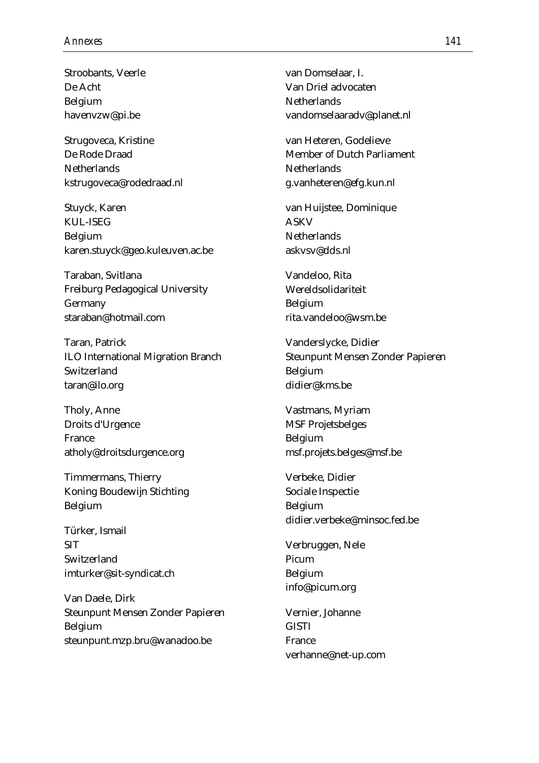Stroobants, Veerle
De Acht
Belgium
havenvzw@pi.be

Strugoveca, Kristine
De Rode Draad
Netherlands
kstrugoveca@rodedraad.nl

Stuyck, Karen
KUL-ISEG
Belgium
karen.stuyck@geo.kuleuven.ac.be

Taraban, Svitlana
Freiburg Pedagogical University
Germany
staraban@hotmail.com

Taran, Patrick
ILO International Migration Branch
Switzerland
taran@ilo.org

Tholy, Anne
Droits d'Urgence
France
atholy@droitsdurgence.org

Timmermans, Thierry
Koning Boudewijn Stichting
Belgium

Türker, Ismail
SIT
Switzerland
imturker@sit-syndicat.ch

Van Daele, Dirk
Steunpunt Mensen Zonder Papieren
Belgium
steunpunt.mzp.bru@wanadoo.be

van Domselaar, I.
Van Driel advocaten
Netherlands
vandomselaaradv@planet.nl

van Heteren, Godelieve
Member of Dutch Parliament
Netherlands
g.vanheteren@efg.kun.nl

van Huijstee, Dominique
ASKV
Netherlands
askvsv@dds.nl

Vandeloo, Rita
Wereldsolidariteit
Belgium
rita.vandeloo@wsm.be

Vanderslycke, Didier
Steunpunt Mensen Zonder Papieren
Belgium
didier@kms.be

Vastmans, Myriam
MSF Projetsbelges
Belgium
msf.projets.belges@msf.be

Verbeke, Didier
Sociale Inspectie
Belgium
didier.verbeke@minsoc.fed.be

Verbruggen, Nele
Picum
Belgium
info@picum.org

Vernier, Johanne
GISTI
France
verhanne@net-up.com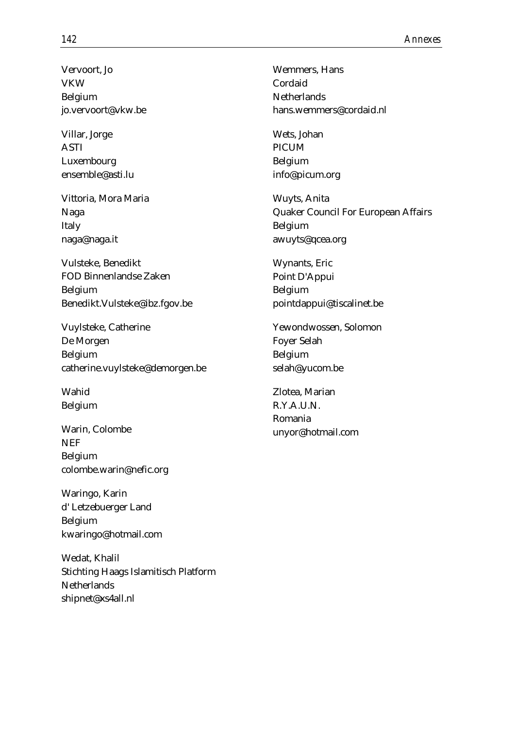Vervoort, Jo
VKW
Belgium
jo.vervoort@vkw.be

Villar, Jorge
ASTI
Luxembourg
ensemble@asti.lu

Vittoria, Mora Maria
Naga
Italy
naga@naga.it

Vulsteke, Benedikt
FOD Binnenlandse Zaken
Belgium
Benedikt.Vulsteke@ibz.fgov.be

Vuylsteke, Catherine
De Morgen
Belgium
catherine.vuylsteke@demorgen.be

Wahid
Belgium

Warin, Colombe
NEF
Belgium
colombe.warin@nefic.org

Waringo, Karin
d' Letzebuerger Land
Belgium
kwaringo@hotmail.com

Wedat, Khalil
Stichting Haags Islamitisch Platform
Netherlands
shipnet@xs4all.nl

Wemmers, Hans
Cordaid
Netherlands
hans.wemmers@cordaid.nl

Wets, Johan
PICUM
Belgium
info@picum.org

Wuyts, Anita
Quaker Council For European Affairs
Belgium
awuyts@qcea.org

Wynants, Eric
Point D'Appui
Belgium
pointdappui@tiscalinet.be

Yewondwossen, Solomon
Foyer Selah
Belgium
selah@yucom.be

Zlotea, Marian
R.Y.A.U.N.
Romania
unyor@hotmail.com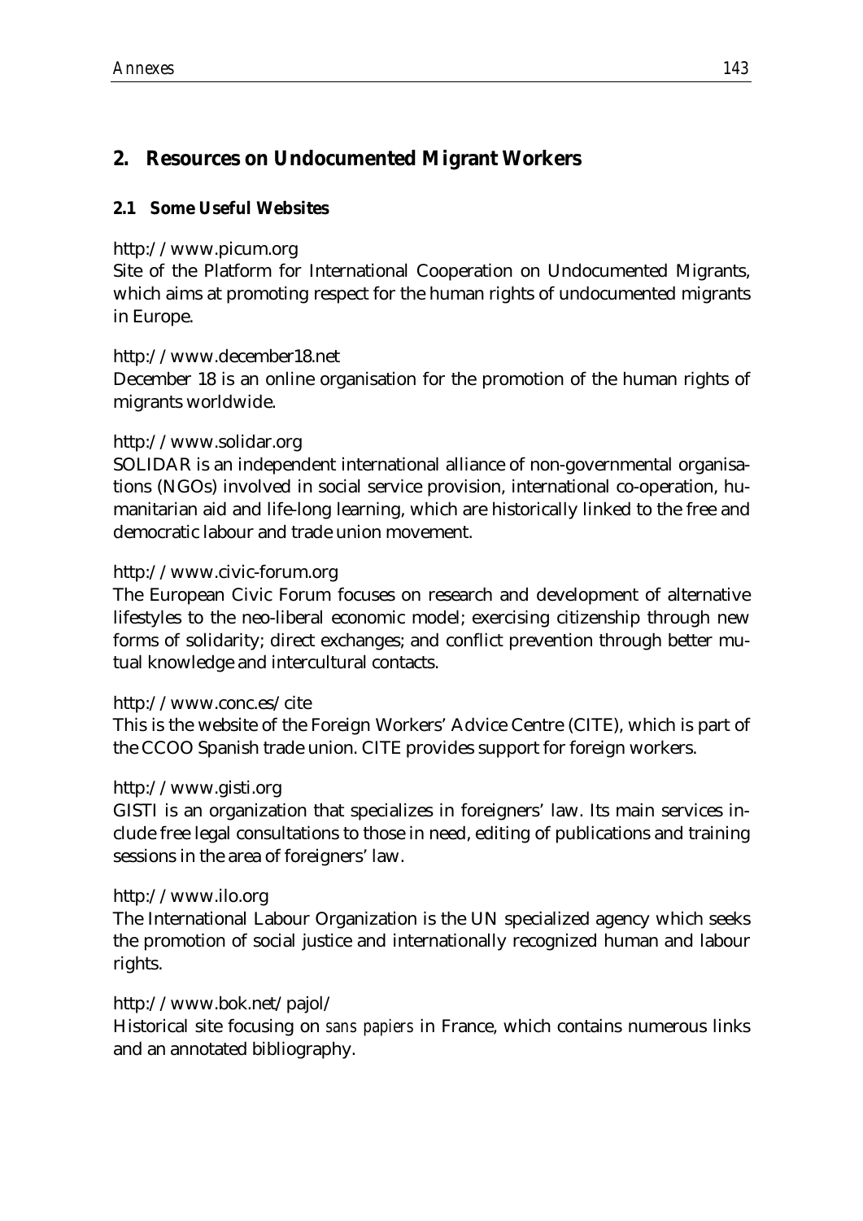## 2. Resources on Undocumented Migrant Workers

### 2.1 Some Useful Websites

http://www.picum.org
Site of the Platform for International Cooperation on Undocumented Migrants, which aims at promoting respect for the human rights of undocumented migrants in Europe.

http://www.december18.net
December 18 is an online organisation for the promotion of the human rights of migrants worldwide.

http://www.solidar.org
SOLIDAR is an independent international alliance of non-governmental organisations (NGOs) involved in social service provision, international co-operation, humanitarian aid and life-long learning, which are historically linked to the free and democratic labour and trade union movement.

http://www.civic-forum.org
The European Civic Forum focuses on research and development of alternative lifestyles to the neo-liberal economic model; exercising citizenship through new forms of solidarity; direct exchanges; and conflict prevention through better mutual knowledge and intercultural contacts.

http://www.conc.es/cite
This is the website of the Foreign Workers' Advice Centre (CITE), which is part of the CCOO Spanish trade union. CITE provides support for foreign workers.

http://www.gisti.org
GISTI is an organization that specializes in foreigners' law. Its main services include free legal consultations to those in need, editing of publications and training sessions in the area of foreigners' law.

http://www.ilo.org
The International Labour Organization is the UN specialized agency which seeks the promotion of social justice and internationally recognized human and labour rights.

http://www.bok.net/pajol/
Historical site focusing on *sans papiers* in France, which contains numerous links and an annotated bibliography.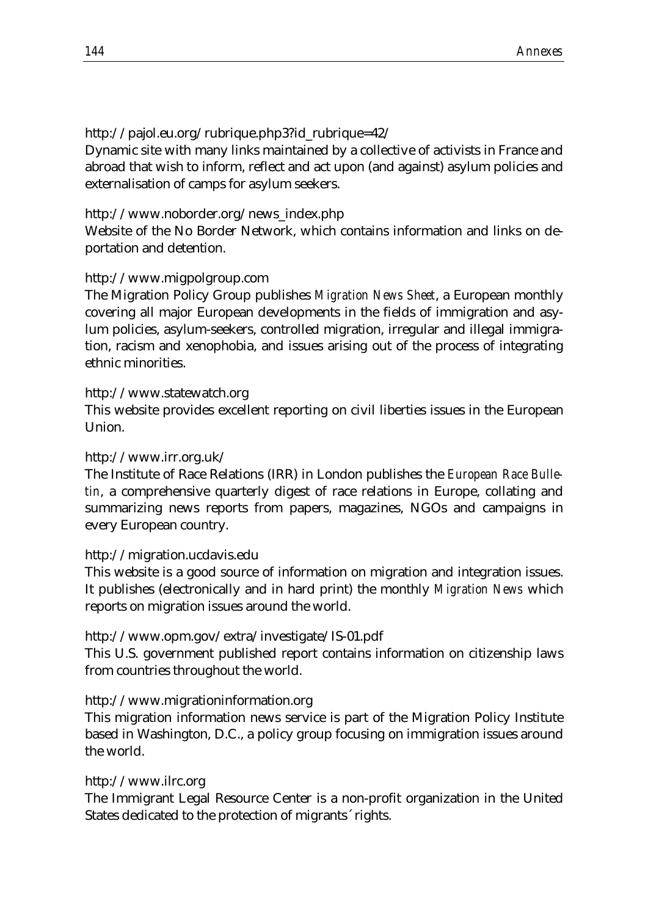http://pajol.eu.org/rubrique.php3?id_rubrique=42/
Dynamic site with many links maintained by a collective of activists in France and abroad that wish to inform, reflect and act upon (and against) asylum policies and externalisation of camps for asylum seekers.

http://www.noborder.org/news_index.php
Website of the No Border Network, which contains information and links on deportation and detention.

http://www.migpolgroup.com
The Migration Policy Group publishes *Migration News Sheet*, a European monthly covering all major European developments in the fields of immigration and asylum policies, asylum-seekers, controlled migration, irregular and illegal immigration, racism and xenophobia, and issues arising out of the process of integrating ethnic minorities.

http://www.statewatch.org
This website provides excellent reporting on civil liberties issues in the European Union.

http://www.irr.org.uk/
The Institute of Race Relations (IRR) in London publishes the *European Race Bulletin*, a comprehensive quarterly digest of race relations in Europe, collating and summarizing news reports from papers, magazines, NGOs and campaigns in every European country.

http://migration.ucdavis.edu
This website is a good source of information on migration and integration issues. It publishes (electronically and in hard print) the monthly *Migration News* which reports on migration issues around the world.

http://www.opm.gov/extra/investigate/IS-01.pdf
This U.S. government published report contains information on citizenship laws from countries throughout the world.

http://www.migrationinformation.org
This migration information news service is part of the Migration Policy Institute based in Washington, D.C., a policy group focusing on immigration issues around the world.

http://www.ilrc.org
The Immigrant Legal Resource Center is a non-profit organization in the United States dedicated to the protection of migrants´ rights.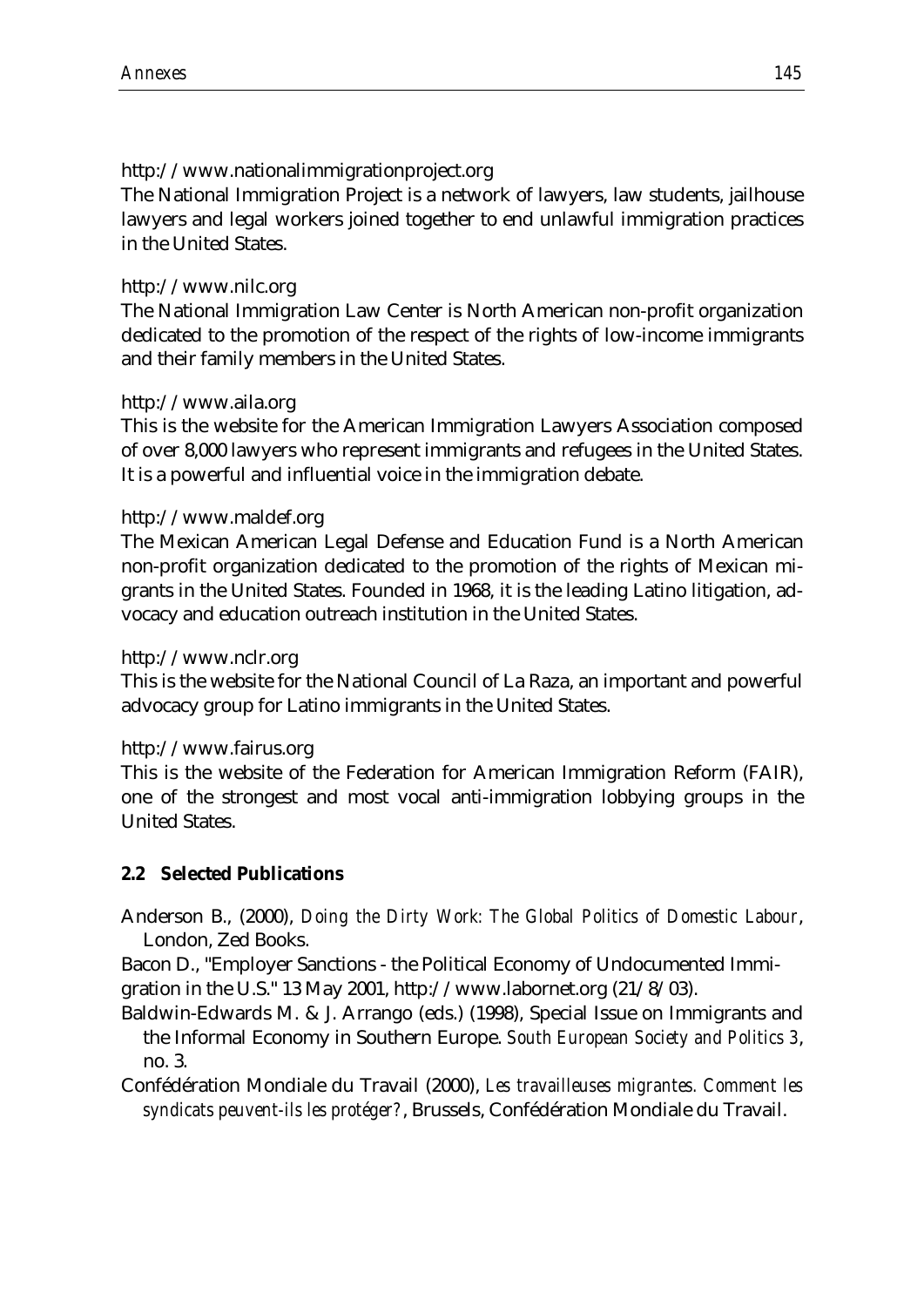http://www.nationalimmigrationproject.org
The National Immigration Project is a network of lawyers, law students, jailhouse lawyers and legal workers joined together to end unlawful immigration practices in the United States.

http://www.nilc.org
The National Immigration Law Center is North American non-profit organization dedicated to the promotion of the respect of the rights of low-income immigrants and their family members in the United States.

http://www.aila.org
This is the website for the American Immigration Lawyers Association composed of over 8,000 lawyers who represent immigrants and refugees in the United States. It is a powerful and influential voice in the immigration debate.

http://www.maldef.org
The Mexican American Legal Defense and Education Fund is a North American non-profit organization dedicated to the promotion of the rights of Mexican migrants in the United States. Founded in 1968, it is the leading Latino litigation, advocacy and education outreach institution in the United States.

http://www.nclr.org
This is the website for the National Council of La Raza, an important and powerful advocacy group for Latino immigrants in the United States.

http://www.fairus.org
This is the website of the Federation for American Immigration Reform (FAIR), one of the strongest and most vocal anti-immigration lobbying groups in the United States.

### 2.2 Selected Publications

Anderson B., (2000), *Doing the Dirty Work: The Global Politics of Domestic Labour*, London, Zed Books.

Bacon D., "Employer Sanctions - the Political Economy of Undocumented Immigration in the U.S." 13 May 2001, http://www.labornet.org (21/8/03).

Baldwin-Edwards M. & J. Arrango (eds.) (1998), Special Issue on Immigrants and the Informal Economy in Southern Europe. *South European Society and Politics 3*, no. 3.

Confédération Mondiale du Travail (2000), *Les travailleuses migrantes. Comment les syndicats peuvent-ils les protéger?*, Brussels, Confédération Mondiale du Travail.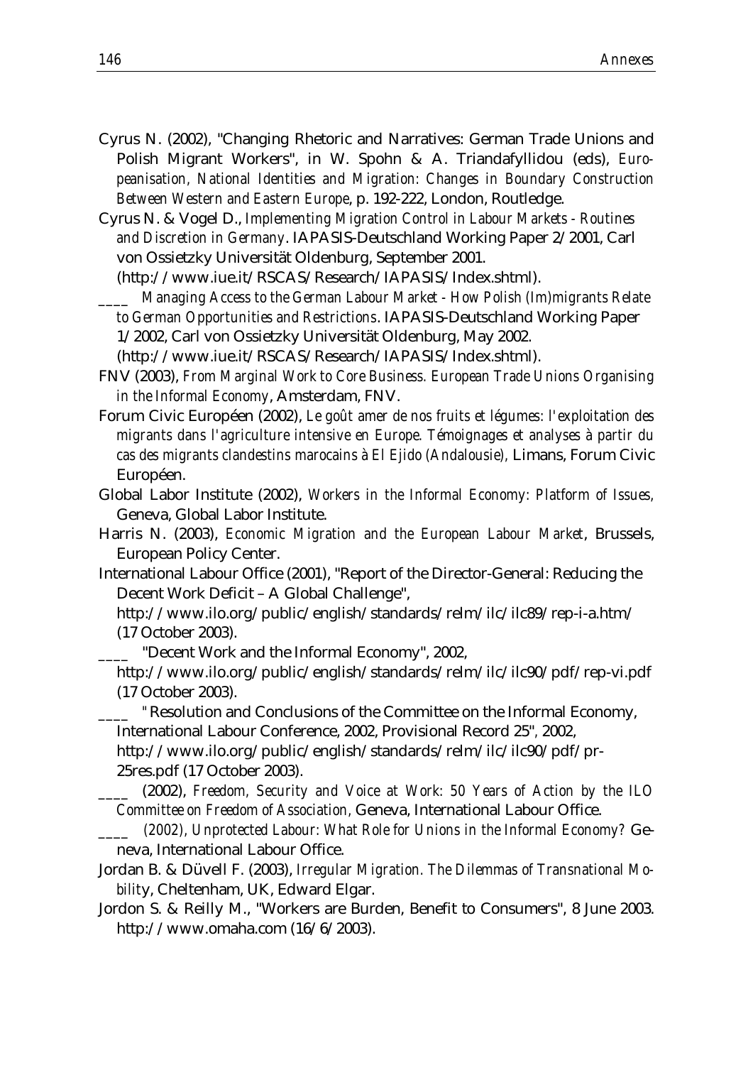Cyrus N. (2002), "Changing Rhetoric and Narratives: German Trade Unions and Polish Migrant Workers", in W. Spohn & A. Triandafyllidou (eds), *Europeanisation, National Identities and Migration: Changes in Boundary Construction Between Western and Eastern Europe*, p. 192-222, London, Routledge.

Cyrus N. & Vogel D., *Implementing Migration Control in Labour Markets - Routines and Discretion in Germany*. IAPASIS-Deutschland Working Paper 2/2001, Carl von Ossietzky Universität Oldenburg, September 2001. (http://www.iue.it/RSCAS/Research/IAPASIS/Index.shtml).

____ *Managing Access to the German Labour Market - How Polish (Im)migrants Relate to German Opportunities and Restrictions*. IAPASIS-Deutschland Working Paper 1/2002, Carl von Ossietzky Universität Oldenburg, May 2002. (http://www.iue.it/RSCAS/Research/IAPASIS/Index.shtml).

FNV (2003), *From Marginal Work to Core Business. European Trade Unions Organising in the Informal Economy*, Amsterdam, FNV.

Forum Civic Européen (2002), *Le goût amer de nos fruits et légumes: l'exploitation des migrants dans l'agriculture intensive en Europe. Témoignages et analyses à partir du cas des migrants clandestins marocains à El Ejido (Andalousie),* Limans, Forum Civic Européen.

Global Labor Institute (2002), *Workers in the Informal Economy: Platform of Issues,* Geneva, Global Labor Institute.

Harris N. (2003), *Economic Migration and the European Labour Market*, Brussels, European Policy Center.

International Labour Office (2001), "Report of the Director-General: Reducing the Decent Work Deficit – A Global Challenge", http://www.ilo.org/public/english/standards/relm/ilc/ilc89/rep-i-a.htm/ (17 October 2003).

____ "Decent Work and the Informal Economy", 2002, http://www.ilo.org/public/english/standards/relm/ilc/ilc90/pdf/rep-vi.pdf (17 October 2003).

____ "Resolution and Conclusions of the Committee on the Informal Economy, International Labour Conference, 2002, Provisional Record 25", 2002, http://www.ilo.org/public/english/standards/relm/ilc/ilc90/pdf/pr-25res.pdf (17 October 2003).

____ (2002), *Freedom, Security and Voice at Work: 50 Years of Action by the ILO Committee on Freedom of Association,* Geneva, International Labour Office.

____ *(2002), Unprotected Labour: What Role for Unions in the Informal Economy?* Geneva, International Labour Office.

Jordan B. & Düvell F. (2003), *Irregular Migration. The Dilemmas of Transnational Mobility*, Cheltenham, UK, Edward Elgar.

Jordon S. & Reilly M., "Workers are Burden, Benefit to Consumers", 8 June 2003. http://www.omaha.com (16/6/2003).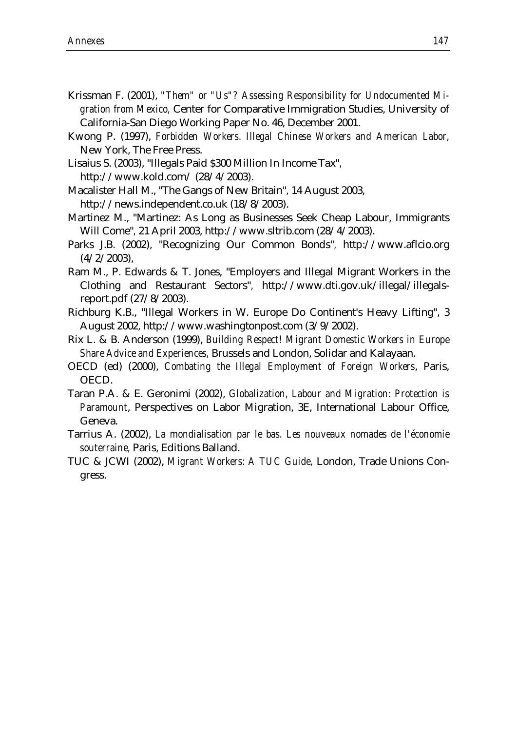Krissman F. (2001), *"Them" or "Us"? Assessing Responsibility for Undocumented Migration from Mexico,* Center for Comparative Immigration Studies, University of California-San Diego Working Paper No. 46, December 2001.

Kwong P. (1997), *Forbidden Workers. Illegal Chinese Workers and American Labor,* New York, The Free Press.

Lisaius S. (2003), "Illegals Paid $300 Million In Income Tax", http://www.kold.com/ (28/4/2003).

Macalister Hall M., "The Gangs of New Britain", 14 August 2003, http://news.independent.co.uk (18/8/2003).

Martinez M., "Martinez: As Long as Businesses Seek Cheap Labour, Immigrants Will Come", 21 April 2003, http://www.sltrib.com (28/4/2003).

Parks J.B. (2002), "Recognizing Our Common Bonds", http://www.aflcio.org (4/2/2003),

Ram M., P. Edwards & T. Jones, "Employers and Illegal Migrant Workers in the Clothing and Restaurant Sectors", http://www.dti.gov.uk/illegal/illegals-report.pdf (27/8/2003).

Richburg K.B., "Illegal Workers in W. Europe Do Continent's Heavy Lifting", 3 August 2002, http://www.washingtonpost.com (3/9/2002).

Rix L. & B. Anderson (1999), *Building Respect! Migrant Domestic Workers in Europe Share Advice and Experiences,* Brussels and London, Solidar and Kalayaan.

OECD (ed) (2000), *Combating the Illegal Employment of Foreign Workers*, Paris, OECD.

Taran P.A. & E. Geronimi (2002), *Globalization, Labour and Migration: Protection is Paramount*, Perspectives on Labor Migration, 3E, International Labour Office, Geneva.

Tarrius A. (2002), *La mondialisation par le bas. Les nouveaux nomades de l'économie souterraine,* Paris, Editions Balland.

TUC & JCWI (2002), *Migrant Workers: A TUC Guide,* London, Trade Unions Congress.